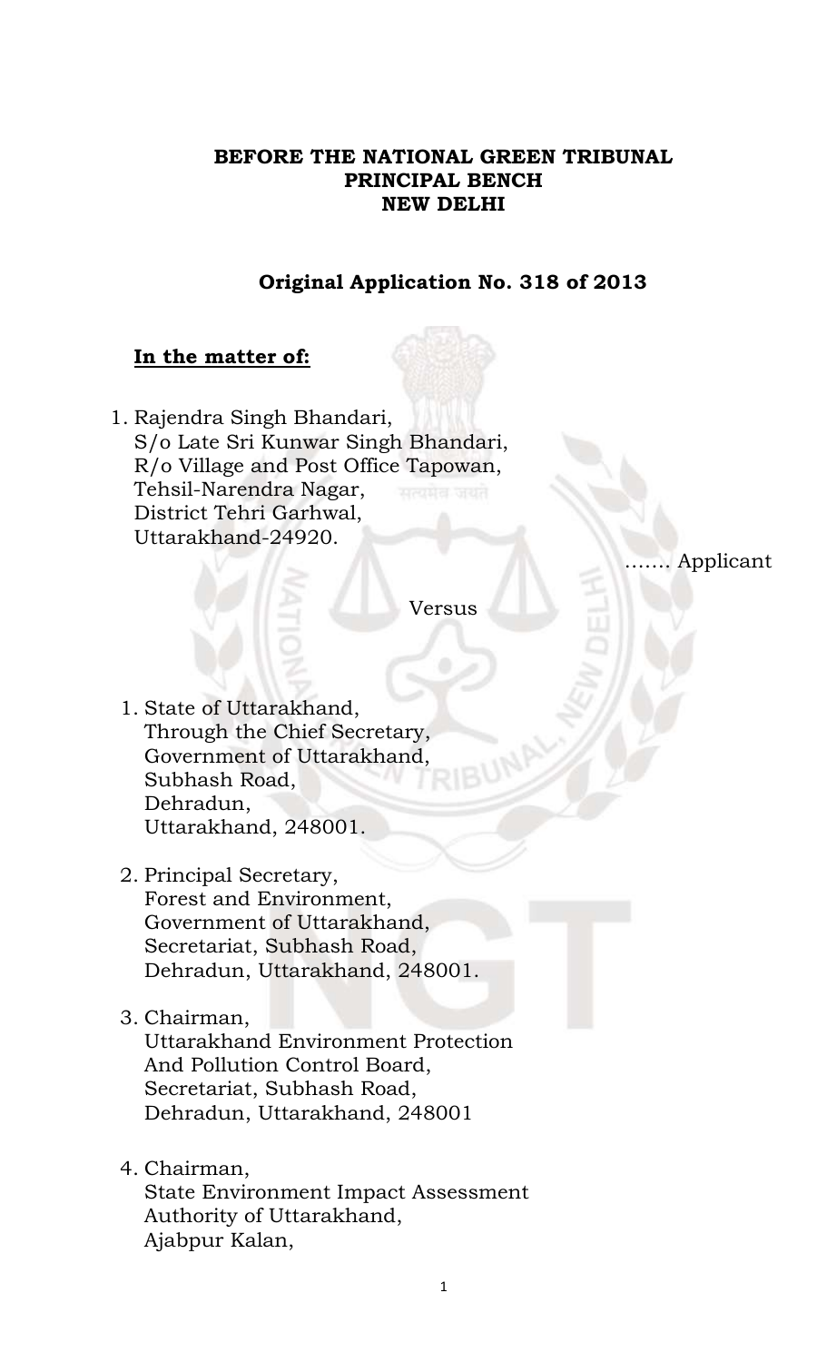**BEFORE THE NATIONAL GREEN TRIBUNAL**
**PRINCIPAL BENCH**
**NEW DELHI**

**Original Application No. 318 of 2013**

**In the matter of:**

1. Rajendra Singh Bhandari,
   S/o Late Sri Kunwar Singh Bhandari,
   R/o Village and Post Office Tapowan,
   Tehsil-Narendra Nagar,
   District Tehri Garhwal,
   Uttarakhand-24920.

……. Applicant

Versus

1. State of Uttarakhand,
   Through the Chief Secretary,
   Government of Uttarakhand,
   Subhash Road,
   Dehradun,
   Uttarakhand, 248001.

2. Principal Secretary,
   Forest and Environment,
   Government of Uttarakhand,
   Secretariat, Subhash Road,
   Dehradun, Uttarakhand, 248001.

3. Chairman,
   Uttarakhand Environment Protection
   And Pollution Control Board,
   Secretariat, Subhash Road,
   Dehradun, Uttarakhand, 248001

4. Chairman,
   State Environment Impact Assessment
   Authority of Uttarakhand,
   Ajabpur Kalan,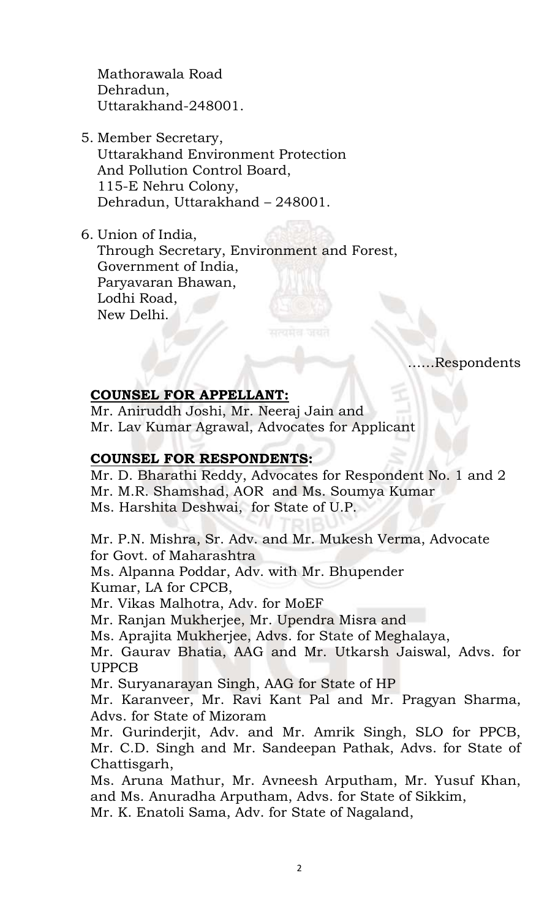Mathorawala Road
Dehradun,
Uttarakhand-248001.

5. Member Secretary,
   Uttarakhand Environment Protection
   And Pollution Control Board,
   115-E Nehru Colony,
   Dehradun, Uttarakhand – 248001.

6. Union of India,
   Through Secretary, Environment and Forest,
   Government of India,
   Paryavaran Bhawan,
   Lodhi Road,
   New Delhi.

……Respondents

**COUNSEL FOR APPELLANT:**

Mr. Aniruddh Joshi, Mr. Neeraj Jain and
Mr. Lav Kumar Agrawal, Advocates for Applicant

**COUNSEL FOR RESPONDENTS:**

Mr. D. Bharathi Reddy, Advocates for Respondent No. 1 and 2
Mr. M.R. Shamshad, AOR and Ms. Soumya Kumar
Ms. Harshita Deshwai, for State of U.P.

Mr. P.N. Mishra, Sr. Adv. and Mr. Mukesh Verma, Advocate for Govt. of Maharashtra
Ms. Alpanna Poddar, Adv. with Mr. Bhupender Kumar, LA for CPCB,
Mr. Vikas Malhotra, Adv. for MoEF
Mr. Ranjan Mukherjee, Mr. Upendra Misra and
Ms. Aprajita Mukherjee, Advs. for State of Meghalaya,
Mr. Gaurav Bhatia, AAG and Mr. Utkarsh Jaiswal, Advs. for UPPCB
Mr. Suryanarayan Singh, AAG for State of HP
Mr. Karanveer, Mr. Ravi Kant Pal and Mr. Pragyan Sharma, Advs. for State of Mizoram
Mr. Gurinderjit, Adv. and Mr. Amrik Singh, SLO for PPCB,
Mr. C.D. Singh and Mr. Sandeepan Pathak, Advs. for State of Chattisgarh,
Ms. Aruna Mathur, Mr. Avneesh Arputham, Mr. Yusuf Khan, and Ms. Anuradha Arputham, Advs. for State of Sikkim,
Mr. K. Enatoli Sama, Adv. for State of Nagaland,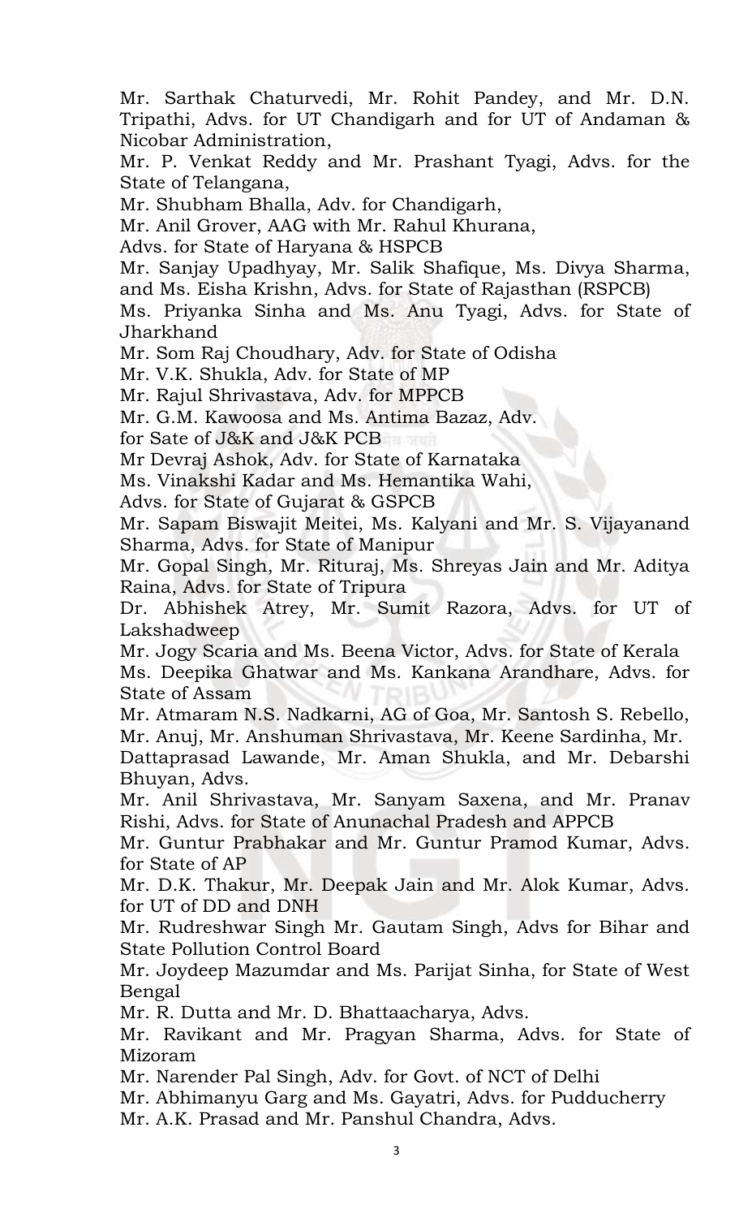Mr. Sarthak Chaturvedi, Mr. Rohit Pandey, and Mr. D.N. Tripathi, Advs. for UT Chandigarh and for UT of Andaman & Nicobar Administration,

Mr. P. Venkat Reddy and Mr. Prashant Tyagi, Advs. for the State of Telangana,

Mr. Shubham Bhalla, Adv. for Chandigarh,

Mr. Anil Grover, AAG with Mr. Rahul Khurana,

Advs. for State of Haryana & HSPCB

Mr. Sanjay Upadhyay, Mr. Salik Shafique, Ms. Divya Sharma, and Ms. Eisha Krishn, Advs. for State of Rajasthan (RSPCB)

Ms. Priyanka Sinha and Ms. Anu Tyagi, Advs. for State of Jharkhand

Mr. Som Raj Choudhary, Adv. for State of Odisha

Mr. V.K. Shukla, Adv. for State of MP

Mr. Rajul Shrivastava, Adv. for MPPCB

Mr. G.M. Kawoosa and Ms. Antima Bazaz, Adv.

for Sate of J&K and J&K PCB

Mr Devraj Ashok, Adv. for State of Karnataka

Ms. Vinakshi Kadar and Ms. Hemantika Wahi,

Advs. for State of Gujarat & GSPCB

Mr. Sapam Biswajit Meitei, Ms. Kalyani and Mr. S. Vijayanand Sharma, Advs. for State of Manipur

Mr. Gopal Singh, Mr. Rituraj, Ms. Shreyas Jain and Mr. Aditya Raina, Advs. for State of Tripura

Dr. Abhishek Atrey, Mr. Sumit Razora, Advs. for UT of Lakshadweep

Mr. Jogy Scaria and Ms. Beena Victor, Advs. for State of Kerala

Ms. Deepika Ghatwar and Ms. Kankana Arandhare, Advs. for State of Assam

Mr. Atmaram N.S. Nadkarni, AG of Goa, Mr. Santosh S. Rebello, Mr. Anuj, Mr. Anshuman Shrivastava, Mr. Keene Sardinha, Mr. Dattaprasad Lawande, Mr. Aman Shukla, and Mr. Debarshi Bhuyan, Advs.

Mr. Anil Shrivastava, Mr. Sanyam Saxena, and Mr. Pranav Rishi, Advs. for State of Anunachal Pradesh and APPCB

Mr. Guntur Prabhakar and Mr. Guntur Pramod Kumar, Advs. for State of AP

Mr. D.K. Thakur, Mr. Deepak Jain and Mr. Alok Kumar, Advs. for UT of DD and DNH

Mr. Rudreshwar Singh Mr. Gautam Singh, Advs for Bihar and State Pollution Control Board

Mr. Joydeep Mazumdar and Ms. Parijat Sinha, for State of West Bengal

Mr. R. Dutta and Mr. D. Bhattaacharya, Advs.

Mr. Ravikant and Mr. Pragyan Sharma, Advs. for State of Mizoram

Mr. Narender Pal Singh, Adv. for Govt. of NCT of Delhi

Mr. Abhimanyu Garg and Ms. Gayatri, Advs. for Pudducherry

Mr. A.K. Prasad and Mr. Panshul Chandra, Advs.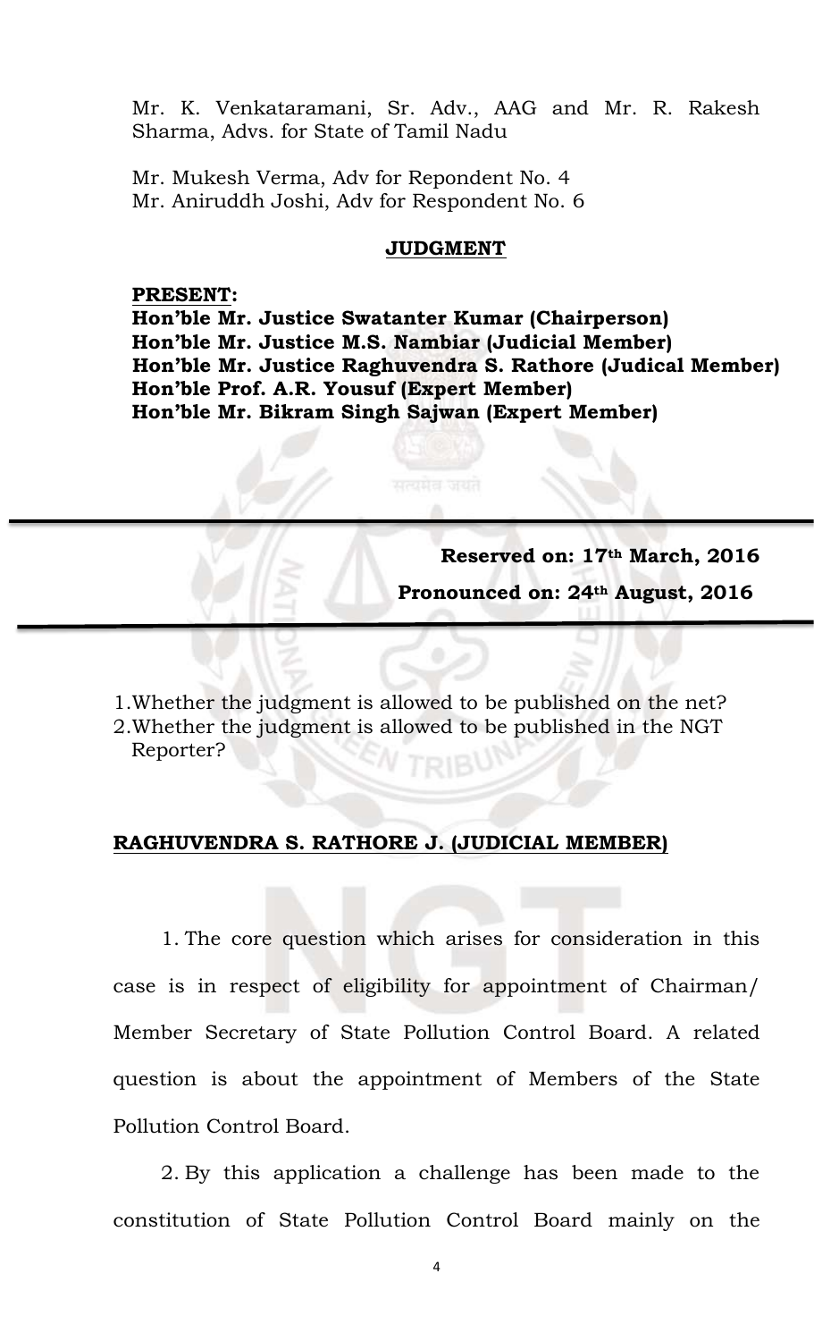Mr. K. Venkataramani, Sr. Adv., AAG and Mr. R. Rakesh Sharma, Advs. for State of Tamil Nadu

Mr. Mukesh Verma, Adv for Repondent No. 4
Mr. Aniruddh Joshi, Adv for Respondent No. 6

**JUDGMENT**

**PRESENT:**
**Hon'ble Mr. Justice Swatanter Kumar (Chairperson)**
**Hon'ble Mr. Justice M.S. Nambiar (Judicial Member)**
**Hon'ble Mr. Justice Raghuvendra S. Rathore (Judical Member)**
**Hon'ble Prof. A.R. Yousuf (Expert Member)**
**Hon'ble Mr. Bikram Singh Sajwan (Expert Member)**

**Reserved on: 17th March, 2016**

**Pronounced on: 24th August, 2016**

1. Whether the judgment is allowed to be published on the net?
2. Whether the judgment is allowed to be published in the NGT Reporter?

**RAGHUVENDRA S. RATHORE J. (JUDICIAL MEMBER)**

1. The core question which arises for consideration in this case is in respect of eligibility for appointment of Chairman/ Member Secretary of State Pollution Control Board. A related question is about the appointment of Members of the State Pollution Control Board.

2. By this application a challenge has been made to the constitution of State Pollution Control Board mainly on the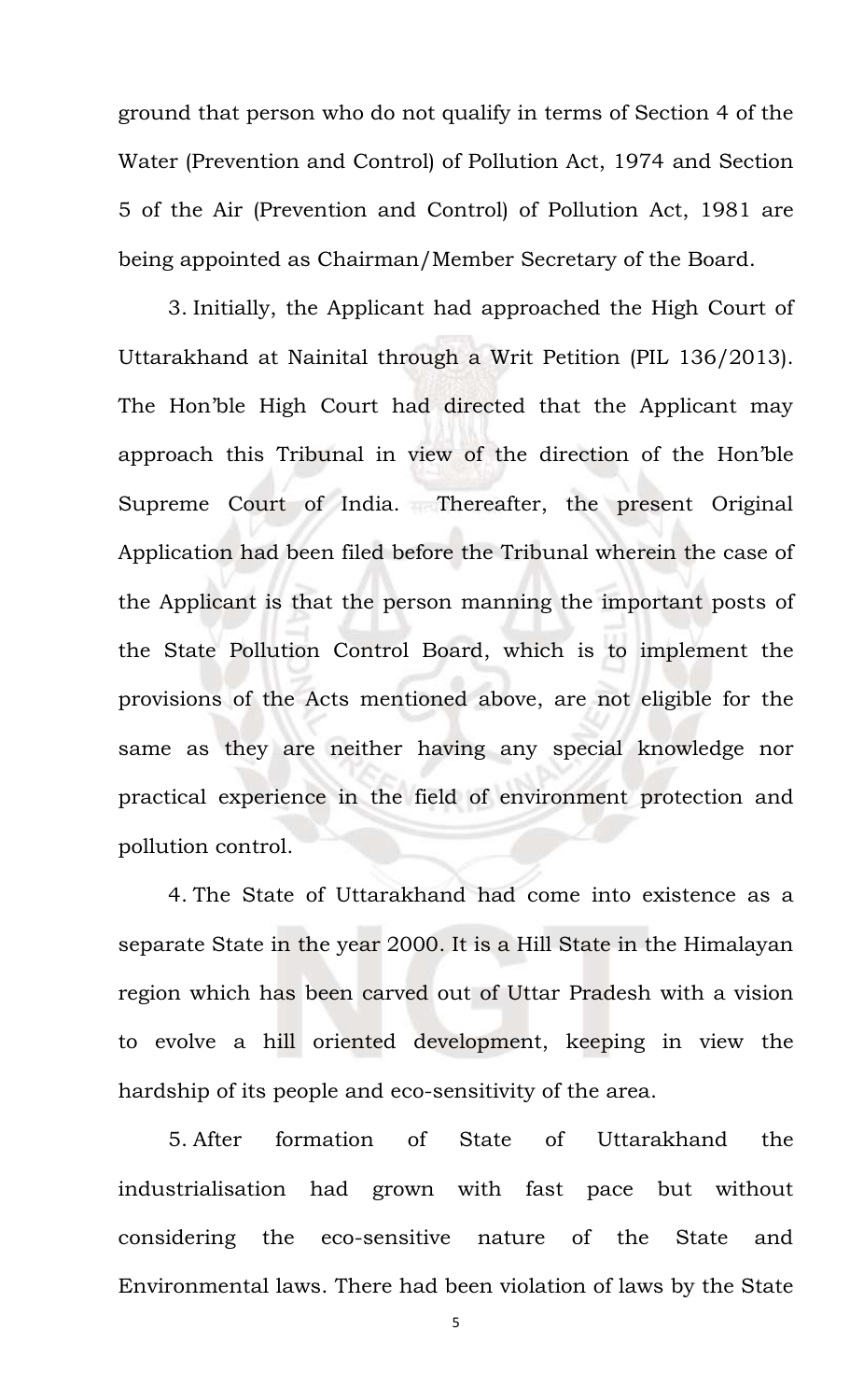ground that person who do not qualify in terms of Section 4 of the Water (Prevention and Control) of Pollution Act, 1974 and Section 5 of the Air (Prevention and Control) of Pollution Act, 1981 are being appointed as Chairman/Member Secretary of the Board.

3. Initially, the Applicant had approached the High Court of Uttarakhand at Nainital through a Writ Petition (PIL 136/2013). The Hon'ble High Court had directed that the Applicant may approach this Tribunal in view of the direction of the Hon'ble Supreme Court of India. Thereafter, the present Original Application had been filed before the Tribunal wherein the case of the Applicant is that the person manning the important posts of the State Pollution Control Board, which is to implement the provisions of the Acts mentioned above, are not eligible for the same as they are neither having any special knowledge nor practical experience in the field of environment protection and pollution control.

4. The State of Uttarakhand had come into existence as a separate State in the year 2000. It is a Hill State in the Himalayan region which has been carved out of Uttar Pradesh with a vision to evolve a hill oriented development, keeping in view the hardship of its people and eco-sensitivity of the area.

5. After formation of State of Uttarakhand the industrialisation had grown with fast pace but without considering the eco-sensitive nature of the State and Environmental laws. There had been violation of laws by the State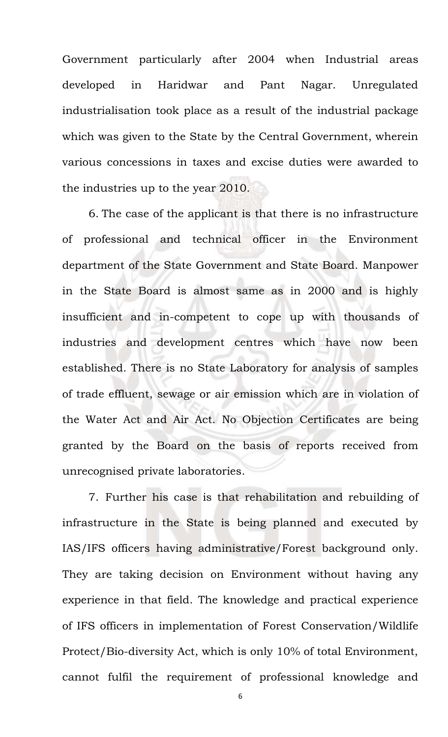Government particularly after 2004 when Industrial areas developed in Haridwar and Pant Nagar. Unregulated industrialisation took place as a result of the industrial package which was given to the State by the Central Government, wherein various concessions in taxes and excise duties were awarded to the industries up to the year 2010.

6. The case of the applicant is that there is no infrastructure of professional and technical officer in the Environment department of the State Government and State Board. Manpower in the State Board is almost same as in 2000 and is highly insufficient and in-competent to cope up with thousands of industries and development centres which have now been established. There is no State Laboratory for analysis of samples of trade effluent, sewage or air emission which are in violation of the Water Act and Air Act. No Objection Certificates are being granted by the Board on the basis of reports received from unrecognised private laboratories.

7. Further his case is that rehabilitation and rebuilding of infrastructure in the State is being planned and executed by IAS/IFS officers having administrative/Forest background only. They are taking decision on Environment without having any experience in that field. The knowledge and practical experience of IFS officers in implementation of Forest Conservation/Wildlife Protect/Bio-diversity Act, which is only 10% of total Environment, cannot fulfil the requirement of professional knowledge and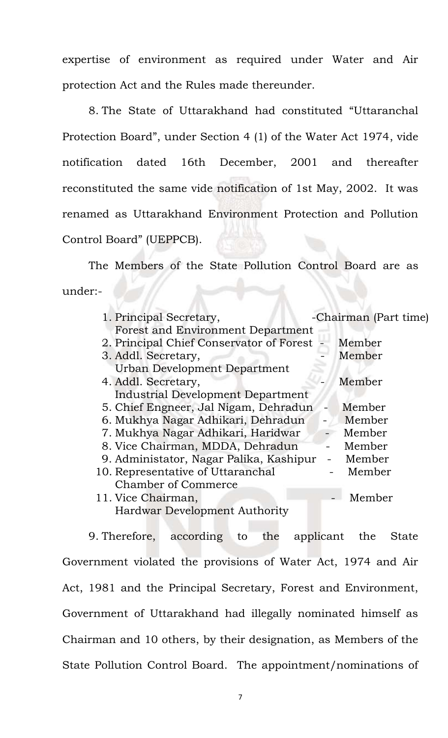expertise of environment as required under Water and Air protection Act and the Rules made thereunder.

8. The State of Uttarakhand had constituted "Uttaranchal Protection Board", under Section 4 (1) of the Water Act 1974, vide notification dated 16th December, 2001 and thereafter reconstituted the same vide notification of 1st May, 2002. It was renamed as Uttarakhand Environment Protection and Pollution Control Board" (UEPPCB).

The Members of the State Pollution Control Board are as under:-

1. Principal Secretary, Forest and Environment Department - Chairman (Part time)
2. Principal Chief Conservator of Forest - Member
3. Addl. Secretary, Urban Development Department - Member
4. Addl. Secretary, Industrial Development Department - Member
5. Chief Engneer, Jal Nigam, Dehradun - Member
6. Mukhya Nagar Adhikari, Dehradun - Member
7. Mukhya Nagar Adhikari, Haridwar - Member
8. Vice Chairman, MDDA, Dehradun - Member
9. Administator, Nagar Palika, Kashipur - Member
10. Representative of Uttaranchal Chamber of Commerce - Member
11. Vice Chairman, Hardwar Development Authority - Member

9. Therefore, according to the applicant the State Government violated the provisions of Water Act, 1974 and Air Act, 1981 and the Principal Secretary, Forest and Environment, Government of Uttarakhand had illegally nominated himself as Chairman and 10 others, by their designation, as Members of the State Pollution Control Board. The appointment/nominations of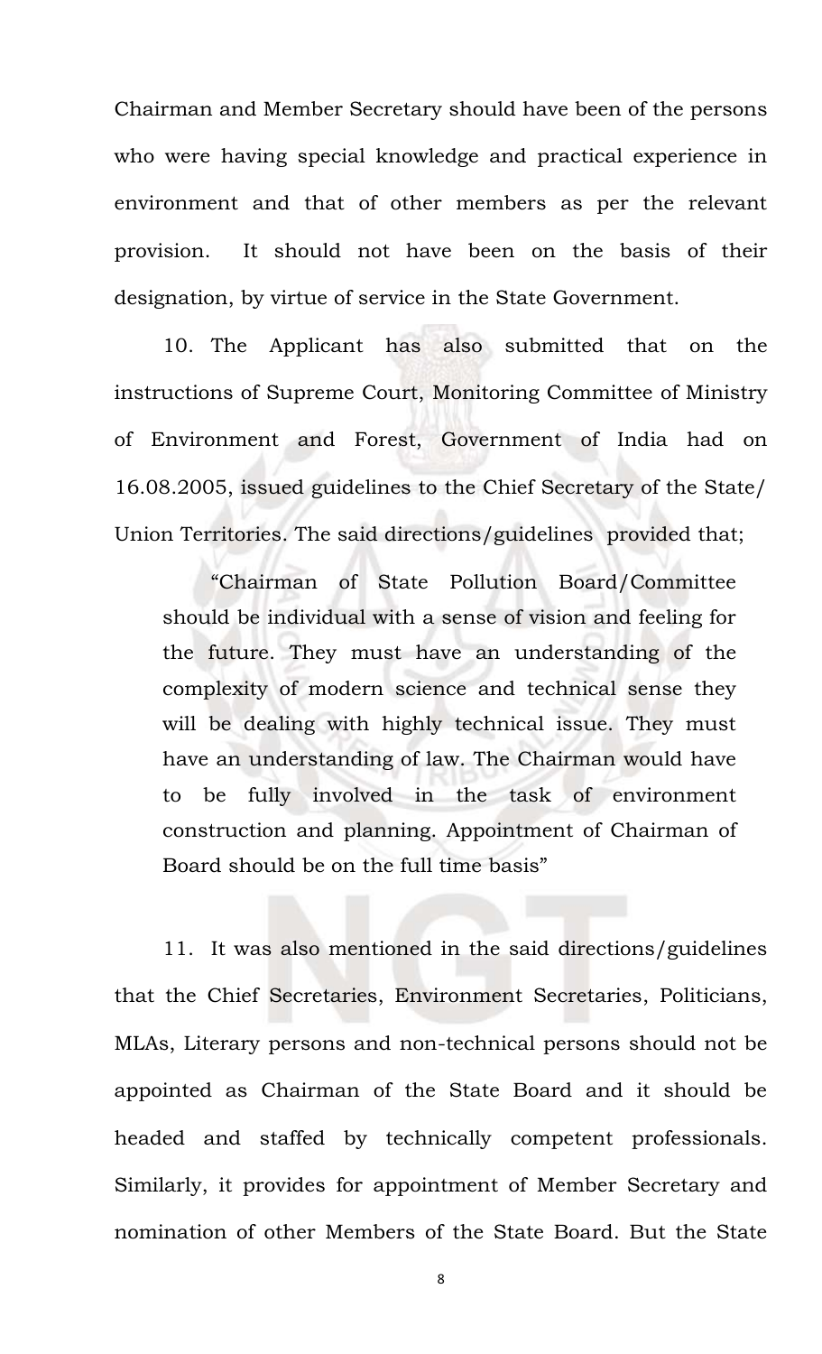Chairman and Member Secretary should have been of the persons who were having special knowledge and practical experience in environment and that of other members as per the relevant provision. It should not have been on the basis of their designation, by virtue of service in the State Government.

10. The Applicant has also submitted that on the instructions of Supreme Court, Monitoring Committee of Ministry of Environment and Forest, Government of India had on 16.08.2005, issued guidelines to the Chief Secretary of the State/ Union Territories. The said directions/guidelines provided that;

> "Chairman of State Pollution Board/Committee should be individual with a sense of vision and feeling for the future. They must have an understanding of the complexity of modern science and technical sense they will be dealing with highly technical issue. They must have an understanding of law. The Chairman would have to be fully involved in the task of environment construction and planning. Appointment of Chairman of Board should be on the full time basis"

11. It was also mentioned in the said directions/guidelines that the Chief Secretaries, Environment Secretaries, Politicians, MLAs, Literary persons and non-technical persons should not be appointed as Chairman of the State Board and it should be headed and staffed by technically competent professionals. Similarly, it provides for appointment of Member Secretary and nomination of other Members of the State Board. But the State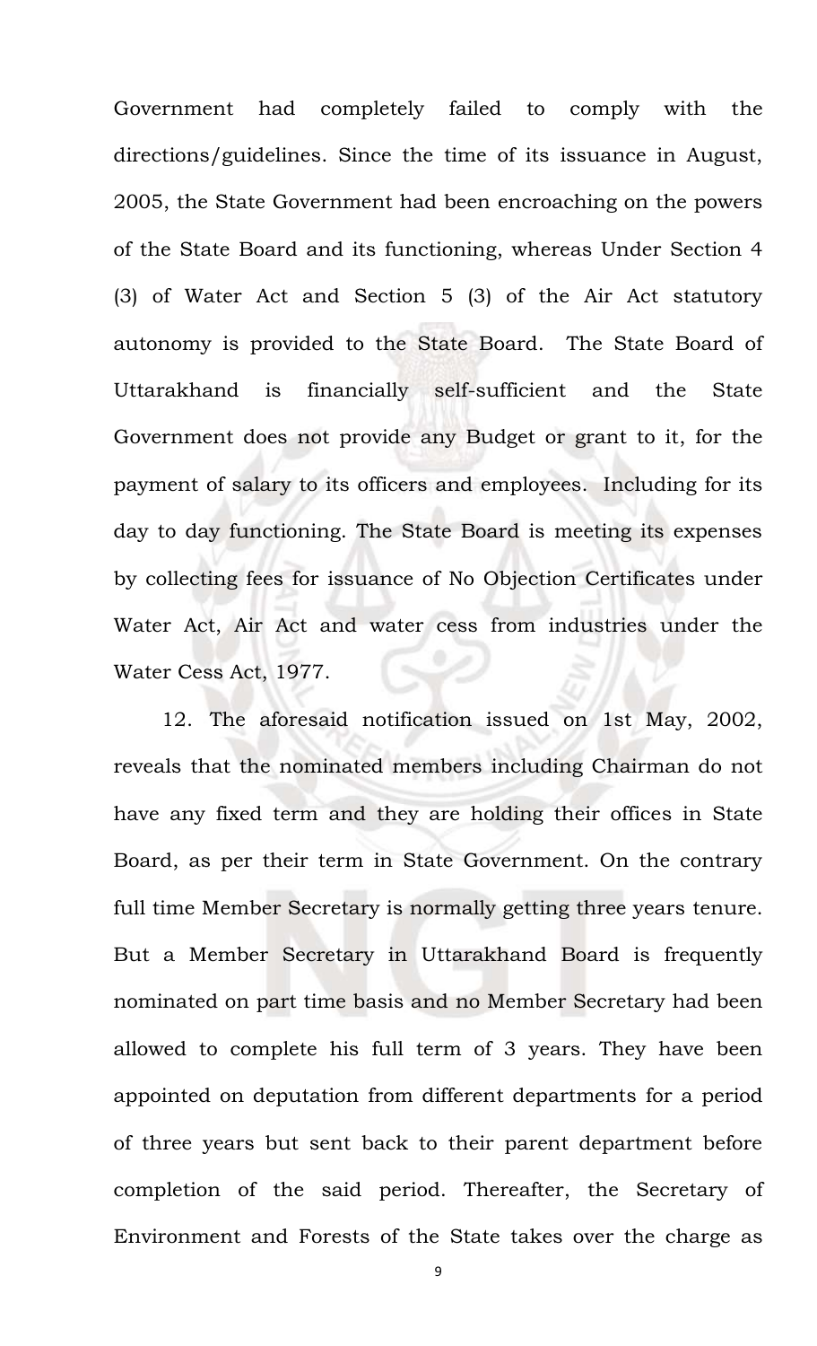Government had completely failed to comply with the directions/guidelines. Since the time of its issuance in August, 2005, the State Government had been encroaching on the powers of the State Board and its functioning, whereas Under Section 4 (3) of Water Act and Section 5 (3) of the Air Act statutory autonomy is provided to the State Board. The State Board of Uttarakhand is financially self-sufficient and the State Government does not provide any Budget or grant to it, for the payment of salary to its officers and employees. Including for its day to day functioning. The State Board is meeting its expenses by collecting fees for issuance of No Objection Certificates under Water Act, Air Act and water cess from industries under the Water Cess Act, 1977.

12. The aforesaid notification issued on 1st May, 2002, reveals that the nominated members including Chairman do not have any fixed term and they are holding their offices in State Board, as per their term in State Government. On the contrary full time Member Secretary is normally getting three years tenure. But a Member Secretary in Uttarakhand Board is frequently nominated on part time basis and no Member Secretary had been allowed to complete his full term of 3 years. They have been appointed on deputation from different departments for a period of three years but sent back to their parent department before completion of the said period. Thereafter, the Secretary of Environment and Forests of the State takes over the charge as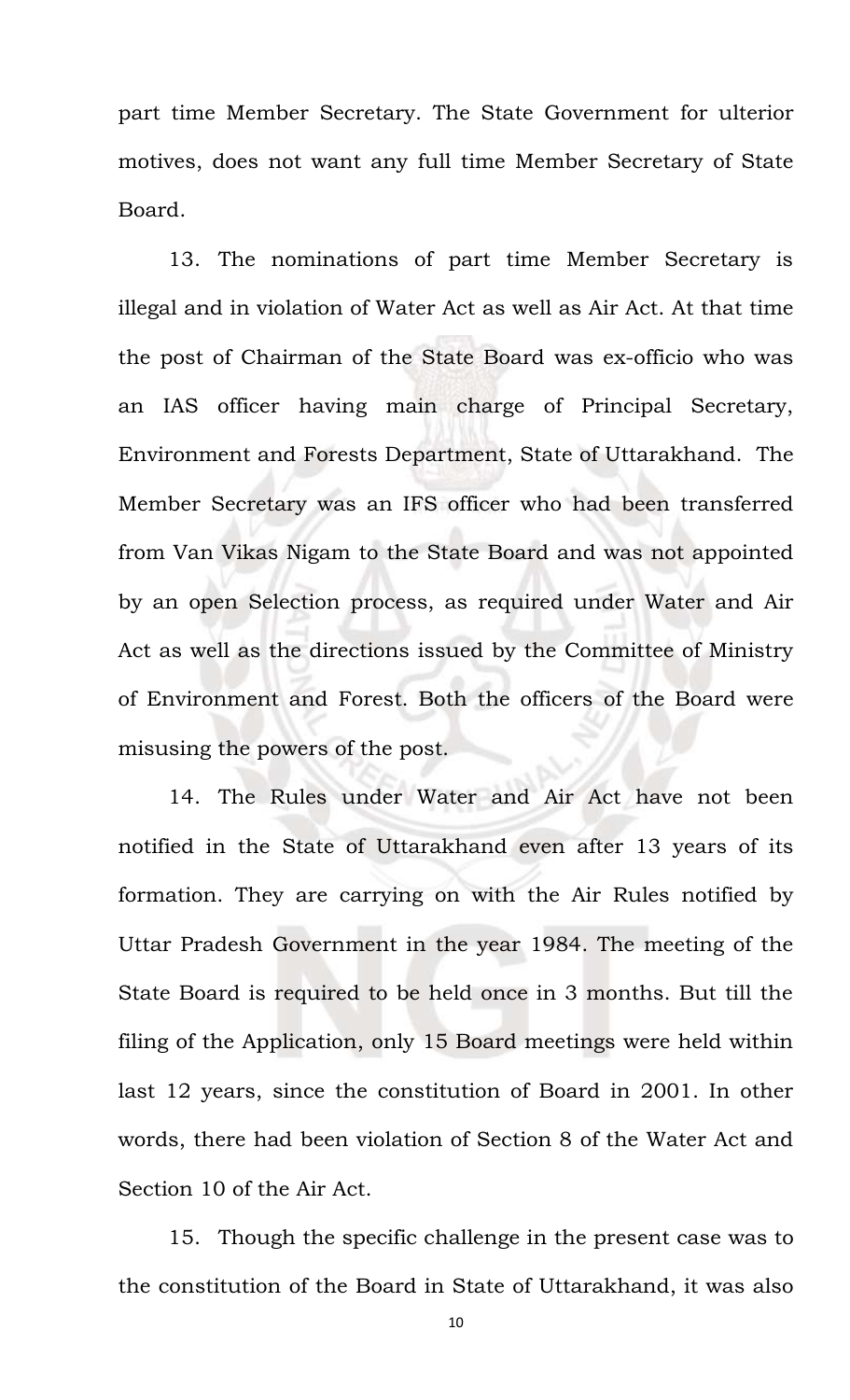part time Member Secretary. The State Government for ulterior motives, does not want any full time Member Secretary of State Board.

13. The nominations of part time Member Secretary is illegal and in violation of Water Act as well as Air Act. At that time the post of Chairman of the State Board was ex-officio who was an IAS officer having main charge of Principal Secretary, Environment and Forests Department, State of Uttarakhand. The Member Secretary was an IFS officer who had been transferred from Van Vikas Nigam to the State Board and was not appointed by an open Selection process, as required under Water and Air Act as well as the directions issued by the Committee of Ministry of Environment and Forest. Both the officers of the Board were misusing the powers of the post.

14. The Rules under Water and Air Act have not been notified in the State of Uttarakhand even after 13 years of its formation. They are carrying on with the Air Rules notified by Uttar Pradesh Government in the year 1984. The meeting of the State Board is required to be held once in 3 months. But till the filing of the Application, only 15 Board meetings were held within last 12 years, since the constitution of Board in 2001. In other words, there had been violation of Section 8 of the Water Act and Section 10 of the Air Act.

15. Though the specific challenge in the present case was to the constitution of the Board in State of Uttarakhand, it was also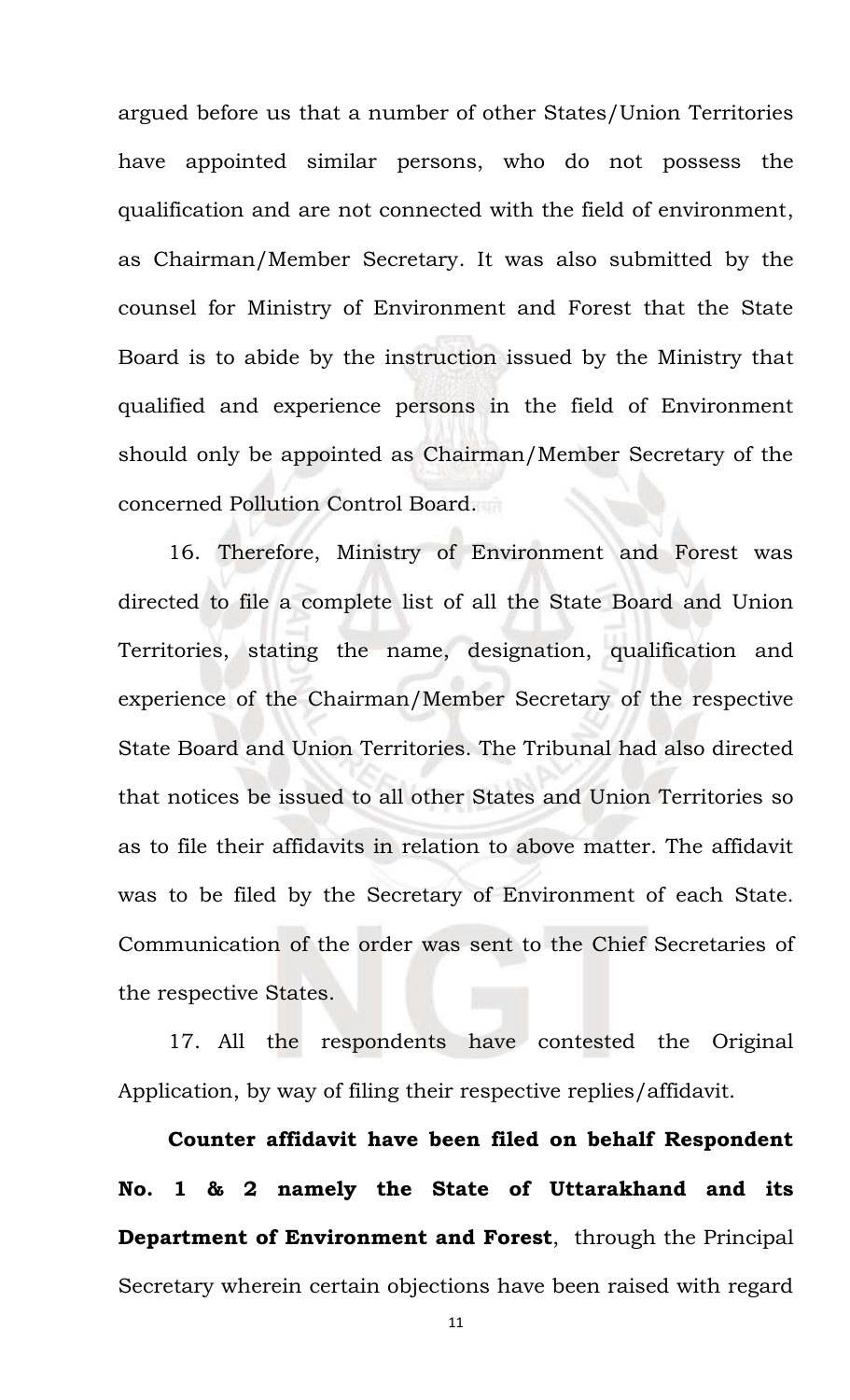argued before us that a number of other States/Union Territories have appointed similar persons, who do not possess the qualification and are not connected with the field of environment, as Chairman/Member Secretary. It was also submitted by the counsel for Ministry of Environment and Forest that the State Board is to abide by the instruction issued by the Ministry that qualified and experience persons in the field of Environment should only be appointed as Chairman/Member Secretary of the concerned Pollution Control Board.

16. Therefore, Ministry of Environment and Forest was directed to file a complete list of all the State Board and Union Territories, stating the name, designation, qualification and experience of the Chairman/Member Secretary of the respective State Board and Union Territories. The Tribunal had also directed that notices be issued to all other States and Union Territories so as to file their affidavits in relation to above matter. The affidavit was to be filed by the Secretary of Environment of each State. Communication of the order was sent to the Chief Secretaries of the respective States.

17. All the respondents have contested the Original Application, by way of filing their respective replies/affidavit.

**Counter affidavit have been filed on behalf Respondent No. 1 & 2 namely the State of Uttarakhand and its Department of Environment and Forest**, through the Principal Secretary wherein certain objections have been raised with regard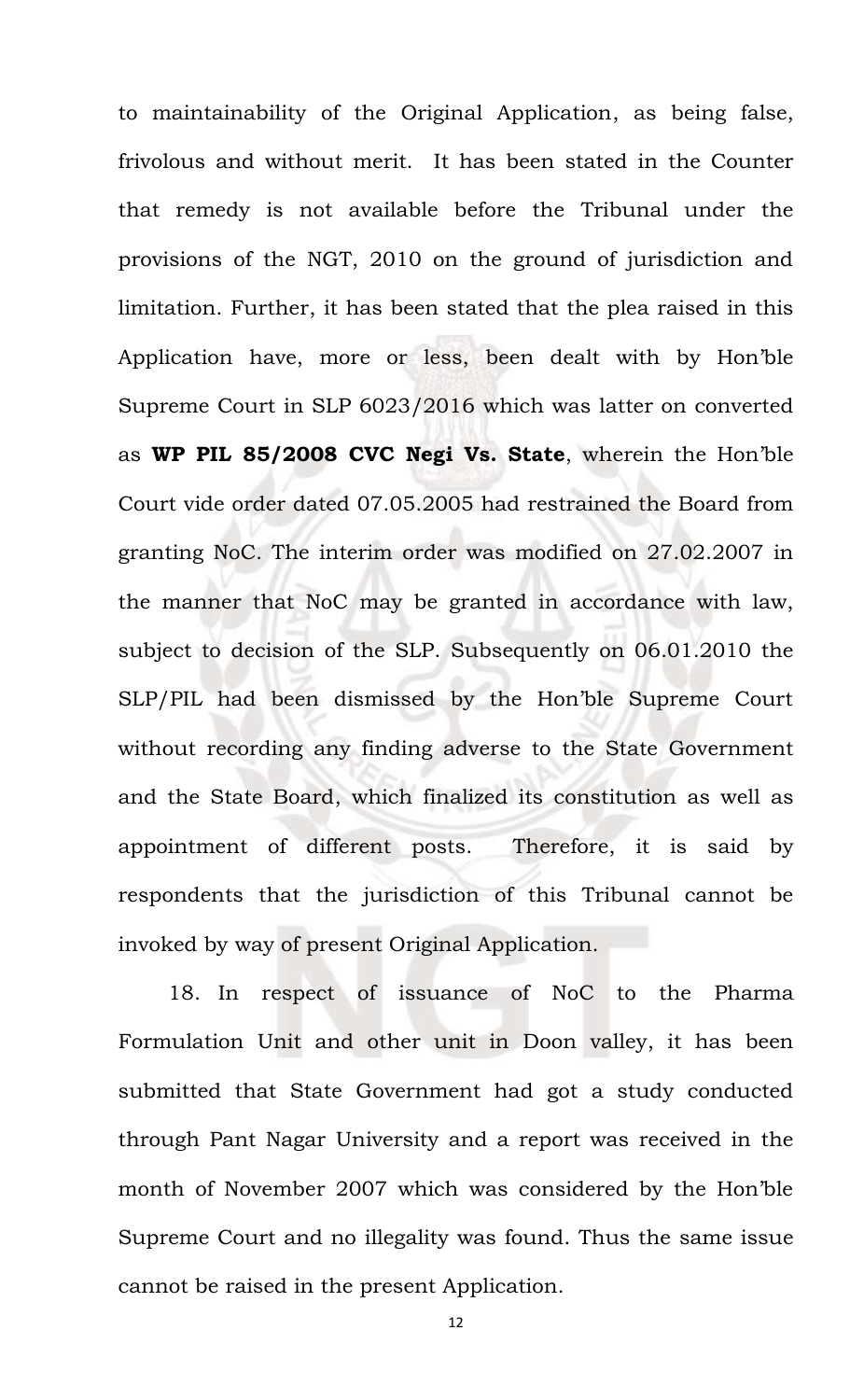to maintainability of the Original Application, as being false, frivolous and without merit. It has been stated in the Counter that remedy is not available before the Tribunal under the provisions of the NGT, 2010 on the ground of jurisdiction and limitation. Further, it has been stated that the plea raised in this Application have, more or less, been dealt with by Hon'ble Supreme Court in SLP 6023/2016 which was latter on converted as **WP PIL 85/2008 CVC Negi Vs. State**, wherein the Hon'ble Court vide order dated 07.05.2005 had restrained the Board from granting NoC. The interim order was modified on 27.02.2007 in the manner that NoC may be granted in accordance with law, subject to decision of the SLP. Subsequently on 06.01.2010 the SLP/PIL had been dismissed by the Hon'ble Supreme Court without recording any finding adverse to the State Government and the State Board, which finalized its constitution as well as appointment of different posts. Therefore, it is said by respondents that the jurisdiction of this Tribunal cannot be invoked by way of present Original Application.

18. In respect of issuance of NoC to the Pharma Formulation Unit and other unit in Doon valley, it has been submitted that State Government had got a study conducted through Pant Nagar University and a report was received in the month of November 2007 which was considered by the Hon'ble Supreme Court and no illegality was found. Thus the same issue cannot be raised in the present Application.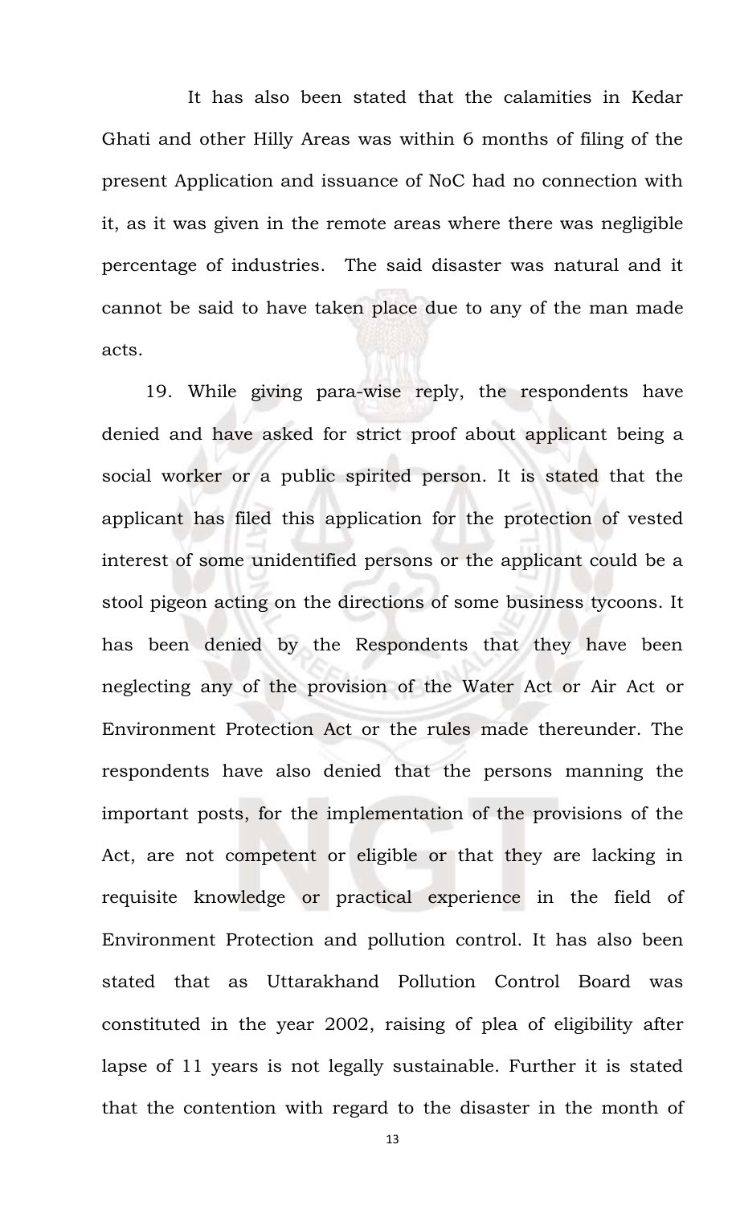It has also been stated that the calamities in Kedar Ghati and other Hilly Areas was within 6 months of filing of the present Application and issuance of NoC had no connection with it, as it was given in the remote areas where there was negligible percentage of industries. The said disaster was natural and it cannot be said to have taken place due to any of the man made acts.

19. While giving para-wise reply, the respondents have denied and have asked for strict proof about applicant being a social worker or a public spirited person. It is stated that the applicant has filed this application for the protection of vested interest of some unidentified persons or the applicant could be a stool pigeon acting on the directions of some business tycoons. It has been denied by the Respondents that they have been neglecting any of the provision of the Water Act or Air Act or Environment Protection Act or the rules made thereunder. The respondents have also denied that the persons manning the important posts, for the implementation of the provisions of the Act, are not competent or eligible or that they are lacking in requisite knowledge or practical experience in the field of Environment Protection and pollution control. It has also been stated that as Uttarakhand Pollution Control Board was constituted in the year 2002, raising of plea of eligibility after lapse of 11 years is not legally sustainable. Further it is stated that the contention with regard to the disaster in the month of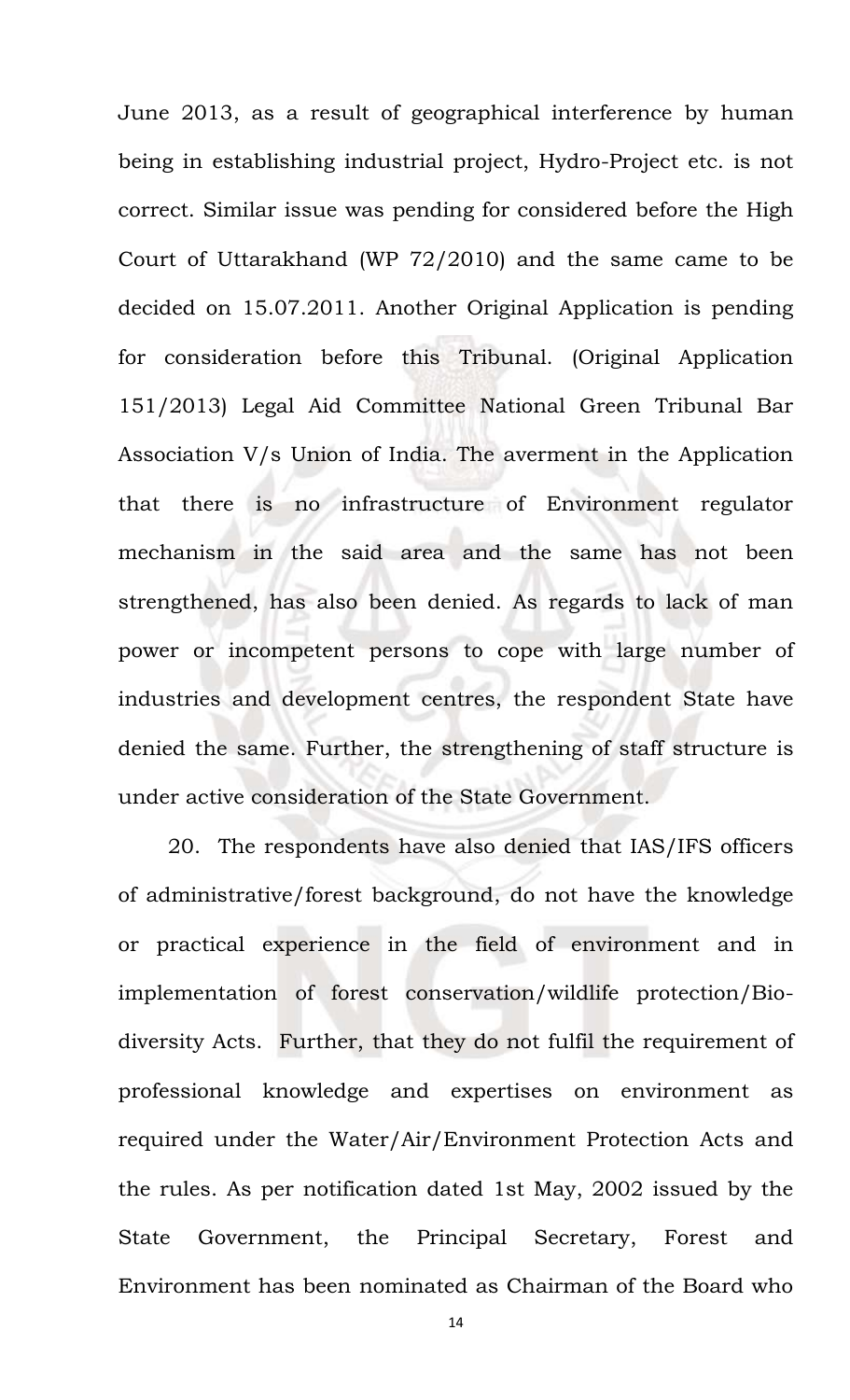June 2013, as a result of geographical interference by human being in establishing industrial project, Hydro-Project etc. is not correct. Similar issue was pending for considered before the High Court of Uttarakhand (WP 72/2010) and the same came to be decided on 15.07.2011. Another Original Application is pending for consideration before this Tribunal. (Original Application 151/2013) Legal Aid Committee National Green Tribunal Bar Association V/s Union of India. The averment in the Application that there is no infrastructure of Environment regulator mechanism in the said area and the same has not been strengthened, has also been denied. As regards to lack of man power or incompetent persons to cope with large number of industries and development centres, the respondent State have denied the same. Further, the strengthening of staff structure is under active consideration of the State Government.

20. The respondents have also denied that IAS/IFS officers of administrative/forest background, do not have the knowledge or practical experience in the field of environment and in implementation of forest conservation/wildlife protection/Bio-diversity Acts. Further, that they do not fulfil the requirement of professional knowledge and expertises on environment as required under the Water/Air/Environment Protection Acts and the rules. As per notification dated 1st May, 2002 issued by the State Government, the Principal Secretary, Forest and Environment has been nominated as Chairman of the Board who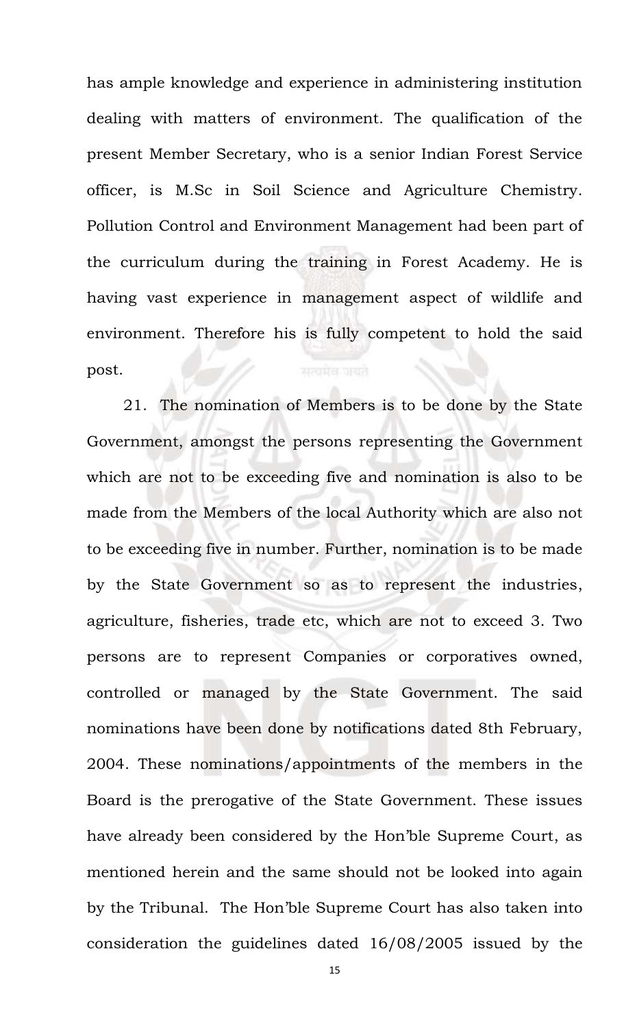has ample knowledge and experience in administering institution dealing with matters of environment. The qualification of the present Member Secretary, who is a senior Indian Forest Service officer, is M.Sc in Soil Science and Agriculture Chemistry. Pollution Control and Environment Management had been part of the curriculum during the training in Forest Academy. He is having vast experience in management aspect of wildlife and environment. Therefore his is fully competent to hold the said post.

21. The nomination of Members is to be done by the State Government, amongst the persons representing the Government which are not to be exceeding five and nomination is also to be made from the Members of the local Authority which are also not to be exceeding five in number. Further, nomination is to be made by the State Government so as to represent the industries, agriculture, fisheries, trade etc, which are not to exceed 3. Two persons are to represent Companies or corporatives owned, controlled or managed by the State Government. The said nominations have been done by notifications dated 8th February, 2004. These nominations/appointments of the members in the Board is the prerogative of the State Government. These issues have already been considered by the Hon'ble Supreme Court, as mentioned herein and the same should not be looked into again by the Tribunal. The Hon'ble Supreme Court has also taken into consideration the guidelines dated 16/08/2005 issued by the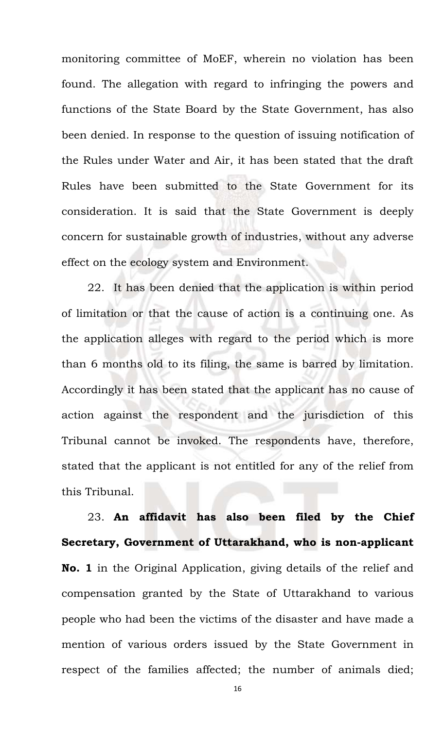monitoring committee of MoEF, wherein no violation has been found. The allegation with regard to infringing the powers and functions of the State Board by the State Government, has also been denied. In response to the question of issuing notification of the Rules under Water and Air, it has been stated that the draft Rules have been submitted to the State Government for its consideration. It is said that the State Government is deeply concern for sustainable growth of industries, without any adverse effect on the ecology system and Environment.

22. It has been denied that the application is within period of limitation or that the cause of action is a continuing one. As the application alleges with regard to the period which is more than 6 months old to its filing, the same is barred by limitation. Accordingly it has been stated that the applicant has no cause of action against the respondent and the jurisdiction of this Tribunal cannot be invoked. The respondents have, therefore, stated that the applicant is not entitled for any of the relief from this Tribunal.

23. **An affidavit has also been filed by the Chief Secretary, Government of Uttarakhand, who is non-applicant No. 1** in the Original Application, giving details of the relief and compensation granted by the State of Uttarakhand to various people who had been the victims of the disaster and have made a mention of various orders issued by the State Government in respect of the families affected; the number of animals died;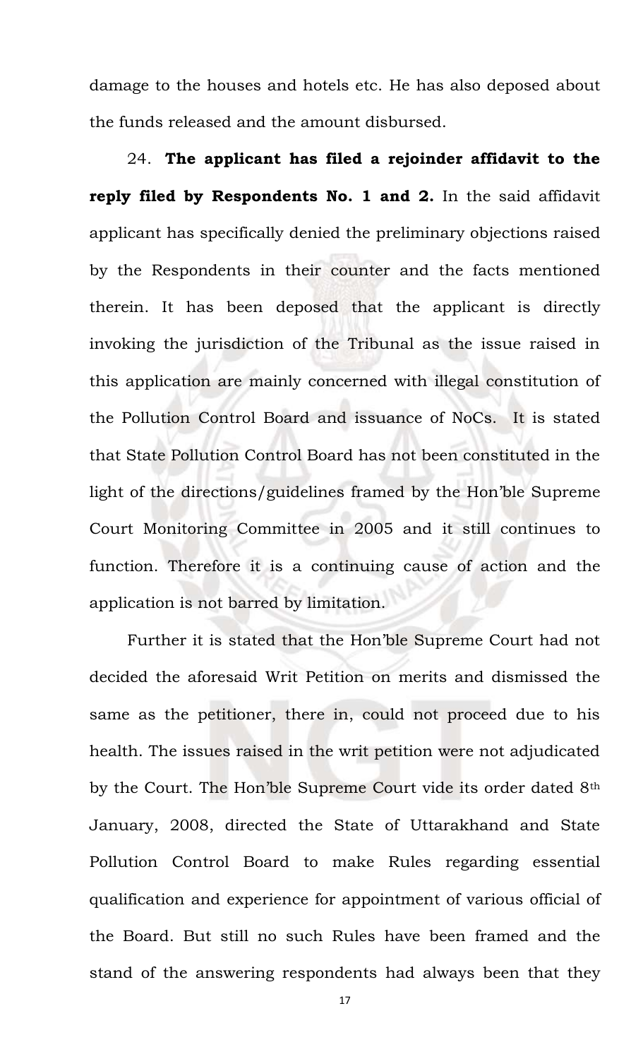damage to the houses and hotels etc. He has also deposed about the funds released and the amount disbursed.

24. **The applicant has filed a rejoinder affidavit to the reply filed by Respondents No. 1 and 2.** In the said affidavit applicant has specifically denied the preliminary objections raised by the Respondents in their counter and the facts mentioned therein. It has been deposed that the applicant is directly invoking the jurisdiction of the Tribunal as the issue raised in this application are mainly concerned with illegal constitution of the Pollution Control Board and issuance of NoCs. It is stated that State Pollution Control Board has not been constituted in the light of the directions/guidelines framed by the Hon'ble Supreme Court Monitoring Committee in 2005 and it still continues to function. Therefore it is a continuing cause of action and the application is not barred by limitation.

Further it is stated that the Hon'ble Supreme Court had not decided the aforesaid Writ Petition on merits and dismissed the same as the petitioner, there in, could not proceed due to his health. The issues raised in the writ petition were not adjudicated by the Court. The Hon'ble Supreme Court vide its order dated 8th January, 2008, directed the State of Uttarakhand and State Pollution Control Board to make Rules regarding essential qualification and experience for appointment of various official of the Board. But still no such Rules have been framed and the stand of the answering respondents had always been that they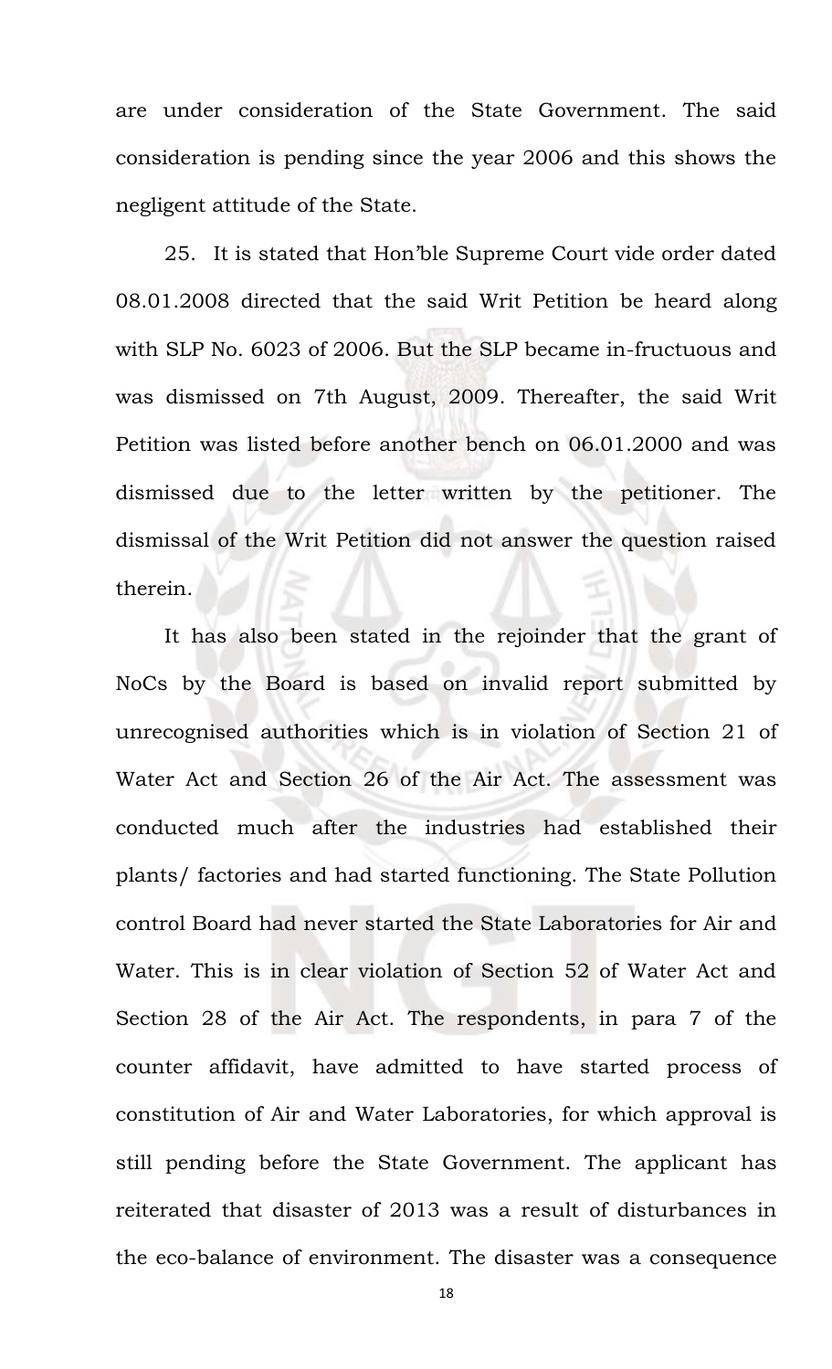are under consideration of the State Government. The said consideration is pending since the year 2006 and this shows the negligent attitude of the State.

25. It is stated that Hon'ble Supreme Court vide order dated 08.01.2008 directed that the said Writ Petition be heard along with SLP No. 6023 of 2006. But the SLP became in-fructuous and was dismissed on 7th August, 2009. Thereafter, the said Writ Petition was listed before another bench on 06.01.2000 and was dismissed due to the letter written by the petitioner. The dismissal of the Writ Petition did not answer the question raised therein.

It has also been stated in the rejoinder that the grant of NoCs by the Board is based on invalid report submitted by unrecognised authorities which is in violation of Section 21 of Water Act and Section 26 of the Air Act. The assessment was conducted much after the industries had established their plants/ factories and had started functioning. The State Pollution control Board had never started the State Laboratories for Air and Water. This is in clear violation of Section 52 of Water Act and Section 28 of the Air Act. The respondents, in para 7 of the counter affidavit, have admitted to have started process of constitution of Air and Water Laboratories, for which approval is still pending before the State Government. The applicant has reiterated that disaster of 2013 was a result of disturbances in the eco-balance of environment. The disaster was a consequence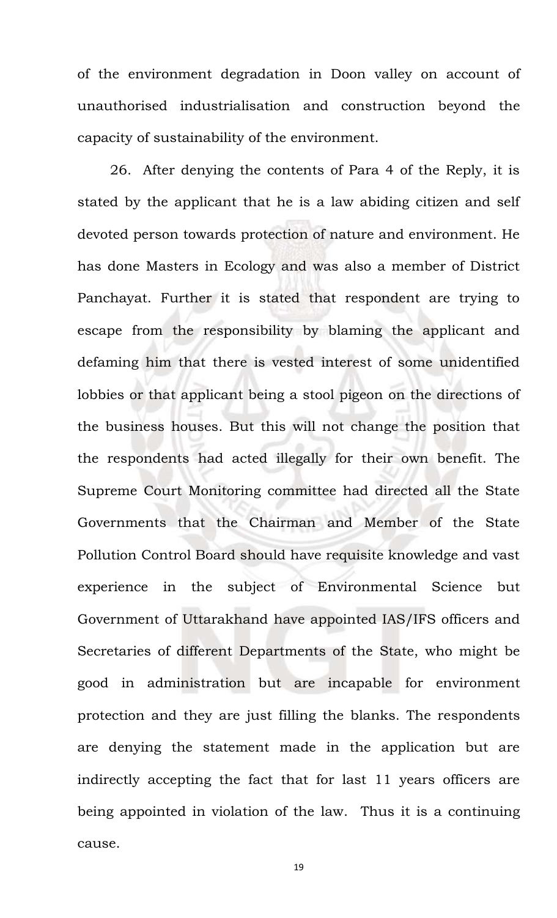of the environment degradation in Doon valley on account of unauthorised industrialisation and construction beyond the capacity of sustainability of the environment.

26. After denying the contents of Para 4 of the Reply, it is stated by the applicant that he is a law abiding citizen and self devoted person towards protection of nature and environment. He has done Masters in Ecology and was also a member of District Panchayat. Further it is stated that respondent are trying to escape from the responsibility by blaming the applicant and defaming him that there is vested interest of some unidentified lobbies or that applicant being a stool pigeon on the directions of the business houses. But this will not change the position that the respondents had acted illegally for their own benefit. The Supreme Court Monitoring committee had directed all the State Governments that the Chairman and Member of the State Pollution Control Board should have requisite knowledge and vast experience in the subject of Environmental Science but Government of Uttarakhand have appointed IAS/IFS officers and Secretaries of different Departments of the State, who might be good in administration but are incapable for environment protection and they are just filling the blanks. The respondents are denying the statement made in the application but are indirectly accepting the fact that for last 11 years officers are being appointed in violation of the law. Thus it is a continuing cause.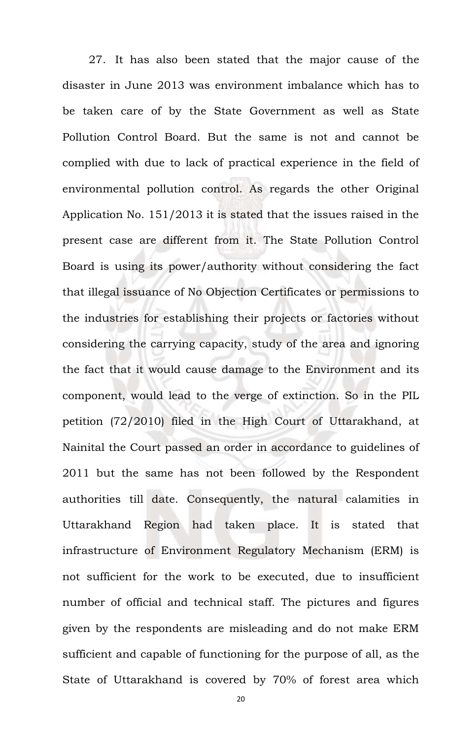27. It has also been stated that the major cause of the disaster in June 2013 was environment imbalance which has to be taken care of by the State Government as well as State Pollution Control Board. But the same is not and cannot be complied with due to lack of practical experience in the field of environmental pollution control. As regards the other Original Application No. 151/2013 it is stated that the issues raised in the present case are different from it. The State Pollution Control Board is using its power/authority without considering the fact that illegal issuance of No Objection Certificates or permissions to the industries for establishing their projects or factories without considering the carrying capacity, study of the area and ignoring the fact that it would cause damage to the Environment and its component, would lead to the verge of extinction. So in the PIL petition (72/2010) filed in the High Court of Uttarakhand, at Nainital the Court passed an order in accordance to guidelines of 2011 but the same has not been followed by the Respondent authorities till date. Consequently, the natural calamities in Uttarakhand Region had taken place. It is stated that infrastructure of Environment Regulatory Mechanism (ERM) is not sufficient for the work to be executed, due to insufficient number of official and technical staff. The pictures and figures given by the respondents are misleading and do not make ERM sufficient and capable of functioning for the purpose of all, as the State of Uttarakhand is covered by 70% of forest area which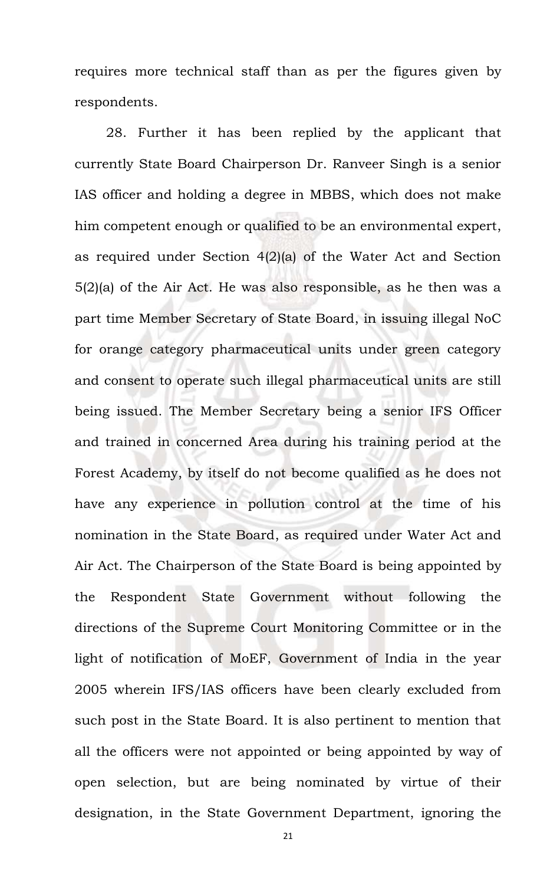requires more technical staff than as per the figures given by respondents.

28. Further it has been replied by the applicant that currently State Board Chairperson Dr. Ranveer Singh is a senior IAS officer and holding a degree in MBBS, which does not make him competent enough or qualified to be an environmental expert, as required under Section 4(2)(a) of the Water Act and Section 5(2)(a) of the Air Act. He was also responsible, as he then was a part time Member Secretary of State Board, in issuing illegal NoC for orange category pharmaceutical units under green category and consent to operate such illegal pharmaceutical units are still being issued. The Member Secretary being a senior IFS Officer and trained in concerned Area during his training period at the Forest Academy, by itself do not become qualified as he does not have any experience in pollution control at the time of his nomination in the State Board, as required under Water Act and Air Act. The Chairperson of the State Board is being appointed by the Respondent State Government without following the directions of the Supreme Court Monitoring Committee or in the light of notification of MoEF, Government of India in the year 2005 wherein IFS/IAS officers have been clearly excluded from such post in the State Board. It is also pertinent to mention that all the officers were not appointed or being appointed by way of open selection, but are being nominated by virtue of their designation, in the State Government Department, ignoring the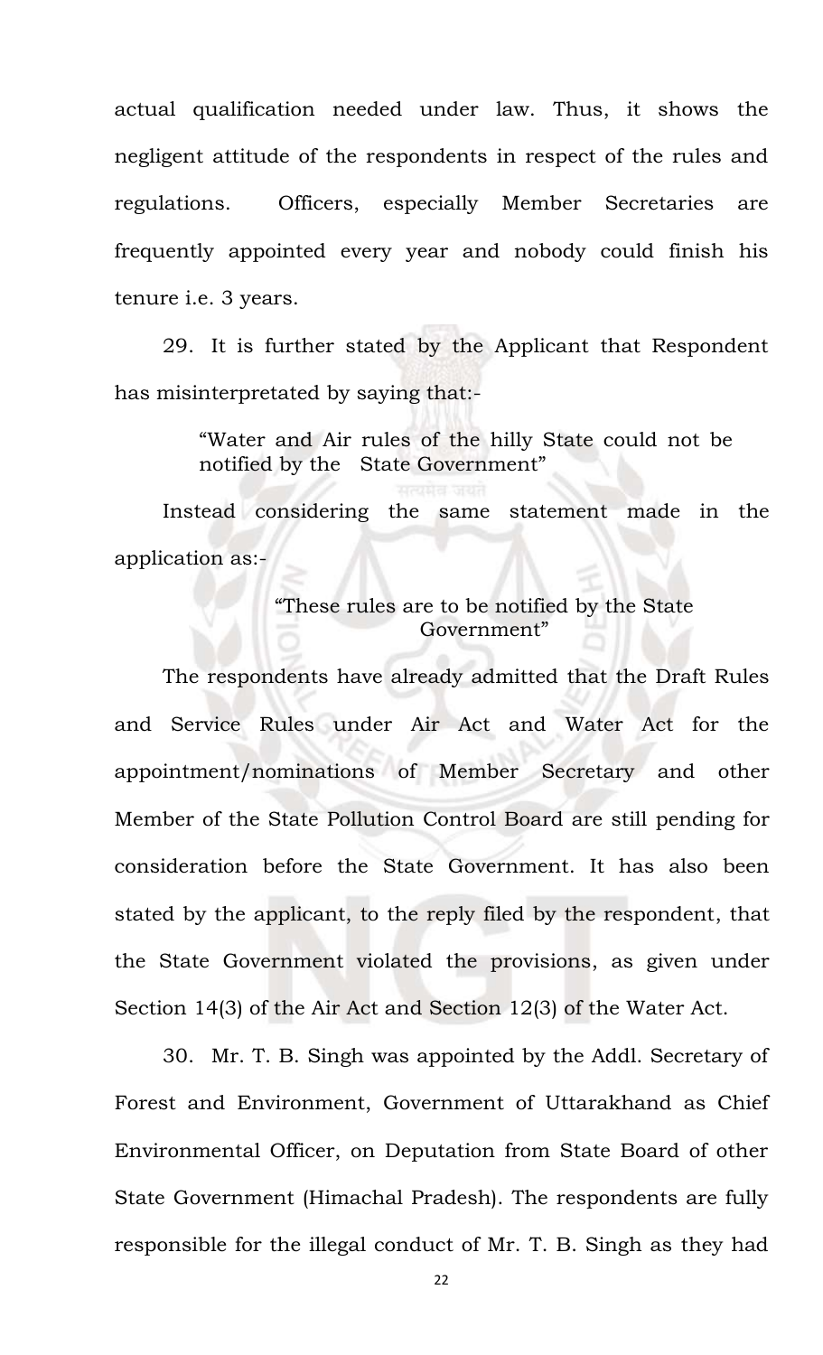actual qualification needed under law. Thus, it shows the negligent attitude of the respondents in respect of the rules and regulations. Officers, especially Member Secretaries are frequently appointed every year and nobody could finish his tenure i.e. 3 years.

29. It is further stated by the Applicant that Respondent has misinterpretated by saying that:-

> "Water and Air rules of the hilly State could not be notified by the State Government"

Instead considering the same statement made in the application as:-

> "These rules are to be notified by the State Government"

The respondents have already admitted that the Draft Rules and Service Rules under Air Act and Water Act for the appointment/nominations of Member Secretary and other Member of the State Pollution Control Board are still pending for consideration before the State Government. It has also been stated by the applicant, to the reply filed by the respondent, that the State Government violated the provisions, as given under Section 14(3) of the Air Act and Section 12(3) of the Water Act.

30. Mr. T. B. Singh was appointed by the Addl. Secretary of Forest and Environment, Government of Uttarakhand as Chief Environmental Officer, on Deputation from State Board of other State Government (Himachal Pradesh). The respondents are fully responsible for the illegal conduct of Mr. T. B. Singh as they had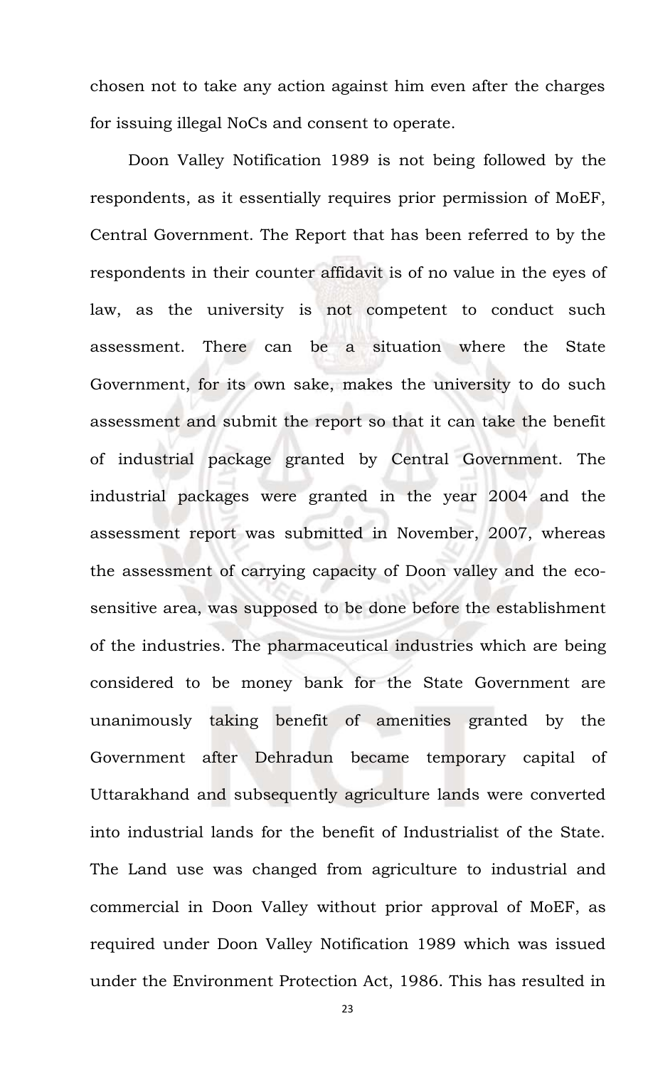chosen not to take any action against him even after the charges for issuing illegal NoCs and consent to operate.

Doon Valley Notification 1989 is not being followed by the respondents, as it essentially requires prior permission of MoEF, Central Government. The Report that has been referred to by the respondents in their counter affidavit is of no value in the eyes of law, as the university is not competent to conduct such assessment. There can be a situation where the State Government, for its own sake, makes the university to do such assessment and submit the report so that it can take the benefit of industrial package granted by Central Government. The industrial packages were granted in the year 2004 and the assessment report was submitted in November, 2007, whereas the assessment of carrying capacity of Doon valley and the eco-sensitive area, was supposed to be done before the establishment of the industries. The pharmaceutical industries which are being considered to be money bank for the State Government are unanimously taking benefit of amenities granted by the Government after Dehradun became temporary capital of Uttarakhand and subsequently agriculture lands were converted into industrial lands for the benefit of Industrialist of the State. The Land use was changed from agriculture to industrial and commercial in Doon Valley without prior approval of MoEF, as required under Doon Valley Notification 1989 which was issued under the Environment Protection Act, 1986. This has resulted in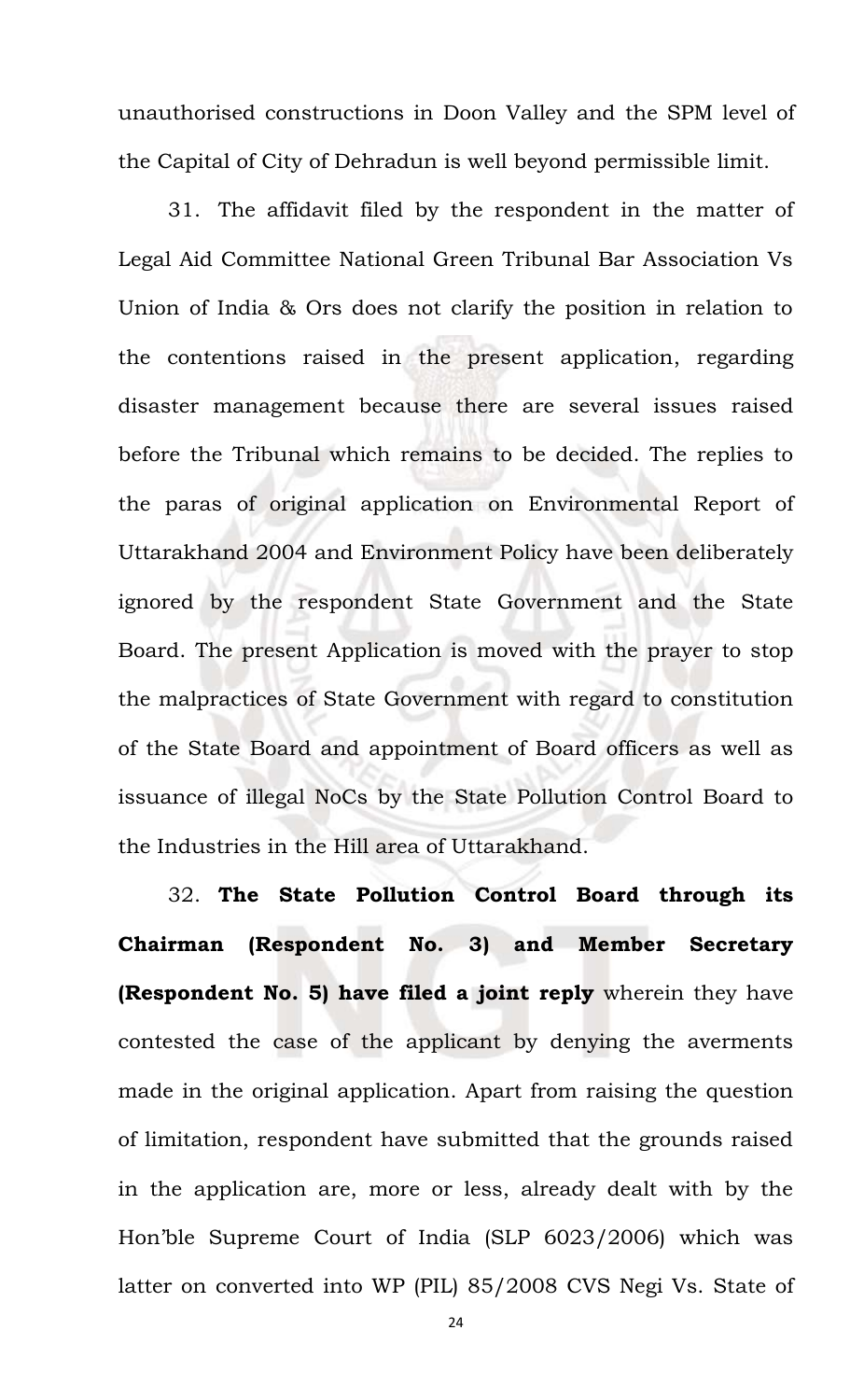unauthorised constructions in Doon Valley and the SPM level of the Capital of City of Dehradun is well beyond permissible limit.

31. The affidavit filed by the respondent in the matter of Legal Aid Committee National Green Tribunal Bar Association Vs Union of India & Ors does not clarify the position in relation to the contentions raised in the present application, regarding disaster management because there are several issues raised before the Tribunal which remains to be decided. The replies to the paras of original application on Environmental Report of Uttarakhand 2004 and Environment Policy have been deliberately ignored by the respondent State Government and the State Board. The present Application is moved with the prayer to stop the malpractices of State Government with regard to constitution of the State Board and appointment of Board officers as well as issuance of illegal NoCs by the State Pollution Control Board to the Industries in the Hill area of Uttarakhand.

32. **The State Pollution Control Board through its Chairman (Respondent No. 3) and Member Secretary (Respondent No. 5) have filed a joint reply** wherein they have contested the case of the applicant by denying the averments made in the original application. Apart from raising the question of limitation, respondent have submitted that the grounds raised in the application are, more or less, already dealt with by the Hon'ble Supreme Court of India (SLP 6023/2006) which was latter on converted into WP (PIL) 85/2008 CVS Negi Vs. State of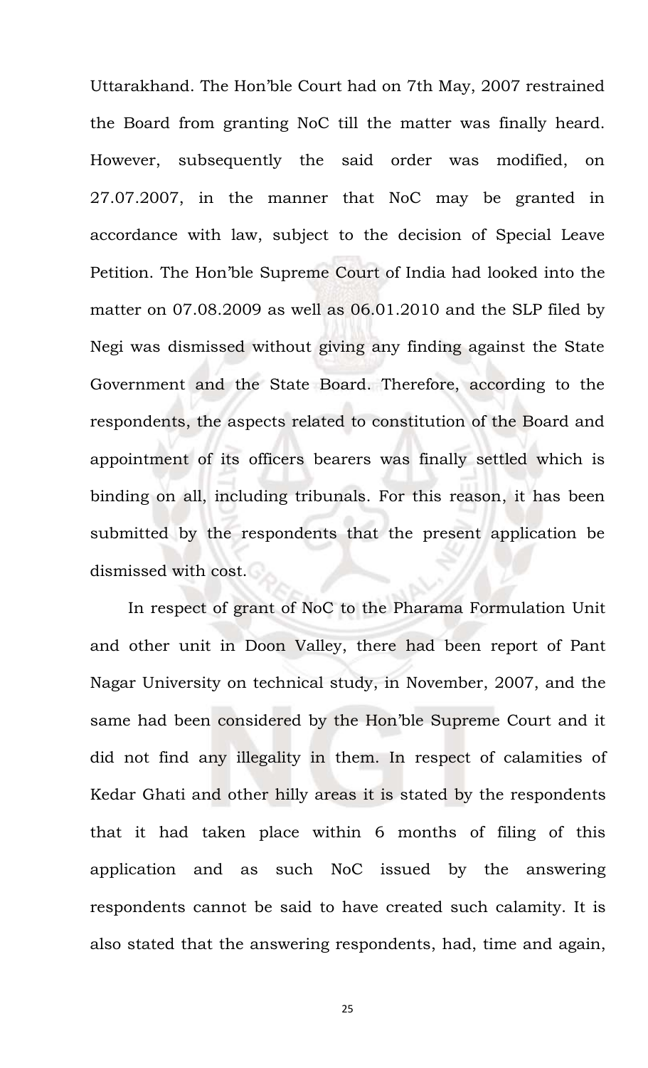Uttarakhand. The Hon'ble Court had on 7th May, 2007 restrained the Board from granting NoC till the matter was finally heard. However, subsequently the said order was modified, on 27.07.2007, in the manner that NoC may be granted in accordance with law, subject to the decision of Special Leave Petition. The Hon'ble Supreme Court of India had looked into the matter on 07.08.2009 as well as 06.01.2010 and the SLP filed by Negi was dismissed without giving any finding against the State Government and the State Board. Therefore, according to the respondents, the aspects related to constitution of the Board and appointment of its officers bearers was finally settled which is binding on all, including tribunals. For this reason, it has been submitted by the respondents that the present application be dismissed with cost.

In respect of grant of NoC to the Pharama Formulation Unit and other unit in Doon Valley, there had been report of Pant Nagar University on technical study, in November, 2007, and the same had been considered by the Hon'ble Supreme Court and it did not find any illegality in them. In respect of calamities of Kedar Ghati and other hilly areas it is stated by the respondents that it had taken place within 6 months of filing of this application and as such NoC issued by the answering respondents cannot be said to have created such calamity. It is also stated that the answering respondents, had, time and again,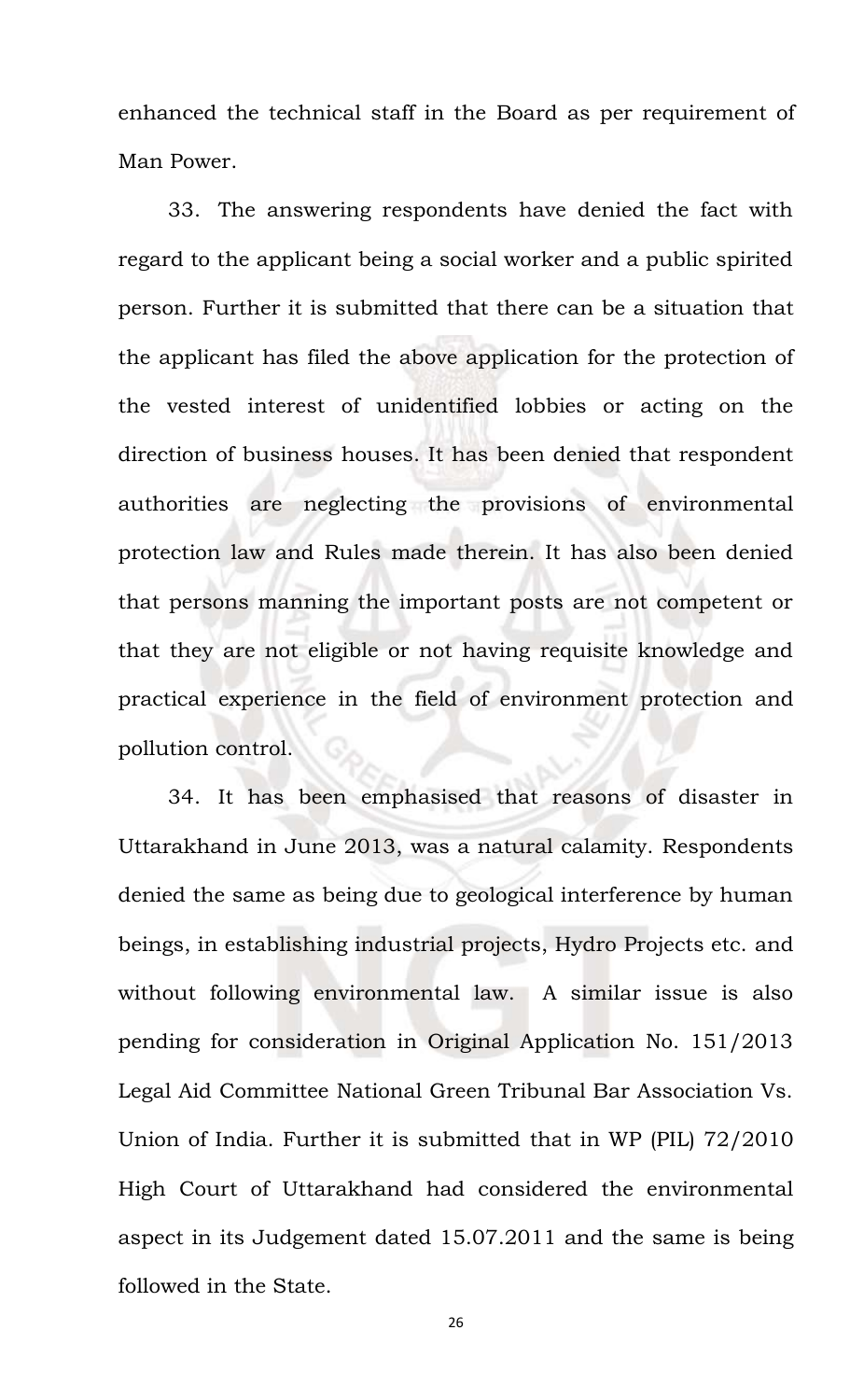enhanced the technical staff in the Board as per requirement of Man Power.

33. The answering respondents have denied the fact with regard to the applicant being a social worker and a public spirited person. Further it is submitted that there can be a situation that the applicant has filed the above application for the protection of the vested interest of unidentified lobbies or acting on the direction of business houses. It has been denied that respondent authorities are neglecting the provisions of environmental protection law and Rules made therein. It has also been denied that persons manning the important posts are not competent or that they are not eligible or not having requisite knowledge and practical experience in the field of environment protection and pollution control.

34. It has been emphasised that reasons of disaster in Uttarakhand in June 2013, was a natural calamity. Respondents denied the same as being due to geological interference by human beings, in establishing industrial projects, Hydro Projects etc. and without following environmental law. A similar issue is also pending for consideration in Original Application No. 151/2013 Legal Aid Committee National Green Tribunal Bar Association Vs. Union of India. Further it is submitted that in WP (PIL) 72/2010 High Court of Uttarakhand had considered the environmental aspect in its Judgement dated 15.07.2011 and the same is being followed in the State.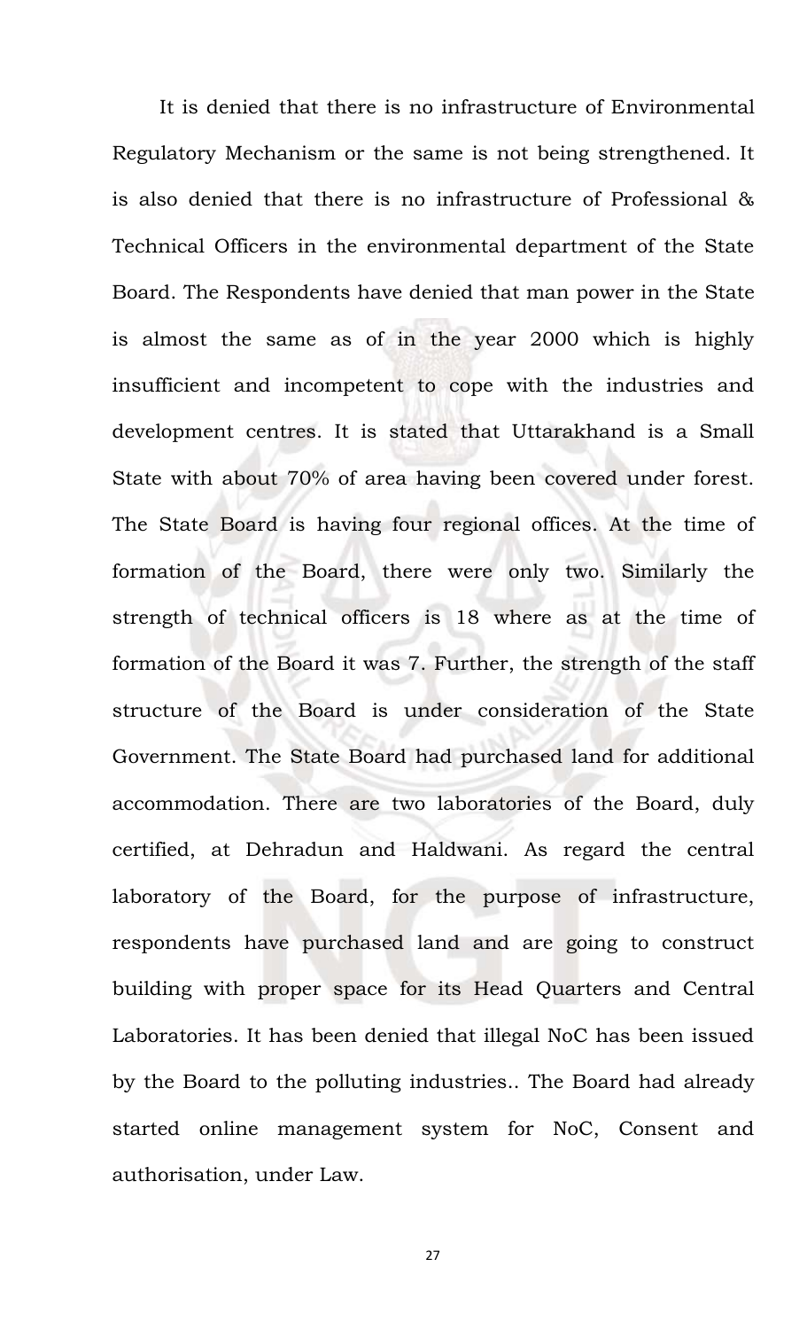It is denied that there is no infrastructure of Environmental Regulatory Mechanism or the same is not being strengthened. It is also denied that there is no infrastructure of Professional & Technical Officers in the environmental department of the State Board. The Respondents have denied that man power in the State is almost the same as of in the year 2000 which is highly insufficient and incompetent to cope with the industries and development centres. It is stated that Uttarakhand is a Small State with about 70% of area having been covered under forest. The State Board is having four regional offices. At the time of formation of the Board, there were only two. Similarly the strength of technical officers is 18 where as at the time of formation of the Board it was 7. Further, the strength of the staff structure of the Board is under consideration of the State Government. The State Board had purchased land for additional accommodation. There are two laboratories of the Board, duly certified, at Dehradun and Haldwani. As regard the central laboratory of the Board, for the purpose of infrastructure, respondents have purchased land and are going to construct building with proper space for its Head Quarters and Central Laboratories. It has been denied that illegal NoC has been issued by the Board to the polluting industries.. The Board had already started online management system for NoC, Consent and authorisation, under Law.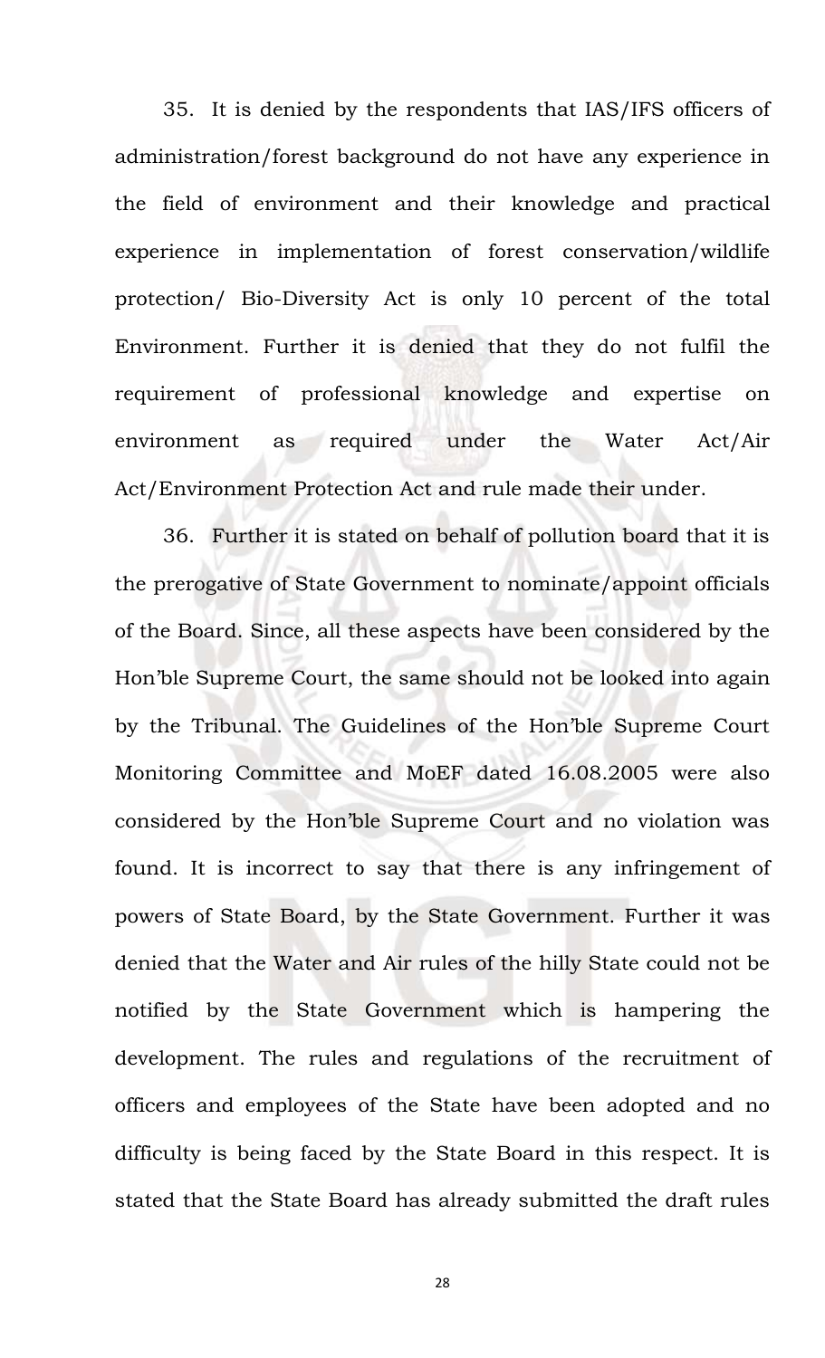35. It is denied by the respondents that IAS/IFS officers of administration/forest background do not have any experience in the field of environment and their knowledge and practical experience in implementation of forest conservation/wildlife protection/ Bio-Diversity Act is only 10 percent of the total Environment. Further it is denied that they do not fulfil the requirement of professional knowledge and expertise on environment as required under the Water Act/Air Act/Environment Protection Act and rule made their under.

36. Further it is stated on behalf of pollution board that it is the prerogative of State Government to nominate/appoint officials of the Board. Since, all these aspects have been considered by the Hon'ble Supreme Court, the same should not be looked into again by the Tribunal. The Guidelines of the Hon'ble Supreme Court Monitoring Committee and MoEF dated 16.08.2005 were also considered by the Hon'ble Supreme Court and no violation was found. It is incorrect to say that there is any infringement of powers of State Board, by the State Government. Further it was denied that the Water and Air rules of the hilly State could not be notified by the State Government which is hampering the development. The rules and regulations of the recruitment of officers and employees of the State have been adopted and no difficulty is being faced by the State Board in this respect. It is stated that the State Board has already submitted the draft rules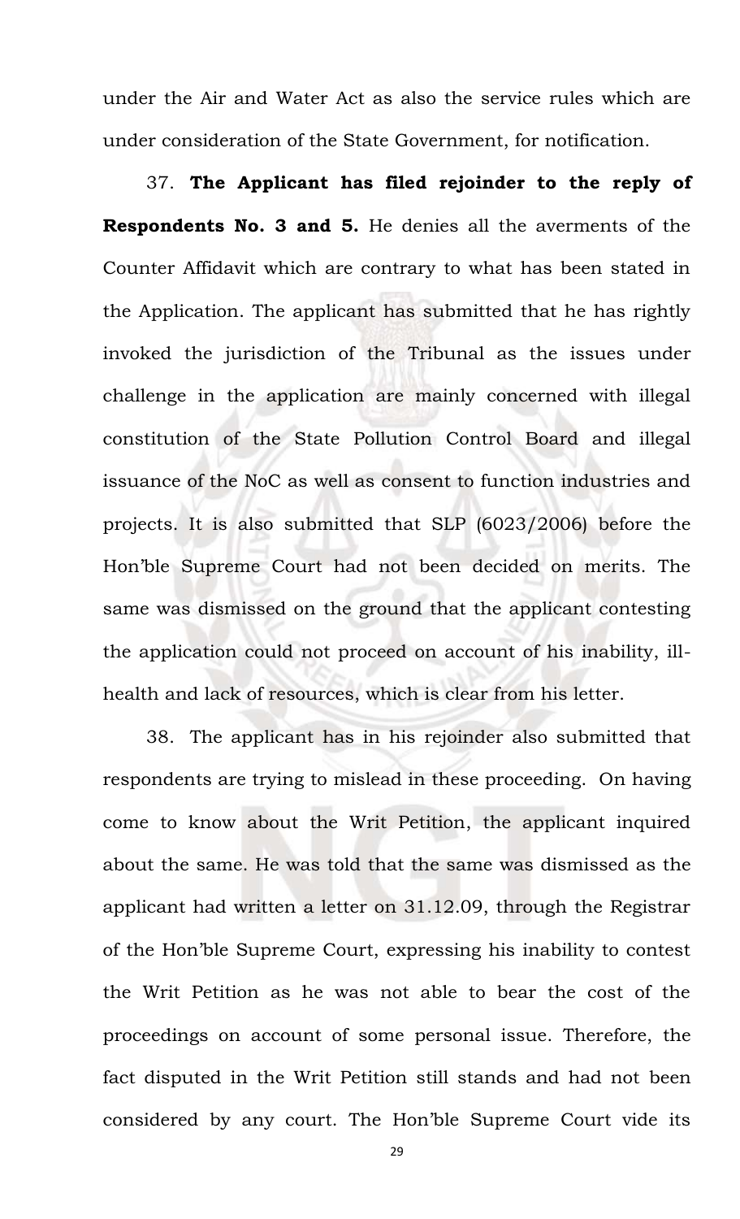under the Air and Water Act as also the service rules which are under consideration of the State Government, for notification.

37. **The Applicant has filed rejoinder to the reply of Respondents No. 3 and 5.** He denies all the averments of the Counter Affidavit which are contrary to what has been stated in the Application. The applicant has submitted that he has rightly invoked the jurisdiction of the Tribunal as the issues under challenge in the application are mainly concerned with illegal constitution of the State Pollution Control Board and illegal issuance of the NoC as well as consent to function industries and projects. It is also submitted that SLP (6023/2006) before the Hon'ble Supreme Court had not been decided on merits. The same was dismissed on the ground that the applicant contesting the application could not proceed on account of his inability, ill-health and lack of resources, which is clear from his letter.

38. The applicant has in his rejoinder also submitted that respondents are trying to mislead in these proceeding. On having come to know about the Writ Petition, the applicant inquired about the same. He was told that the same was dismissed as the applicant had written a letter on 31.12.09, through the Registrar of the Hon'ble Supreme Court, expressing his inability to contest the Writ Petition as he was not able to bear the cost of the proceedings on account of some personal issue. Therefore, the fact disputed in the Writ Petition still stands and had not been considered by any court. The Hon'ble Supreme Court vide its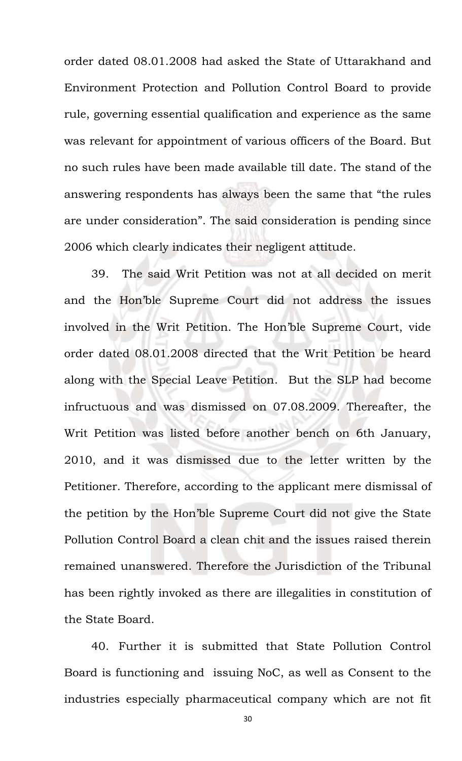order dated 08.01.2008 had asked the State of Uttarakhand and Environment Protection and Pollution Control Board to provide rule, governing essential qualification and experience as the same was relevant for appointment of various officers of the Board. But no such rules have been made available till date. The stand of the answering respondents has always been the same that "the rules are under consideration". The said consideration is pending since 2006 which clearly indicates their negligent attitude.

39. The said Writ Petition was not at all decided on merit and the Hon'ble Supreme Court did not address the issues involved in the Writ Petition. The Hon'ble Supreme Court, vide order dated 08.01.2008 directed that the Writ Petition be heard along with the Special Leave Petition. But the SLP had become infructuous and was dismissed on 07.08.2009. Thereafter, the Writ Petition was listed before another bench on 6th January, 2010, and it was dismissed due to the letter written by the Petitioner. Therefore, according to the applicant mere dismissal of the petition by the Hon'ble Supreme Court did not give the State Pollution Control Board a clean chit and the issues raised therein remained unanswered. Therefore the Jurisdiction of the Tribunal has been rightly invoked as there are illegalities in constitution of the State Board.

40. Further it is submitted that State Pollution Control Board is functioning and issuing NoC, as well as Consent to the industries especially pharmaceutical company which are not fit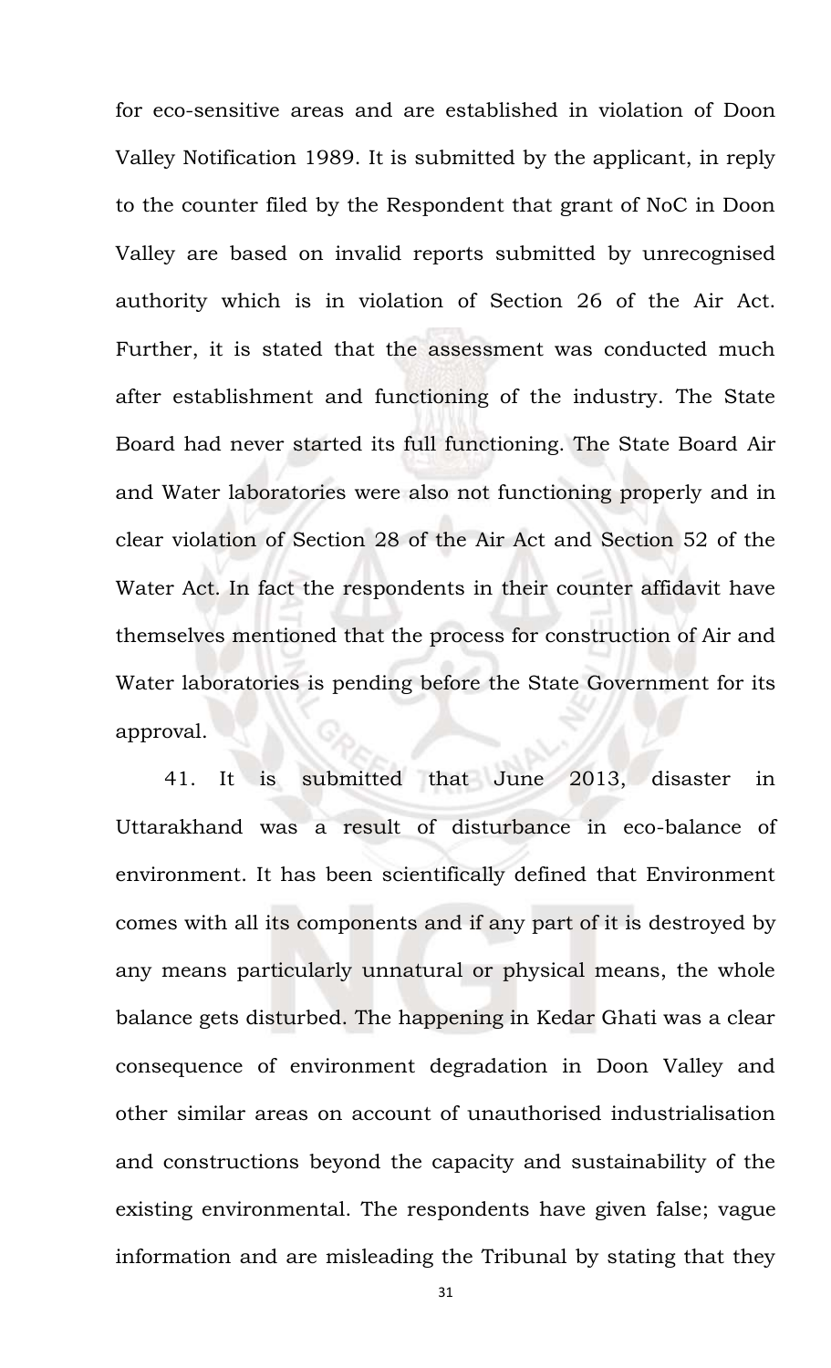for eco-sensitive areas and are established in violation of Doon Valley Notification 1989. It is submitted by the applicant, in reply to the counter filed by the Respondent that grant of NoC in Doon Valley are based on invalid reports submitted by unrecognised authority which is in violation of Section 26 of the Air Act. Further, it is stated that the assessment was conducted much after establishment and functioning of the industry. The State Board had never started its full functioning. The State Board Air and Water laboratories were also not functioning properly and in clear violation of Section 28 of the Air Act and Section 52 of the Water Act. In fact the respondents in their counter affidavit have themselves mentioned that the process for construction of Air and Water laboratories is pending before the State Government for its approval.

41. It is submitted that June 2013, disaster in Uttarakhand was a result of disturbance in eco-balance of environment. It has been scientifically defined that Environment comes with all its components and if any part of it is destroyed by any means particularly unnatural or physical means, the whole balance gets disturbed. The happening in Kedar Ghati was a clear consequence of environment degradation in Doon Valley and other similar areas on account of unauthorised industrialisation and constructions beyond the capacity and sustainability of the existing environmental. The respondents have given false; vague information and are misleading the Tribunal by stating that they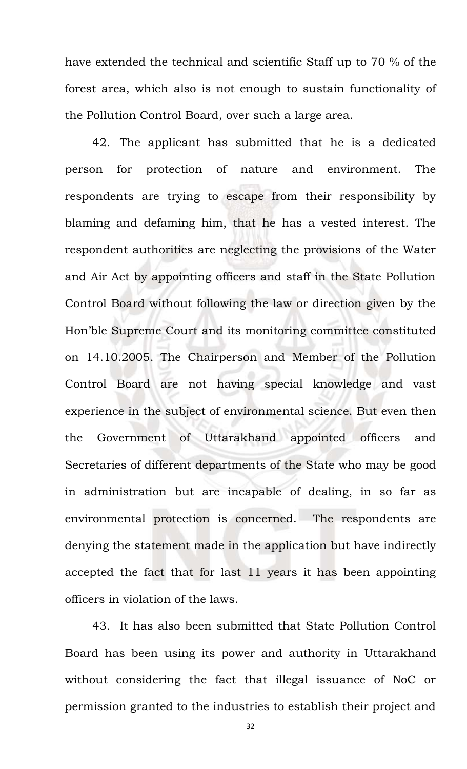have extended the technical and scientific Staff up to 70 % of the forest area, which also is not enough to sustain functionality of the Pollution Control Board, over such a large area.

42. The applicant has submitted that he is a dedicated person for protection of nature and environment. The respondents are trying to escape from their responsibility by blaming and defaming him, that he has a vested interest. The respondent authorities are neglecting the provisions of the Water and Air Act by appointing officers and staff in the State Pollution Control Board without following the law or direction given by the Hon'ble Supreme Court and its monitoring committee constituted on 14.10.2005. The Chairperson and Member of the Pollution Control Board are not having special knowledge and vast experience in the subject of environmental science. But even then the Government of Uttarakhand appointed officers and Secretaries of different departments of the State who may be good in administration but are incapable of dealing, in so far as environmental protection is concerned. The respondents are denying the statement made in the application but have indirectly accepted the fact that for last 11 years it has been appointing officers in violation of the laws.

43. It has also been submitted that State Pollution Control Board has been using its power and authority in Uttarakhand without considering the fact that illegal issuance of NoC or permission granted to the industries to establish their project and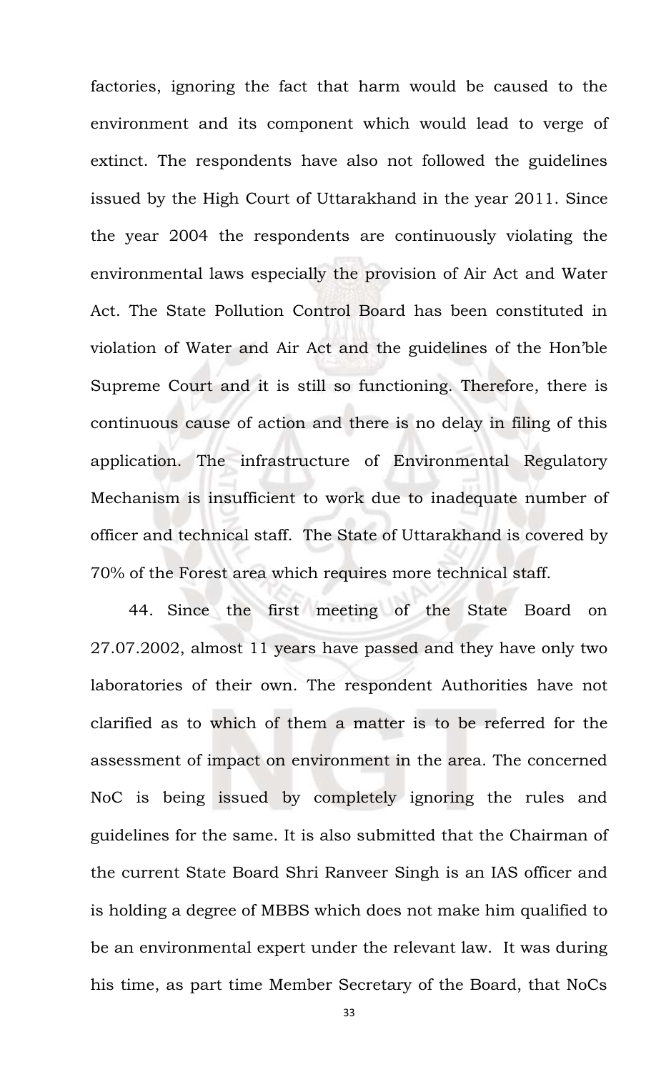factories, ignoring the fact that harm would be caused to the environment and its component which would lead to verge of extinct. The respondents have also not followed the guidelines issued by the High Court of Uttarakhand in the year 2011. Since the year 2004 the respondents are continuously violating the environmental laws especially the provision of Air Act and Water Act. The State Pollution Control Board has been constituted in violation of Water and Air Act and the guidelines of the Hon'ble Supreme Court and it is still so functioning. Therefore, there is continuous cause of action and there is no delay in filing of this application. The infrastructure of Environmental Regulatory Mechanism is insufficient to work due to inadequate number of officer and technical staff. The State of Uttarakhand is covered by 70% of the Forest area which requires more technical staff.

44. Since the first meeting of the State Board on 27.07.2002, almost 11 years have passed and they have only two laboratories of their own. The respondent Authorities have not clarified as to which of them a matter is to be referred for the assessment of impact on environment in the area. The concerned NoC is being issued by completely ignoring the rules and guidelines for the same. It is also submitted that the Chairman of the current State Board Shri Ranveer Singh is an IAS officer and is holding a degree of MBBS which does not make him qualified to be an environmental expert under the relevant law. It was during his time, as part time Member Secretary of the Board, that NoCs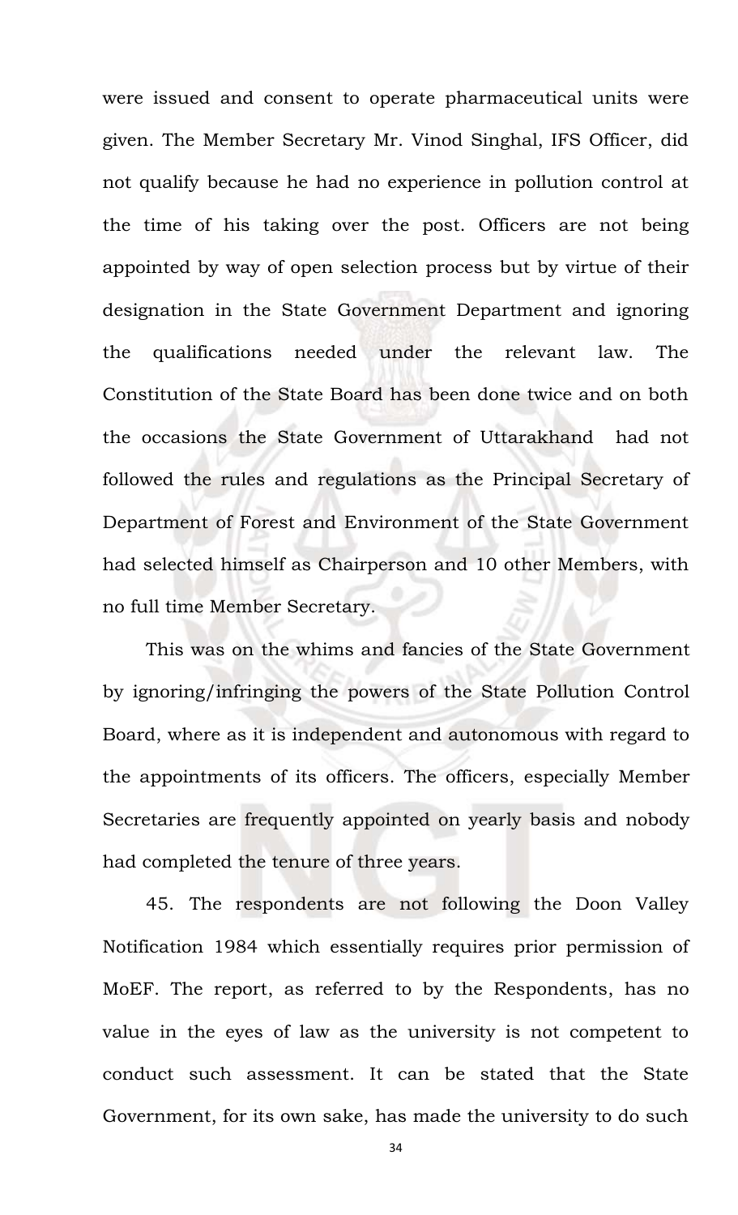were issued and consent to operate pharmaceutical units were given. The Member Secretary Mr. Vinod Singhal, IFS Officer, did not qualify because he had no experience in pollution control at the time of his taking over the post. Officers are not being appointed by way of open selection process but by virtue of their designation in the State Government Department and ignoring the qualifications needed under the relevant law. The Constitution of the State Board has been done twice and on both the occasions the State Government of Uttarakhand had not followed the rules and regulations as the Principal Secretary of Department of Forest and Environment of the State Government had selected himself as Chairperson and 10 other Members, with no full time Member Secretary.

This was on the whims and fancies of the State Government by ignoring/infringing the powers of the State Pollution Control Board, where as it is independent and autonomous with regard to the appointments of its officers. The officers, especially Member Secretaries are frequently appointed on yearly basis and nobody had completed the tenure of three years.

45. The respondents are not following the Doon Valley Notification 1984 which essentially requires prior permission of MoEF. The report, as referred to by the Respondents, has no value in the eyes of law as the university is not competent to conduct such assessment. It can be stated that the State Government, for its own sake, has made the university to do such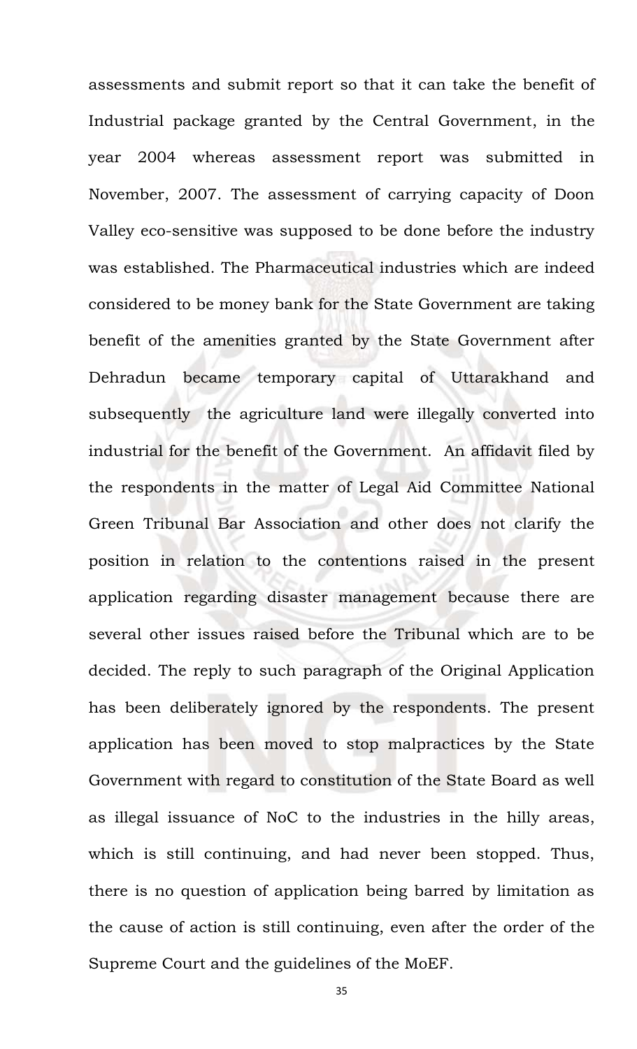assessments and submit report so that it can take the benefit of Industrial package granted by the Central Government, in the year 2004 whereas assessment report was submitted in November, 2007. The assessment of carrying capacity of Doon Valley eco-sensitive was supposed to be done before the industry was established. The Pharmaceutical industries which are indeed considered to be money bank for the State Government are taking benefit of the amenities granted by the State Government after Dehradun became temporary capital of Uttarakhand and subsequently the agriculture land were illegally converted into industrial for the benefit of the Government. An affidavit filed by the respondents in the matter of Legal Aid Committee National Green Tribunal Bar Association and other does not clarify the position in relation to the contentions raised in the present application regarding disaster management because there are several other issues raised before the Tribunal which are to be decided. The reply to such paragraph of the Original Application has been deliberately ignored by the respondents. The present application has been moved to stop malpractices by the State Government with regard to constitution of the State Board as well as illegal issuance of NoC to the industries in the hilly areas, which is still continuing, and had never been stopped. Thus, there is no question of application being barred by limitation as the cause of action is still continuing, even after the order of the Supreme Court and the guidelines of the MoEF.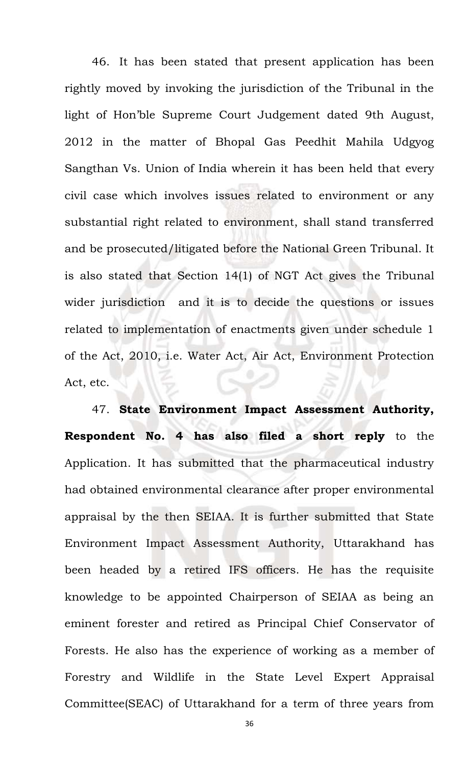46. It has been stated that present application has been rightly moved by invoking the jurisdiction of the Tribunal in the light of Hon'ble Supreme Court Judgement dated 9th August, 2012 in the matter of Bhopal Gas Peedhit Mahila Udgyog Sangthan Vs. Union of India wherein it has been held that every civil case which involves issues related to environment or any substantial right related to environment, shall stand transferred and be prosecuted/litigated before the National Green Tribunal. It is also stated that Section 14(1) of NGT Act gives the Tribunal wider jurisdiction and it is to decide the questions or issues related to implementation of enactments given under schedule 1 of the Act, 2010, i.e. Water Act, Air Act, Environment Protection Act, etc.

47. **State Environment Impact Assessment Authority, Respondent No. 4 has also filed a short reply** to the Application. It has submitted that the pharmaceutical industry had obtained environmental clearance after proper environmental appraisal by the then SEIAA. It is further submitted that State Environment Impact Assessment Authority, Uttarakhand has been headed by a retired IFS officers. He has the requisite knowledge to be appointed Chairperson of SEIAA as being an eminent forester and retired as Principal Chief Conservator of Forests. He also has the experience of working as a member of Forestry and Wildlife in the State Level Expert Appraisal Committee(SEAC) of Uttarakhand for a term of three years from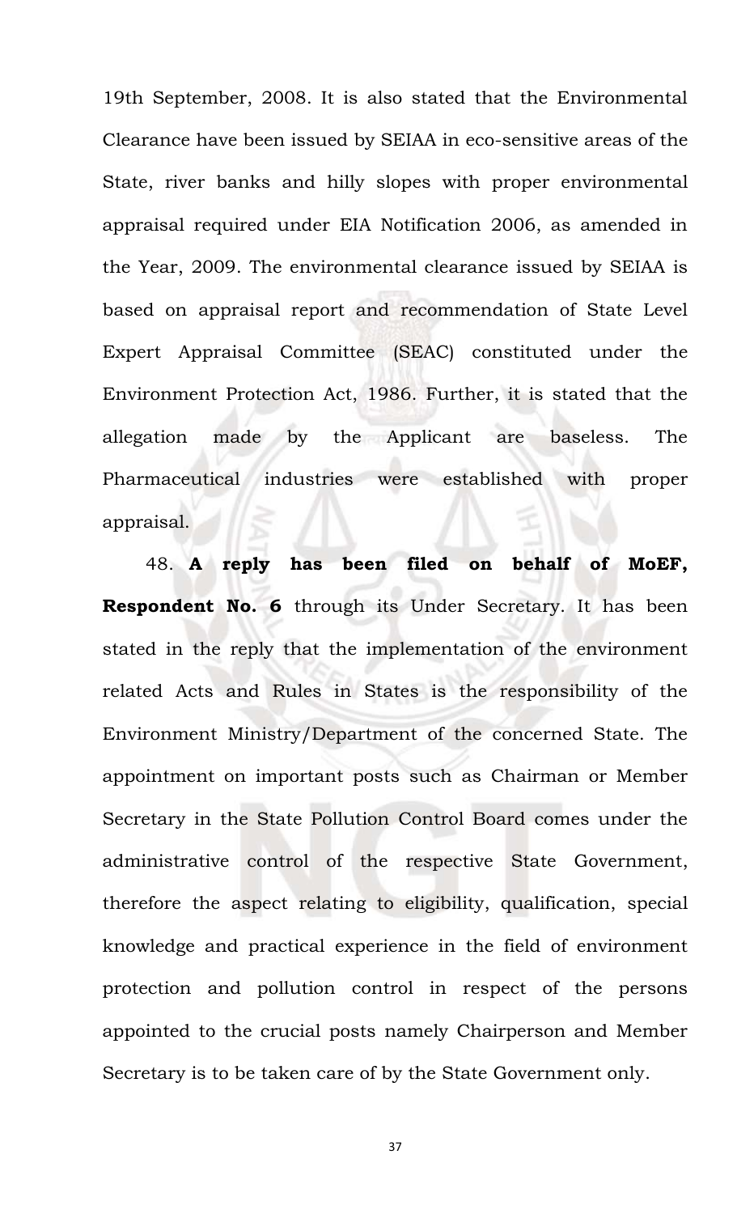19th September, 2008. It is also stated that the Environmental Clearance have been issued by SEIAA in eco-sensitive areas of the State, river banks and hilly slopes with proper environmental appraisal required under EIA Notification 2006, as amended in the Year, 2009. The environmental clearance issued by SEIAA is based on appraisal report and recommendation of State Level Expert Appraisal Committee (SEAC) constituted under the Environment Protection Act, 1986. Further, it is stated that the allegation made by the Applicant are baseless. The Pharmaceutical industries were established with proper appraisal.

48. **A reply has been filed on behalf of MoEF, Respondent No. 6** through its Under Secretary. It has been stated in the reply that the implementation of the environment related Acts and Rules in States is the responsibility of the Environment Ministry/Department of the concerned State. The appointment on important posts such as Chairman or Member Secretary in the State Pollution Control Board comes under the administrative control of the respective State Government, therefore the aspect relating to eligibility, qualification, special knowledge and practical experience in the field of environment protection and pollution control in respect of the persons appointed to the crucial posts namely Chairperson and Member Secretary is to be taken care of by the State Government only.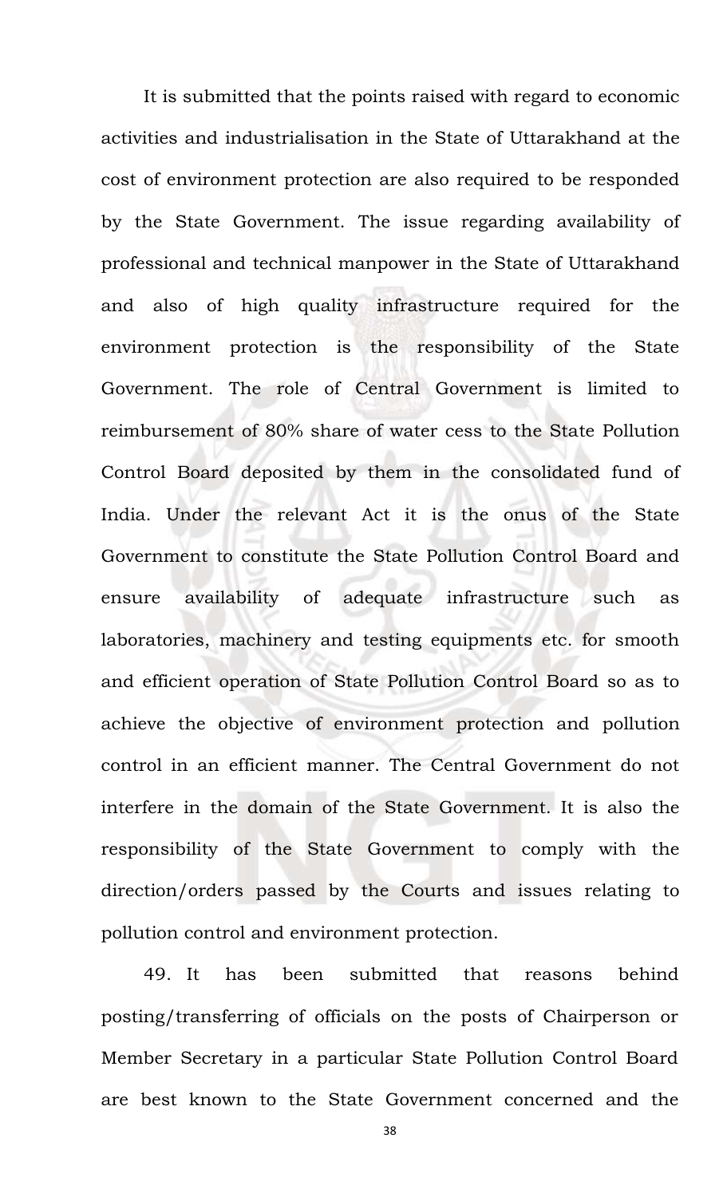It is submitted that the points raised with regard to economic activities and industrialisation in the State of Uttarakhand at the cost of environment protection are also required to be responded by the State Government. The issue regarding availability of professional and technical manpower in the State of Uttarakhand and also of high quality infrastructure required for the environment protection is the responsibility of the State Government. The role of Central Government is limited to reimbursement of 80% share of water cess to the State Pollution Control Board deposited by them in the consolidated fund of India. Under the relevant Act it is the onus of the State Government to constitute the State Pollution Control Board and ensure availability of adequate infrastructure such as laboratories, machinery and testing equipments etc. for smooth and efficient operation of State Pollution Control Board so as to achieve the objective of environment protection and pollution control in an efficient manner. The Central Government do not interfere in the domain of the State Government. It is also the responsibility of the State Government to comply with the direction/orders passed by the Courts and issues relating to pollution control and environment protection.

49. It has been submitted that reasons behind posting/transferring of officials on the posts of Chairperson or Member Secretary in a particular State Pollution Control Board are best known to the State Government concerned and the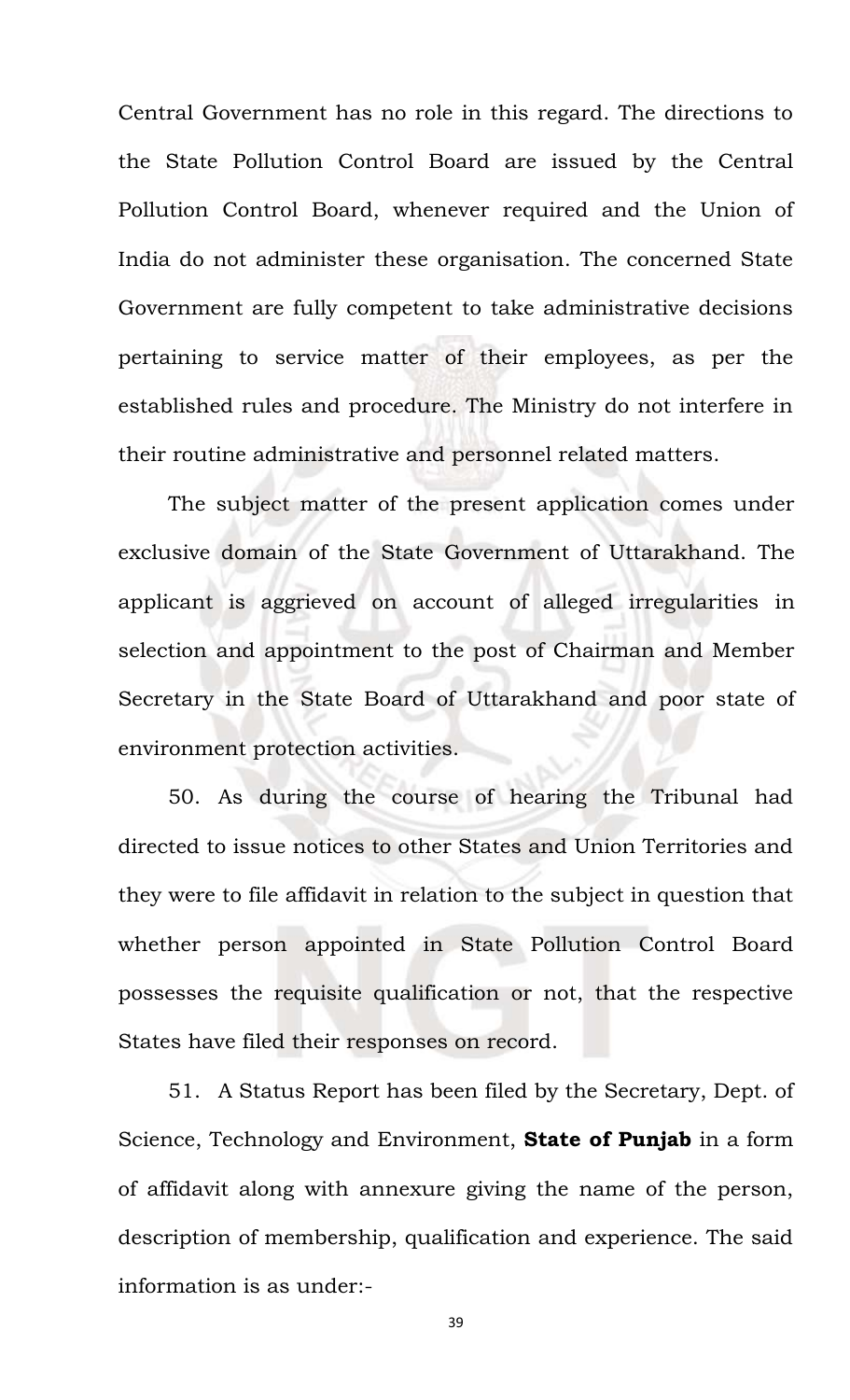Central Government has no role in this regard. The directions to the State Pollution Control Board are issued by the Central Pollution Control Board, whenever required and the Union of India do not administer these organisation. The concerned State Government are fully competent to take administrative decisions pertaining to service matter of their employees, as per the established rules and procedure. The Ministry do not interfere in their routine administrative and personnel related matters.

The subject matter of the present application comes under exclusive domain of the State Government of Uttarakhand. The applicant is aggrieved on account of alleged irregularities in selection and appointment to the post of Chairman and Member Secretary in the State Board of Uttarakhand and poor state of environment protection activities.

50. As during the course of hearing the Tribunal had directed to issue notices to other States and Union Territories and they were to file affidavit in relation to the subject in question that whether person appointed in State Pollution Control Board possesses the requisite qualification or not, that the respective States have filed their responses on record.

51. A Status Report has been filed by the Secretary, Dept. of Science, Technology and Environment, **State of Punjab** in a form of affidavit along with annexure giving the name of the person, description of membership, qualification and experience. The said information is as under:-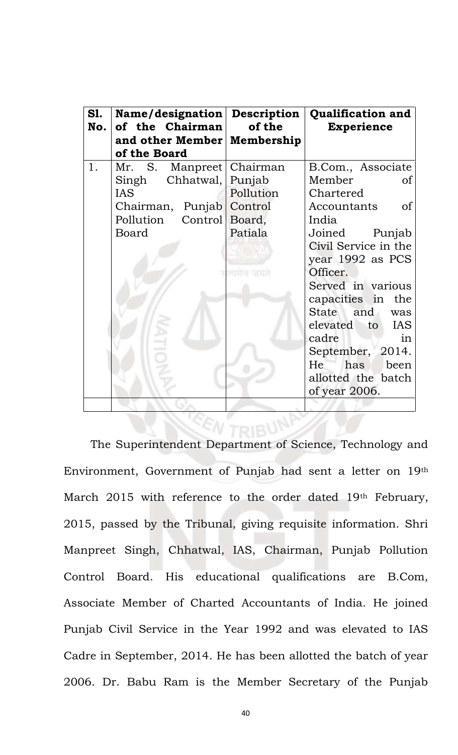| Sl. No. | Name/designation of the Chairman and other Member of the Board | Description of the Membership | Qualification and Experience |
|---|---|---|---|
| 1. | Mr. S. Manpreet Singh Chhatwal, IAS Chairman, Punjab Pollution Control Board | Chairman Punjab Pollution Control Board, Patiala | B.Com., Associate Member of Chartered Accountants of India Joined Punjab Civil Service in the year 1992 as PCS Officer. Served in various capacities in the State and was elevated to IAS cadre in September, 2014. He has been allotted the batch of year 2006. |
| | | | |

The Superintendent Department of Science, Technology and Environment, Government of Punjab had sent a letter on 19th March 2015 with reference to the order dated 19th February, 2015, passed by the Tribunal, giving requisite information. Shri Manpreet Singh, Chhatwal, IAS, Chairman, Punjab Pollution Control Board. His educational qualifications are B.Com, Associate Member of Charted Accountants of India. He joined Punjab Civil Service in the Year 1992 and was elevated to IAS Cadre in September, 2014. He has been allotted the batch of year 2006. Dr. Babu Ram is the Member Secretary of the Punjab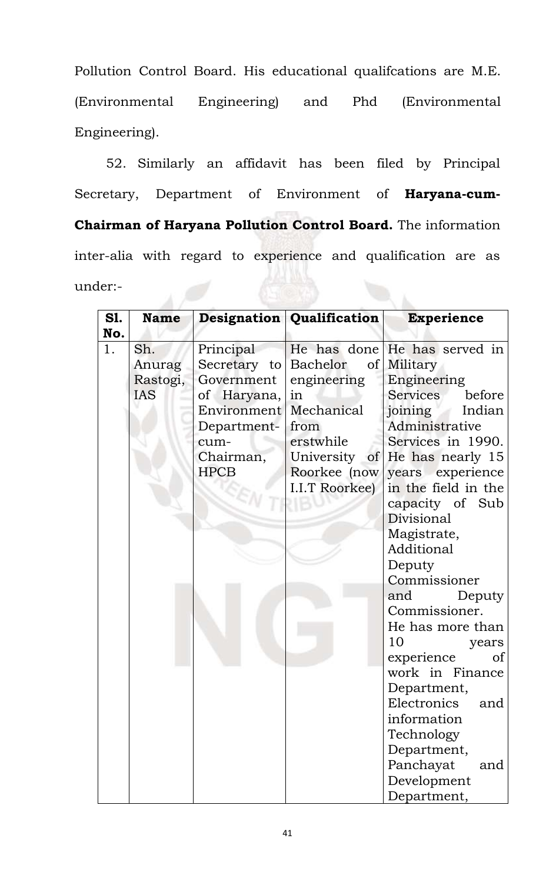Pollution Control Board. His educational qualifcations are M.E. (Environmental Engineering) and Phd (Environmental Engineering).

52. Similarly an affidavit has been filed by Principal Secretary, Department of Environment of **Haryana-cum-Chairman of Haryana Pollution Control Board.** The information inter-alia with regard to experience and qualification are as under:-

| Sl. No. | Name | Designation | Qualification | Experience |
|---|---|---|---|---|
| 1. | Sh. Anurag Rastogi, IAS | Principal Secretary to Government of Haryana, Environment Department-cum-Chairman, HPCB | He has done Bachelor of engineering in Mechanical from erstwhile University of Roorkee (now I.I.T Roorkee) | He has served in Military Engineering Services before joining Indian Administrative Services in 1990. He has nearly 15 years experience in the field in the capacity of Sub Divisional Magistrate, Additional Deputy Commissioner and Deputy Commissioner. He has more than 10 years experience of work in Finance Department, Electronics and information Technology Department, Panchayat and Development Department, |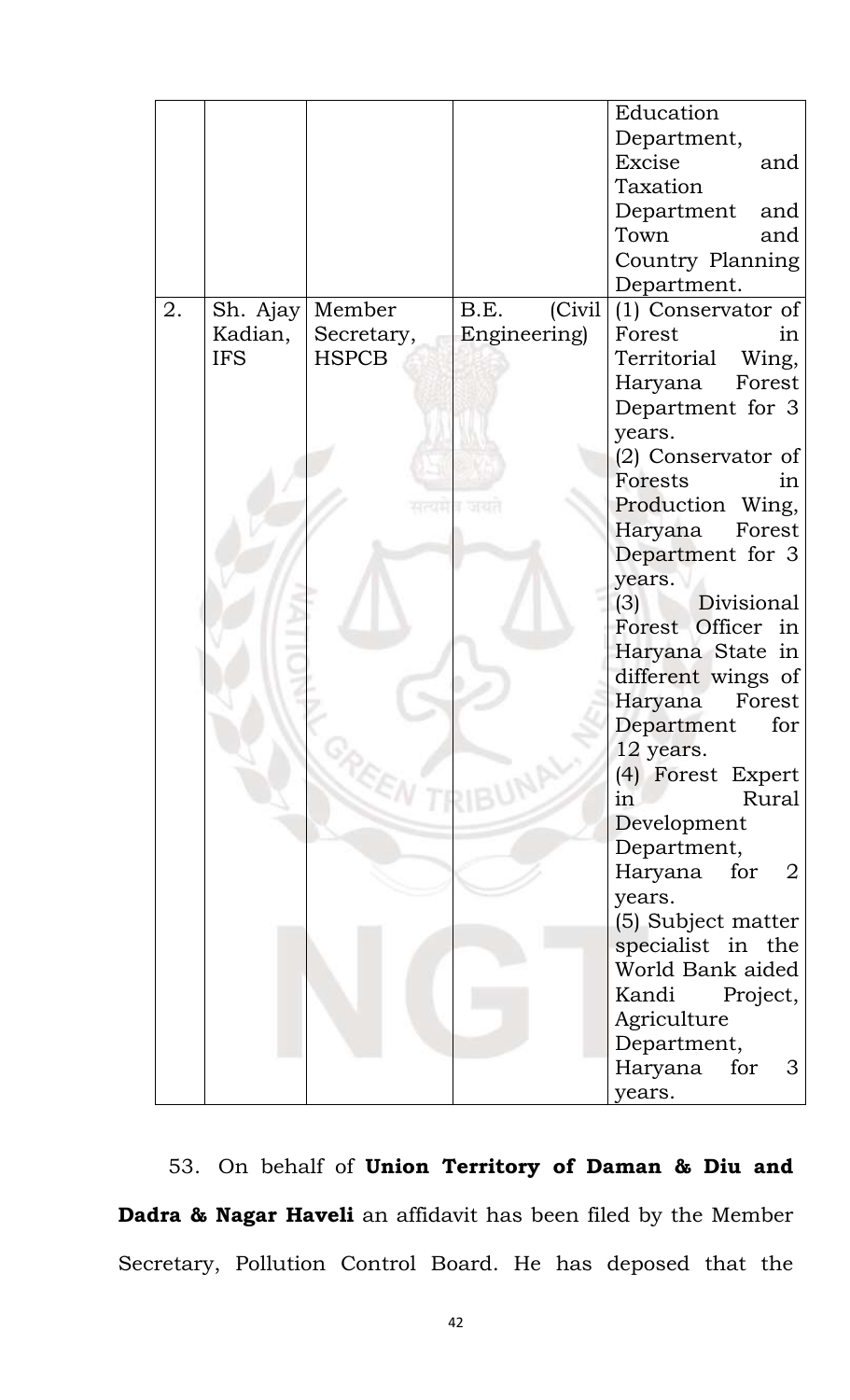| | | | | Education Department, Excise and Taxation Department and Town and Country Planning Department. |
|---|---|---|---|---|
| 2. | Sh. Ajay Kadian, IFS | Member Secretary, HSPCB | B.E. (Civil Engineering) | (1) Conservator of Forest in Territorial Wing, Haryana Forest Department for 3 years. (2) Conservator of Forests in Production Wing, Haryana Forest Department for 3 years. (3) Divisional Forest Officer in Haryana State in different wings of Haryana Forest Department for 12 years. (4) Forest Expert in Rural Development Department, Haryana for 2 years. (5) Subject matter specialist in the World Bank aided Kandi Project, Agriculture Department, Haryana for 3 years. |

53. On behalf of **Union Territory of Daman & Diu and Dadra & Nagar Haveli** an affidavit has been filed by the Member Secretary, Pollution Control Board. He has deposed that the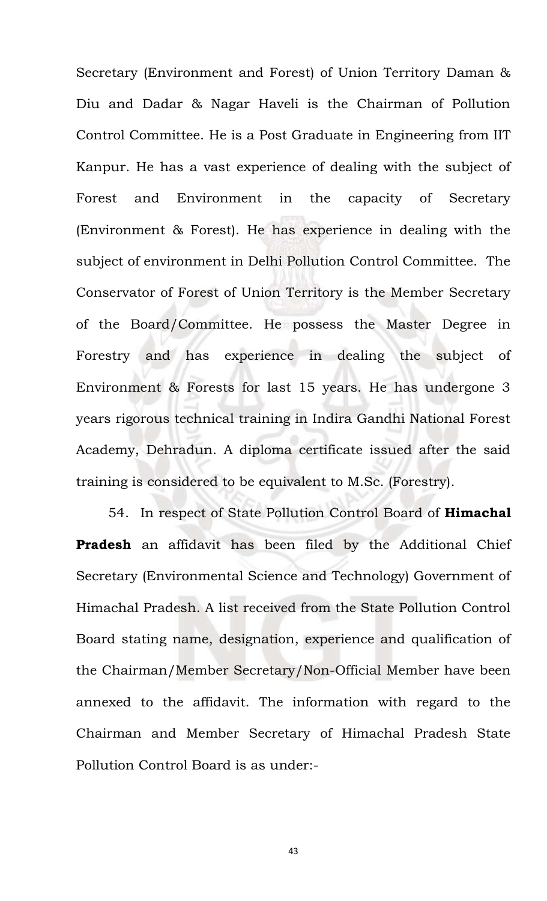Secretary (Environment and Forest) of Union Territory Daman & Diu and Dadar & Nagar Haveli is the Chairman of Pollution Control Committee. He is a Post Graduate in Engineering from IIT Kanpur. He has a vast experience of dealing with the subject of Forest and Environment in the capacity of Secretary (Environment & Forest). He has experience in dealing with the subject of environment in Delhi Pollution Control Committee. The Conservator of Forest of Union Territory is the Member Secretary of the Board/Committee. He possess the Master Degree in Forestry and has experience in dealing the subject of Environment & Forests for last 15 years. He has undergone 3 years rigorous technical training in Indira Gandhi National Forest Academy, Dehradun. A diploma certificate issued after the said training is considered to be equivalent to M.Sc. (Forestry).

54. In respect of State Pollution Control Board of **Himachal Pradesh** an affidavit has been filed by the Additional Chief Secretary (Environmental Science and Technology) Government of Himachal Pradesh. A list received from the State Pollution Control Board stating name, designation, experience and qualification of the Chairman/Member Secretary/Non-Official Member have been annexed to the affidavit. The information with regard to the Chairman and Member Secretary of Himachal Pradesh State Pollution Control Board is as under:-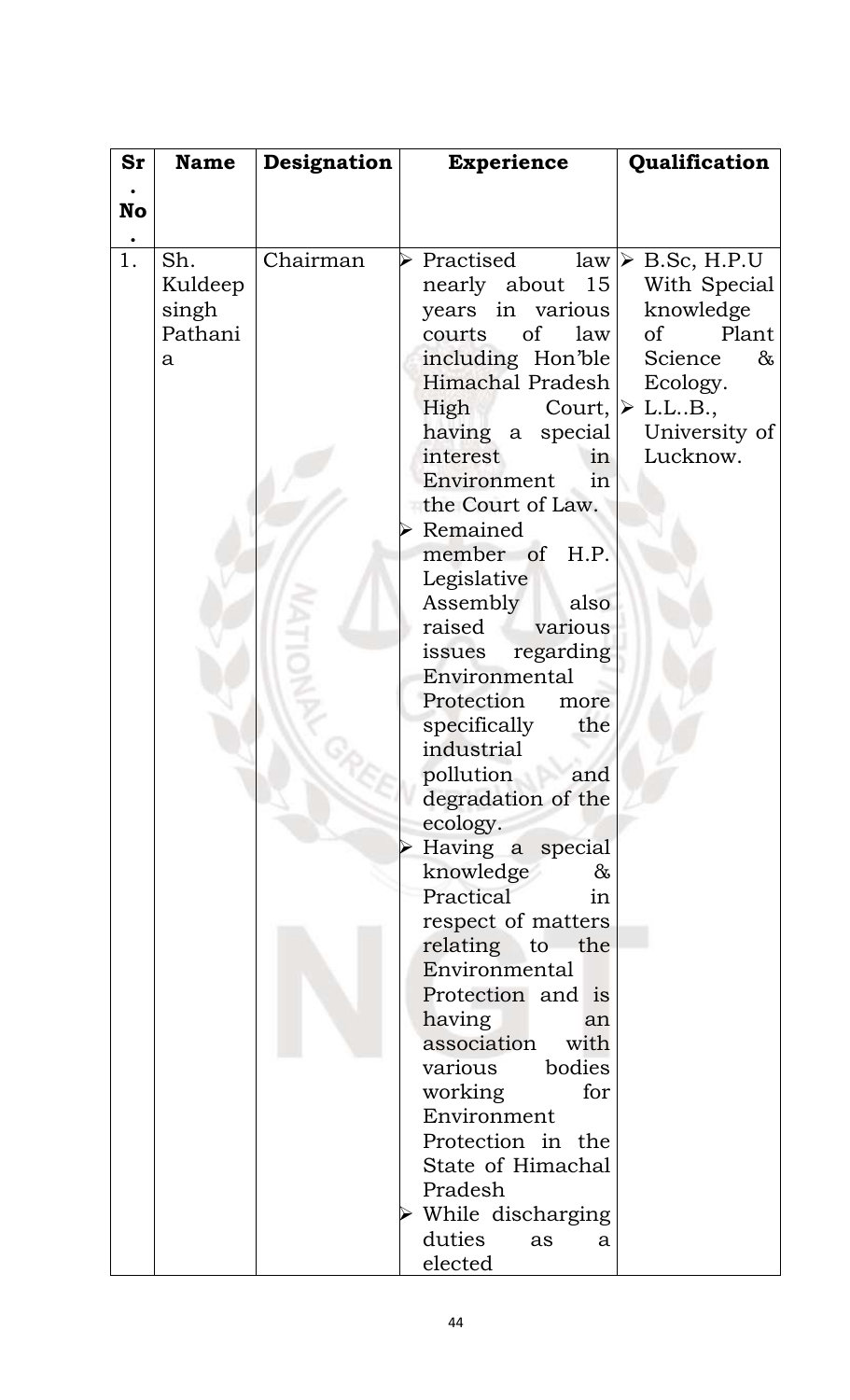| Sr. No. | Name | Designation | Experience | Qualification |
|---|---|---|---|---|
| 1. | Sh. Kuldeep singh Pathania | Chairman | ➢ Practised law nearly about 15 years in various courts of law including Hon'ble Himachal Pradesh High Court, having a special interest in Environment in the Court of Law.<br>➢ Remained member of H.P. Legislative Assembly also raised various issues regarding Environmental Protection more specifically the industrial pollution and degradation of the ecology.<br>➢ Having a special knowledge & Practical in respect of matters relating to the Environmental Protection and is having an association with various bodies working for Environment Protection in the State of Himachal Pradesh<br>➢ While discharging duties as a elected | ➢ B.Sc, H.P.U With Special knowledge of Plant Science & Ecology.<br>➢ L.L..B., University of Lucknow. |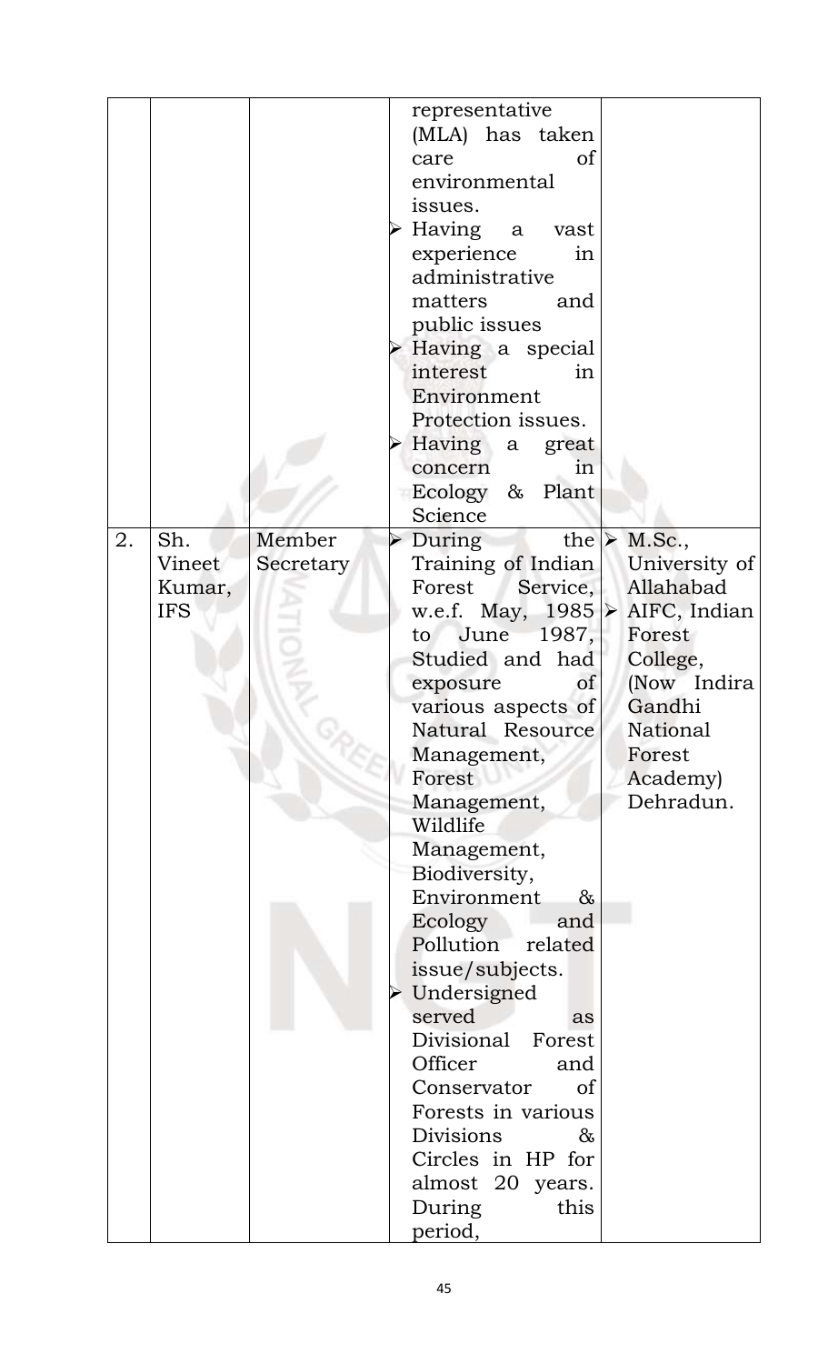| | | | | |
|---|---|---|---|---|
| | | | representative (MLA) has taken care of environmental issues.<br>➢ Having a vast experience in administrative matters and public issues<br>➢ Having a special interest in Environment Protection issues.<br>➢ Having a great concern in Ecology & Plant Science | |
| 2. | Sh. Vineet Kumar, IFS | Member Secretary | ➢ During the Training of Indian Forest Service, w.e.f. May, 1985 to June 1987, Studied and had exposure of various aspects of Natural Resource Management, Forest Management, Wildlife Management, Biodiversity, Environment & Ecology and Pollution related issue/subjects.<br>➢ Undersigned served as Divisional Forest Officer and Conservator of Forests in various Divisions & Circles in HP for almost 20 years. During this period, | ➢ M.Sc., University of Allahabad<br>➢ AIFC, Indian Forest College, (Now Indira Gandhi National Forest Academy) Dehradun. |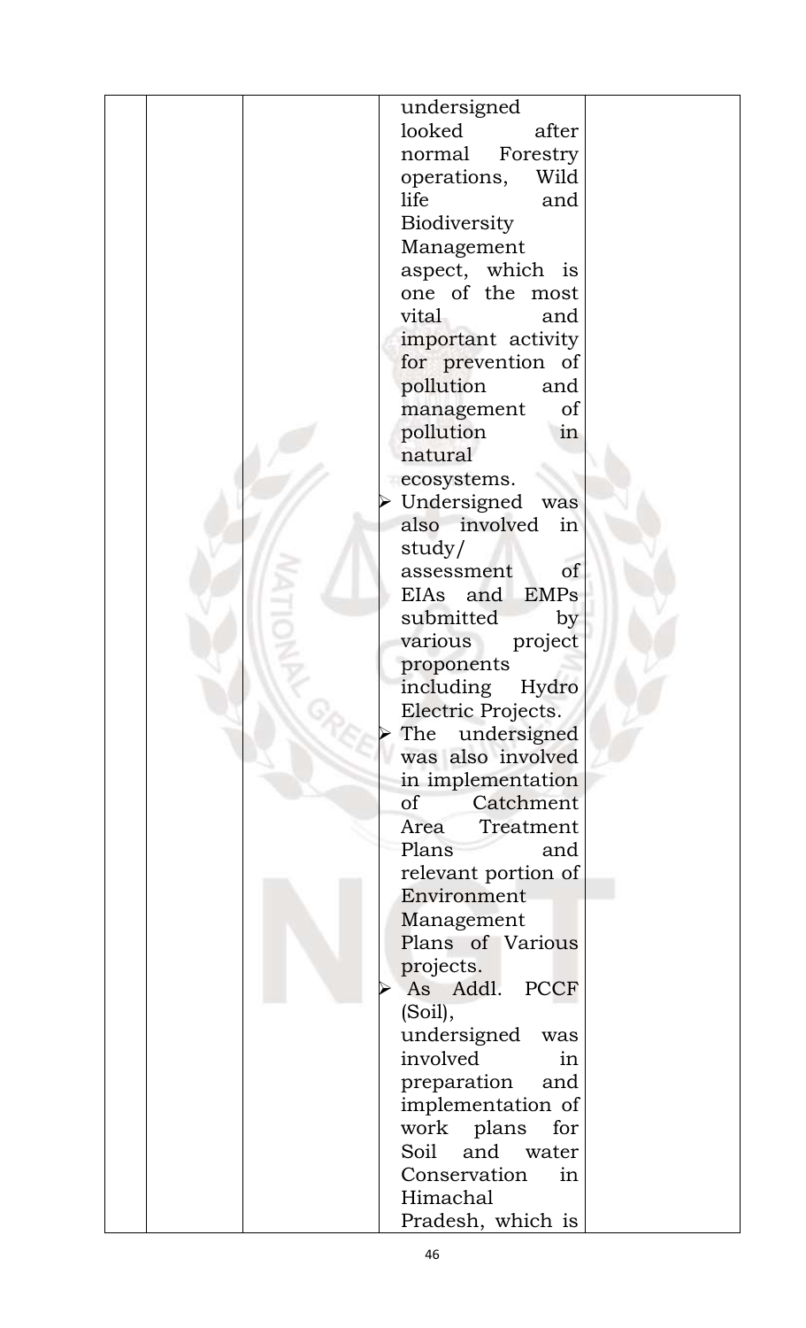| | | | | |
|---|---|---|---|---|
| | | | undersigned looked after normal Forestry operations, Wild life and Biodiversity Management aspect, which is one of the most vital and important activity for prevention of pollution and management of pollution in natural ecosystems.<br>➢ Undersigned was also involved in study/ assessment of EIAs and EMPs submitted by various project proponents including Hydro Electric Projects.<br>➢ The undersigned was also involved in implementation of Catchment Area Treatment Plans and relevant portion of Environment Management Plans of Various projects.<br>➢ As Addl. PCCF (Soil), undersigned was involved in preparation and implementation of work plans for Soil and water Conservation in Himachal Pradesh, which is | |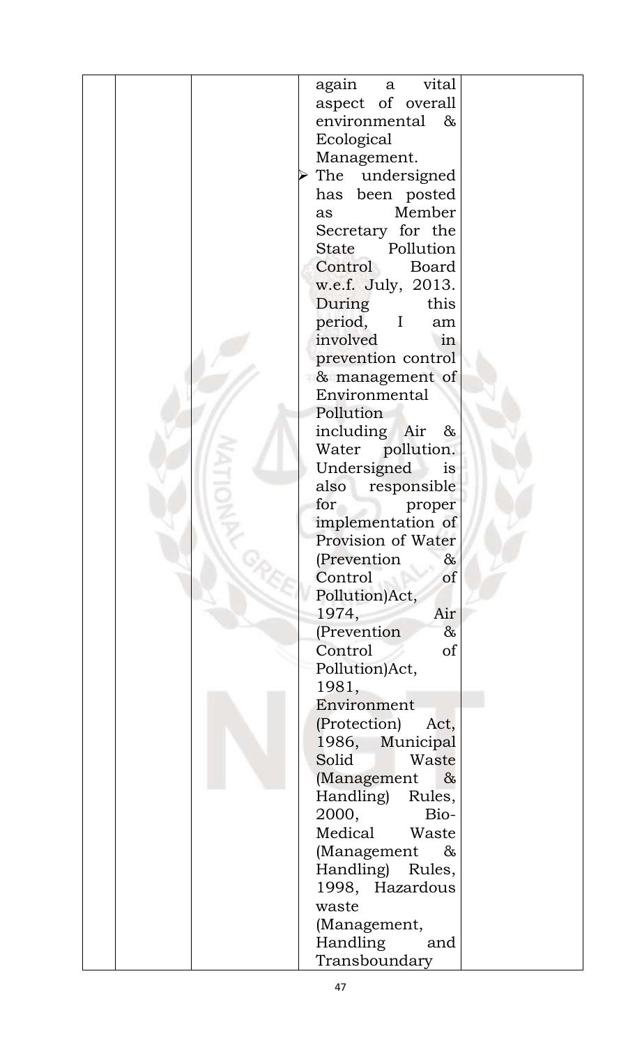| | | | again a vital aspect of overall environmental & Ecological Management.<br>➢ The undersigned has been posted as Member Secretary for the State Pollution Control Board w.e.f. July, 2013. During this period, I am involved in prevention control & management of Environmental Pollution including Air & Water pollution. Undersigned is also responsible for proper implementation of Provision of Water (Prevention & Control of Pollution)Act, 1974, Air (Prevention & Control of Pollution)Act, 1981, Environment (Protection) Act, 1986, Municipal Solid Waste (Management & Handling) Rules, 2000, Bio-Medical Waste (Management & Handling) Rules, 1998, Hazardous waste (Management, Handling and Transboundary | |
|---|---|---|---|---|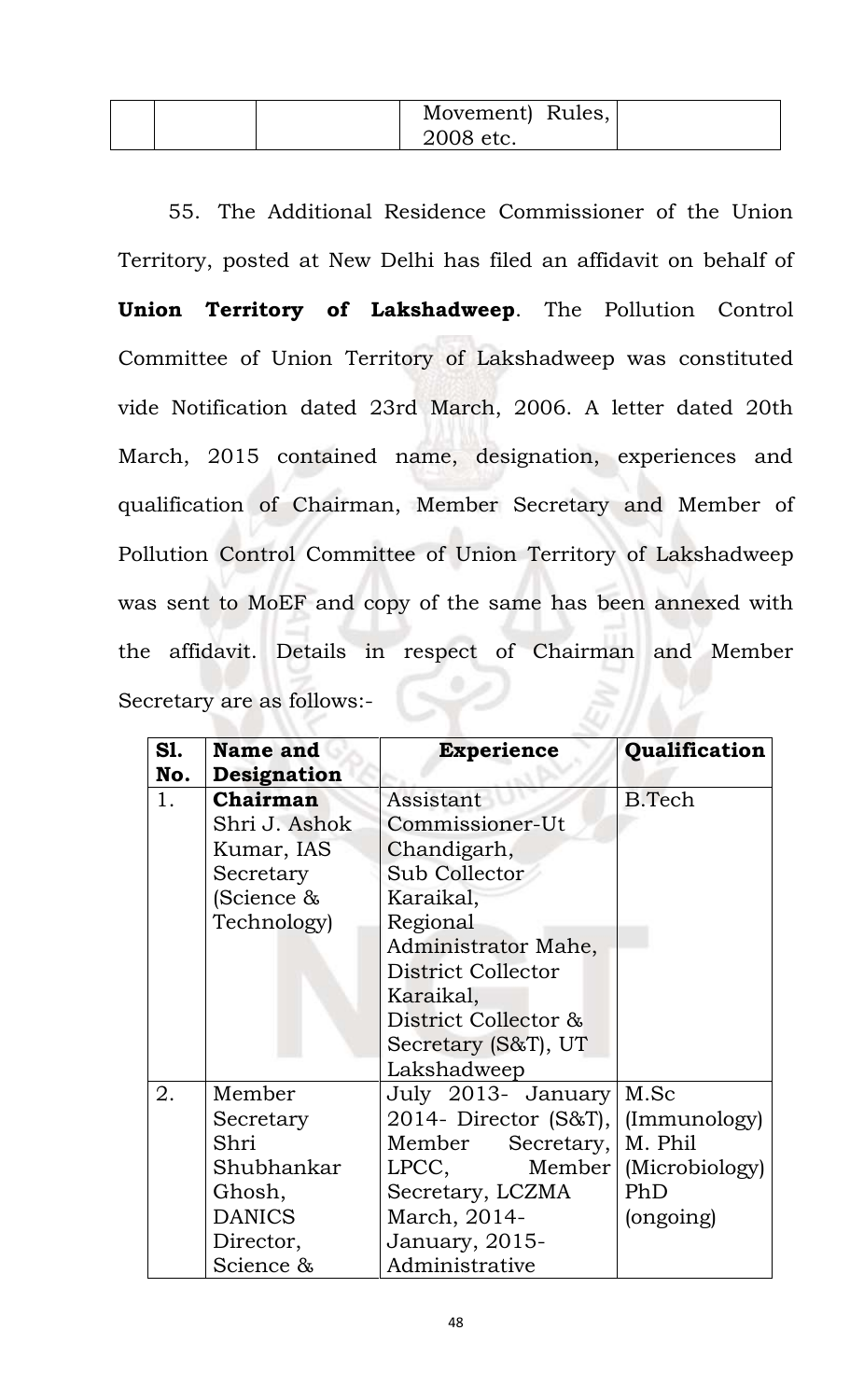| | | Movement) Rules, 2008 etc. | |
|---|---|---|---|

55. The Additional Residence Commissioner of the Union Territory, posted at New Delhi has filed an affidavit on behalf of **Union Territory of Lakshadweep**. The Pollution Control Committee of Union Territory of Lakshadweep was constituted vide Notification dated 23rd March, 2006. A letter dated 20th March, 2015 contained name, designation, experiences and qualification of Chairman, Member Secretary and Member of Pollution Control Committee of Union Territory of Lakshadweep was sent to MoEF and copy of the same has been annexed with the affidavit. Details in respect of Chairman and Member Secretary are as follows:-

| Sl. No. | Name and Designation | Experience | Qualification |
|---|---|---|---|
| 1. | **Chairman** Shri J. Ashok Kumar, IAS Secretary (Science & Technology) | Assistant Commissioner-Ut Chandigarh, Sub Collector Karaikal, Regional Administrator Mahe, District Collector Karaikal, District Collector & Secretary (S&T), UT Lakshadweep | B.Tech |
| 2. | Member Secretary Shri Shubhankar Ghosh, DANICS Director, Science & | July 2013- January 2014- Director (S&T), Member Secretary, LPCC, Member Secretary, LCZMA March, 2014- January, 2015- Administrative | M.Sc (Immunology) M. Phil (Microbiology) PhD (ongoing) |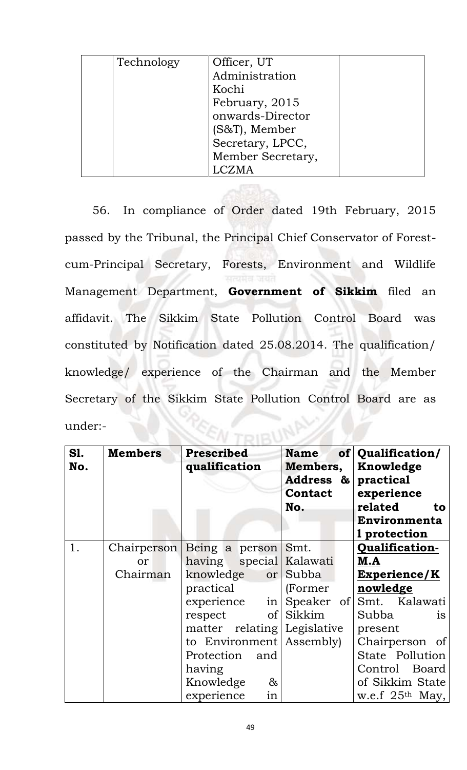| | Technology | Officer, UT Administration Kochi February, 2015 onwards-Director (S&T), Member Secretary, LPCC, Member Secretary, LCZMA | |
|---|---|---|---|

56. In compliance of Order dated 19th February, 2015 passed by the Tribunal, the Principal Chief Conservator of Forest-cum-Principal Secretary, Forests, Environment and Wildlife Management Department, **Government of Sikkim** filed an affidavit. The Sikkim State Pollution Control Board was constituted by Notification dated 25.08.2014. The qualification/ knowledge/ experience of the Chairman and the Member Secretary of the Sikkim State Pollution Control Board are as under:-

| **Sl. No.** | **Members** | **Prescribed qualification** | **Name of Members, Address & Contact No.** | **Qualification/ Knowledge practical experience related to Environmental protection** |
|---|---|---|---|---|
| 1. | Chairperson or Chairman | Being a person having special knowledge or practical experience in respect of matter relating to Environment Protection and having Knowledge & experience in | Smt. Kalawati Subba (Former Speaker of Sikkim Legislative Assembly) | **Qualification- M.A** **Experience/Knowledge** Smt. Kalawati Subba is present Chairperson of State Pollution Control Board of Sikkim State w.e.f 25th May, |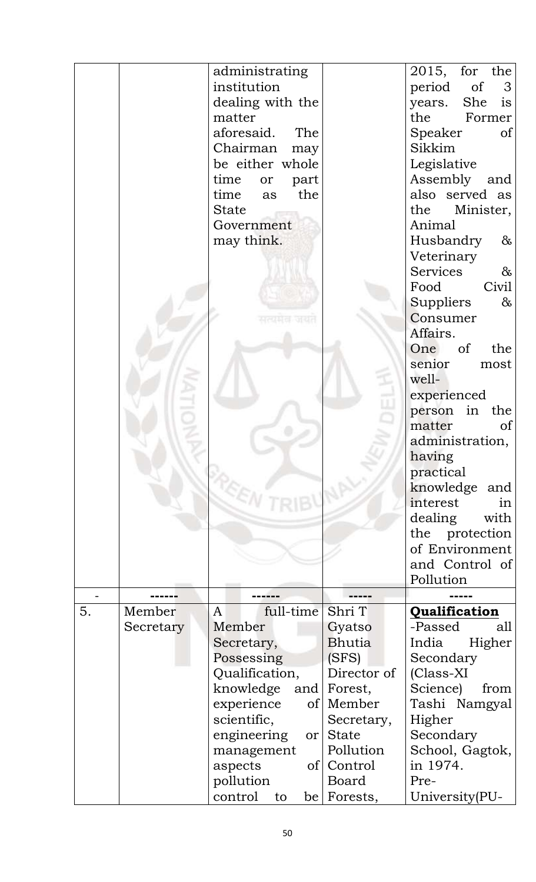|  |  |  |  |  |
|---|---|---|---|---|
|  |  | administrating institution dealing with the matter aforesaid. The Chairman may be either whole time or part time as the State Government may think. |  | 2015, for the period of 3 years. She is the Former Speaker of Sikkim Legislative Assembly and also served as the Minister, Animal Husbandry & Veterinary Services & Food Civil Suppliers & Consumer Affairs. One of the senior most well-experienced person in the matter of administration, having practical knowledge and interest in dealing with the protection of Environment and Control of Pollution |
| - | ------ | ------ | ----- | ----- |
| 5. | Member Secretary | A full-time Member Secretary, Possessing Qualification, knowledge and experience of scientific, engineering or management aspects of pollution control to be | Shri T Gyatso Bhutia (SFS) Director of Forest, Member Secretary, State Pollution Control Board Forests, | **Qualification** -Passed all India Higher Secondary (Class-XI Science) from Tashi Namgyal Higher Secondary School, Gagtok, in 1974. Pre-University(PU- |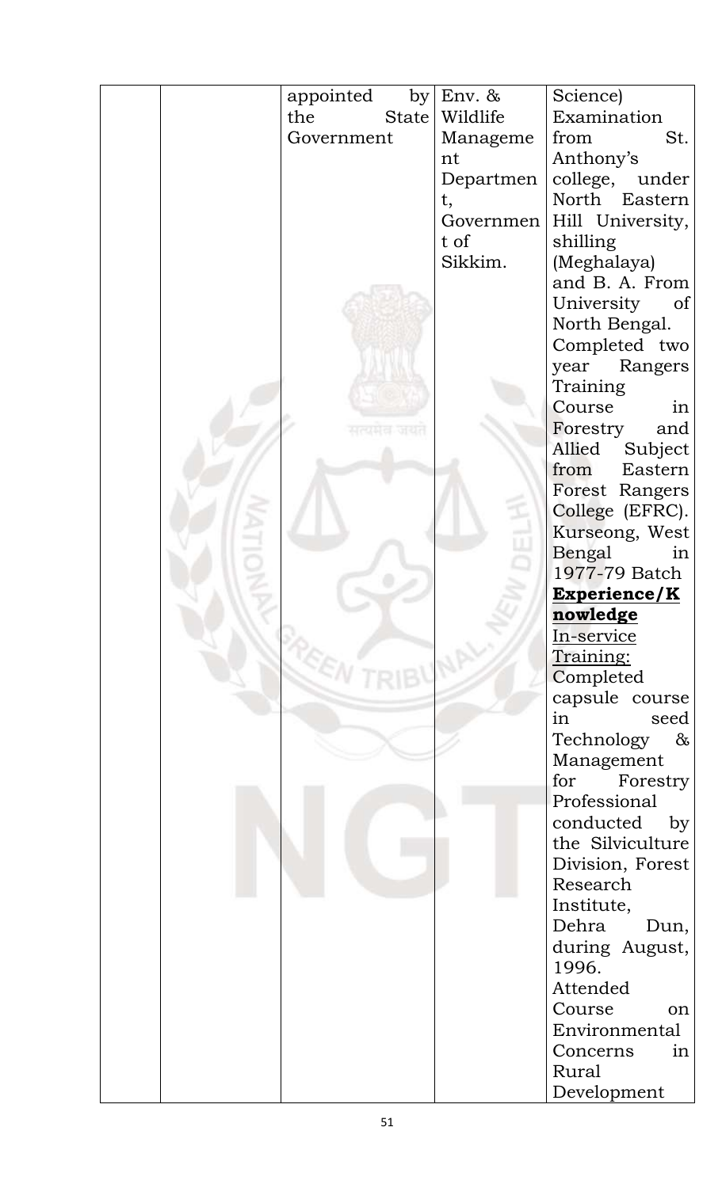|  |  | appointed by the State Government | Env. & Wildlife Management Department, Government of Sikkim. | Science) Examination from St. Anthony's college, under North Eastern Hill University, shilling (Meghalaya) and B. A. From University of North Bengal. Completed two year Rangers Training Course in Forestry and Allied Subject from Eastern Forest Rangers College (EFRC). Kurseong, West Bengal in 1977-79 Batch<br>**Experience/Knowledge**<br>In-service Training:<br>Completed capsule course in seed Technology & Management for Forestry Professional conducted by the Silviculture Division, Forest Research Institute, Dehra Dun, during August, 1996.<br>Attended Course on Environmental Concerns in Rural Development |
|---|---|---|---|---|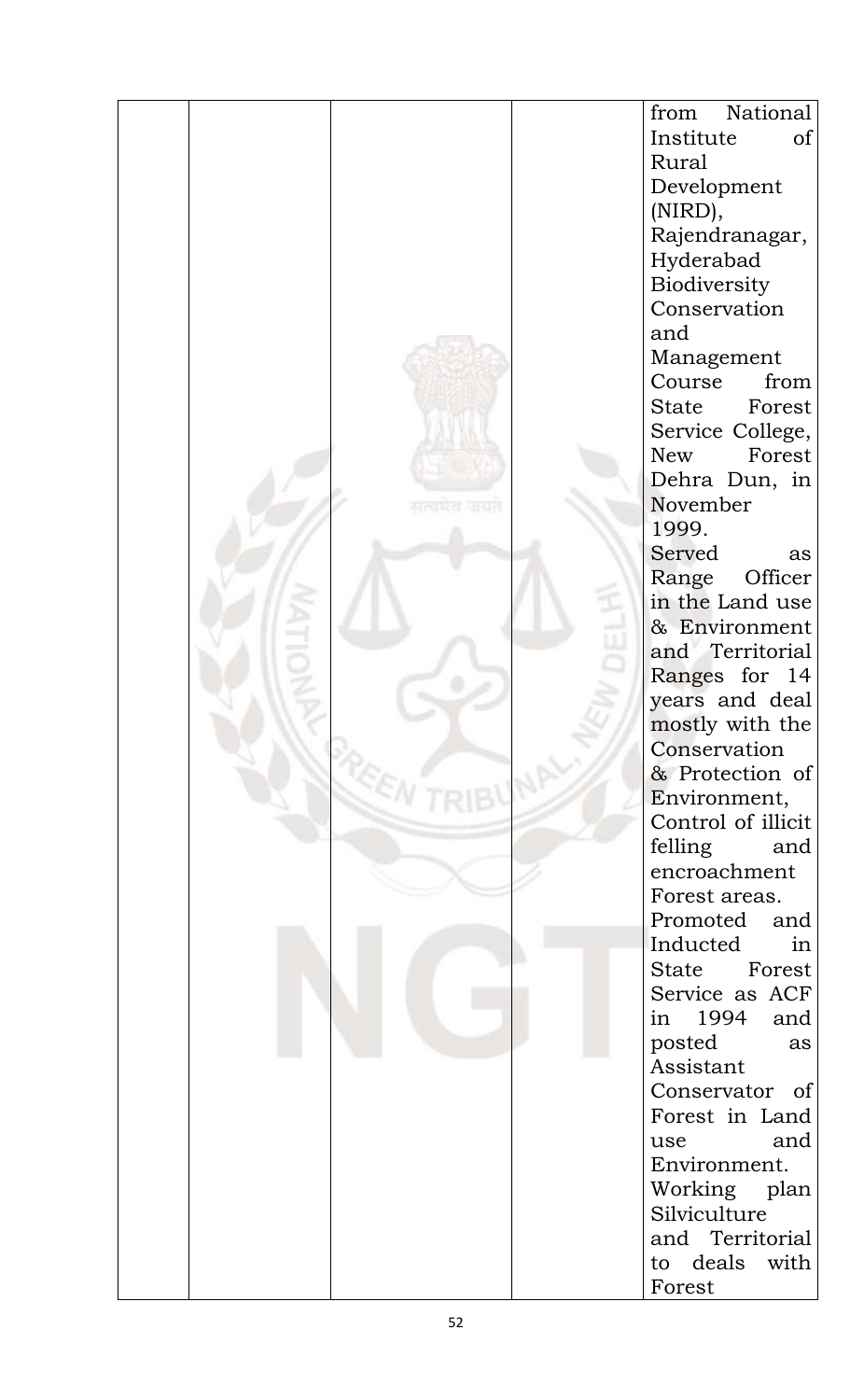|  |  |  |  | from National Institute of Rural Development (NIRD), Rajendranagar, Hyderabad Biodiversity Conservation and Management Course from State Forest Service College, New Forest Dehra Dun, in November 1999. Served as Range Officer in the Land use & Environment and Territorial Ranges for 14 years and deal mostly with the Conservation & Protection of Environment, Control of illicit felling and encroachment Forest areas. Promoted and Inducted in State Forest Service as ACF in 1994 and posted as Assistant Conservator of Forest in Land use and Environment. Working plan Silviculture and Territorial to deals with Forest |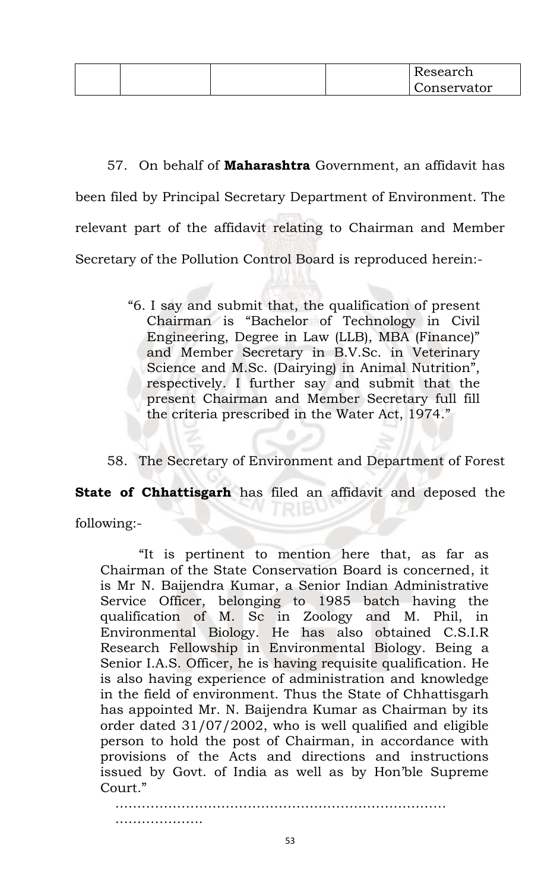| | | | | Research Conservator |
|---|---|---|---|---|

57. On behalf of **Maharashtra** Government, an affidavit has been filed by Principal Secretary Department of Environment. The relevant part of the affidavit relating to Chairman and Member Secretary of the Pollution Control Board is reproduced herein:-

> "6. I say and submit that, the qualification of present Chairman is "Bachelor of Technology in Civil Engineering, Degree in Law (LLB), MBA (Finance)" and Member Secretary in B.V.Sc. in Veterinary Science and M.Sc. (Dairying) in Animal Nutrition", respectively. I further say and submit that the present Chairman and Member Secretary full fill the criteria prescribed in the Water Act, 1974."

58. The Secretary of Environment and Department of Forest **State of Chhattisgarh** has filed an affidavit and deposed the following:-

> "It is pertinent to mention here that, as far as Chairman of the State Conservation Board is concerned, it is Mr N. Baijendra Kumar, a Senior Indian Administrative Service Officer, belonging to 1985 batch having the qualification of M. Sc in Zoology and M. Phil, in Environmental Biology. He has also obtained C.S.I.R Research Fellowship in Environmental Biology. Being a Senior I.A.S. Officer, he is having requisite qualification. He is also having experience of administration and knowledge in the field of environment. Thus the State of Chhattisgarh has appointed Mr. N. Baijendra Kumar as Chairman by its order dated 31/07/2002, who is well qualified and eligible person to hold the post of Chairman, in accordance with provisions of the Acts and directions and instructions issued by Govt. of India as well as by Hon'ble Supreme Court."

………………………………………………………………… …………………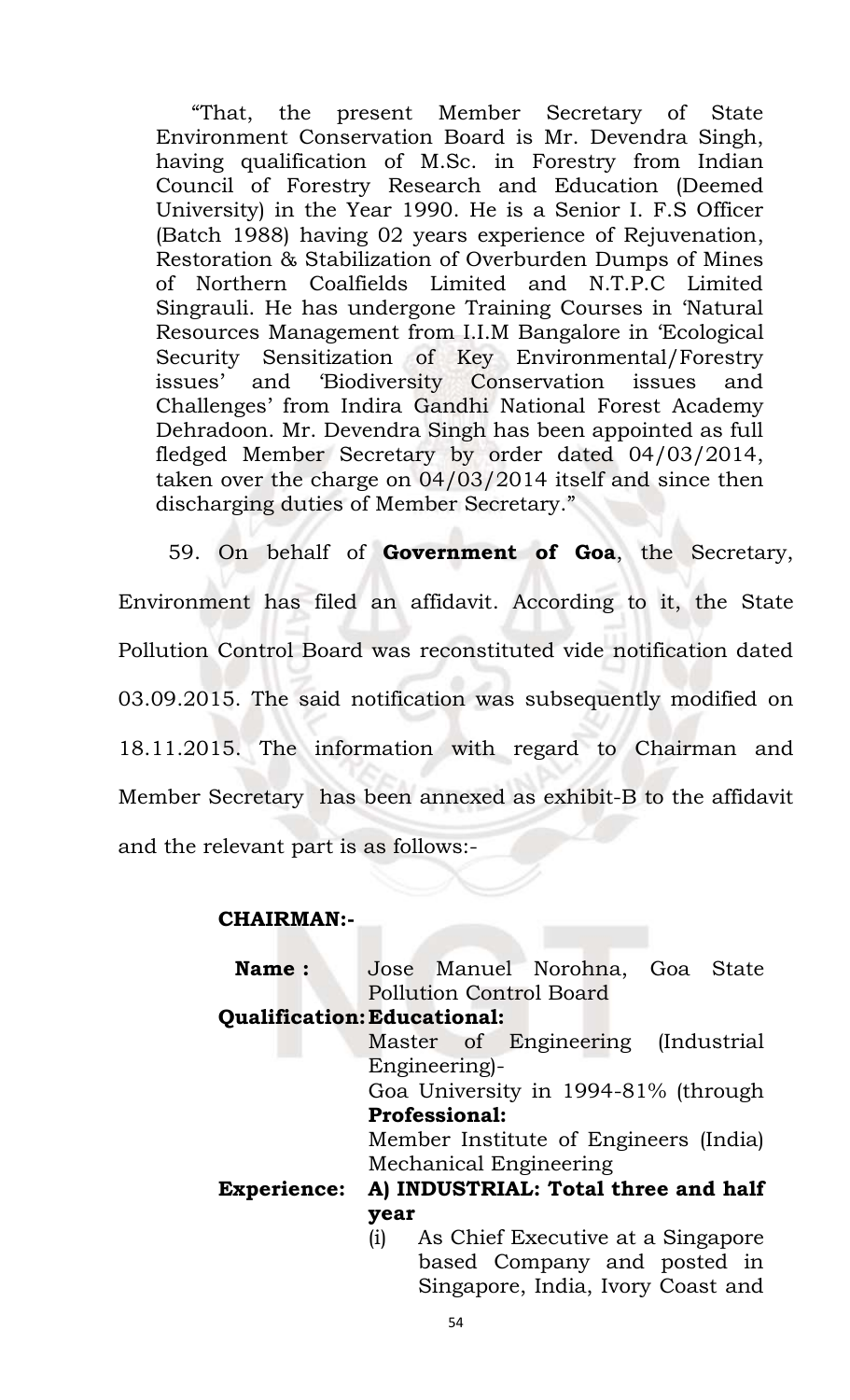"That, the present Member Secretary of State Environment Conservation Board is Mr. Devendra Singh, having qualification of M.Sc. in Forestry from Indian Council of Forestry Research and Education (Deemed University) in the Year 1990. He is a Senior I. F.S Officer (Batch 1988) having 02 years experience of Rejuvenation, Restoration & Stabilization of Overburden Dumps of Mines of Northern Coalfields Limited and N.T.P.C Limited Singrauli. He has undergone Training Courses in 'Natural Resources Management from I.I.M Bangalore in 'Ecological Security Sensitization of Key Environmental/Forestry issues' and 'Biodiversity Conservation issues and Challenges' from Indira Gandhi National Forest Academy Dehradoon. Mr. Devendra Singh has been appointed as full fledged Member Secretary by order dated 04/03/2014, taken over the charge on 04/03/2014 itself and since then discharging duties of Member Secretary."

59. On behalf of **Government of Goa**, the Secretary, Environment has filed an affidavit. According to it, the State Pollution Control Board was reconstituted vide notification dated 03.09.2015. The said notification was subsequently modified on 18.11.2015. The information with regard to Chairman and Member Secretary has been annexed as exhibit-B to the affidavit and the relevant part is as follows:-

**CHAIRMAN:-**

**Name :** Jose Manuel Norohna, Goa State Pollution Control Board

**Qualification:** **Educational:**
Master of Engineering (Industrial Engineering)-
Goa University in 1994-81% (through
**Professional:**
Member Institute of Engineers (India) Mechanical Engineering

**Experience:** **A) INDUSTRIAL: Total three and half year**

(i) As Chief Executive at a Singapore based Company and posted in Singapore, India, Ivory Coast and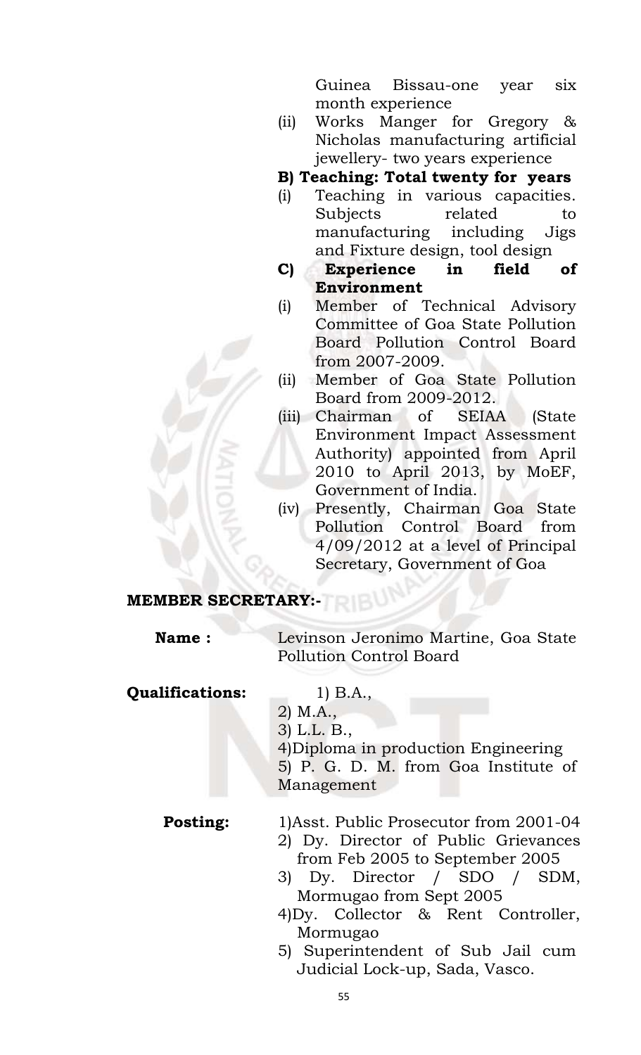Guinea Bissau-one year six month experience

(ii) Works Manger for Gregory & Nicholas manufacturing artificial jewellery- two years experience

**B) Teaching: Total twenty for years**

(i) Teaching in various capacities. Subjects related to manufacturing including Jigs and Fixture design, tool design

**C) Experience in field of Environment**

(i) Member of Technical Advisory Committee of Goa State Pollution Board Pollution Control Board from 2007-2009.

(ii) Member of Goa State Pollution Board from 2009-2012.

(iii) Chairman of SEIAA (State Environment Impact Assessment Authority) appointed from April 2010 to April 2013, by MoEF, Government of India.

(iv) Presently, Chairman Goa State Pollution Control Board from 4/09/2012 at a level of Principal Secretary, Government of Goa

**MEMBER SECRETARY:-**

**Name :** Levinson Jeronimo Martine, Goa State Pollution Control Board

**Qualifications:**

1) B.A.,
2) M.A.,
3) L.L. B.,
4)Diploma in production Engineering
5) P. G. D. M. from Goa Institute of Management

**Posting:**

1)Asst. Public Prosecutor from 2001-04
2) Dy. Director of Public Grievances from Feb 2005 to September 2005
3) Dy. Director / SDO / SDM, Mormugao from Sept 2005
4)Dy. Collector & Rent Controller, Mormugao
5) Superintendent of Sub Jail cum Judicial Lock-up, Sada, Vasco.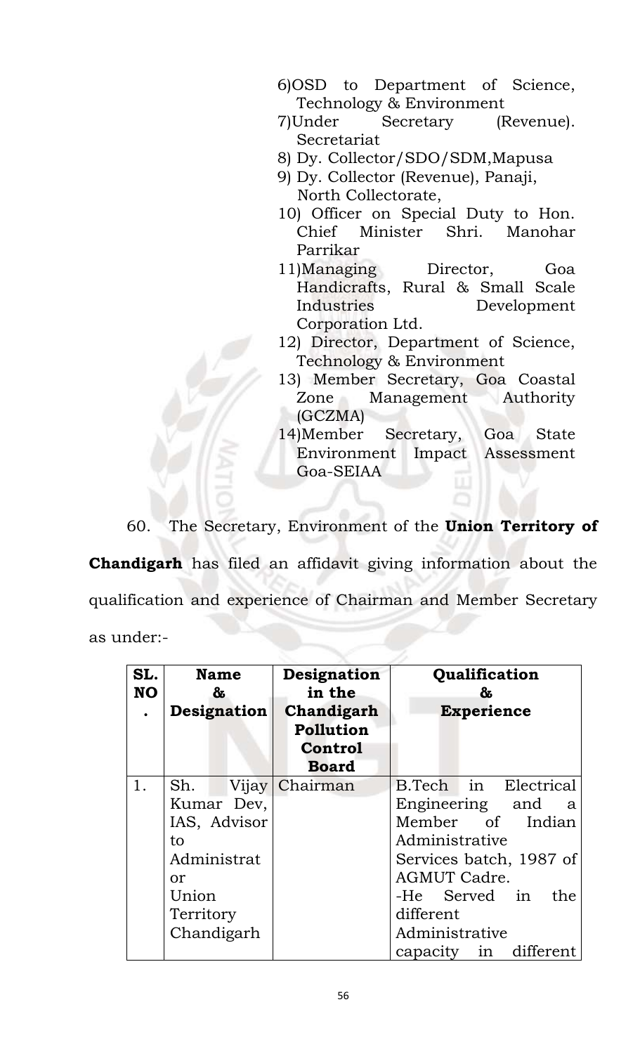6) OSD to Department of Science, Technology & Environment
7) Under Secretary (Revenue). Secretariat
8) Dy. Collector/SDO/SDM,Mapusa
9) Dy. Collector (Revenue), Panaji, North Collectorate,
10) Officer on Special Duty to Hon. Chief Minister Shri. Manohar Parrikar
11) Managing Director, Goa Handicrafts, Rural & Small Scale Industries Development Corporation Ltd.
12) Director, Department of Science, Technology & Environment
13) Member Secretary, Goa Coastal Zone Management Authority (GCZMA)
14) Member Secretary, Goa State Environment Impact Assessment Goa-SEIAA

60. The Secretary, Environment of the **Union Territory of Chandigarh** has filed an affidavit giving information about the qualification and experience of Chairman and Member Secretary as under:-

| SL. NO. | Name & Designation | Designation in the Chandigarh Pollution Control Board | Qualification & Experience |
|---|---|---|---|
| 1. | Sh. Vijay Kumar Dev, IAS, Advisor to Administrator Union Territory Chandigarh | Chairman | B.Tech in Electrical Engineering and a Member of Indian Administrative Services batch, 1987 of AGMUT Cadre.<br>-He Served in the different Administrative capacity in different |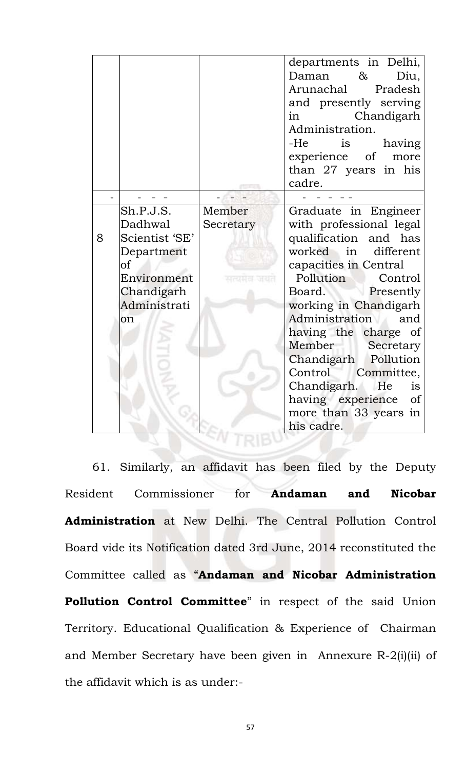| | | | |
|---|---|---|---|
| | | | departments in Delhi, Daman & Diu, Arunachal Pradesh and presently serving in Chandigarh Administration.<br>-He is having experience of more than 27 years in his cadre. |
| - | - - - | - - - | - - - - - |
| 8 | Sh.P.J.S. Dadhwal Scientist 'SE' Department of Environment Chandigarh Administration | Member Secretary | Graduate in Engineer with professional legal qualification and has worked in different capacities in Central Pollution Control Board. Presently working in Chandigarh Administration and having the charge of Member Secretary Chandigarh Pollution Control Committee, Chandigarh. He is having experience of more than 33 years in his cadre. |

61. Similarly, an affidavit has been filed by the Deputy Resident Commissioner for **Andaman and Nicobar Administration** at New Delhi. The Central Pollution Control Board vide its Notification dated 3rd June, 2014 reconstituted the Committee called as "**Andaman and Nicobar Administration Pollution Control Committee**" in respect of the said Union Territory. Educational Qualification & Experience of Chairman and Member Secretary have been given in Annexure R-2(i)(ii) of the affidavit which is as under:-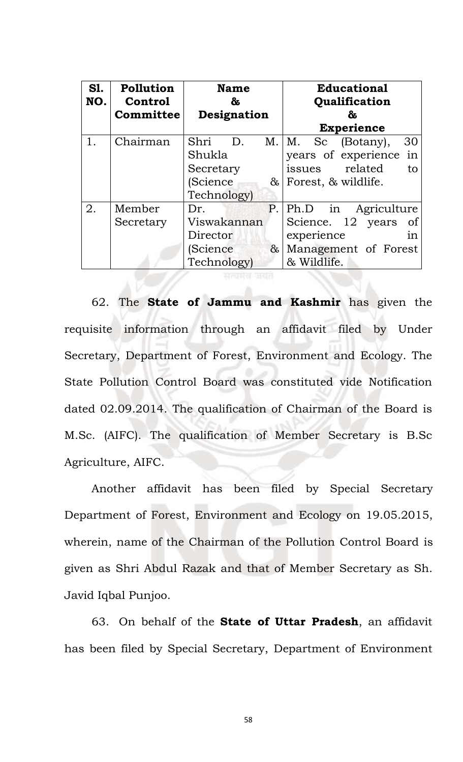| Sl. NO. | Pollution Control Committee | Name & Designation | Educational Qualification & Experience |
|---|---|---|---|
| 1. | Chairman | Shri D. M. Shukla Secretary (Science & Technology) | M. Sc (Botany), 30 years of experience in issues related to Forest, & wildlife. |
| 2. | Member Secretary | Dr. P. Viswakannan Director (Science & Technology) | Ph.D in Agriculture Science. 12 years of experience in Management of Forest & Wildlife. |

62. The **State of Jammu and Kashmir** has given the requisite information through an affidavit filed by Under Secretary, Department of Forest, Environment and Ecology. The State Pollution Control Board was constituted vide Notification dated 02.09.2014. The qualification of Chairman of the Board is M.Sc. (AIFC). The qualification of Member Secretary is B.Sc Agriculture, AIFC.

Another affidavit has been filed by Special Secretary Department of Forest, Environment and Ecology on 19.05.2015, wherein, name of the Chairman of the Pollution Control Board is given as Shri Abdul Razak and that of Member Secretary as Sh. Javid Iqbal Punjoo.

63. On behalf of the **State of Uttar Pradesh**, an affidavit has been filed by Special Secretary, Department of Environment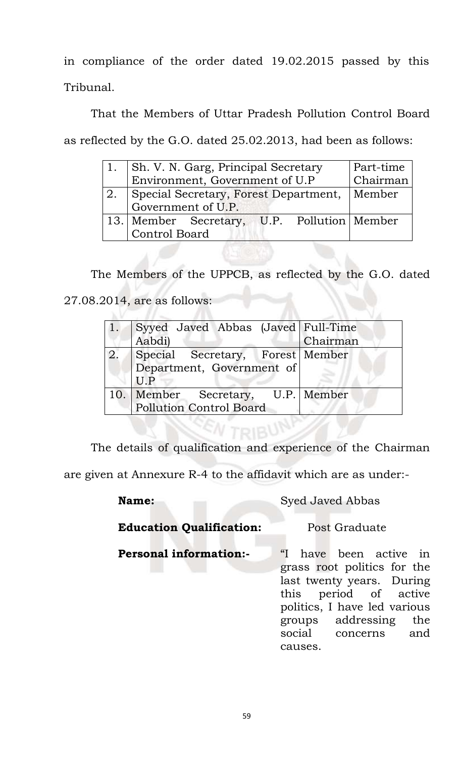in compliance of the order dated 19.02.2015 passed by this Tribunal.

That the Members of Uttar Pradesh Pollution Control Board as reflected by the G.O. dated 25.02.2013, had been as follows:

| | | |
|---|---|---|
| 1. | Sh. V. N. Garg, Principal Secretary Environment, Government of U.P | Part-time Chairman |
| 2. | Special Secretary, Forest Department, Government of U.P. | Member |
| 13. | Member Secretary, U.P. Pollution Control Board | Member |

The Members of the UPPCB, as reflected by the G.O. dated 27.08.2014, are as follows:

| | | |
|---|---|---|
| 1. | Syyed Javed Abbas (Javed Aabdi) | Full-Time Chairman |
| 2. | Special Secretary, Forest Department, Government of U.P | Member |
| 10. | Member Secretary, U.P. Pollution Control Board | Member |

The details of qualification and experience of the Chairman are given at Annexure R-4 to the affidavit which are as under:-

**Name:** Syed Javed Abbas

**Education Qualification:** Post Graduate

**Personal information:-** "I have been active in grass root politics for the last twenty years. During this period of active politics, I have led various groups addressing the social concerns and causes.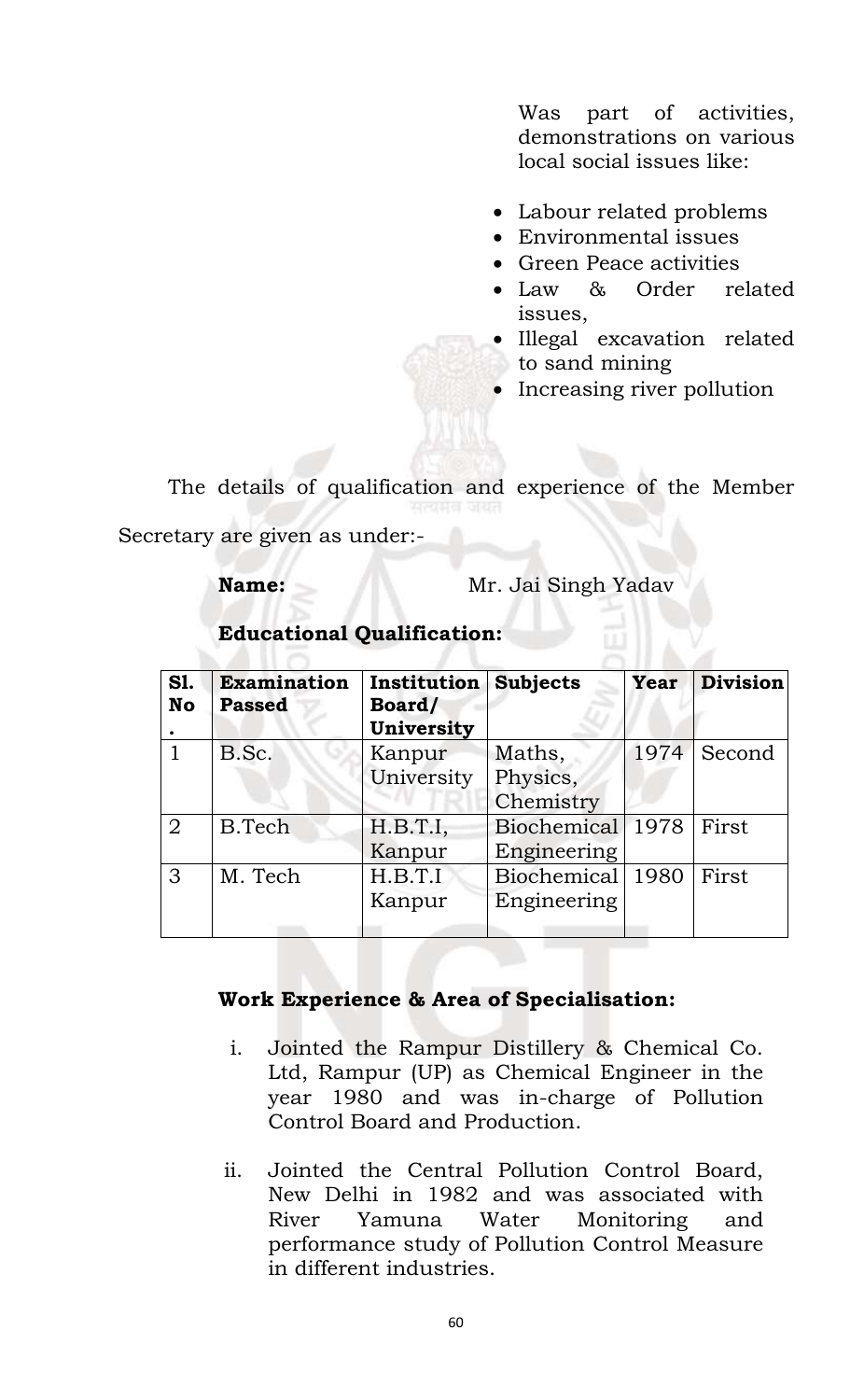Was part of activities, demonstrations on various local social issues like:

- Labour related problems
- Environmental issues
- Green Peace activities
- Law & Order related issues,
- Illegal excavation related to sand mining
- Increasing river pollution

The details of qualification and experience of the Member Secretary are given as under:-

**Name:** Mr. Jai Singh Yadav

**Educational Qualification:**

| Sl. No. | Examination Passed | Institution Board/ University | Subjects | Year | Division |
|---|---|---|---|---|---|
| 1 | B.Sc. | Kanpur University | Maths, Physics, Chemistry | 1974 | Second |
| 2 | B.Tech | H.B.T.I, Kanpur | Biochemical Engineering | 1978 | First |
| 3 | M. Tech | H.B.T.I Kanpur | Biochemical Engineering | 1980 | First |

**Work Experience & Area of Specialisation:**

i. Jointed the Rampur Distillery & Chemical Co. Ltd, Rampur (UP) as Chemical Engineer in the year 1980 and was in-charge of Pollution Control Board and Production.

ii. Jointed the Central Pollution Control Board, New Delhi in 1982 and was associated with River Yamuna Water Monitoring and performance study of Pollution Control Measure in different industries.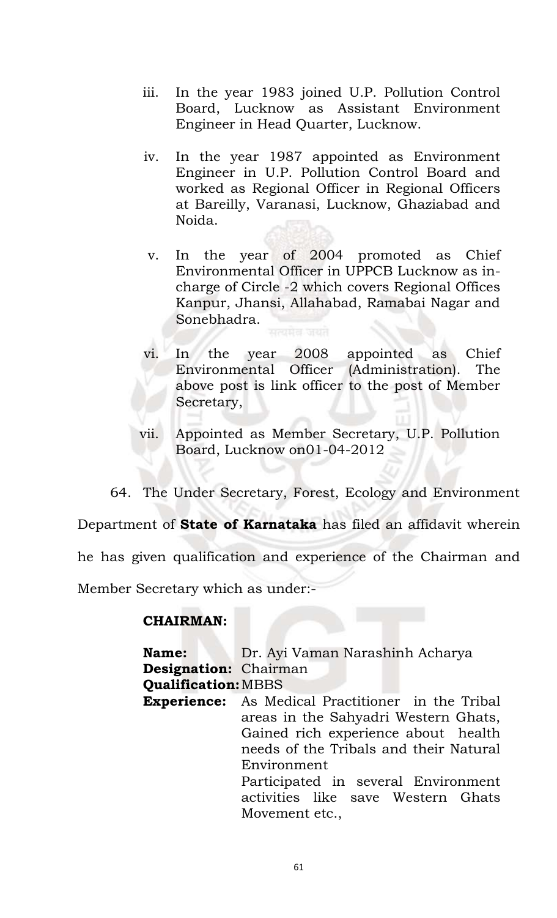iii. In the year 1983 joined U.P. Pollution Control Board, Lucknow as Assistant Environment Engineer in Head Quarter, Lucknow.

iv. In the year 1987 appointed as Environment Engineer in U.P. Pollution Control Board and worked as Regional Officer in Regional Officers at Bareilly, Varanasi, Lucknow, Ghaziabad and Noida.

v. In the year of 2004 promoted as Chief Environmental Officer in UPPCB Lucknow as in-charge of Circle -2 which covers Regional Offices Kanpur, Jhansi, Allahabad, Ramabai Nagar and Sonebhadra.

vi. In the year 2008 appointed as Chief Environmental Officer (Administration). The above post is link officer to the post of Member Secretary,

vii. Appointed as Member Secretary, U.P. Pollution Board, Lucknow on01-04-2012

64. The Under Secretary, Forest, Ecology and Environment Department of **State of Karnataka** has filed an affidavit wherein he has given qualification and experience of the Chairman and Member Secretary which as under:-

**CHAIRMAN:**

**Name:** Dr. Ayi Vaman Narashinh Acharya
**Designation:** Chairman
**Qualification:** MBBS
**Experience:** As Medical Practitioner in the Tribal areas in the Sahyadri Western Ghats, Gained rich experience about health needs of the Tribals and their Natural Environment
Participated in several Environment activities like save Western Ghats Movement etc.,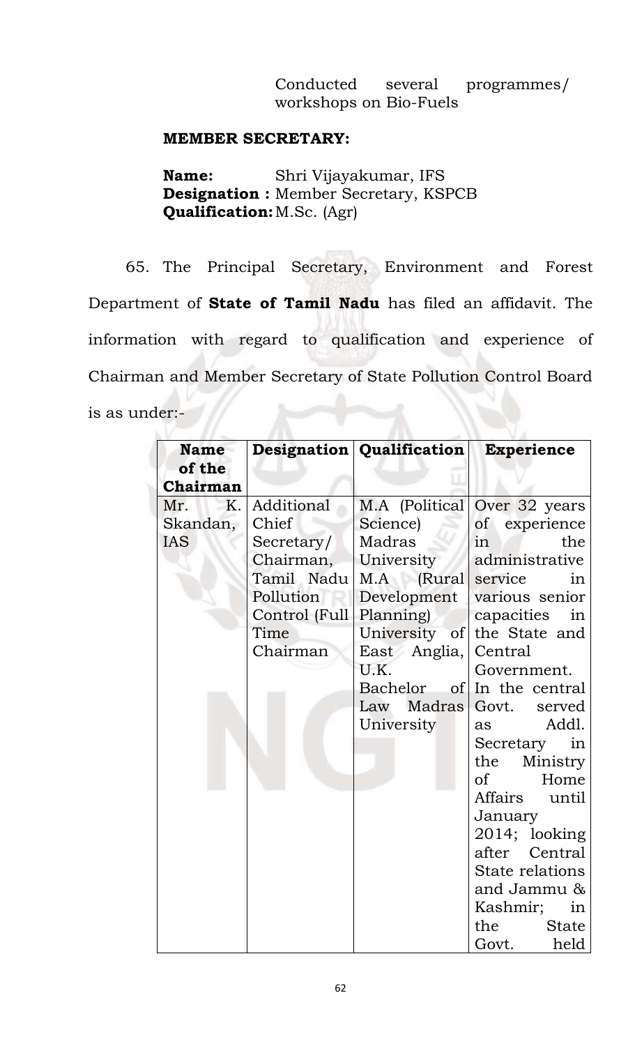Conducted several programmes/ workshops on Bio-Fuels

**MEMBER SECRETARY:**

**Name:** Shri Vijayakumar, IFS
**Designation :** Member Secretary, KSPCB
**Qualification:** M.Sc. (Agr)

65. The Principal Secretary, Environment and Forest Department of **State of Tamil Nadu** has filed an affidavit. The information with regard to qualification and experience of Chairman and Member Secretary of State Pollution Control Board is as under:-

| Name of the Chairman | Designation | Qualification | Experience |
|---|---|---|---|
| Mr. K. Skandan, IAS | Additional Chief Secretary/ Chairman, Tamil Nadu Pollution Control (Full Time Chairman | M.A (Political Science) Madras University M.A (Rural Development Planning) University of East Anglia, U.K. Bachelor of Law Madras University | Over 32 years of experience in the administrative service in various senior capacities in the State and Central Government. In the central Govt. served as Addl. Secretary in the Ministry of Home Affairs until January 2014; looking after Central State relations and Jammu & Kashmir; in the State Govt. held |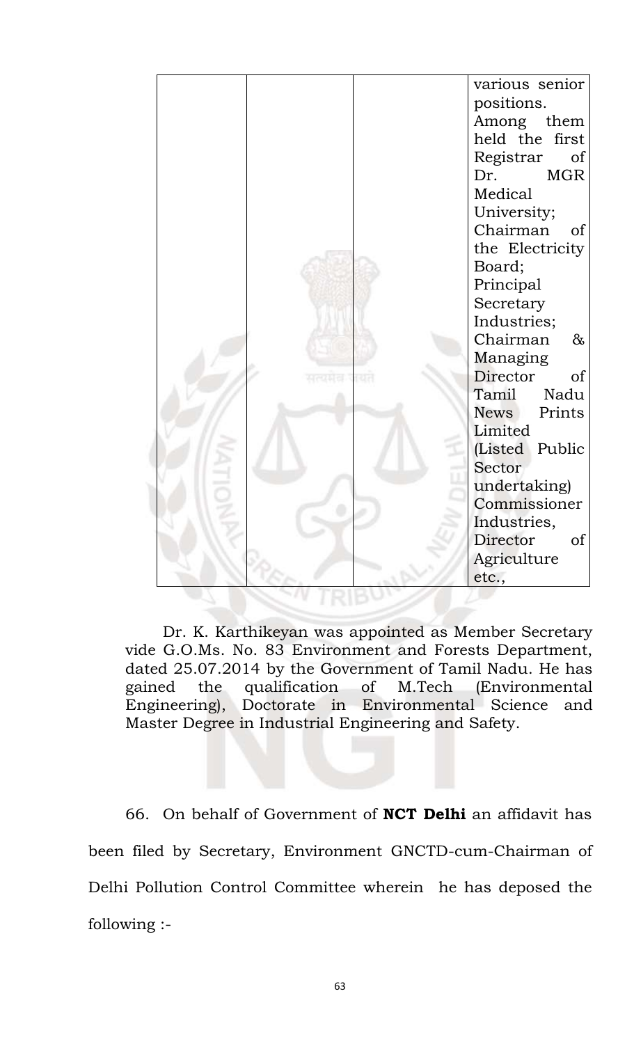|  |  |  | various senior positions. Among them held the first Registrar of Dr. MGR Medical University; Chairman of the Electricity Board; Principal Secretary Industries; Chairman & Managing Director of Tamil Nadu News Prints Limited (Listed Public Sector undertaking) Commissioner Industries, Director of Agriculture etc., |
|---|---|---|---|

Dr. K. Karthikeyan was appointed as Member Secretary vide G.O.Ms. No. 83 Environment and Forests Department, dated 25.07.2014 by the Government of Tamil Nadu. He has gained the qualification of M.Tech (Environmental Engineering), Doctorate in Environmental Science and Master Degree in Industrial Engineering and Safety.

66. On behalf of Government of **NCT Delhi** an affidavit has been filed by Secretary, Environment GNCTD-cum-Chairman of Delhi Pollution Control Committee wherein he has deposed the following :-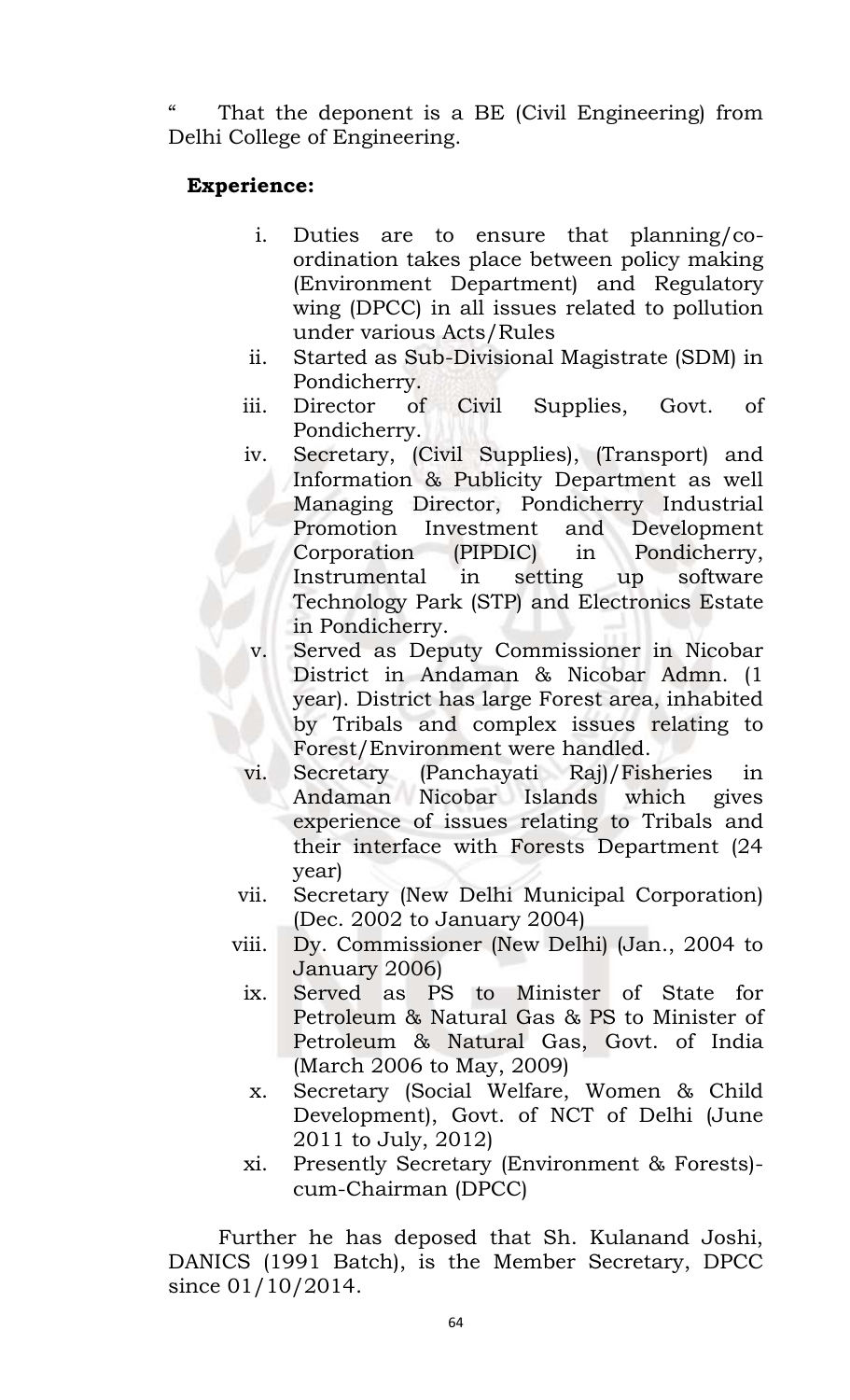" That the deponent is a BE (Civil Engineering) from Delhi College of Engineering.

**Experience:**

i. Duties are to ensure that planning/co-ordination takes place between policy making (Environment Department) and Regulatory wing (DPCC) in all issues related to pollution under various Acts/Rules
ii. Started as Sub-Divisional Magistrate (SDM) in Pondicherry.
iii. Director of Civil Supplies, Govt. of Pondicherry.
iv. Secretary, (Civil Supplies), (Transport) and Information & Publicity Department as well Managing Director, Pondicherry Industrial Promotion Investment and Development Corporation (PIPDIC) in Pondicherry, Instrumental in setting up software Technology Park (STP) and Electronics Estate in Pondicherry.
v. Served as Deputy Commissioner in Nicobar District in Andaman & Nicobar Admn. (1 year). District has large Forest area, inhabited by Tribals and complex issues relating to Forest/Environment were handled.
vi. Secretary (Panchayati Raj)/Fisheries in Andaman Nicobar Islands which gives experience of issues relating to Tribals and their interface with Forests Department (24 year)
vii. Secretary (New Delhi Municipal Corporation) (Dec. 2002 to January 2004)
viii. Dy. Commissioner (New Delhi) (Jan., 2004 to January 2006)
ix. Served as PS to Minister of State for Petroleum & Natural Gas & PS to Minister of Petroleum & Natural Gas, Govt. of India (March 2006 to May, 2009)
x. Secretary (Social Welfare, Women & Child Development), Govt. of NCT of Delhi (June 2011 to July, 2012)
xi. Presently Secretary (Environment & Forests)-cum-Chairman (DPCC)

Further he has deposed that Sh. Kulanand Joshi, DANICS (1991 Batch), is the Member Secretary, DPCC since 01/10/2014.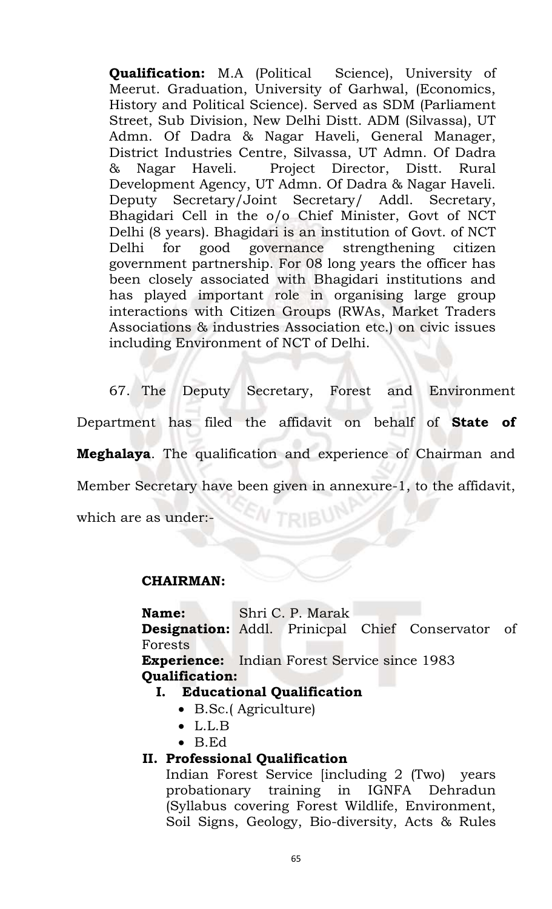**Qualification:** M.A (Political Science), University of Meerut. Graduation, University of Garhwal, (Economics, History and Political Science). Served as SDM (Parliament Street, Sub Division, New Delhi Distt. ADM (Silvassa), UT Admn. Of Dadra & Nagar Haveli, General Manager, District Industries Centre, Silvassa, UT Admn. Of Dadra & Nagar Haveli. Project Director, Distt. Rural Development Agency, UT Admn. Of Dadra & Nagar Haveli. Deputy Secretary/Joint Secretary/ Addl. Secretary, Bhagidari Cell in the o/o Chief Minister, Govt of NCT Delhi (8 years). Bhagidari is an institution of Govt. of NCT Delhi for good governance strengthening citizen government partnership. For 08 long years the officer has been closely associated with Bhagidari institutions and has played important role in organising large group interactions with Citizen Groups (RWAs, Market Traders Associations & industries Association etc.) on civic issues including Environment of NCT of Delhi.

67. The Deputy Secretary, Forest and Environment Department has filed the affidavit on behalf of **State of Meghalaya**. The qualification and experience of Chairman and Member Secretary have been given in annexure-1, to the affidavit, which are as under:-

**CHAIRMAN:**

**Name:** Shri C. P. Marak
**Designation:** Addl. Prinicpal Chief Conservator of Forests
**Experience:** Indian Forest Service since 1983
**Qualification:**

**I. Educational Qualification**

- B.Sc.( Agriculture)
- L.L.B
- B.Ed

**II. Professional Qualification**

Indian Forest Service [including 2 (Two) years probationary training in IGNFA Dehradun (Syllabus covering Forest Wildlife, Environment, Soil Signs, Geology, Bio-diversity, Acts & Rules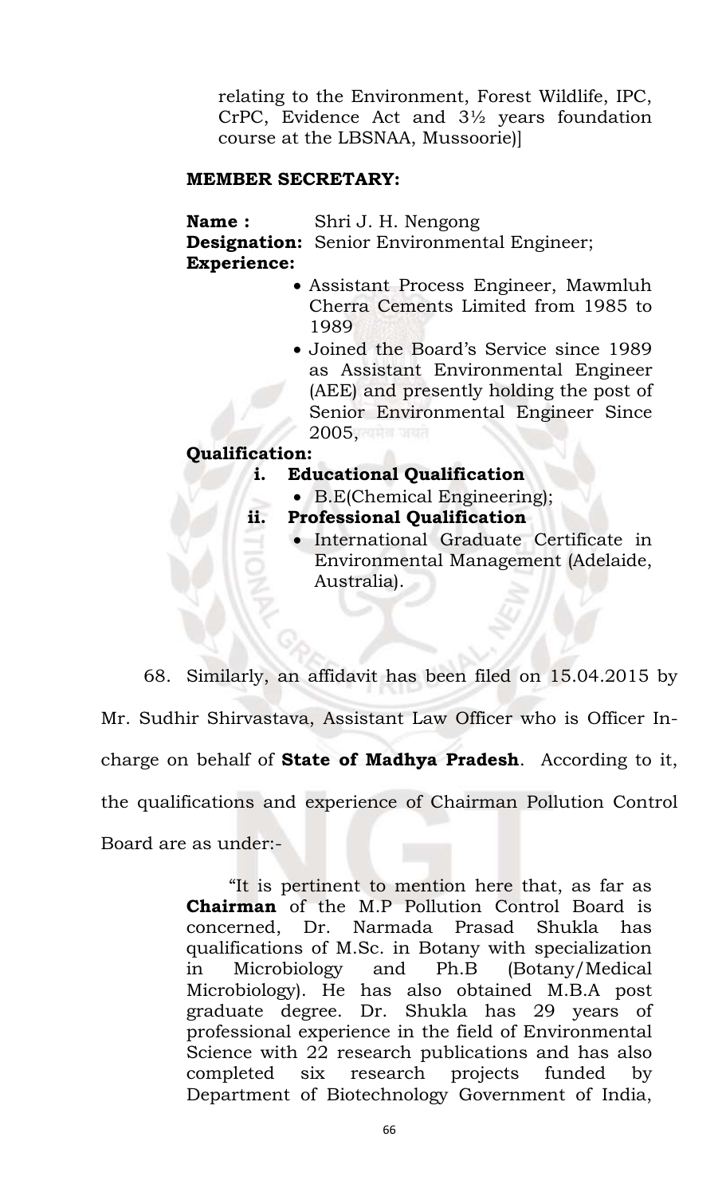relating to the Environment, Forest Wildlife, IPC, CrPC, Evidence Act and 3½ years foundation course at the LBSNAA, Mussoorie)]

**MEMBER SECRETARY:**

**Name :** Shri J. H. Nengong
**Designation:** Senior Environmental Engineer;
**Experience:**

- Assistant Process Engineer, Mawmluh Cherra Cements Limited from 1985 to 1989
- Joined the Board's Service since 1989 as Assistant Environmental Engineer (AEE) and presently holding the post of Senior Environmental Engineer Since 2005,

**Qualification:**

**i. Educational Qualification**

- B.E(Chemical Engineering);

**ii. Professional Qualification**

- International Graduate Certificate in Environmental Management (Adelaide, Australia).

68. Similarly, an affidavit has been filed on 15.04.2015 by Mr. Sudhir Shirvastava, Assistant Law Officer who is Officer In-charge on behalf of **State of Madhya Pradesh**. According to it, the qualifications and experience of Chairman Pollution Control Board are as under:-

> "It is pertinent to mention here that, as far as **Chairman** of the M.P Pollution Control Board is concerned, Dr. Narmada Prasad Shukla has qualifications of M.Sc. in Botany with specialization in Microbiology and Ph.B (Botany/Medical Microbiology). He has also obtained M.B.A post graduate degree. Dr. Shukla has 29 years of professional experience in the field of Environmental Science with 22 research publications and has also completed six research projects funded by Department of Biotechnology Government of India,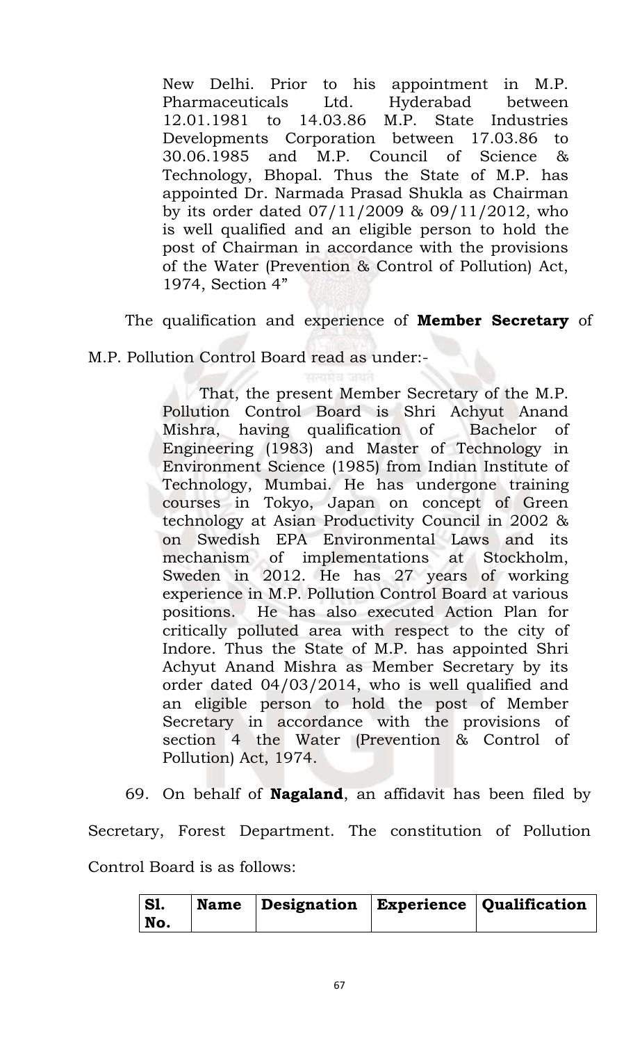> New Delhi. Prior to his appointment in M.P. Pharmaceuticals Ltd. Hyderabad between 12.01.1981 to 14.03.86 M.P. State Industries Developments Corporation between 17.03.86 to 30.06.1985 and M.P. Council of Science & Technology, Bhopal. Thus the State of M.P. has appointed Dr. Narmada Prasad Shukla as Chairman by its order dated 07/11/2009 & 09/11/2012, who is well qualified and an eligible person to hold the post of Chairman in accordance with the provisions of the Water (Prevention & Control of Pollution) Act, 1974, Section 4"

The qualification and experience of **Member Secretary** of M.P. Pollution Control Board read as under:-

> That, the present Member Secretary of the M.P. Pollution Control Board is Shri Achyut Anand Mishra, having qualification of Bachelor of Engineering (1983) and Master of Technology in Environment Science (1985) from Indian Institute of Technology, Mumbai. He has undergone training courses in Tokyo, Japan on concept of Green technology at Asian Productivity Council in 2002 & on Swedish EPA Environmental Laws and its mechanism of implementations at Stockholm, Sweden in 2012. He has 27 years of working experience in M.P. Pollution Control Board at various positions. He has also executed Action Plan for critically polluted area with respect to the city of Indore. Thus the State of M.P. has appointed Shri Achyut Anand Mishra as Member Secretary by its order dated 04/03/2014, who is well qualified and an eligible person to hold the post of Member Secretary in accordance with the provisions of section 4 the Water (Prevention & Control of Pollution) Act, 1974.

69. On behalf of **Nagaland**, an affidavit has been filed by Secretary, Forest Department. The constitution of Pollution Control Board is as follows:

| Sl. No. | Name | Designation | Experience | Qualification |
|---|---|---|---|---|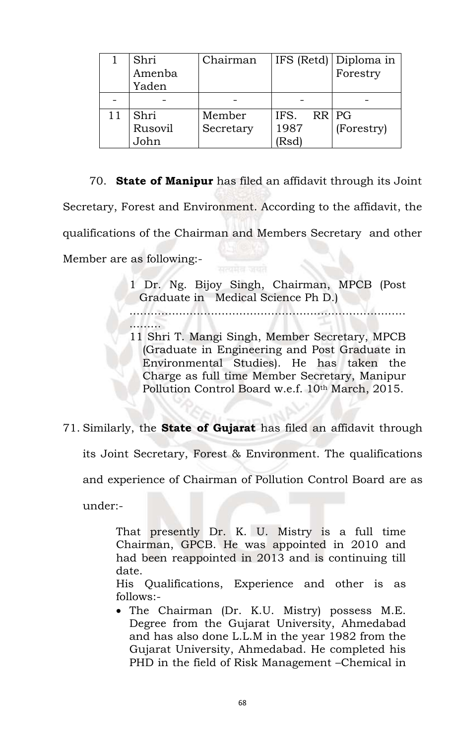| 1 | Shri Amenba Yaden | Chairman | IFS (Retd) | Diploma in Forestry |
|---|---|---|---|---|
| - | - | - | - | - |
| 11 | Shri Rusovil John | Member Secretary | IFS. RR 1987 (Rsd) | PG (Forestry) |

70. **State of Manipur** has filed an affidavit through its Joint Secretary, Forest and Environment. According to the affidavit, the qualifications of the Chairman and Members Secretary and other Member are as following:-

> 1 Dr. Ng. Bijoy Singh, Chairman, MPCB (Post Graduate in Medical Science Ph D.)
>
> ..............................................................................
>
> 11 Shri T. Mangi Singh, Member Secretary, MPCB (Graduate in Engineering and Post Graduate in Environmental Studies). He has taken the Charge as full time Member Secretary, Manipur Pollution Control Board w.e.f. 10th March, 2015.

71. Similarly, the **State of Gujarat** has filed an affidavit through its Joint Secretary, Forest & Environment. The qualifications and experience of Chairman of Pollution Control Board are as under:-

> That presently Dr. K. U. Mistry is a full time Chairman, GPCB. He was appointed in 2010 and had been reappointed in 2013 and is continuing till date.
>
> His Qualifications, Experience and other is as follows:-
>
> - The Chairman (Dr. K.U. Mistry) possess M.E. Degree from the Gujarat University, Ahmedabad and has also done L.L.M in the year 1982 from the Gujarat University, Ahmedabad. He completed his PHD in the field of Risk Management –Chemical in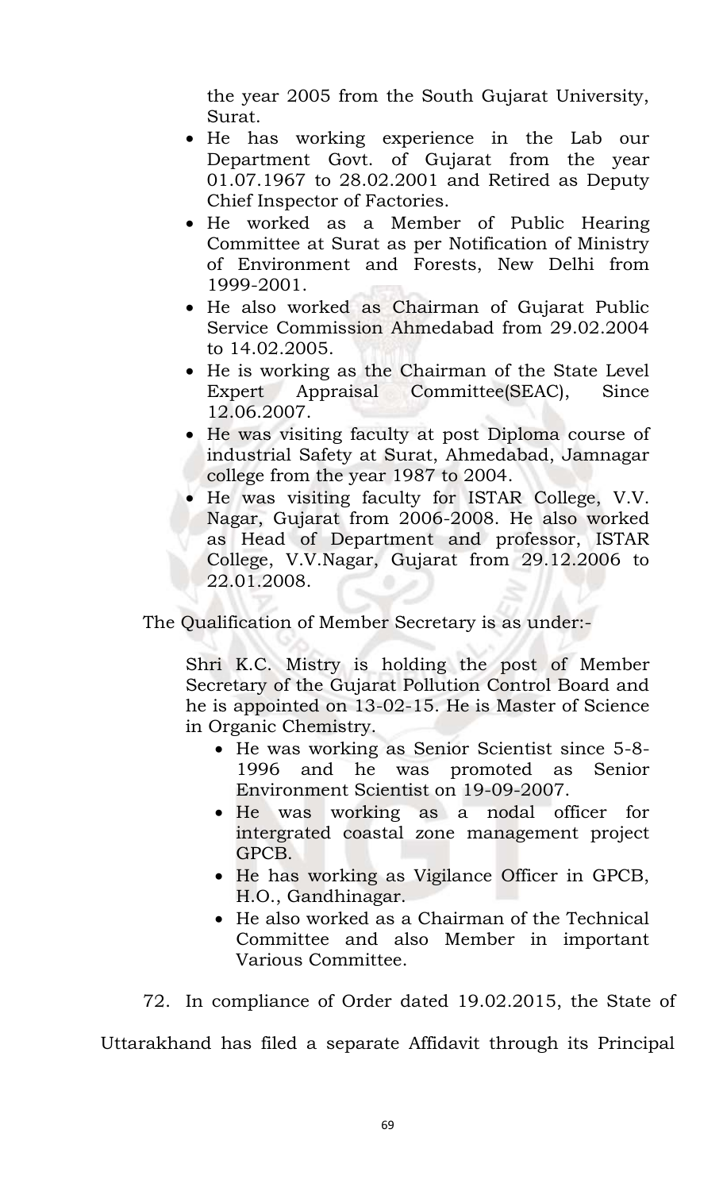the year 2005 from the South Gujarat University, Surat.

- He has working experience in the Lab our Department Govt. of Gujarat from the year 01.07.1967 to 28.02.2001 and Retired as Deputy Chief Inspector of Factories.
- He worked as a Member of Public Hearing Committee at Surat as per Notification of Ministry of Environment and Forests, New Delhi from 1999-2001.
- He also worked as Chairman of Gujarat Public Service Commission Ahmedabad from 29.02.2004 to 14.02.2005.
- He is working as the Chairman of the State Level Expert Appraisal Committee(SEAC), Since 12.06.2007.
- He was visiting faculty at post Diploma course of industrial Safety at Surat, Ahmedabad, Jamnagar college from the year 1987 to 2004.
- He was visiting faculty for ISTAR College, V.V. Nagar, Gujarat from 2006-2008. He also worked as Head of Department and professor, ISTAR College, V.V.Nagar, Gujarat from 29.12.2006 to 22.01.2008.

The Qualification of Member Secretary is as under:-

Shri K.C. Mistry is holding the post of Member Secretary of the Gujarat Pollution Control Board and he is appointed on 13-02-15. He is Master of Science in Organic Chemistry.

- He was working as Senior Scientist since 5-8-1996 and he was promoted as Senior Environment Scientist on 19-09-2007.
- He was working as a nodal officer for intergrated coastal zone management project GPCB.
- He has working as Vigilance Officer in GPCB, H.O., Gandhinagar.
- He also worked as a Chairman of the Technical Committee and also Member in important Various Committee.

72. In compliance of Order dated 19.02.2015, the State of Uttarakhand has filed a separate Affidavit through its Principal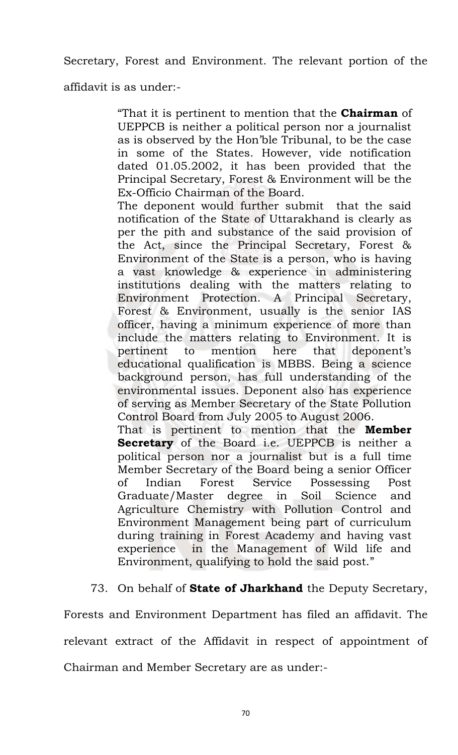Secretary, Forest and Environment. The relevant portion of the affidavit is as under:-

> "That it is pertinent to mention that the **Chairman** of UEPPCB is neither a political person nor a journalist as is observed by the Hon'ble Tribunal, to be the case in some of the States. However, vide notification dated 01.05.2002, it has been provided that the Principal Secretary, Forest & Environment will be the Ex-Officio Chairman of the Board.
>
> The deponent would further submit that the said notification of the State of Uttarakhand is clearly as per the pith and substance of the said provision of the Act, since the Principal Secretary, Forest & Environment of the State is a person, who is having a vast knowledge & experience in administering institutions dealing with the matters relating to Environment Protection. A Principal Secretary, Forest & Environment, usually is the senior IAS officer, having a minimum experience of more than include the matters relating to Environment. It is pertinent to mention here that deponent's educational qualification is MBBS. Being a science background person, has full understanding of the environmental issues. Deponent also has experience of serving as Member Secretary of the State Pollution Control Board from July 2005 to August 2006.
>
> That is pertinent to mention that the **Member Secretary** of the Board i.e. UEPPCB is neither a political person nor a journalist but is a full time Member Secretary of the Board being a senior Officer of Indian Forest Service Possessing Post Graduate/Master degree in Soil Science and Agriculture Chemistry with Pollution Control and Environment Management being part of curriculum during training in Forest Academy and having vast experience in the Management of Wild life and Environment, qualifying to hold the said post."

73. On behalf of **State of Jharkhand** the Deputy Secretary, Forests and Environment Department has filed an affidavit. The relevant extract of the Affidavit in respect of appointment of Chairman and Member Secretary are as under:-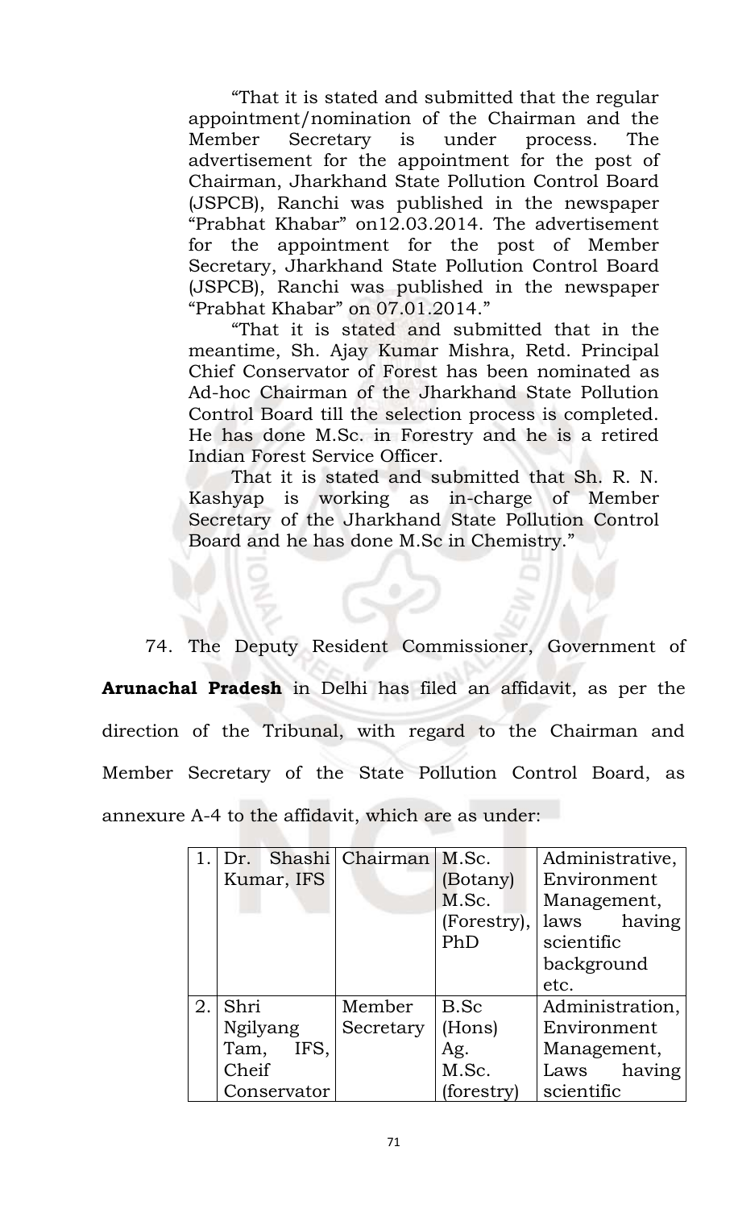> "That it is stated and submitted that the regular appointment/nomination of the Chairman and the Member Secretary is under process. The advertisement for the appointment for the post of Chairman, Jharkhand State Pollution Control Board (JSPCB), Ranchi was published in the newspaper "Prabhat Khabar" on12.03.2014. The advertisement for the appointment for the post of Member Secretary, Jharkhand State Pollution Control Board (JSPCB), Ranchi was published in the newspaper "Prabhat Khabar" on 07.01.2014."
>
> "That it is stated and submitted that in the meantime, Sh. Ajay Kumar Mishra, Retd. Principal Chief Conservator of Forest has been nominated as Ad-hoc Chairman of the Jharkhand State Pollution Control Board till the selection process is completed. He has done M.Sc. in Forestry and he is a retired Indian Forest Service Officer.
>
> That it is stated and submitted that Sh. R. N. Kashyap is working as in-charge of Member Secretary of the Jharkhand State Pollution Control Board and he has done M.Sc in Chemistry."

74. The Deputy Resident Commissioner, Government of **Arunachal Pradesh** in Delhi has filed an affidavit, as per the direction of the Tribunal, with regard to the Chairman and Member Secretary of the State Pollution Control Board, as annexure A-4 to the affidavit, which are as under:

| | | | | |
|---|---|---|---|---|
| 1. | Dr. Shashi Kumar, IFS | Chairman | M.Sc. (Botany) M.Sc. (Forestry), PhD | Administrative, Environment Management, laws having scientific background etc. |
| 2. | Shri Ngilyang Tam, IFS, Cheif Conservator | Member Secretary | B.Sc (Hons) Ag. M.Sc. (forestry) | Administration, Environment Management, Laws having scientific |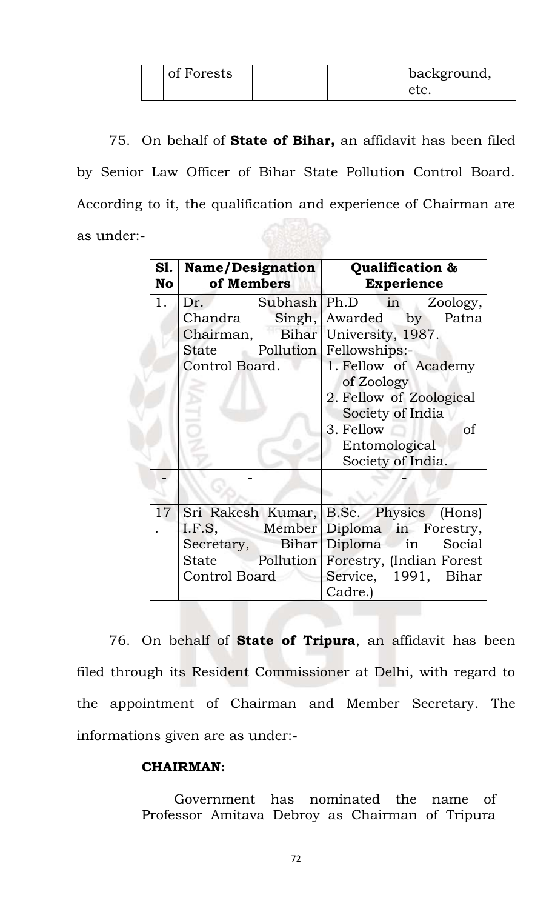| | of Forests | | | background, etc. |
|---|---|---|---|---|

75. On behalf of **State of Bihar,** an affidavit has been filed by Senior Law Officer of Bihar State Pollution Control Board. According to it, the qualification and experience of Chairman are as under:-

| Sl. No | Name/Designation of Members | Qualification & Experience |
|---|---|---|
| 1. | Dr. Subhash Chandra Singh, Chairman, Bihar State Pollution Control Board. | Ph.D in Zoology, Awarded by Patna University, 1987. Fellowships:- 1. Fellow of Academy of Zoology 2. Fellow of Zoological Society of India 3. Fellow of Entomological Society of India. |
| - | - | - |
| 17. | Sri Rakesh Kumar, I.F.S, Member Secretary, Bihar State Pollution Control Board | B.Sc. Physics (Hons) Diploma in Forestry, Diploma in Social Forestry, (Indian Forest Service, 1991, Bihar Cadre.) |

76. On behalf of **State of Tripura**, an affidavit has been filed through its Resident Commissioner at Delhi, with regard to the appointment of Chairman and Member Secretary. The informations given are as under:-

**CHAIRMAN:**

> Government has nominated the name of Professor Amitava Debroy as Chairman of Tripura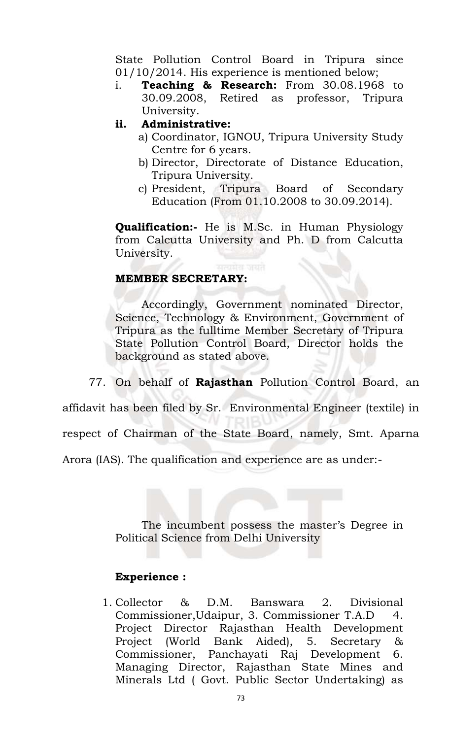State Pollution Control Board in Tripura since 01/10/2014. His experience is mentioned below;

i. **Teaching & Research:** From 30.08.1968 to 30.09.2008, Retired as professor, Tripura University.

ii. **Administrative:**
   a) Coordinator, IGNOU, Tripura University Study Centre for 6 years.
   b) Director, Directorate of Distance Education, Tripura University.
   c) President, Tripura Board of Secondary Education (From 01.10.2008 to 30.09.2014).

**Qualification:-** He is M.Sc. in Human Physiology from Calcutta University and Ph. D from Calcutta University.

**MEMBER SECRETARY:**

Accordingly, Government nominated Director, Science, Technology & Environment, Government of Tripura as the fulltime Member Secretary of Tripura State Pollution Control Board, Director holds the background as stated above.

77. On behalf of **Rajasthan** Pollution Control Board, an affidavit has been filed by Sr. Environmental Engineer (textile) in respect of Chairman of the State Board, namely, Smt. Aparna Arora (IAS). The qualification and experience are as under:-

The incumbent possess the master's Degree in Political Science from Delhi University

**Experience :**

1. Collector & D.M. Banswara 2. Divisional Commissioner,Udaipur, 3. Commissioner T.A.D 4. Project Director Rajasthan Health Development Project (World Bank Aided), 5. Secretary & Commissioner, Panchayati Raj Development 6. Managing Director, Rajasthan State Mines and Minerals Ltd ( Govt. Public Sector Undertaking) as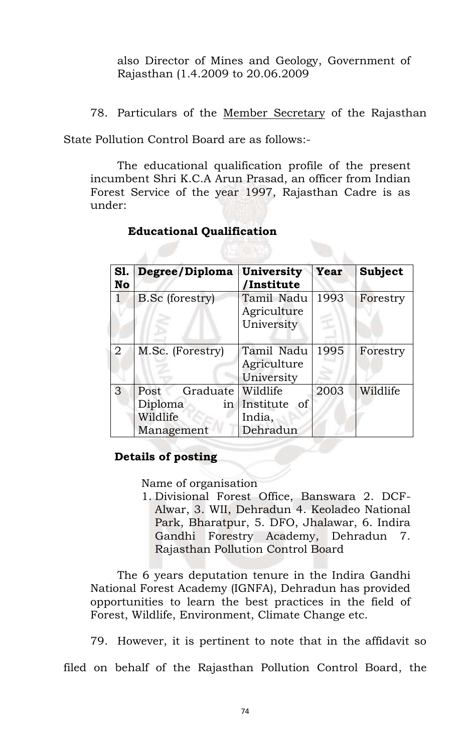also Director of Mines and Geology, Government of Rajasthan (1.4.2009 to 20.06.2009

78. Particulars of the Member Secretary of the Rajasthan State Pollution Control Board are as follows:-

The educational qualification profile of the present incumbent Shri K.C.A Arun Prasad, an officer from Indian Forest Service of the year 1997, Rajasthan Cadre is as under:

**Educational Qualification**

| Sl. No | Degree/Diploma | University /Institute | Year | Subject |
|---|---|---|---|---|
| 1 | B.Sc (forestry) | Tamil Nadu Agriculture University | 1993 | Forestry |
| 2 | M.Sc. (Forestry) | Tamil Nadu Agriculture University | 1995 | Forestry |
| 3 | Post Graduate Diploma in Wildlife Management | Wildlife Institute of India, Dehradun | 2003 | Wildlife |

**Details of posting**

Name of organisation

1. Divisional Forest Office, Banswara 2. DCF-Alwar, 3. WII, Dehradun 4. Keoladeo National Park, Bharatpur, 5. DFO, Jhalawar, 6. Indira Gandhi Forestry Academy, Dehradun 7. Rajasthan Pollution Control Board

The 6 years deputation tenure in the Indira Gandhi National Forest Academy (IGNFA), Dehradun has provided opportunities to learn the best practices in the field of Forest, Wildlife, Environment, Climate Change etc.

79. However, it is pertinent to note that in the affidavit so filed on behalf of the Rajasthan Pollution Control Board, the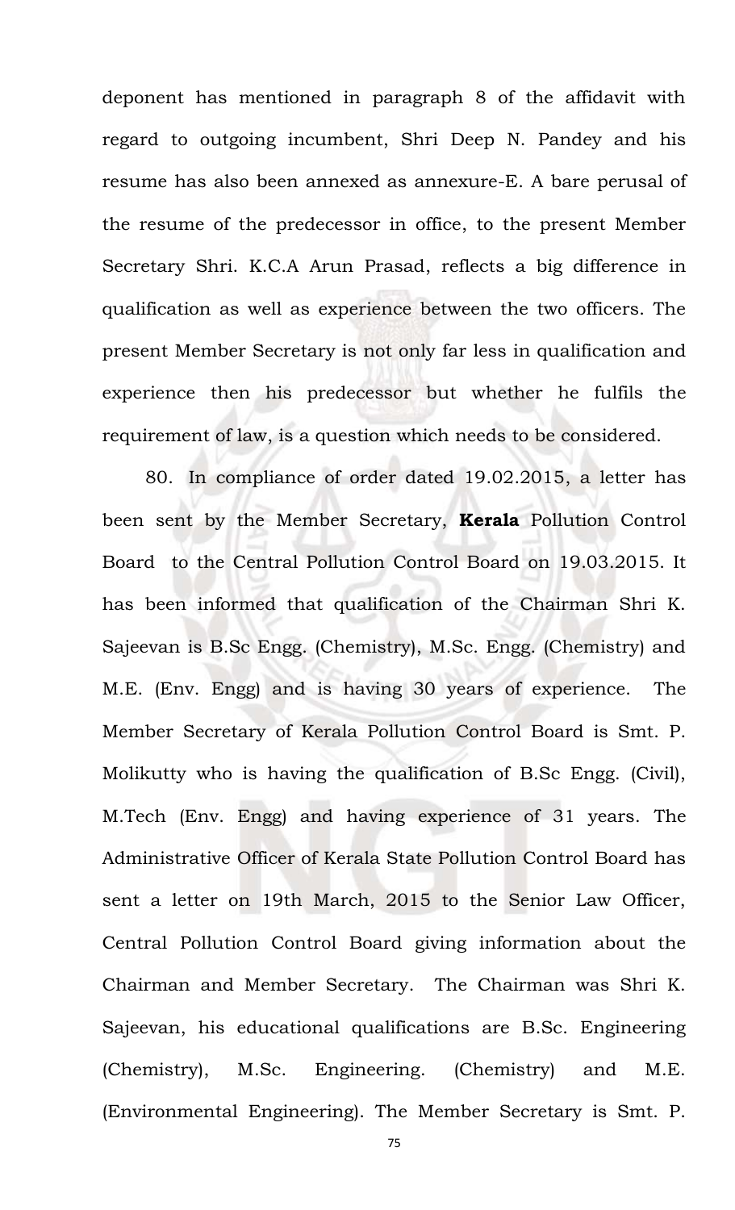deponent has mentioned in paragraph 8 of the affidavit with regard to outgoing incumbent, Shri Deep N. Pandey and his resume has also been annexed as annexure-E. A bare perusal of the resume of the predecessor in office, to the present Member Secretary Shri. K.C.A Arun Prasad, reflects a big difference in qualification as well as experience between the two officers. The present Member Secretary is not only far less in qualification and experience then his predecessor but whether he fulfils the requirement of law, is a question which needs to be considered.

80. In compliance of order dated 19.02.2015, a letter has been sent by the Member Secretary, **Kerala** Pollution Control Board to the Central Pollution Control Board on 19.03.2015. It has been informed that qualification of the Chairman Shri K. Sajeevan is B.Sc Engg. (Chemistry), M.Sc. Engg. (Chemistry) and M.E. (Env. Engg) and is having 30 years of experience. The Member Secretary of Kerala Pollution Control Board is Smt. P. Molikutty who is having the qualification of B.Sc Engg. (Civil), M.Tech (Env. Engg) and having experience of 31 years. The Administrative Officer of Kerala State Pollution Control Board has sent a letter on 19th March, 2015 to the Senior Law Officer, Central Pollution Control Board giving information about the Chairman and Member Secretary. The Chairman was Shri K. Sajeevan, his educational qualifications are B.Sc. Engineering (Chemistry), M.Sc. Engineering. (Chemistry) and M.E. (Environmental Engineering). The Member Secretary is Smt. P.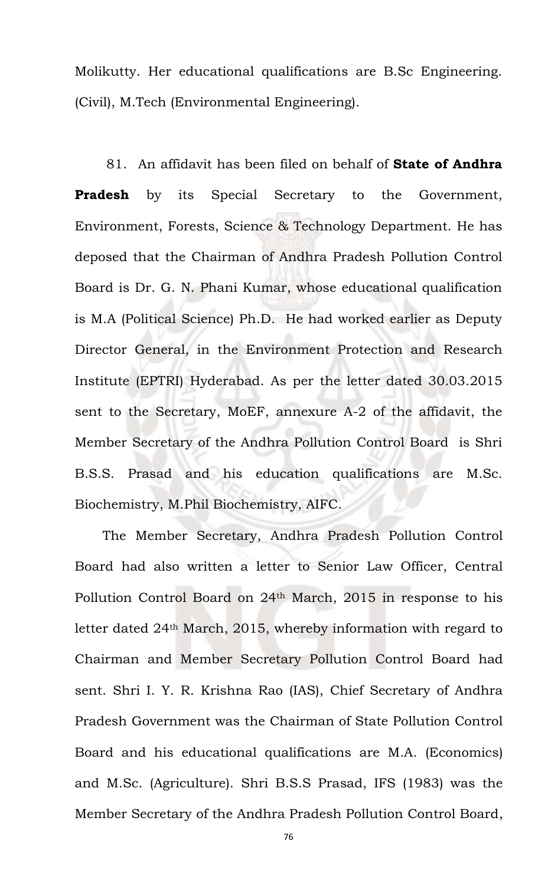Molikutty. Her educational qualifications are B.Sc Engineering. (Civil), M.Tech (Environmental Engineering).

81. An affidavit has been filed on behalf of **State of Andhra Pradesh** by its Special Secretary to the Government, Environment, Forests, Science & Technology Department. He has deposed that the Chairman of Andhra Pradesh Pollution Control Board is Dr. G. N. Phani Kumar, whose educational qualification is M.A (Political Science) Ph.D. He had worked earlier as Deputy Director General, in the Environment Protection and Research Institute (EPTRI) Hyderabad. As per the letter dated 30.03.2015 sent to the Secretary, MoEF, annexure A-2 of the affidavit, the Member Secretary of the Andhra Pollution Control Board is Shri B.S.S. Prasad and his education qualifications are M.Sc. Biochemistry, M.Phil Biochemistry, AIFC.

The Member Secretary, Andhra Pradesh Pollution Control Board had also written a letter to Senior Law Officer, Central Pollution Control Board on 24th March, 2015 in response to his letter dated 24th March, 2015, whereby information with regard to Chairman and Member Secretary Pollution Control Board had sent. Shri I. Y. R. Krishna Rao (IAS), Chief Secretary of Andhra Pradesh Government was the Chairman of State Pollution Control Board and his educational qualifications are M.A. (Economics) and M.Sc. (Agriculture). Shri B.S.S Prasad, IFS (1983) was the Member Secretary of the Andhra Pradesh Pollution Control Board,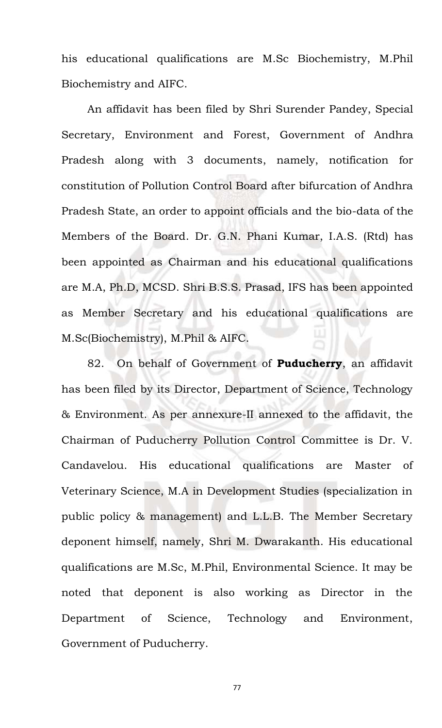his educational qualifications are M.Sc Biochemistry, M.Phil Biochemistry and AIFC.

An affidavit has been filed by Shri Surender Pandey, Special Secretary, Environment and Forest, Government of Andhra Pradesh along with 3 documents, namely, notification for constitution of Pollution Control Board after bifurcation of Andhra Pradesh State, an order to appoint officials and the bio-data of the Members of the Board. Dr. G.N. Phani Kumar, I.A.S. (Rtd) has been appointed as Chairman and his educational qualifications are M.A, Ph.D, MCSD. Shri B.S.S. Prasad, IFS has been appointed as Member Secretary and his educational qualifications are M.Sc(Biochemistry), M.Phil & AIFC.

82. On behalf of Government of **Puducherry**, an affidavit has been filed by its Director, Department of Science, Technology & Environment. As per annexure-II annexed to the affidavit, the Chairman of Puducherry Pollution Control Committee is Dr. V. Candavelou. His educational qualifications are Master of Veterinary Science, M.A in Development Studies (specialization in public policy & management) and L.L.B. The Member Secretary deponent himself, namely, Shri M. Dwarakanth. His educational qualifications are M.Sc, M.Phil, Environmental Science. It may be noted that deponent is also working as Director in the Department of Science, Technology and Environment, Government of Puducherry.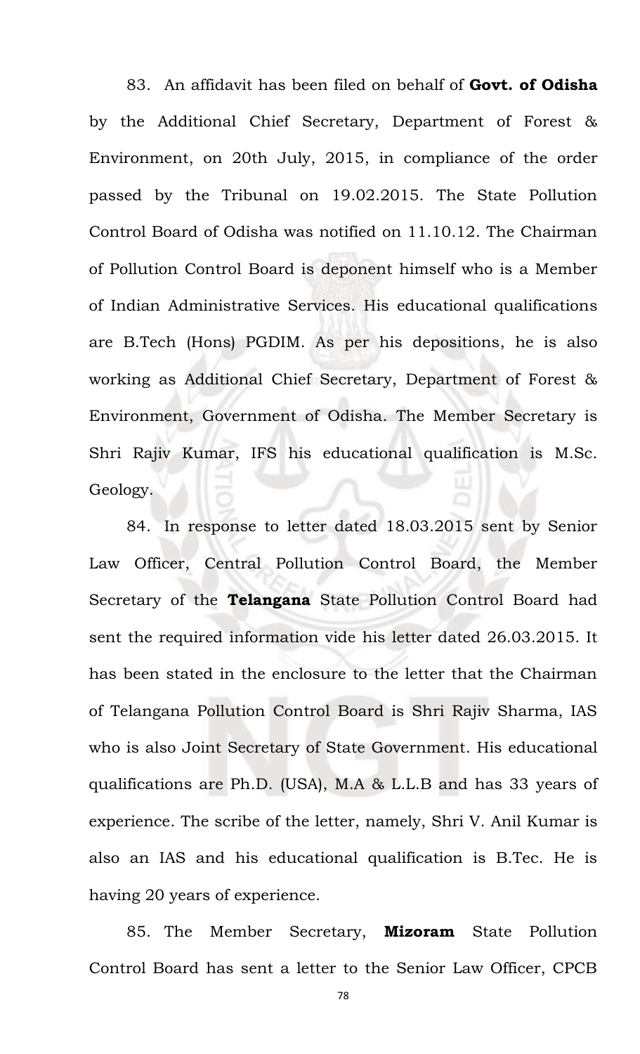83. An affidavit has been filed on behalf of **Govt. of Odisha** by the Additional Chief Secretary, Department of Forest & Environment, on 20th July, 2015, in compliance of the order passed by the Tribunal on 19.02.2015. The State Pollution Control Board of Odisha was notified on 11.10.12. The Chairman of Pollution Control Board is deponent himself who is a Member of Indian Administrative Services. His educational qualifications are B.Tech (Hons) PGDIM. As per his depositions, he is also working as Additional Chief Secretary, Department of Forest & Environment, Government of Odisha. The Member Secretary is Shri Rajiv Kumar, IFS his educational qualification is M.Sc. Geology.

84. In response to letter dated 18.03.2015 sent by Senior Law Officer, Central Pollution Control Board, the Member Secretary of the **Telangana** State Pollution Control Board had sent the required information vide his letter dated 26.03.2015. It has been stated in the enclosure to the letter that the Chairman of Telangana Pollution Control Board is Shri Rajiv Sharma, IAS who is also Joint Secretary of State Government. His educational qualifications are Ph.D. (USA), M.A & L.L.B and has 33 years of experience. The scribe of the letter, namely, Shri V. Anil Kumar is also an IAS and his educational qualification is B.Tec. He is having 20 years of experience.

85. The Member Secretary, **Mizoram** State Pollution Control Board has sent a letter to the Senior Law Officer, CPCB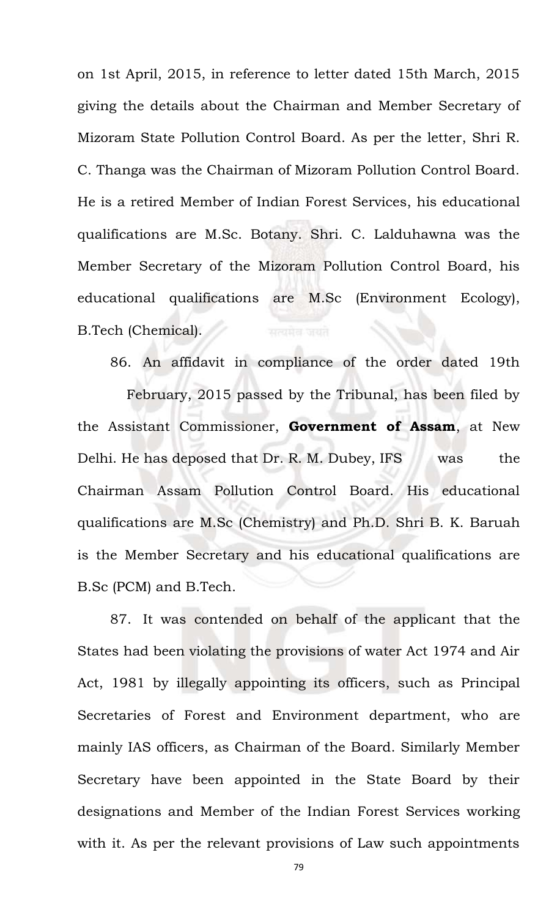on 1st April, 2015, in reference to letter dated 15th March, 2015 giving the details about the Chairman and Member Secretary of Mizoram State Pollution Control Board. As per the letter, Shri R. C. Thanga was the Chairman of Mizoram Pollution Control Board. He is a retired Member of Indian Forest Services, his educational qualifications are M.Sc. Botany. Shri. C. Lalduhawna was the Member Secretary of the Mizoram Pollution Control Board, his educational qualifications are M.Sc (Environment Ecology), B.Tech (Chemical).

86. An affidavit in compliance of the order dated 19th February, 2015 passed by the Tribunal, has been filed by the Assistant Commissioner, **Government of Assam**, at New Delhi. He has deposed that Dr. R. M. Dubey, IFS was the Chairman Assam Pollution Control Board. His educational qualifications are M.Sc (Chemistry) and Ph.D. Shri B. K. Baruah is the Member Secretary and his educational qualifications are B.Sc (PCM) and B.Tech.

87. It was contended on behalf of the applicant that the States had been violating the provisions of water Act 1974 and Air Act, 1981 by illegally appointing its officers, such as Principal Secretaries of Forest and Environment department, who are mainly IAS officers, as Chairman of the Board. Similarly Member Secretary have been appointed in the State Board by their designations and Member of the Indian Forest Services working with it. As per the relevant provisions of Law such appointments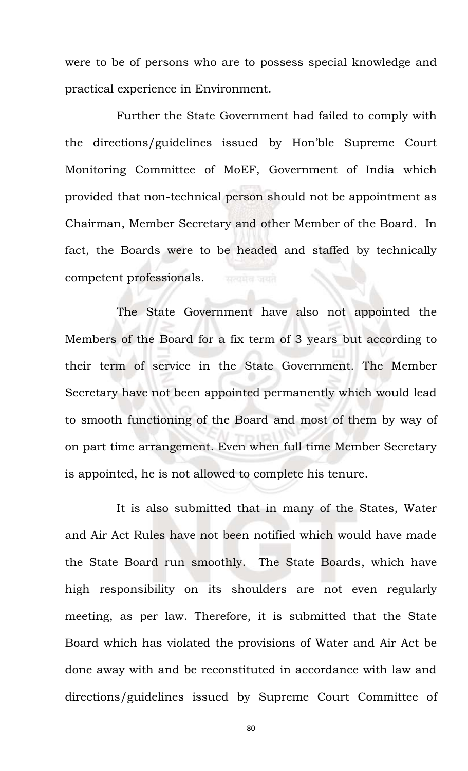were to be of persons who are to possess special knowledge and practical experience in Environment.

Further the State Government had failed to comply with the directions/guidelines issued by Hon'ble Supreme Court Monitoring Committee of MoEF, Government of India which provided that non-technical person should not be appointment as Chairman, Member Secretary and other Member of the Board. In fact, the Boards were to be headed and staffed by technically competent professionals.

The State Government have also not appointed the Members of the Board for a fix term of 3 years but according to their term of service in the State Government. The Member Secretary have not been appointed permanently which would lead to smooth functioning of the Board and most of them by way of on part time arrangement. Even when full time Member Secretary is appointed, he is not allowed to complete his tenure.

It is also submitted that in many of the States, Water and Air Act Rules have not been notified which would have made the State Board run smoothly. The State Boards, which have high responsibility on its shoulders are not even regularly meeting, as per law. Therefore, it is submitted that the State Board which has violated the provisions of Water and Air Act be done away with and be reconstituted in accordance with law and directions/guidelines issued by Supreme Court Committee of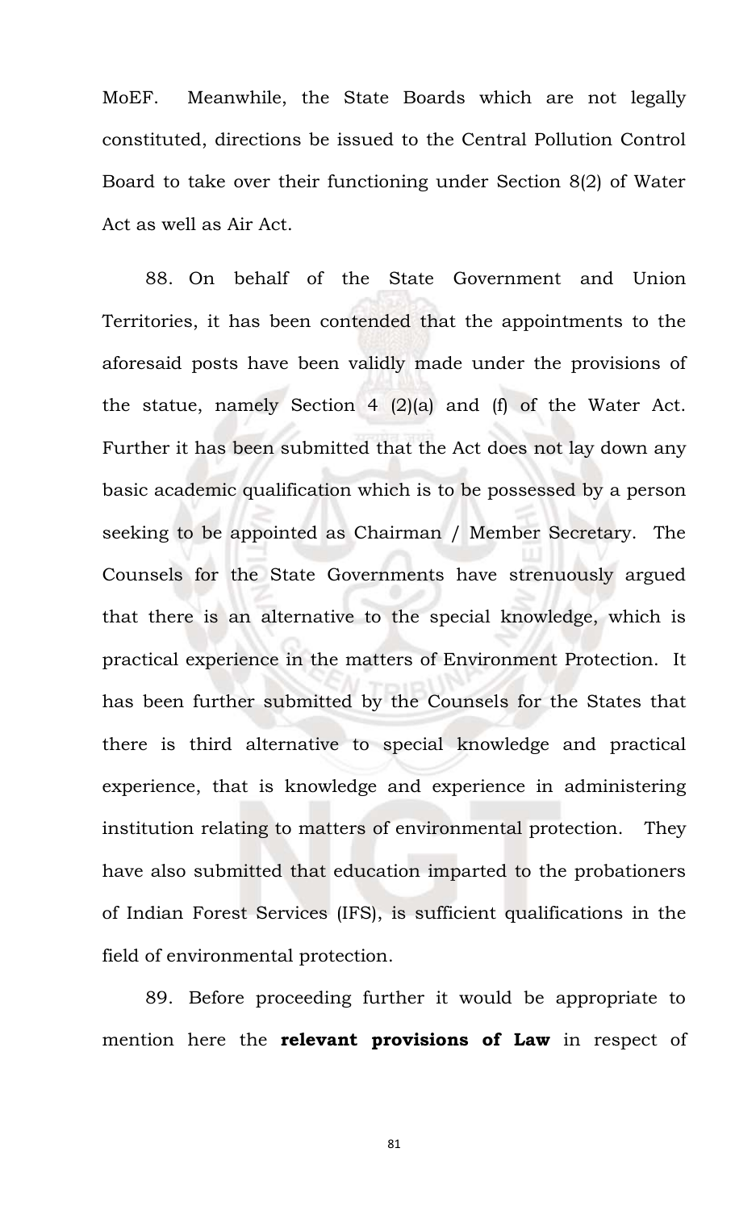MoEF. Meanwhile, the State Boards which are not legally constituted, directions be issued to the Central Pollution Control Board to take over their functioning under Section 8(2) of Water Act as well as Air Act.

88. On behalf of the State Government and Union Territories, it has been contended that the appointments to the aforesaid posts have been validly made under the provisions of the statue, namely Section 4 (2)(a) and (f) of the Water Act. Further it has been submitted that the Act does not lay down any basic academic qualification which is to be possessed by a person seeking to be appointed as Chairman / Member Secretary. The Counsels for the State Governments have strenuously argued that there is an alternative to the special knowledge, which is practical experience in the matters of Environment Protection. It has been further submitted by the Counsels for the States that there is third alternative to special knowledge and practical experience, that is knowledge and experience in administering institution relating to matters of environmental protection. They have also submitted that education imparted to the probationers of Indian Forest Services (IFS), is sufficient qualifications in the field of environmental protection.

89. Before proceeding further it would be appropriate to mention here the **relevant provisions of Law** in respect of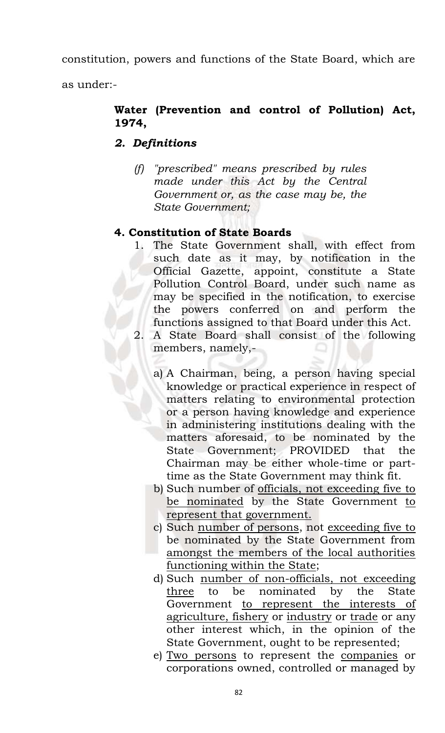constitution, powers and functions of the State Board, which are as under:-

**Water (Prevention and control of Pollution) Act, 1974,**

***2. Definitions***

*(f) "prescribed" means prescribed by rules made under this Act by the Central Government or, as the case may be, the State Government;*

**4. Constitution of State Boards**

1. The State Government shall, with effect from such date as it may, by notification in the Official Gazette, appoint, constitute a State Pollution Control Board, under such name as may be specified in the notification, to exercise the powers conferred on and perform the functions assigned to that Board under this Act.
2. A State Board shall consist of the following members, namely,-

   a) A Chairman, being, a person having special knowledge or practical experience in respect of matters relating to environmental protection or a person having knowledge and experience in administering institutions dealing with the matters aforesaid, to be nominated by the State Government; PROVIDED that the Chairman may be either whole-time or part-time as the State Government may think fit.

   b) Such number of <u>officials, not exceeding five to be nominated</u> by the State Government <u>to represent that government.</u>

   c) Such <u>number of persons</u>, not <u>exceeding five to</u> be nominated by the State Government from <u>amongst the members of the local authorities functioning within the State</u>;

   d) Such <u>number of non-officials, not exceeding three</u> to be nominated by the State Government <u>to represent the interests of agriculture, fishery</u> or <u>industry</u> or <u>trade</u> or any other interest which, in the opinion of the State Government, ought to be represented;

   e) <u>Two persons</u> to represent the <u>companies</u> or corporations owned, controlled or managed by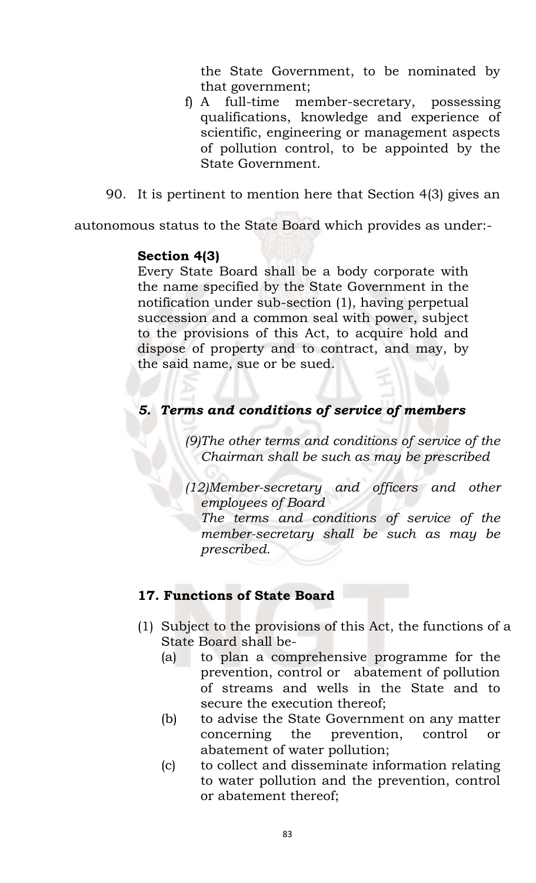the State Government, to be nominated by that government;

f) A full-time member-secretary, possessing qualifications, knowledge and experience of scientific, engineering or management aspects of pollution control, to be appointed by the State Government.

90. It is pertinent to mention here that Section 4(3) gives an autonomous status to the State Board which provides as under:-

**Section 4(3)**

Every State Board shall be a body corporate with the name specified by the State Government in the notification under sub-section (1), having perpetual succession and a common seal with power, subject to the provisions of this Act, to acquire hold and dispose of property and to contract, and may, by the said name, sue or be sued.

***5. Terms and conditions of service of members***

*(9)The other terms and conditions of service of the Chairman shall be such as may be prescribed*

*(12)Member-secretary and officers and other employees of Board*
*The terms and conditions of service of the member-secretary shall be such as may be prescribed.*

**17. Functions of State Board**

(1) Subject to the provisions of this Act, the functions of a State Board shall be-

(a) to plan a comprehensive programme for the prevention, control or abatement of pollution of streams and wells in the State and to secure the execution thereof;

(b) to advise the State Government on any matter concerning the prevention, control or abatement of water pollution;

(c) to collect and disseminate information relating to water pollution and the prevention, control or abatement thereof;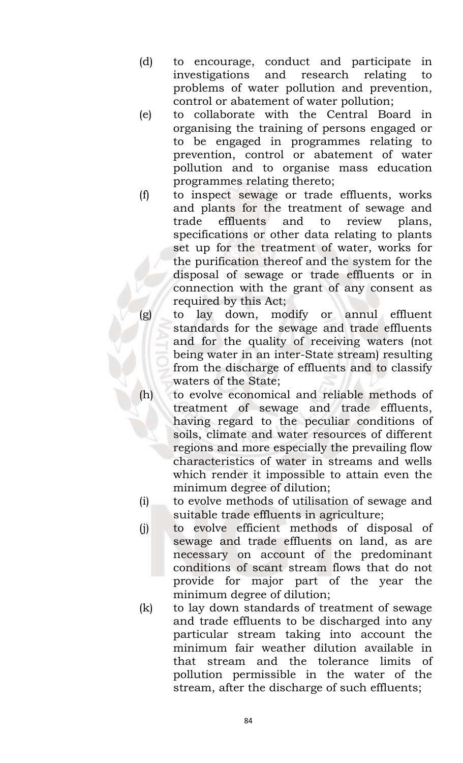(d) to encourage, conduct and participate in investigations and research relating to problems of water pollution and prevention, control or abatement of water pollution;

(e) to collaborate with the Central Board in organising the training of persons engaged or to be engaged in programmes relating to prevention, control or abatement of water pollution and to organise mass education programmes relating thereto;

(f) to inspect sewage or trade effluents, works and plants for the treatment of sewage and trade effluents and to review plans, specifications or other data relating to plants set up for the treatment of water, works for the purification thereof and the system for the disposal of sewage or trade effluents or in connection with the grant of any consent as required by this Act;

(g) to lay down, modify or annul effluent standards for the sewage and trade effluents and for the quality of receiving waters (not being water in an inter-State stream) resulting from the discharge of effluents and to classify waters of the State;

(h) to evolve economical and reliable methods of treatment of sewage and trade effluents, having regard to the peculiar conditions of soils, climate and water resources of different regions and more especially the prevailing flow characteristics of water in streams and wells which render it impossible to attain even the minimum degree of dilution;

(i) to evolve methods of utilisation of sewage and suitable trade effluents in agriculture;

(j) to evolve efficient methods of disposal of sewage and trade effluents on land, as are necessary on account of the predominant conditions of scant stream flows that do not provide for major part of the year the minimum degree of dilution;

(k) to lay down standards of treatment of sewage and trade effluents to be discharged into any particular stream taking into account the minimum fair weather dilution available in that stream and the tolerance limits of pollution permissible in the water of the stream, after the discharge of such effluents;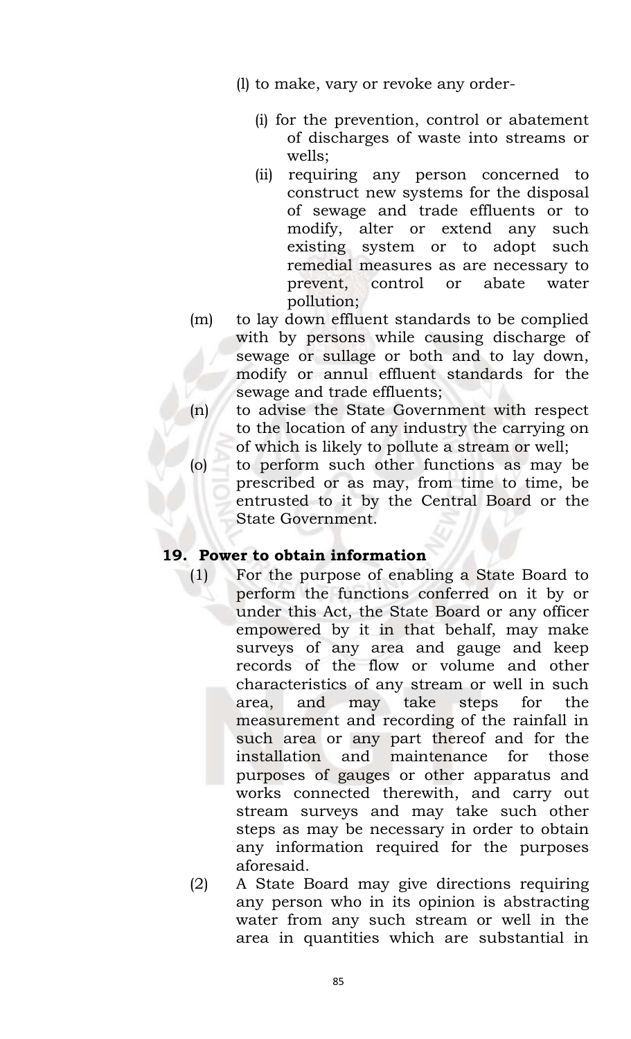(l) to make, vary or revoke any order-

   (i) for the prevention, control or abatement of discharges of waste into streams or wells;

   (ii) requiring any person concerned to construct new systems for the disposal of sewage and trade effluents or to modify, alter or extend any such existing system or to adopt such remedial measures as are necessary to prevent, control or abate water pollution;

(m) to lay down effluent standards to be complied with by persons while causing discharge of sewage or sullage or both and to lay down, modify or annul effluent standards for the sewage and trade effluents;

(n) to advise the State Government with respect to the location of any industry the carrying on of which is likely to pollute a stream or well;

(o) to perform such other functions as may be prescribed or as may, from time to time, be entrusted to it by the Central Board or the State Government.

### 19. Power to obtain information

(1) For the purpose of enabling a State Board to perform the functions conferred on it by or under this Act, the State Board or any officer empowered by it in that behalf, may make surveys of any area and gauge and keep records of the flow or volume and other characteristics of any stream or well in such area, and may take steps for the measurement and recording of the rainfall in such area or any part thereof and for the installation and maintenance for those purposes of gauges or other apparatus and works connected therewith, and carry out stream surveys and may take such other steps as may be necessary in order to obtain any information required for the purposes aforesaid.

(2) A State Board may give directions requiring any person who in its opinion is abstracting water from any such stream or well in the area in quantities which are substantial in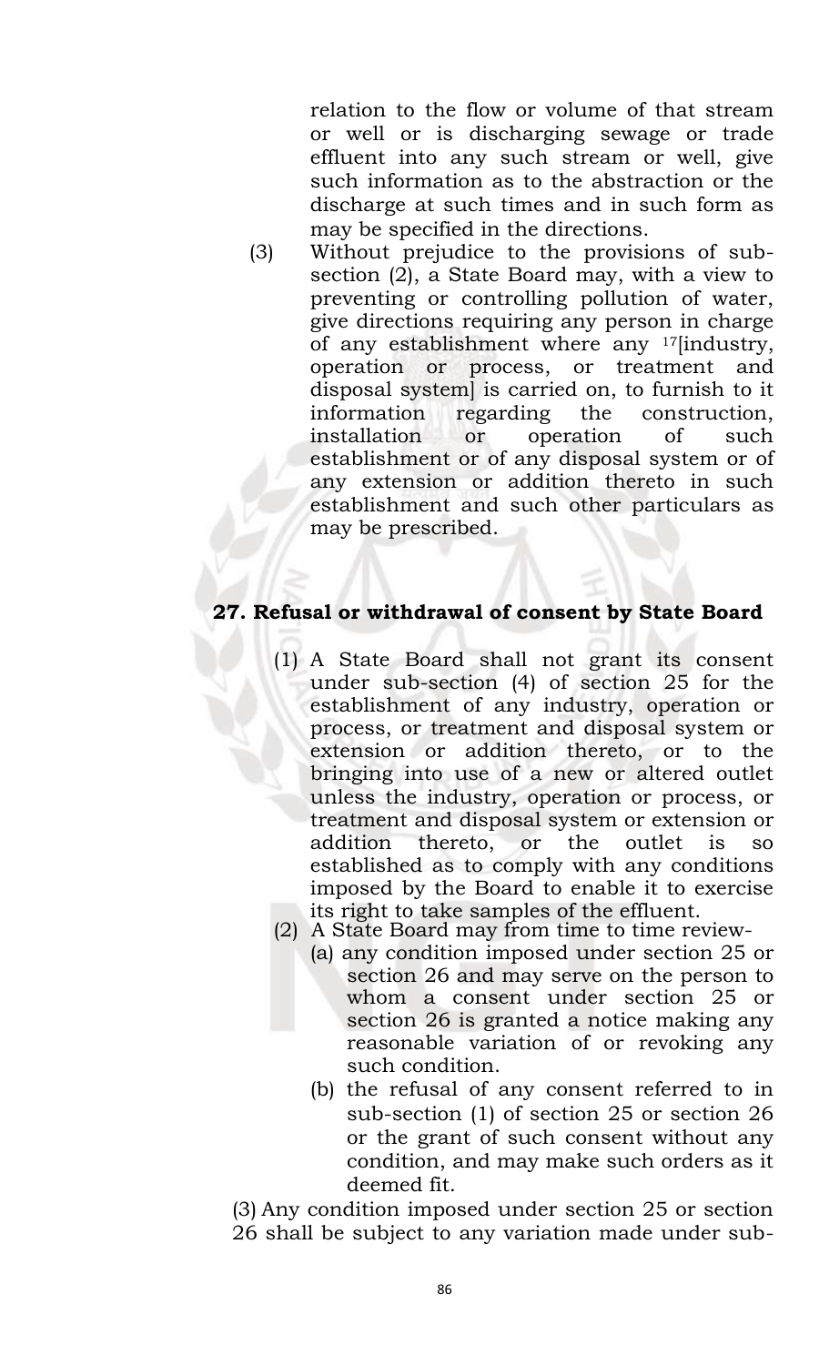relation to the flow or volume of that stream or well or is discharging sewage or trade effluent into any such stream or well, give such information as to the abstraction or the discharge at such times and in such form as may be specified in the directions.

(3) Without prejudice to the provisions of sub-section (2), a State Board may, with a view to preventing or controlling pollution of water, give directions requiring any person in charge of any establishment where any [17][industry, operation or process, or treatment and disposal system] is carried on, to furnish to it information regarding the construction, installation or operation of such establishment or of any disposal system or of any extension or addition thereto in such establishment and such other particulars as may be prescribed.

## 27. Refusal or withdrawal of consent by State Board

(1) A State Board shall not grant its consent under sub-section (4) of section 25 for the establishment of any industry, operation or process, or treatment and disposal system or extension or addition thereto, or to the bringing into use of a new or altered outlet unless the industry, operation or process, or treatment and disposal system or extension or addition thereto, or the outlet is so established as to comply with any conditions imposed by the Board to enable it to exercise its right to take samples of the effluent.

(2) A State Board may from time to time review-

(a) any condition imposed under section 25 or section 26 and may serve on the person to whom a consent under section 25 or section 26 is granted a notice making any reasonable variation of or revoking any such condition.

(b) the refusal of any consent referred to in sub-section (1) of section 25 or section 26 or the grant of such consent without any condition, and may make such orders as it deemed fit.

(3) Any condition imposed under section 25 or section 26 shall be subject to any variation made under sub-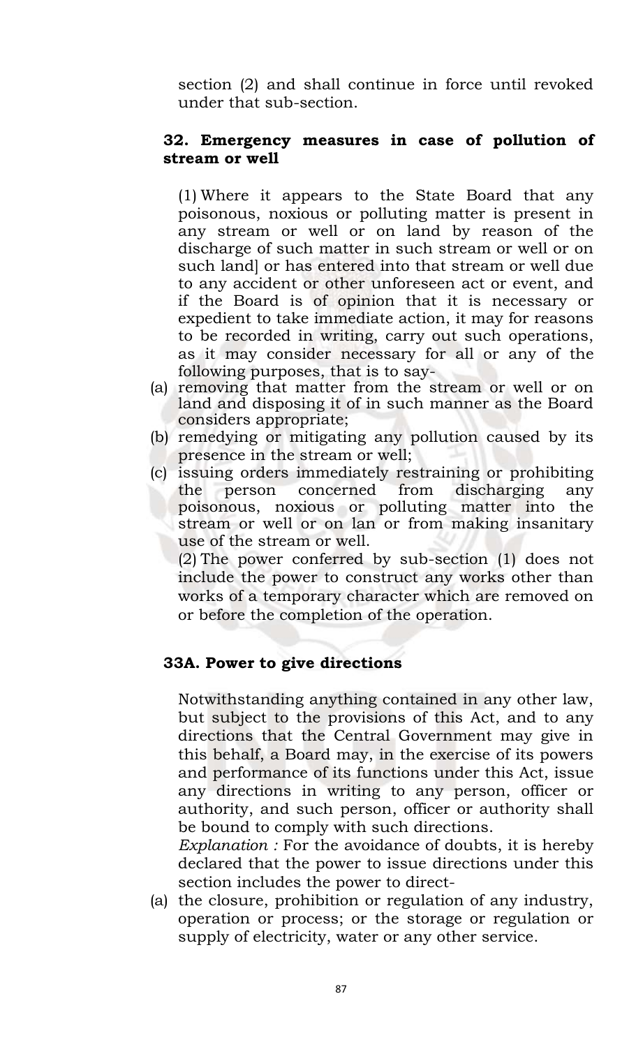section (2) and shall continue in force until revoked under that sub-section.

### 32. Emergency measures in case of pollution of stream or well

(1) Where it appears to the State Board that any poisonous, noxious or polluting matter is present in any stream or well or on land by reason of the discharge of such matter in such stream or well or on such land] or has entered into that stream or well due to any accident or other unforeseen act or event, and if the Board is of opinion that it is necessary or expedient to take immediate action, it may for reasons to be recorded in writing, carry out such operations, as it may consider necessary for all or any of the following purposes, that is to say-

(a) removing that matter from the stream or well or on land and disposing it of in such manner as the Board considers appropriate;
(b) remedying or mitigating any pollution caused by its presence in the stream or well;
(c) issuing orders immediately restraining or prohibiting the person concerned from discharging any poisonous, noxious or polluting matter into the stream or well or on lan or from making insanitary use of the stream or well.

(2) The power conferred by sub-section (1) does not include the power to construct any works other than works of a temporary character which are removed on or before the completion of the operation.

### 33A. Power to give directions

Notwithstanding anything contained in any other law, but subject to the provisions of this Act, and to any directions that the Central Government may give in this behalf, a Board may, in the exercise of its powers and performance of its functions under this Act, issue any directions in writing to any person, officer or authority, and such person, officer or authority shall be bound to comply with such directions.

*Explanation :* For the avoidance of doubts, it is hereby declared that the power to issue directions under this section includes the power to direct-

(a) the closure, prohibition or regulation of any industry, operation or process; or the storage or regulation or supply of electricity, water or any other service.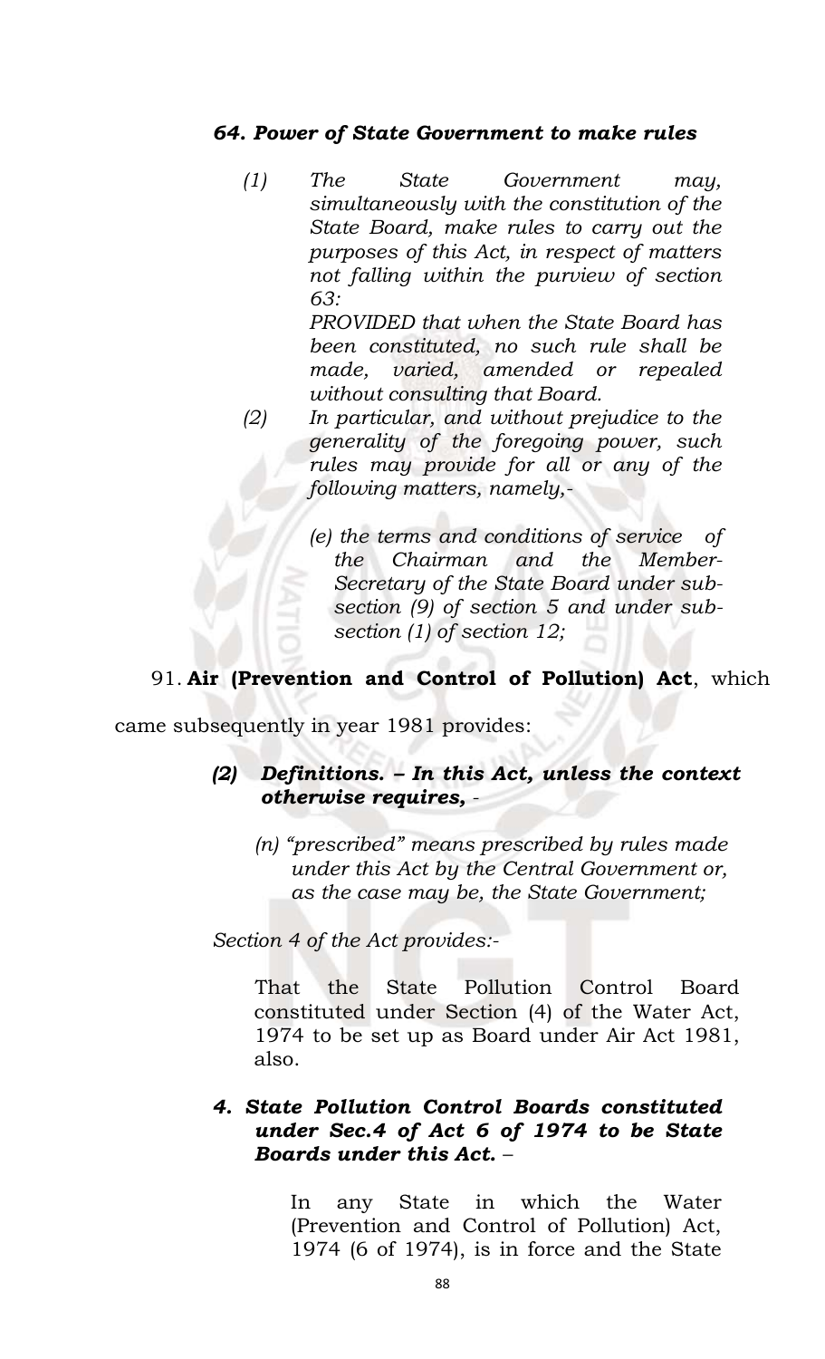***64. Power of State Government to make rules***

> *(1) The State Government may, simultaneously with the constitution of the State Board, make rules to carry out the purposes of this Act, in respect of matters not falling within the purview of section 63:*
>
> *PROVIDED that when the State Board has been constituted, no such rule shall be made, varied, amended or repealed without consulting that Board.*
>
> *(2) In particular, and without prejudice to the generality of the foregoing power, such rules may provide for all or any of the following matters, namely,-*
>
> > *(e) the terms and conditions of service of the Chairman and the Member-Secretary of the State Board under sub-section (9) of section 5 and under sub-section (1) of section 12;*

91. **Air (Prevention and Control of Pollution) Act**, which came subsequently in year 1981 provides:

> ***(2) Definitions. – In this Act, unless the context otherwise requires,*** *-*
>
> > *(n) "prescribed" means prescribed by rules made under this Act by the Central Government or, as the case may be, the State Government;*

*Section 4 of the Act provides:-*

> That the State Pollution Control Board constituted under Section (4) of the Water Act, 1974 to be set up as Board under Air Act 1981, also.

> ***4. State Pollution Control Boards constituted under Sec.4 of Act 6 of 1974 to be State Boards under this Act.*** –
>
> In any State in which the Water (Prevention and Control of Pollution) Act, 1974 (6 of 1974), is in force and the State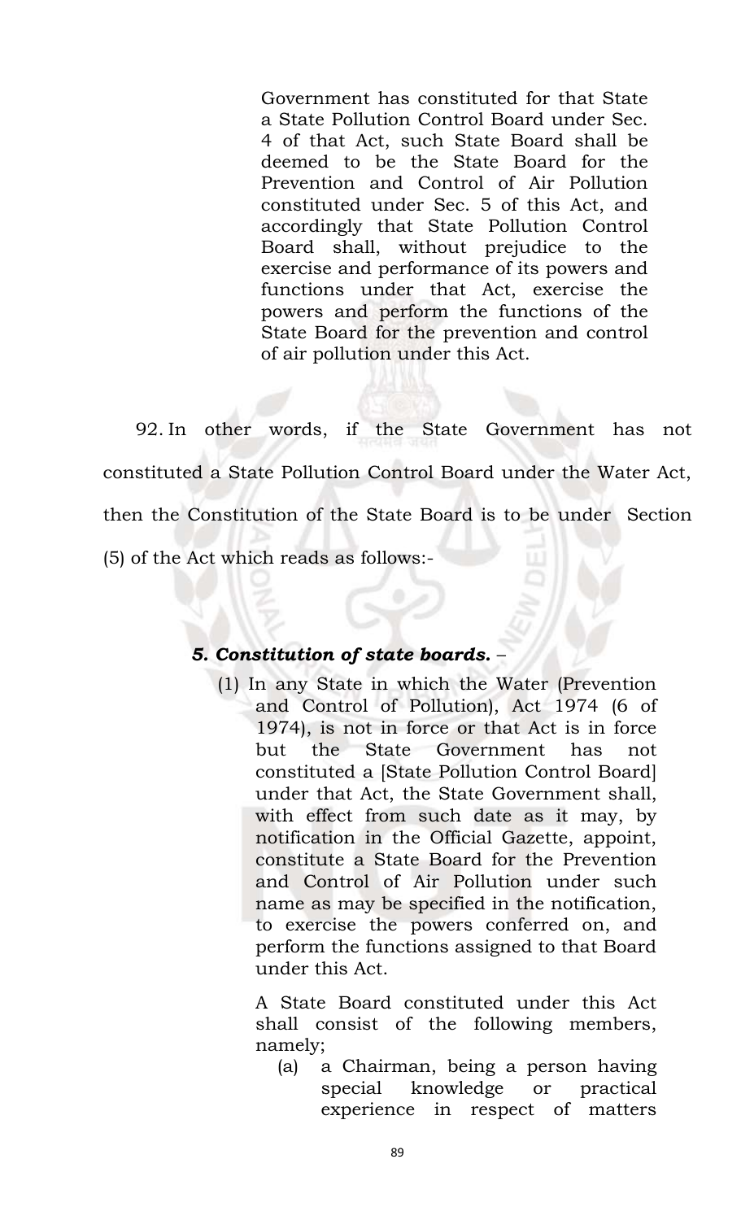> Government has constituted for that State a State Pollution Control Board under Sec. 4 of that Act, such State Board shall be deemed to be the State Board for the Prevention and Control of Air Pollution constituted under Sec. 5 of this Act, and accordingly that State Pollution Control Board shall, without prejudice to the exercise and performance of its powers and functions under that Act, exercise the powers and perform the functions of the State Board for the prevention and control of air pollution under this Act.

92. In other words, if the State Government has not constituted a State Pollution Control Board under the Water Act, then the Constitution of the State Board is to be under Section (5) of the Act which reads as follows:-

> ***5. Constitution of state boards.*** –
>
> (1) In any State in which the Water (Prevention and Control of Pollution), Act 1974 (6 of 1974), is not in force or that Act is in force but the State Government has not constituted a [State Pollution Control Board] under that Act, the State Government shall, with effect from such date as it may, by notification in the Official Gazette, appoint, constitute a State Board for the Prevention and Control of Air Pollution under such name as may be specified in the notification, to exercise the powers conferred on, and perform the functions assigned to that Board under this Act.
>
> A State Board constituted under this Act shall consist of the following members, namely;
>
> (a) a Chairman, being a person having special knowledge or practical experience in respect of matters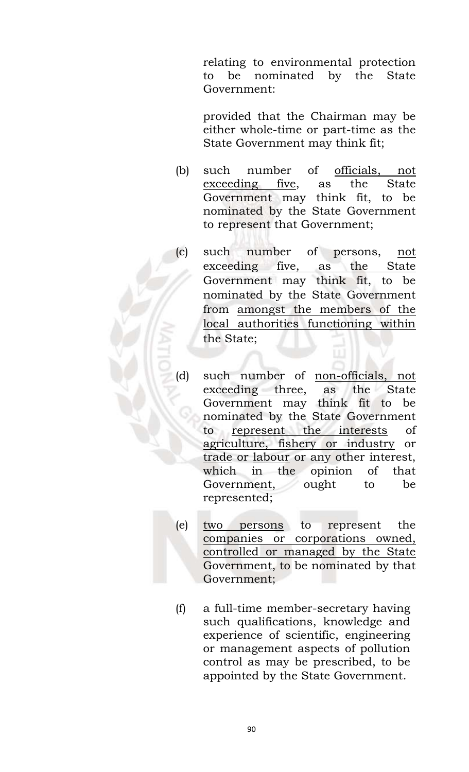relating to environmental protection to be nominated by the State Government:

provided that the Chairman may be either whole-time or part-time as the State Government may think fit;

(b) such number of <u>officials, not exceeding five</u>, as the State Government may think fit, to be nominated by the State Government to represent that Government;

(c) such number of persons, <u>not exceeding five, as the State</u> Government may think fit, to be nominated by the State Government from <u>amongst the members of the local authorities functioning within</u> the State;

(d) such number of <u>non-officials, not exceeding three,</u> as the State Government may think fit to be nominated by the State Government to <u>represent the interests</u> of <u>agriculture, fishery or industry</u> or <u>trade</u> or <u>labour</u> or any other interest, which in the opinion of that Government, ought to be represented;

(e) <u>two persons</u> to represent the <u>companies or corporations owned, controlled or managed by the State</u> Government, to be nominated by that Government;

(f) a full-time member-secretary having such qualifications, knowledge and experience of scientific, engineering or management aspects of pollution control as may be prescribed, to be appointed by the State Government.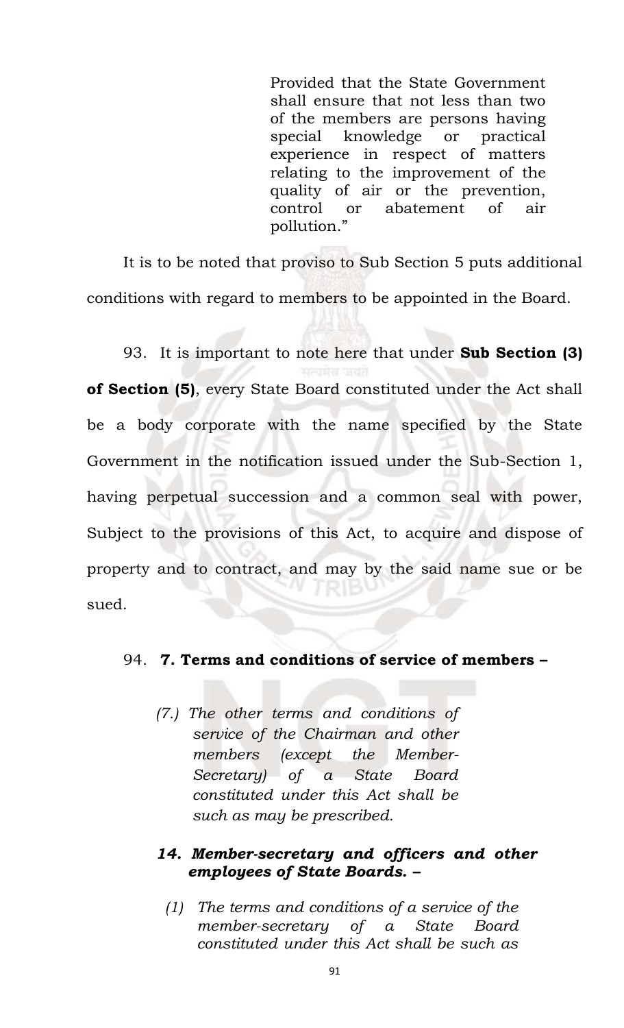> Provided that the State Government shall ensure that not less than two of the members are persons having special knowledge or practical experience in respect of matters relating to the improvement of the quality of air or the prevention, control or abatement of air pollution."

It is to be noted that proviso to Sub Section 5 puts additional conditions with regard to members to be appointed in the Board.

93. It is important to note here that under **Sub Section (3) of Section (5)**, every State Board constituted under the Act shall be a body corporate with the name specified by the State Government in the notification issued under the Sub-Section 1, having perpetual succession and a common seal with power, Subject to the provisions of this Act, to acquire and dispose of property and to contract, and may by the said name sue or be sued.

94. **7. Terms and conditions of service of members –**

> *(7.) The other terms and conditions of service of the Chairman and other members (except the Member-Secretary) of a State Board constituted under this Act shall be such as may be prescribed.*

> ***14. Member-secretary and officers and other employees of State Boards. –***
>
> *(1) The terms and conditions of a service of the member-secretary of a State Board constituted under this Act shall be such as*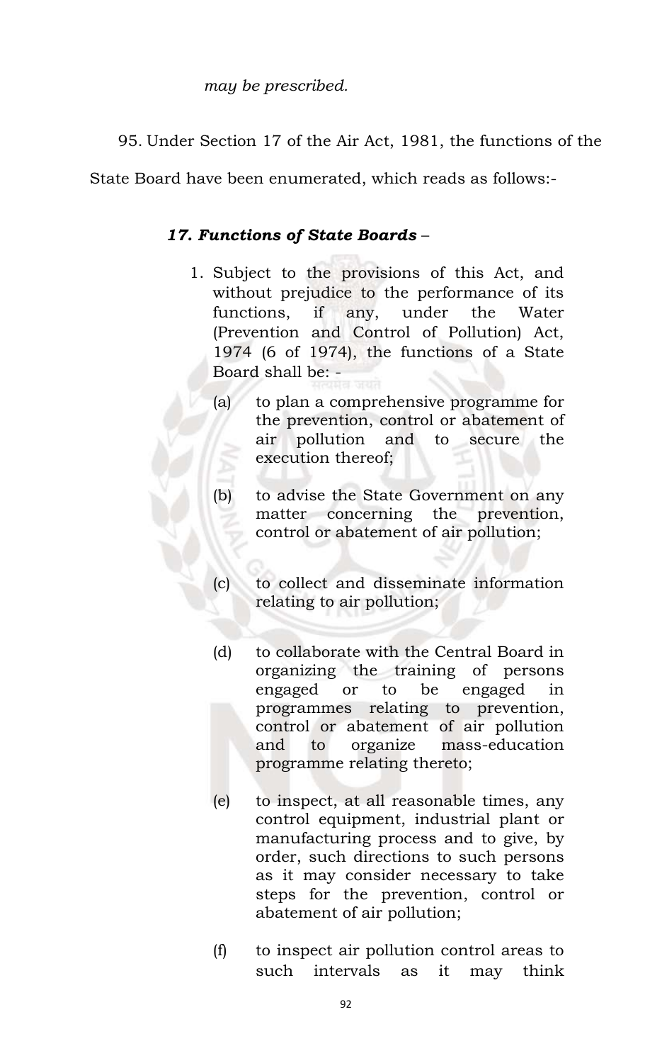*may be prescribed.*

95. Under Section 17 of the Air Act, 1981, the functions of the State Board have been enumerated, which reads as follows:-

> ***17. Functions of State Boards*** –
>
> 1. Subject to the provisions of this Act, and without prejudice to the performance of its functions, if any, under the Water (Prevention and Control of Pollution) Act, 1974 (6 of 1974), the functions of a State Board shall be: -
>
>    (a) to plan a comprehensive programme for the prevention, control or abatement of air pollution and to secure the execution thereof;
>
>    (b) to advise the State Government on any matter concerning the prevention, control or abatement of air pollution;
>
>    (c) to collect and disseminate information relating to air pollution;
>
>    (d) to collaborate with the Central Board in organizing the training of persons engaged or to be engaged in programmes relating to prevention, control or abatement of air pollution and to organize mass-education programme relating thereto;
>
>    (e) to inspect, at all reasonable times, any control equipment, industrial plant or manufacturing process and to give, by order, such directions to such persons as it may consider necessary to take steps for the prevention, control or abatement of air pollution;
>
>    (f) to inspect air pollution control areas to such intervals as it may think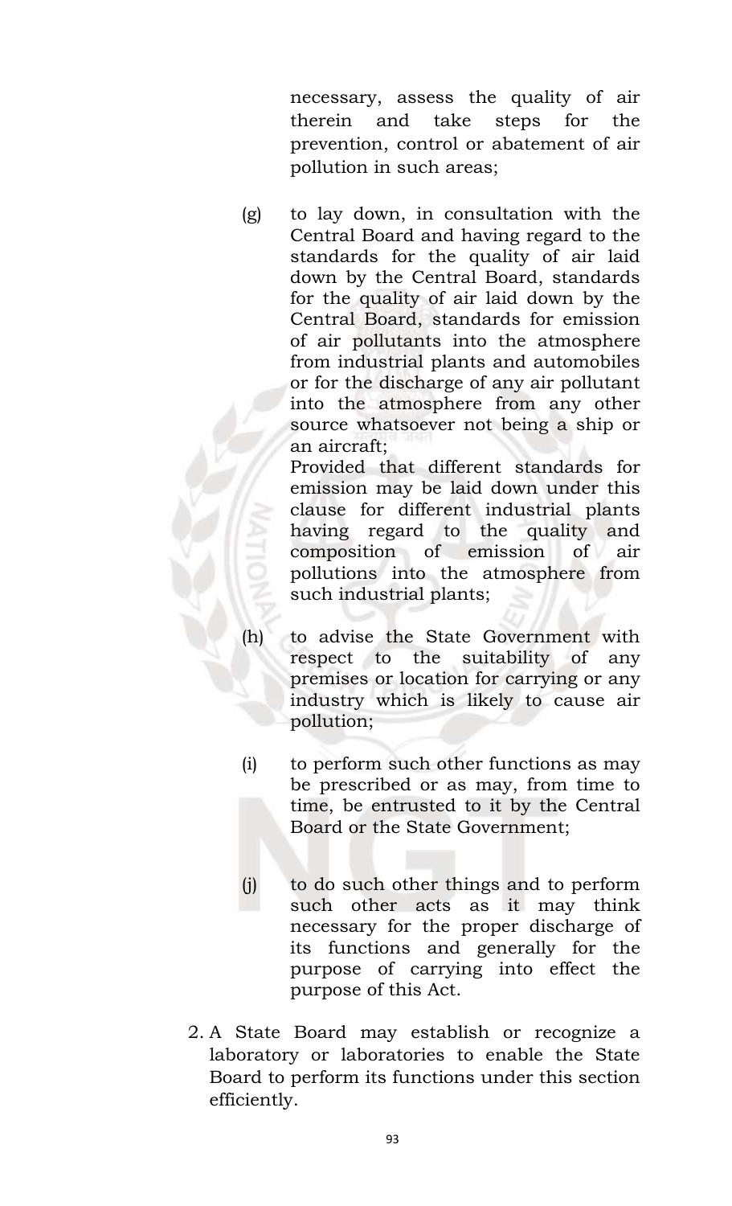necessary, assess the quality of air therein and take steps for the prevention, control or abatement of air pollution in such areas;

(g) to lay down, in consultation with the Central Board and having regard to the standards for the quality of air laid down by the Central Board, standards for the quality of air laid down by the Central Board, standards for emission of air pollutants into the atmosphere from industrial plants and automobiles or for the discharge of any air pollutant into the atmosphere from any other source whatsoever not being a ship or an aircraft;
Provided that different standards for emission may be laid down under this clause for different industrial plants having regard to the quality and composition of emission of air pollutions into the atmosphere from such industrial plants;

(h) to advise the State Government with respect to the suitability of any premises or location for carrying or any industry which is likely to cause air pollution;

(i) to perform such other functions as may be prescribed or as may, from time to time, be entrusted to it by the Central Board or the State Government;

(j) to do such other things and to perform such other acts as it may think necessary for the proper discharge of its functions and generally for the purpose of carrying into effect the purpose of this Act.

2. A State Board may establish or recognize a laboratory or laboratories to enable the State Board to perform its functions under this section efficiently.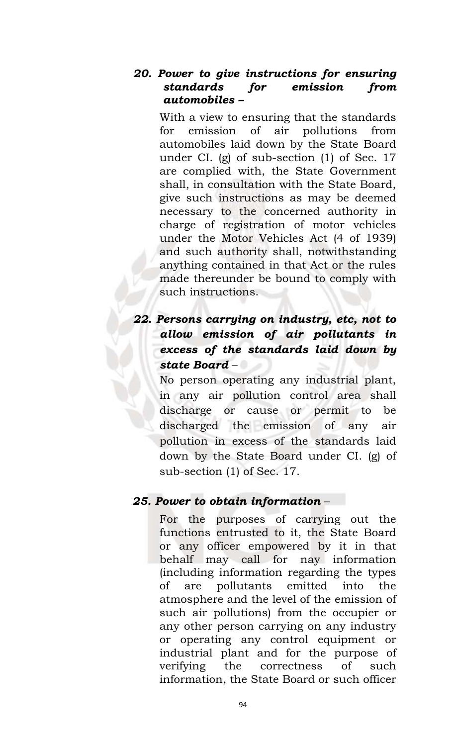***20. Power to give instructions for ensuring standards for emission from automobiles –***

With a view to ensuring that the standards for emission of air pollutions from automobiles laid down by the State Board under CI. (g) of sub-section (1) of Sec. 17 are complied with, the State Government shall, in consultation with the State Board, give such instructions as may be deemed necessary to the concerned authority in charge of registration of motor vehicles under the Motor Vehicles Act (4 of 1939) and such authority shall, notwithstanding anything contained in that Act or the rules made thereunder be bound to comply with such instructions.

***22. Persons carrying on industry, etc, not to allow emission of air pollutants in excess of the standards laid down by state Board*** –

No person operating any industrial plant, in any air pollution control area shall discharge or cause or permit to be discharged the emission of any air pollution in excess of the standards laid down by the State Board under CI. (g) of sub-section (1) of Sec. 17.

***25. Power to obtain information*** –

For the purposes of carrying out the functions entrusted to it, the State Board or any officer empowered by it in that behalf may call for nay information (including information regarding the types of are pollutants emitted into the atmosphere and the level of the emission of such air pollutions) from the occupier or any other person carrying on any industry or operating any control equipment or industrial plant and for the purpose of verifying the correctness of such information, the State Board or such officer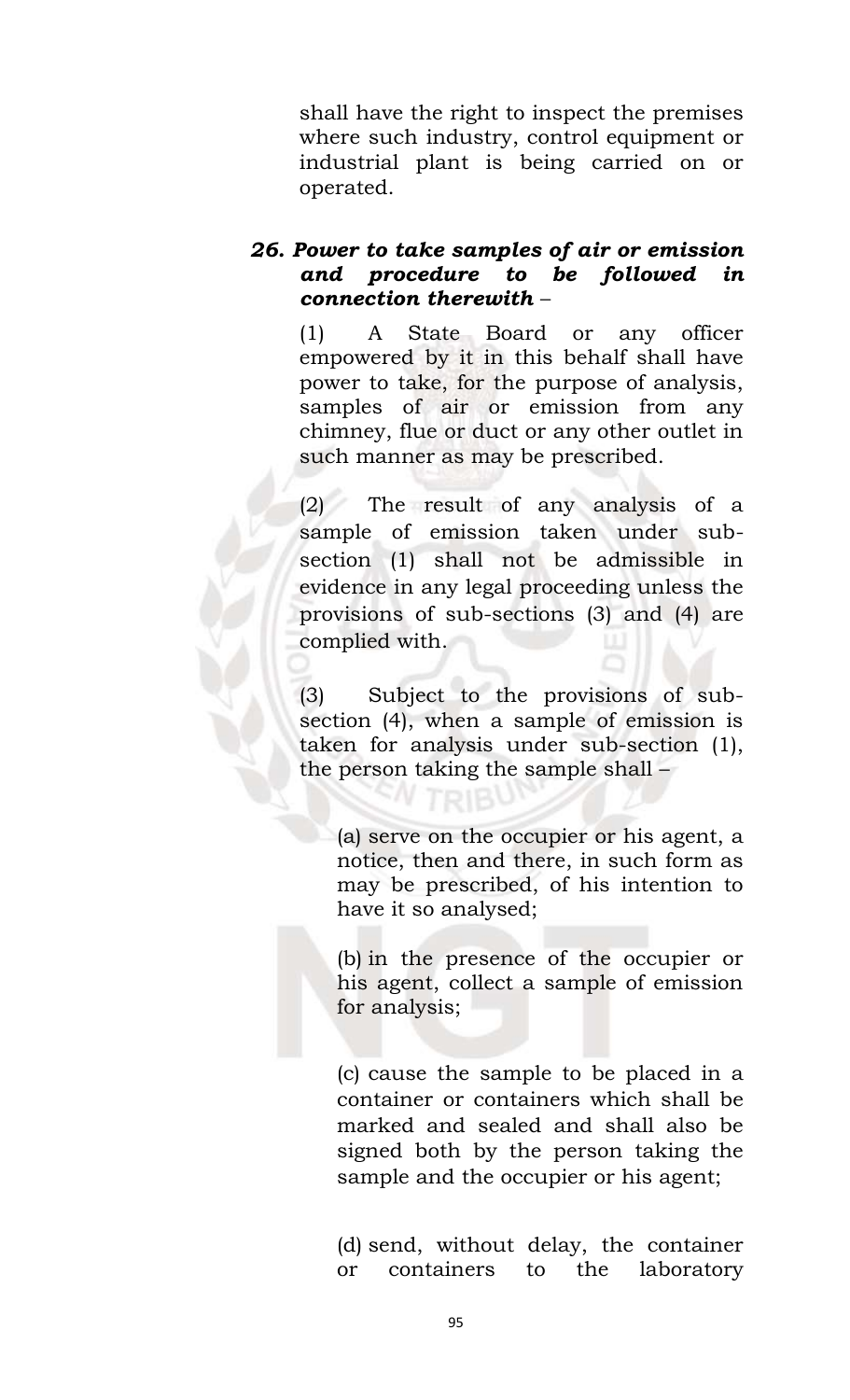shall have the right to inspect the premises where such industry, control equipment or industrial plant is being carried on or operated.

***26. Power to take samples of air or emission and procedure to be followed in connection therewith* –**

(1) A State Board or any officer empowered by it in this behalf shall have power to take, for the purpose of analysis, samples of air or emission from any chimney, flue or duct or any other outlet in such manner as may be prescribed.

(2) The result of any analysis of a sample of emission taken under sub-section (1) shall not be admissible in evidence in any legal proceeding unless the provisions of sub-sections (3) and (4) are complied with.

(3) Subject to the provisions of sub-section (4), when a sample of emission is taken for analysis under sub-section (1), the person taking the sample shall –

(a) serve on the occupier or his agent, a notice, then and there, in such form as may be prescribed, of his intention to have it so analysed;

(b) in the presence of the occupier or his agent, collect a sample of emission for analysis;

(c) cause the sample to be placed in a container or containers which shall be marked and sealed and shall also be signed both by the person taking the sample and the occupier or his agent;

(d) send, without delay, the container or containers to the laboratory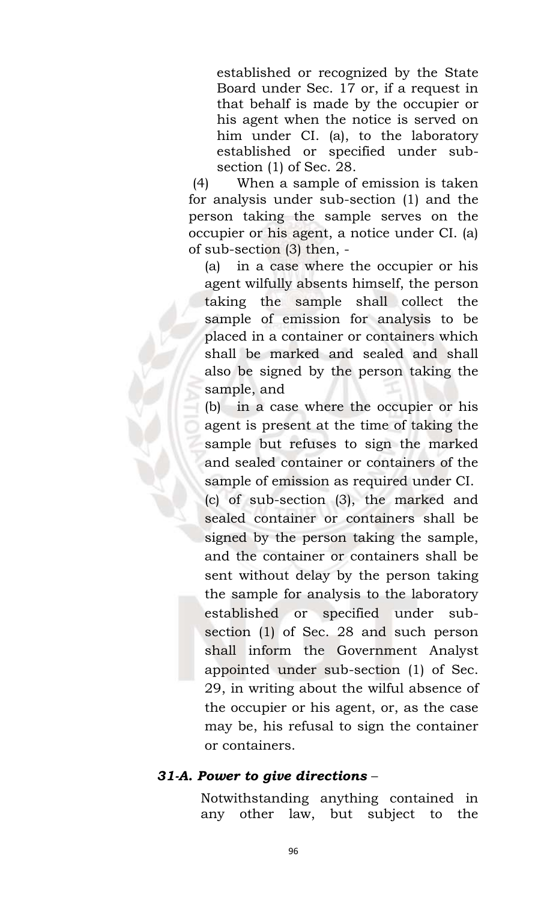established or recognized by the State Board under Sec. 17 or, if a request in that behalf is made by the occupier or his agent when the notice is served on him under CI. (a), to the laboratory established or specified under sub-section (1) of Sec. 28.

(4) When a sample of emission is taken for analysis under sub-section (1) and the person taking the sample serves on the occupier or his agent, a notice under CI. (a) of sub-section (3) then, -

(a) in a case where the occupier or his agent wilfully absents himself, the person taking the sample shall collect the sample of emission for analysis to be placed in a container or containers which shall be marked and sealed and shall also be signed by the person taking the sample, and

(b) in a case where the occupier or his agent is present at the time of taking the sample but refuses to sign the marked and sealed container or containers of the sample of emission as required under CI. (c) of sub-section (3), the marked and sealed container or containers shall be signed by the person taking the sample, and the container or containers shall be sent without delay by the person taking the sample for analysis to the laboratory established or specified under sub-section (1) of Sec. 28 and such person shall inform the Government Analyst appointed under sub-section (1) of Sec. 29, in writing about the wilful absence of the occupier or his agent, or, as the case may be, his refusal to sign the container or containers.

***31-A. Power to give directions*** –

Notwithstanding anything contained in any other law, but subject to the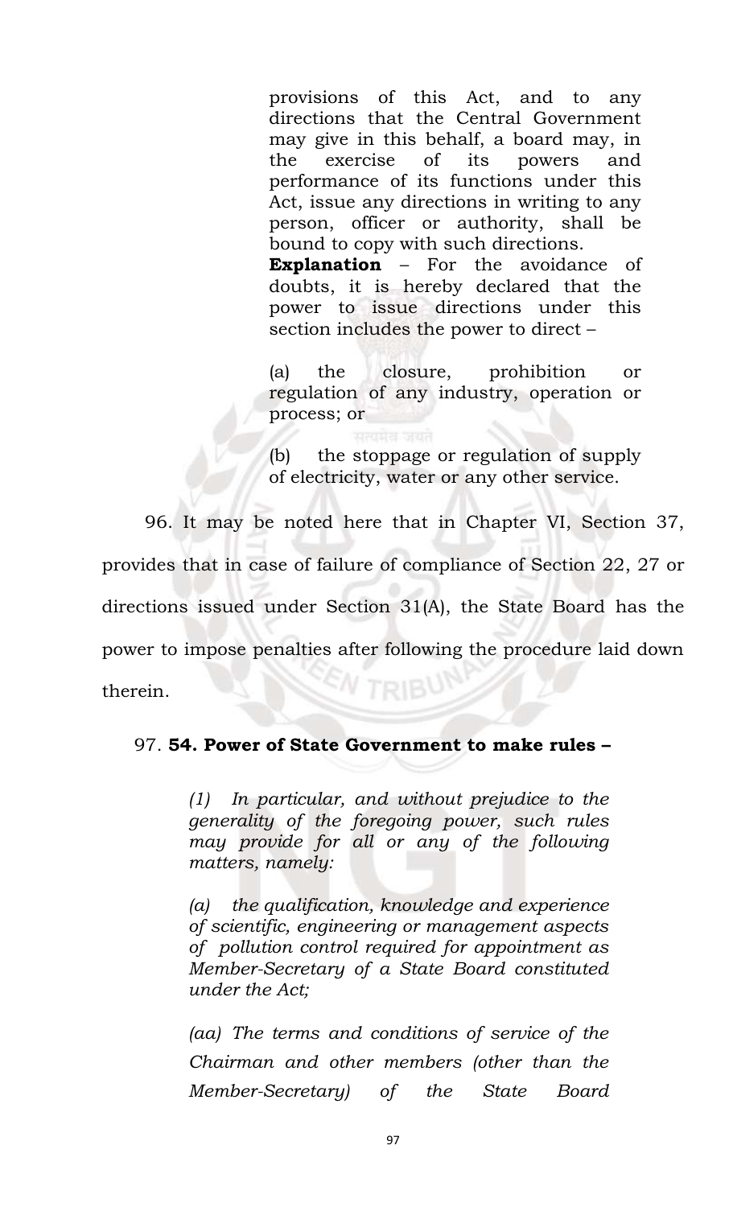> provisions of this Act, and to any directions that the Central Government may give in this behalf, a board may, in the exercise of its powers and performance of its functions under this Act, issue any directions in writing to any person, officer or authority, shall be bound to copy with such directions.
>
> **Explanation** – For the avoidance of doubts, it is hereby declared that the power to issue directions under this section includes the power to direct –
>
> (a) the closure, prohibition or regulation of any industry, operation or process; or
>
> (b) the stoppage or regulation of supply of electricity, water or any other service.

96. It may be noted here that in Chapter VI, Section 37, provides that in case of failure of compliance of Section 22, 27 or directions issued under Section 31(A), the State Board has the power to impose penalties after following the procedure laid down therein.

97. **54. Power of State Government to make rules –**

> *(1) In particular, and without prejudice to the generality of the foregoing power, such rules may provide for all or any of the following matters, namely:*
>
> *(a) the qualification, knowledge and experience of scientific, engineering or management aspects of pollution control required for appointment as Member-Secretary of a State Board constituted under the Act;*
>
> *(aa) The terms and conditions of service of the Chairman and other members (other than the Member-Secretary) of the State Board*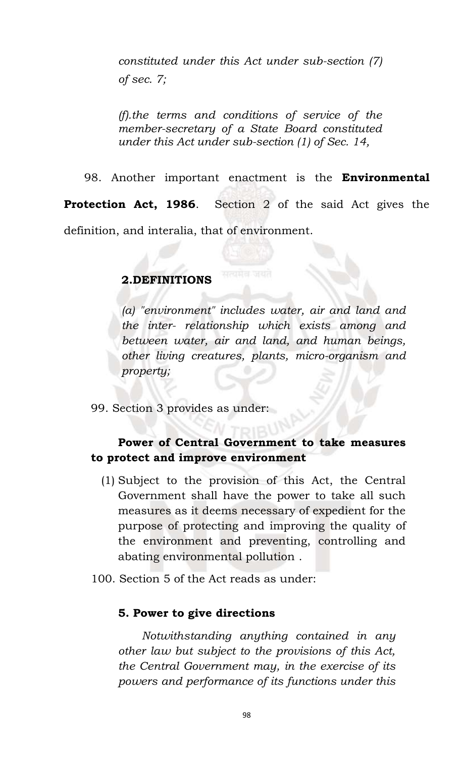*constituted under this Act under sub-section (7) of sec. 7;*

*(f).the terms and conditions of service of the member-secretary of a State Board constituted under this Act under sub-section (1) of Sec. 14,*

98. Another important enactment is the **Environmental Protection Act, 1986**. Section 2 of the said Act gives the definition, and interalia, that of environment.

**2.DEFINITIONS**

*(a) "environment" includes water, air and land and the inter- relationship which exists among and between water, air and land, and human beings, other living creatures, plants, micro-organism and property;*

99. Section 3 provides as under:

**Power of Central Government to take measures to protect and improve environment**

(1) Subject to the provision of this Act, the Central Government shall have the power to take all such measures as it deems necessary of expedient for the purpose of protecting and improving the quality of the environment and preventing, controlling and abating environmental pollution .

100. Section 5 of the Act reads as under:

**5. Power to give directions**

*Notwithstanding anything contained in any other law but subject to the provisions of this Act, the Central Government may, in the exercise of its powers and performance of its functions under this*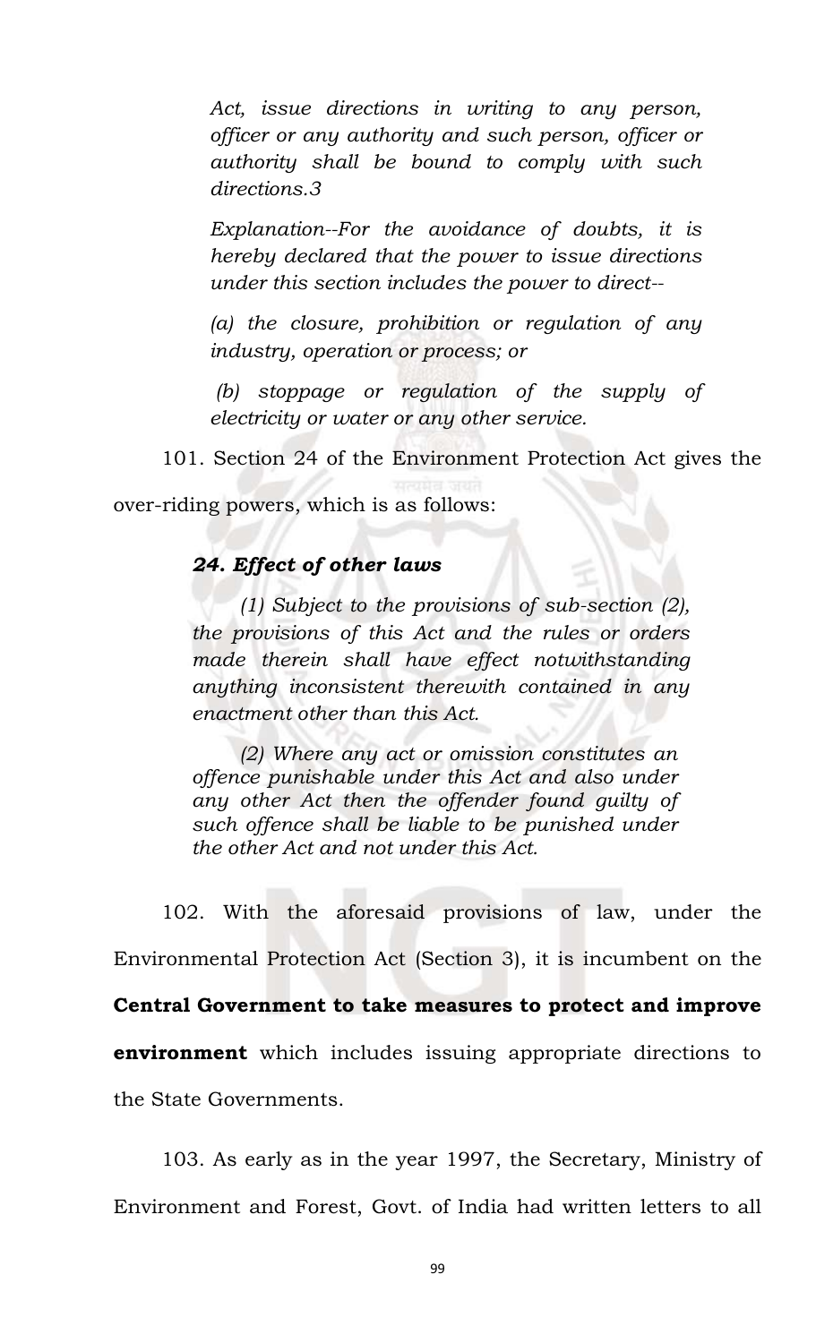*Act, issue directions in writing to any person, officer or any authority and such person, officer or authority shall be bound to comply with such directions.3*

*Explanation--For the avoidance of doubts, it is hereby declared that the power to issue directions under this section includes the power to direct--*

*(a) the closure, prohibition or regulation of any industry, operation or process; or*

*(b) stoppage or regulation of the supply of electricity or water or any other service.*

101. Section 24 of the Environment Protection Act gives the over-riding powers, which is as follows:

***24. Effect of other laws***

*(1) Subject to the provisions of sub-section (2), the provisions of this Act and the rules or orders made therein shall have effect notwithstanding anything inconsistent therewith contained in any enactment other than this Act.*

*(2) Where any act or omission constitutes an offence punishable under this Act and also under any other Act then the offender found guilty of such offence shall be liable to be punished under the other Act and not under this Act.*

102. With the aforesaid provisions of law, under the Environmental Protection Act (Section 3), it is incumbent on the **Central Government to take measures to protect and improve environment** which includes issuing appropriate directions to the State Governments.

103. As early as in the year 1997, the Secretary, Ministry of Environment and Forest, Govt. of India had written letters to all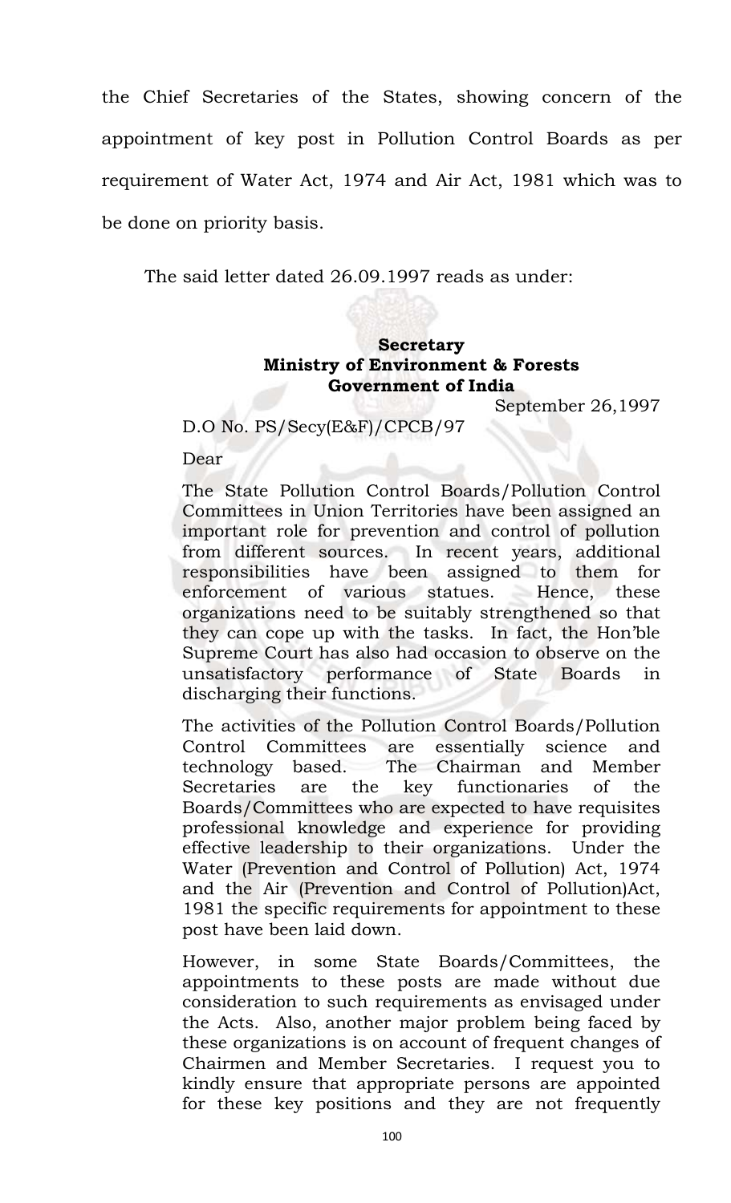the Chief Secretaries of the States, showing concern of the appointment of key post in Pollution Control Boards as per requirement of Water Act, 1974 and Air Act, 1981 which was to be done on priority basis.

The said letter dated 26.09.1997 reads as under:

> **Secretary**
> **Ministry of Environment & Forests**
> **Government of India**
>
> September 26,1997
>
> D.O No. PS/Secy(E&F)/CPCB/97
>
> Dear
>
> The State Pollution Control Boards/Pollution Control Committees in Union Territories have been assigned an important role for prevention and control of pollution from different sources. In recent years, additional responsibilities have been assigned to them for enforcement of various statues. Hence, these organizations need to be suitably strengthened so that they can cope up with the tasks. In fact, the Hon'ble Supreme Court has also had occasion to observe on the unsatisfactory performance of State Boards in discharging their functions.
>
> The activities of the Pollution Control Boards/Pollution Control Committees are essentially science and technology based. The Chairman and Member Secretaries are the key functionaries of the Boards/Committees who are expected to have requisites professional knowledge and experience for providing effective leadership to their organizations. Under the Water (Prevention and Control of Pollution) Act, 1974 and the Air (Prevention and Control of Pollution)Act, 1981 the specific requirements for appointment to these post have been laid down.
>
> However, in some State Boards/Committees, the appointments to these posts are made without due consideration to such requirements as envisaged under the Acts. Also, another major problem being faced by these organizations is on account of frequent changes of Chairmen and Member Secretaries. I request you to kindly ensure that appropriate persons are appointed for these key positions and they are not frequently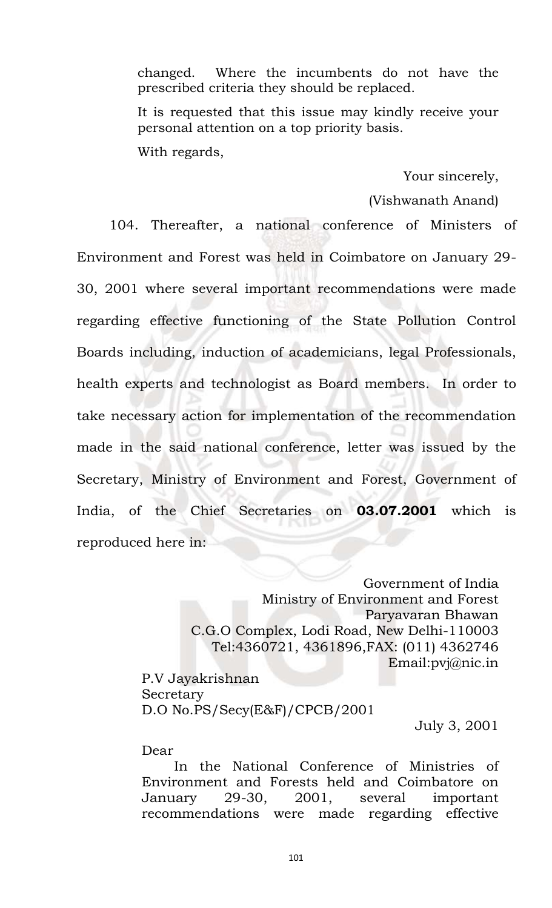changed. Where the incumbents do not have the prescribed criteria they should be replaced.

It is requested that this issue may kindly receive your personal attention on a top priority basis.

With regards,

Your sincerely,

(Vishwanath Anand)

104. Thereafter, a national conference of Ministers of Environment and Forest was held in Coimbatore on January 29-30, 2001 where several important recommendations were made regarding effective functioning of the State Pollution Control Boards including, induction of academicians, legal Professionals, health experts and technologist as Board members. In order to take necessary action for implementation of the recommendation made in the said national conference, letter was issued by the Secretary, Ministry of Environment and Forest, Government of India, of the Chief Secretaries on **03.07.2001** which is reproduced here in:

Government of India
Ministry of Environment and Forest
Paryavaran Bhawan
C.G.O Complex, Lodi Road, New Delhi-110003
Tel:4360721, 4361896,FAX: (011) 4362746
Email:pvj@nic.in

P.V Jayakrishnan
Secretary
D.O No.PS/Secy(E&F)/CPCB/2001

July 3, 2001

Dear

In the National Conference of Ministries of Environment and Forests held and Coimbatore on January 29-30, 2001, several important recommendations were made regarding effective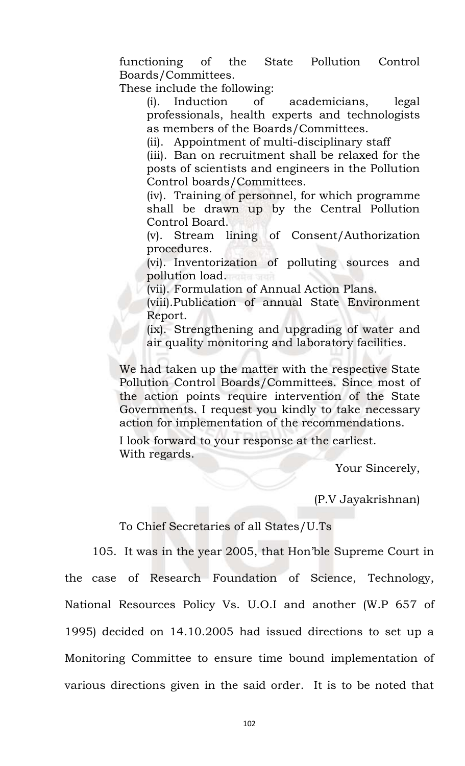functioning of the State Pollution Control Boards/Committees.

These include the following:

(i). Induction of academicians, legal professionals, health experts and technologists as members of the Boards/Committees.

(ii). Appointment of multi-disciplinary staff

(iii). Ban on recruitment shall be relaxed for the posts of scientists and engineers in the Pollution Control boards/Committees.

(iv). Training of personnel, for which programme shall be drawn up by the Central Pollution Control Board.

(v). Stream lining of Consent/Authorization procedures.

(vi). Inventorization of polluting sources and pollution load.

(vii). Formulation of Annual Action Plans.

(viii).Publication of annual State Environment Report.

(ix). Strengthening and upgrading of water and air quality monitoring and laboratory facilities.

We had taken up the matter with the respective State Pollution Control Boards/Committees. Since most of the action points require intervention of the State Governments. I request you kindly to take necessary action for implementation of the recommendations.

I look forward to your response at the earliest.
With regards.

Your Sincerely,

(P.V Jayakrishnan)

To Chief Secretaries of all States/U.Ts

105. It was in the year 2005, that Hon'ble Supreme Court in the case of Research Foundation of Science, Technology, National Resources Policy Vs. U.O.I and another (W.P 657 of 1995) decided on 14.10.2005 had issued directions to set up a Monitoring Committee to ensure time bound implementation of various directions given in the said order. It is to be noted that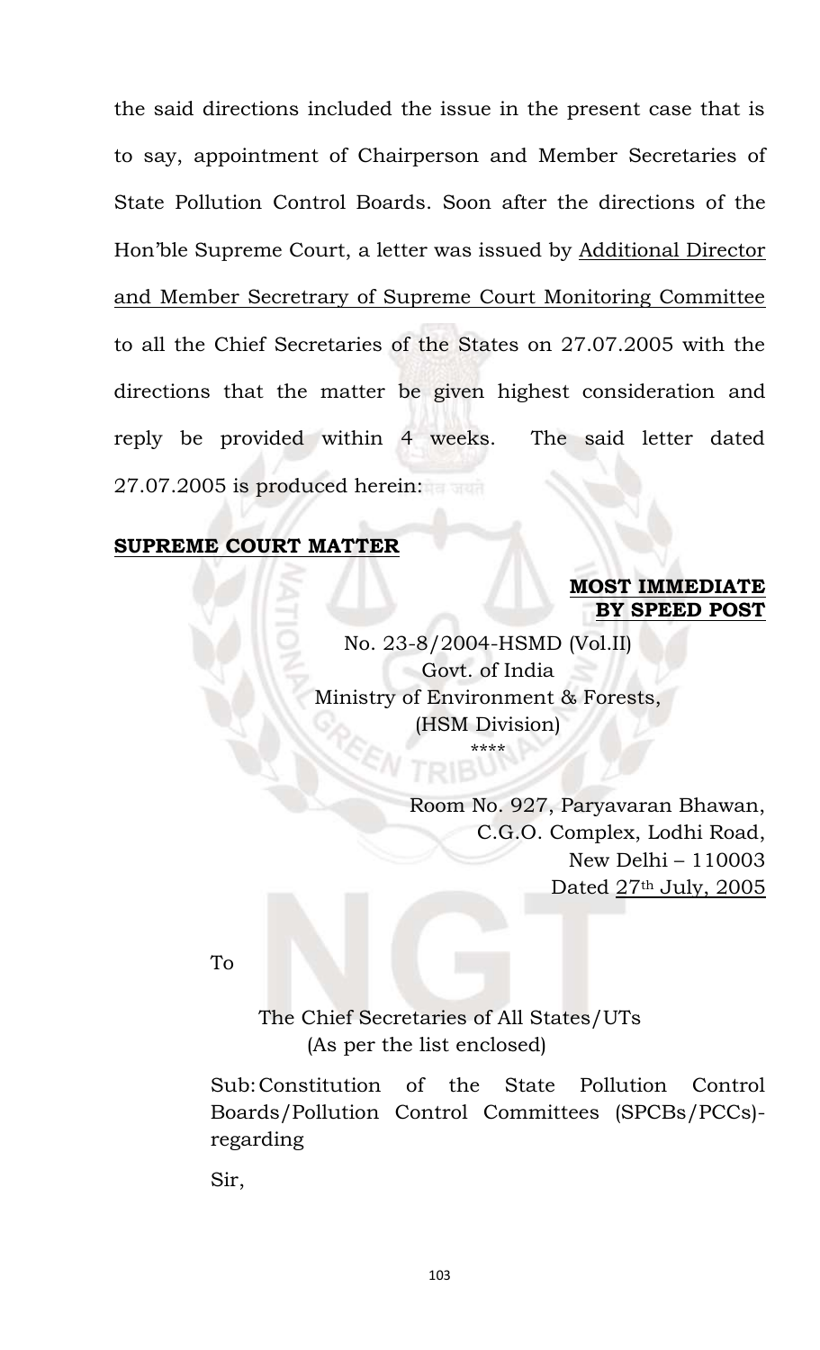the said directions included the issue in the present case that is to say, appointment of Chairperson and Member Secretaries of State Pollution Control Boards. Soon after the directions of the Hon'ble Supreme Court, a letter was issued by Additional Director and Member Secretrary of Supreme Court Monitoring Committee to all the Chief Secretaries of the States on 27.07.2005 with the directions that the matter be given highest consideration and reply be provided within 4 weeks. The said letter dated 27.07.2005 is produced herein:

**SUPREME COURT MATTER**

**MOST IMMEDIATE**
**BY SPEED POST**

No. 23-8/2004-HSMD (Vol.II)
Govt. of India
Ministry of Environment & Forests,
(HSM Division)
****

Room No. 927, Paryavaran Bhawan,
C.G.O. Complex, Lodhi Road,
New Delhi – 110003
Dated 27th July, 2005

To

The Chief Secretaries of All States/UTs
(As per the list enclosed)

Sub: Constitution of the State Pollution Control Boards/Pollution Control Committees (SPCBs/PCCs)-regarding

Sir,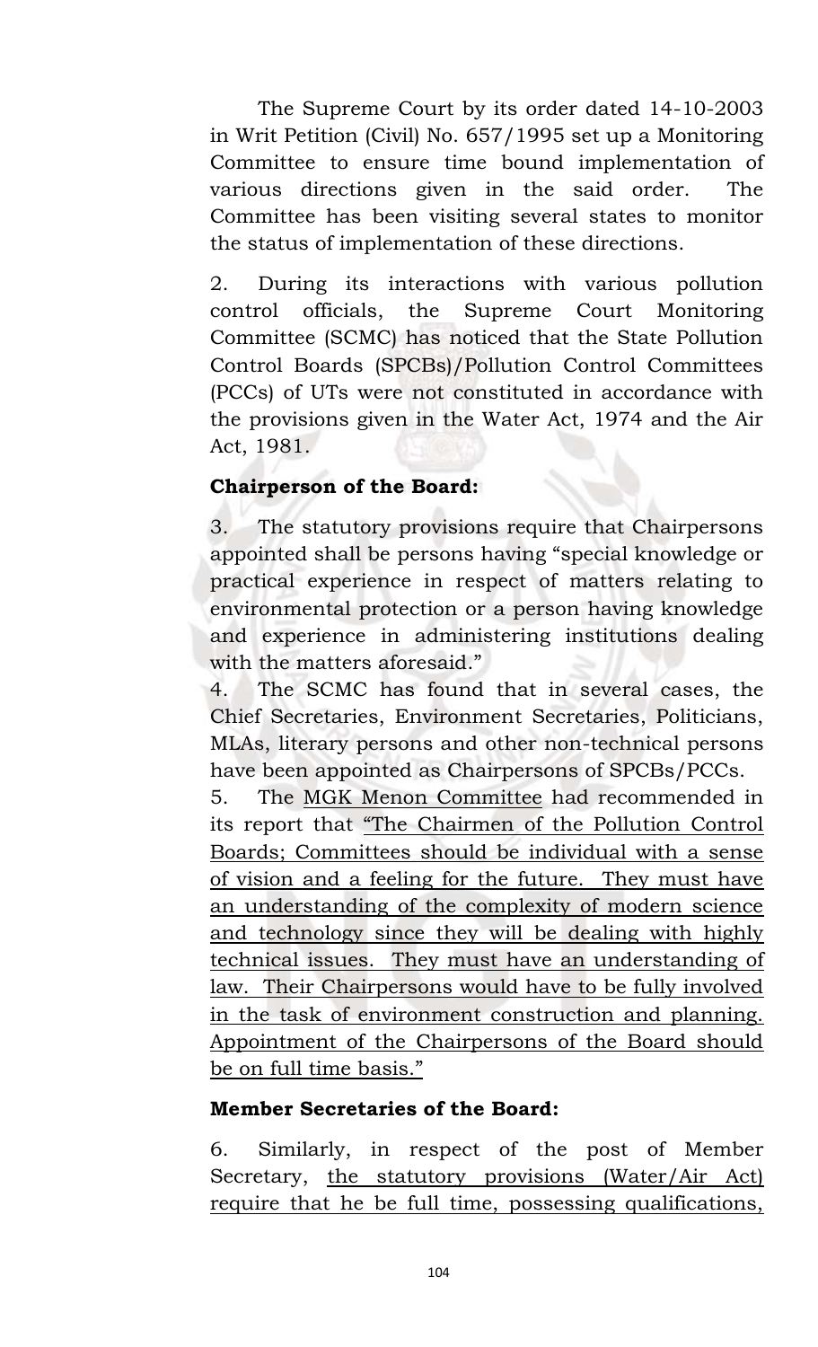The Supreme Court by its order dated 14-10-2003 in Writ Petition (Civil) No. 657/1995 set up a Monitoring Committee to ensure time bound implementation of various directions given in the said order. The Committee has been visiting several states to monitor the status of implementation of these directions.

2. During its interactions with various pollution control officials, the Supreme Court Monitoring Committee (SCMC) has noticed that the State Pollution Control Boards (SPCBs)/Pollution Control Committees (PCCs) of UTs were not constituted in accordance with the provisions given in the Water Act, 1974 and the Air Act, 1981.

**Chairperson of the Board:**

3. The statutory provisions require that Chairpersons appointed shall be persons having "special knowledge or practical experience in respect of matters relating to environmental protection or a person having knowledge and experience in administering institutions dealing with the matters aforesaid."

4. The SCMC has found that in several cases, the Chief Secretaries, Environment Secretaries, Politicians, MLAs, literary persons and other non-technical persons have been appointed as Chairpersons of SPCBs/PCCs.

5. The MGK Menon Committee had recommended in its report that "The Chairmen of the Pollution Control Boards; Committees should be individual with a sense of vision and a feeling for the future. They must have an understanding of the complexity of modern science and technology since they will be dealing with highly technical issues. They must have an understanding of law. Their Chairpersons would have to be fully involved in the task of environment construction and planning. Appointment of the Chairpersons of the Board should be on full time basis."

**Member Secretaries of the Board:**

6. Similarly, in respect of the post of Member Secretary, the statutory provisions (Water/Air Act) require that he be full time, possessing qualifications,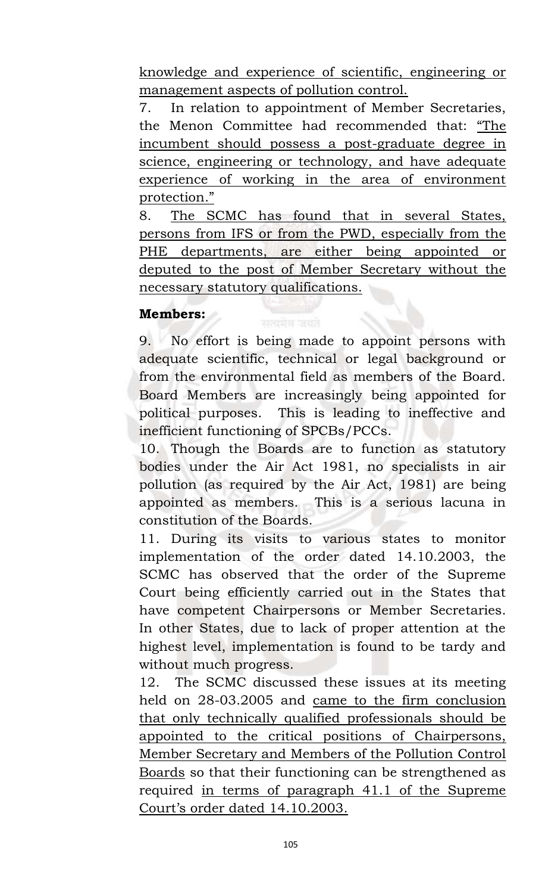knowledge and experience of scientific, engineering or management aspects of pollution control.

7. In relation to appointment of Member Secretaries, the Menon Committee had recommended that: "The incumbent should possess a post-graduate degree in science, engineering or technology, and have adequate experience of working in the area of environment protection."

8. The SCMC has found that in several States, persons from IFS or from the PWD, especially from the PHE departments, are either being appointed or deputed to the post of Member Secretary without the necessary statutory qualifications.

**Members:**

9. No effort is being made to appoint persons with adequate scientific, technical or legal background or from the environmental field as members of the Board. Board Members are increasingly being appointed for political purposes. This is leading to ineffective and inefficient functioning of SPCBs/PCCs.

10. Though the Boards are to function as statutory bodies under the Air Act 1981, no specialists in air pollution (as required by the Air Act, 1981) are being appointed as members. This is a serious lacuna in constitution of the Boards.

11. During its visits to various states to monitor implementation of the order dated 14.10.2003, the SCMC has observed that the order of the Supreme Court being efficiently carried out in the States that have competent Chairpersons or Member Secretaries. In other States, due to lack of proper attention at the highest level, implementation is found to be tardy and without much progress.

12. The SCMC discussed these issues at its meeting held on 28-03.2005 and came to the firm conclusion that only technically qualified professionals should be appointed to the critical positions of Chairpersons, Member Secretary and Members of the Pollution Control Boards so that their functioning can be strengthened as required in terms of paragraph 41.1 of the Supreme Court's order dated 14.10.2003.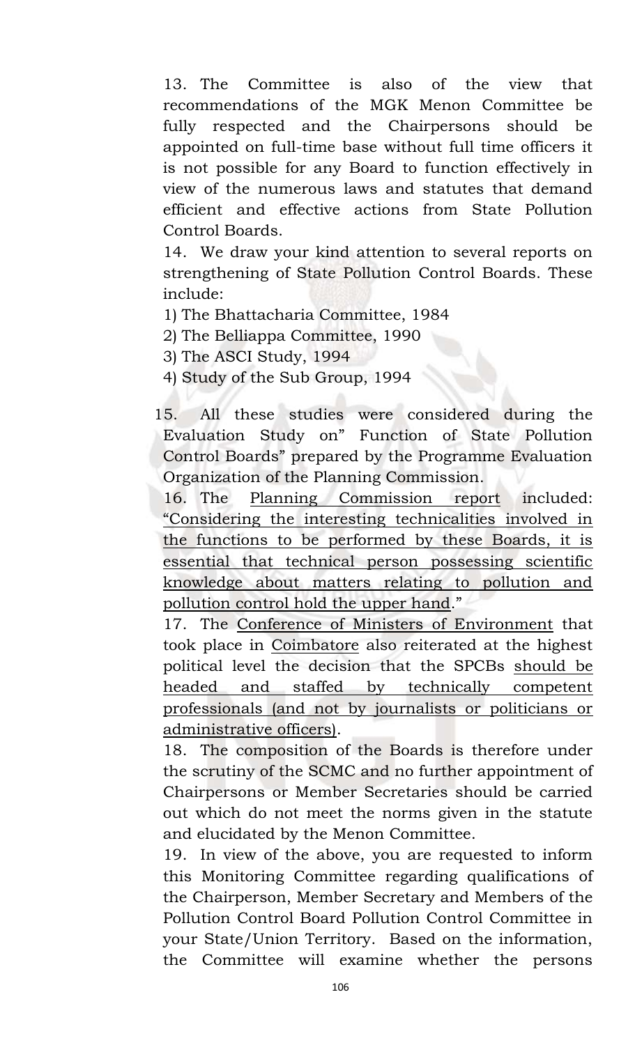13. The Committee is also of the view that recommendations of the MGK Menon Committee be fully respected and the Chairpersons should be appointed on full-time base without full time officers it is not possible for any Board to function effectively in view of the numerous laws and statutes that demand efficient and effective actions from State Pollution Control Boards.

14. We draw your kind attention to several reports on strengthening of State Pollution Control Boards. These include:

1) The Bhattacharia Committee, 1984
2) The Belliappa Committee, 1990
3) The ASCI Study, 1994
4) Study of the Sub Group, 1994

15. All these studies were considered during the Evaluation Study on" Function of State Pollution Control Boards" prepared by the Programme Evaluation Organization of the Planning Commission.

16. The Planning Commission report included: "Considering the interesting technicalities involved in the functions to be performed by these Boards, it is essential that technical person possessing scientific knowledge about matters relating to pollution and pollution control hold the upper hand."

17. The Conference of Ministers of Environment that took place in Coimbatore also reiterated at the highest political level the decision that the SPCBs should be headed and staffed by technically competent professionals (and not by journalists or politicians or administrative officers).

18. The composition of the Boards is therefore under the scrutiny of the SCMC and no further appointment of Chairpersons or Member Secretaries should be carried out which do not meet the norms given in the statute and elucidated by the Menon Committee.

19. In view of the above, you are requested to inform this Monitoring Committee regarding qualifications of the Chairperson, Member Secretary and Members of the Pollution Control Board Pollution Control Committee in your State/Union Territory. Based on the information, the Committee will examine whether the persons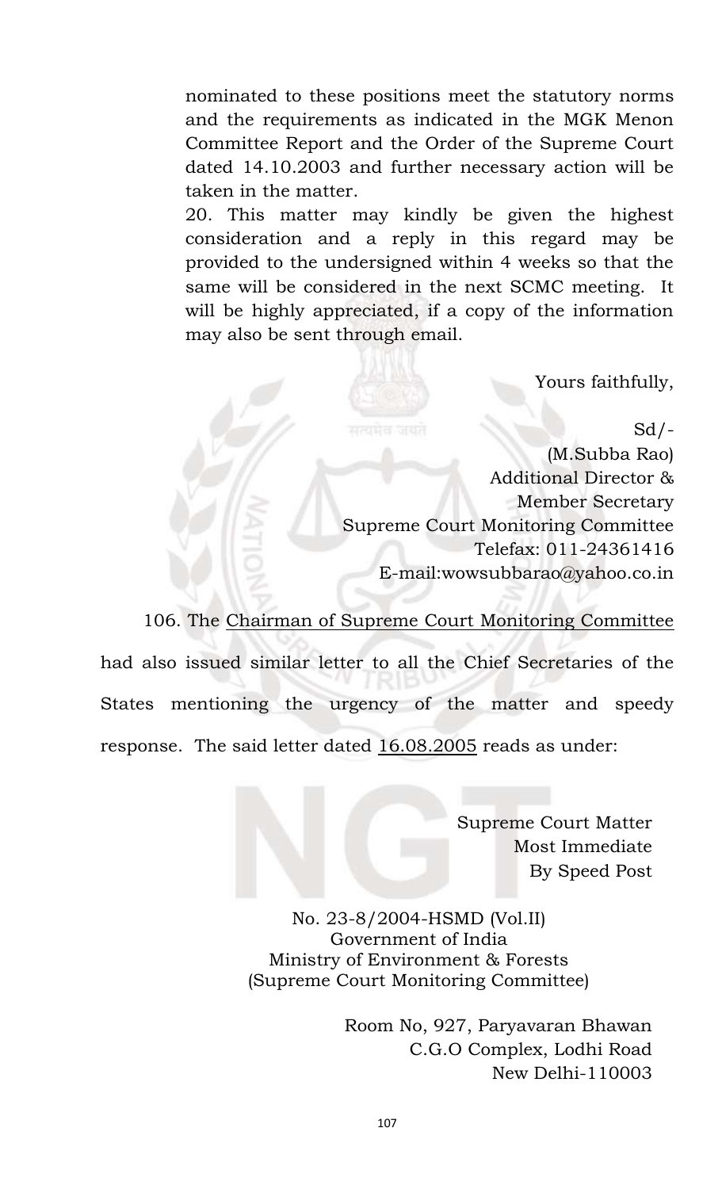nominated to these positions meet the statutory norms and the requirements as indicated in the MGK Menon Committee Report and the Order of the Supreme Court dated 14.10.2003 and further necessary action will be taken in the matter.

20. This matter may kindly be given the highest consideration and a reply in this regard may be provided to the undersigned within 4 weeks so that the same will be considered in the next SCMC meeting. It will be highly appreciated, if a copy of the information may also be sent through email.

Yours faithfully,

Sd/-
(M.Subba Rao)
Additional Director &
Member Secretary
Supreme Court Monitoring Committee
Telefax: 011-24361416
E-mail:wowsubbarao@yahoo.co.in

106. The Chairman of Supreme Court Monitoring Committee had also issued similar letter to all the Chief Secretaries of the States mentioning the urgency of the matter and speedy response. The said letter dated 16.08.2005 reads as under:

Supreme Court Matter
Most Immediate
By Speed Post

No. 23-8/2004-HSMD (Vol.II)
Government of India
Ministry of Environment & Forests
(Supreme Court Monitoring Committee)

Room No, 927, Paryavaran Bhawan
C.G.O Complex, Lodhi Road
New Delhi-110003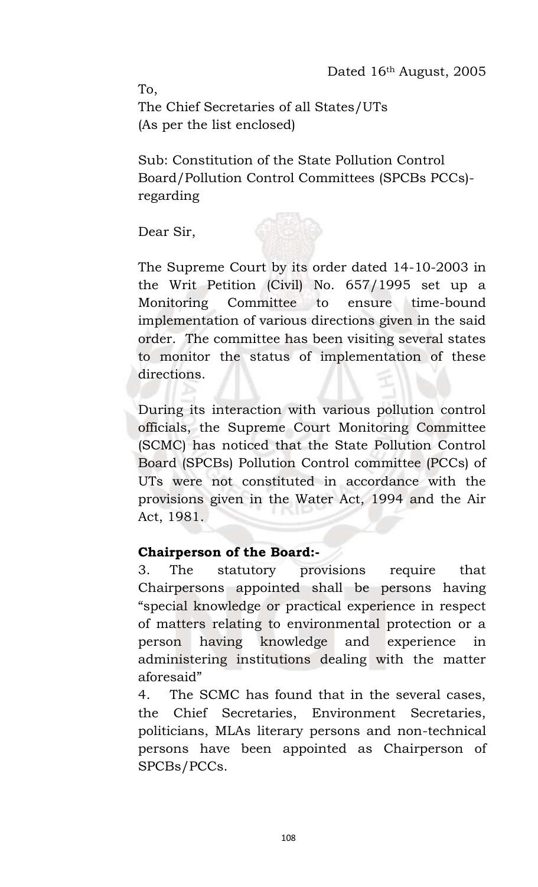Dated 16th August, 2005

To,
The Chief Secretaries of all States/UTs
(As per the list enclosed)

Sub: Constitution of the State Pollution Control Board/Pollution Control Committees (SPCBs PCCs)-regarding

Dear Sir,

The Supreme Court by its order dated 14-10-2003 in the Writ Petition (Civil) No. 657/1995 set up a Monitoring Committee to ensure time-bound implementation of various directions given in the said order. The committee has been visiting several states to monitor the status of implementation of these directions.

During its interaction with various pollution control officials, the Supreme Court Monitoring Committee (SCMC) has noticed that the State Pollution Control Board (SPCBs) Pollution Control committee (PCCs) of UTs were not constituted in accordance with the provisions given in the Water Act, 1994 and the Air Act, 1981.

**Chairperson of the Board:-**

3. The statutory provisions require that Chairpersons appointed shall be persons having "special knowledge or practical experience in respect of matters relating to environmental protection or a person having knowledge and experience in administering institutions dealing with the matter aforesaid"

4. The SCMC has found that in the several cases, the Chief Secretaries, Environment Secretaries, politicians, MLAs literary persons and non-technical persons have been appointed as Chairperson of SPCBs/PCCs.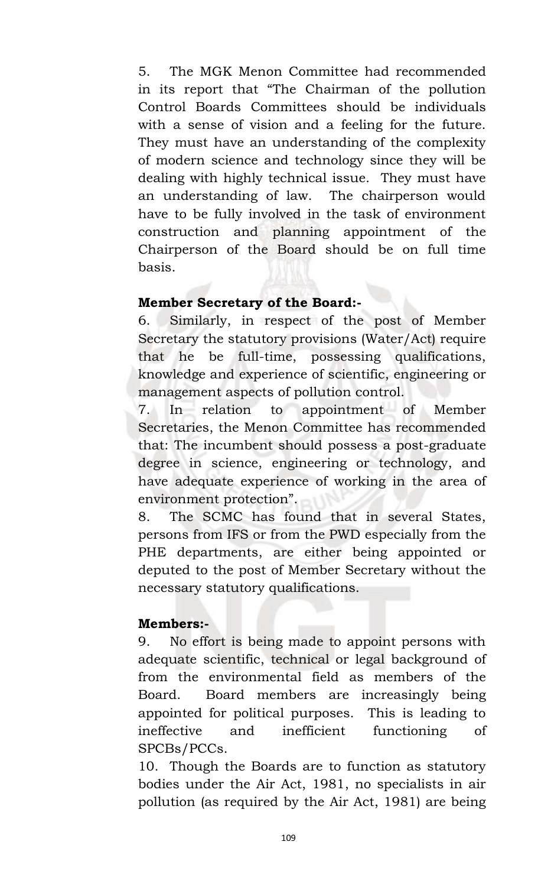5. The MGK Menon Committee had recommended in its report that "The Chairman of the pollution Control Boards Committees should be individuals with a sense of vision and a feeling for the future. They must have an understanding of the complexity of modern science and technology since they will be dealing with highly technical issue. They must have an understanding of law. The chairperson would have to be fully involved in the task of environment construction and planning appointment of the Chairperson of the Board should be on full time basis.

**Member Secretary of the Board:-**

6. Similarly, in respect of the post of Member Secretary the statutory provisions (Water/Act) require that he be full-time, possessing qualifications, knowledge and experience of scientific, engineering or management aspects of pollution control.

7. In relation to appointment of Member Secretaries, the Menon Committee has recommended that: The incumbent should possess a post-graduate degree in science, engineering or technology, and have adequate experience of working in the area of environment protection".

8. The SCMC has found that in several States, persons from IFS or from the PWD especially from the PHE departments, are either being appointed or deputed to the post of Member Secretary without the necessary statutory qualifications.

**Members:-**

9. No effort is being made to appoint persons with adequate scientific, technical or legal background of from the environmental field as members of the Board. Board members are increasingly being appointed for political purposes. This is leading to ineffective and inefficient functioning of SPCBs/PCCs.

10. Though the Boards are to function as statutory bodies under the Air Act, 1981, no specialists in air pollution (as required by the Air Act, 1981) are being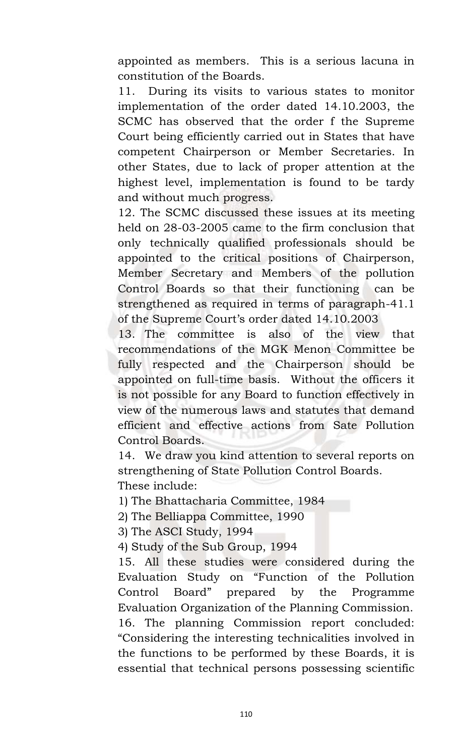appointed as members. This is a serious lacuna in constitution of the Boards.

11. During its visits to various states to monitor implementation of the order dated 14.10.2003, the SCMC has observed that the order f the Supreme Court being efficiently carried out in States that have competent Chairperson or Member Secretaries. In other States, due to lack of proper attention at the highest level, implementation is found to be tardy and without much progress.

12. The SCMC discussed these issues at its meeting held on 28-03-2005 came to the firm conclusion that only technically qualified professionals should be appointed to the critical positions of Chairperson, Member Secretary and Members of the pollution Control Boards so that their functioning can be strengthened as required in terms of paragraph-41.1 of the Supreme Court's order dated 14.10.2003

13. The committee is also of the view that recommendations of the MGK Menon Committee be fully respected and the Chairperson should be appointed on full-time basis. Without the officers it is not possible for any Board to function effectively in view of the numerous laws and statutes that demand efficient and effective actions from Sate Pollution Control Boards.

14. We draw you kind attention to several reports on strengthening of State Pollution Control Boards. These include:

1) The Bhattacharia Committee, 1984
2) The Belliappa Committee, 1990
3) The ASCI Study, 1994
4) Study of the Sub Group, 1994

15. All these studies were considered during the Evaluation Study on "Function of the Pollution Control Board" prepared by the Programme Evaluation Organization of the Planning Commission.

16. The planning Commission report concluded: "Considering the interesting technicalities involved in the functions to be performed by these Boards, it is essential that technical persons possessing scientific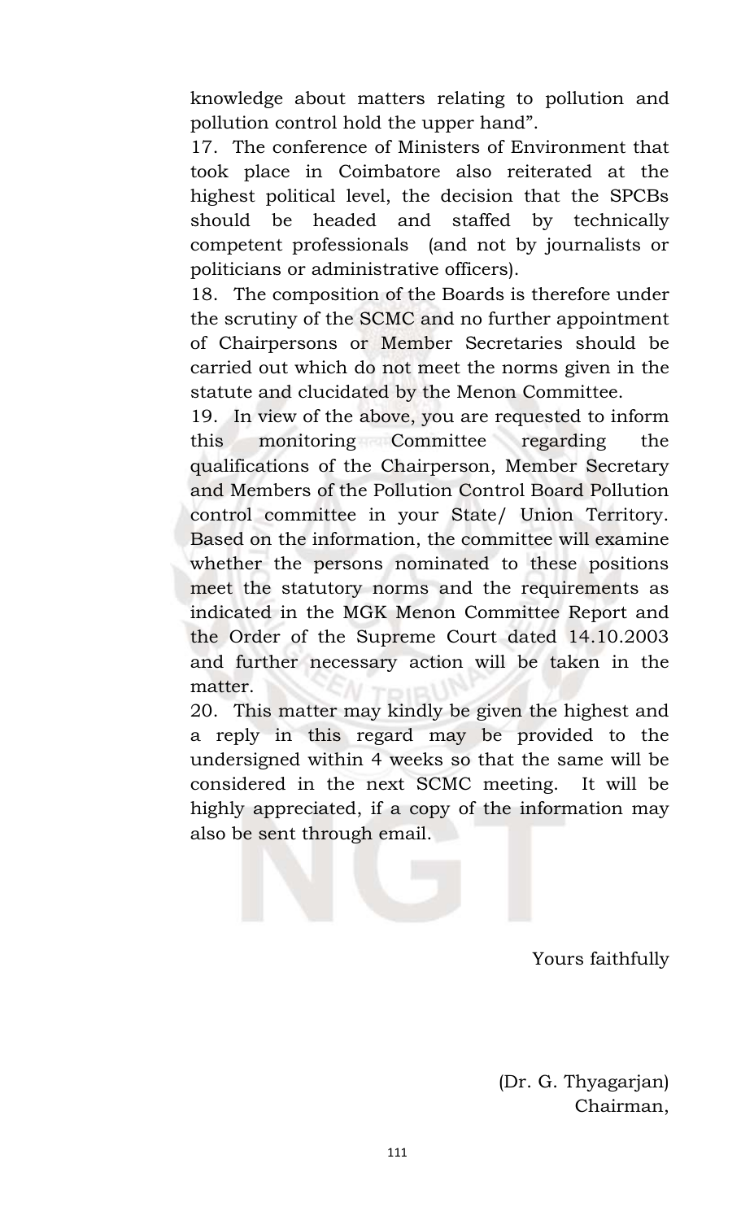knowledge about matters relating to pollution and pollution control hold the upper hand".

17. The conference of Ministers of Environment that took place in Coimbatore also reiterated at the highest political level, the decision that the SPCBs should be headed and staffed by technically competent professionals (and not by journalists or politicians or administrative officers).

18. The composition of the Boards is therefore under the scrutiny of the SCMC and no further appointment of Chairpersons or Member Secretaries should be carried out which do not meet the norms given in the statute and clucidated by the Menon Committee.

19. In view of the above, you are requested to inform this monitoring Committee regarding the qualifications of the Chairperson, Member Secretary and Members of the Pollution Control Board Pollution control committee in your State/ Union Territory. Based on the information, the committee will examine whether the persons nominated to these positions meet the statutory norms and the requirements as indicated in the MGK Menon Committee Report and the Order of the Supreme Court dated 14.10.2003 and further necessary action will be taken in the matter.

20. This matter may kindly be given the highest and a reply in this regard may be provided to the undersigned within 4 weeks so that the same will be considered in the next SCMC meeting. It will be highly appreciated, if a copy of the information may also be sent through email.

Yours faithfully

(Dr. G. Thyagarjan)
Chairman,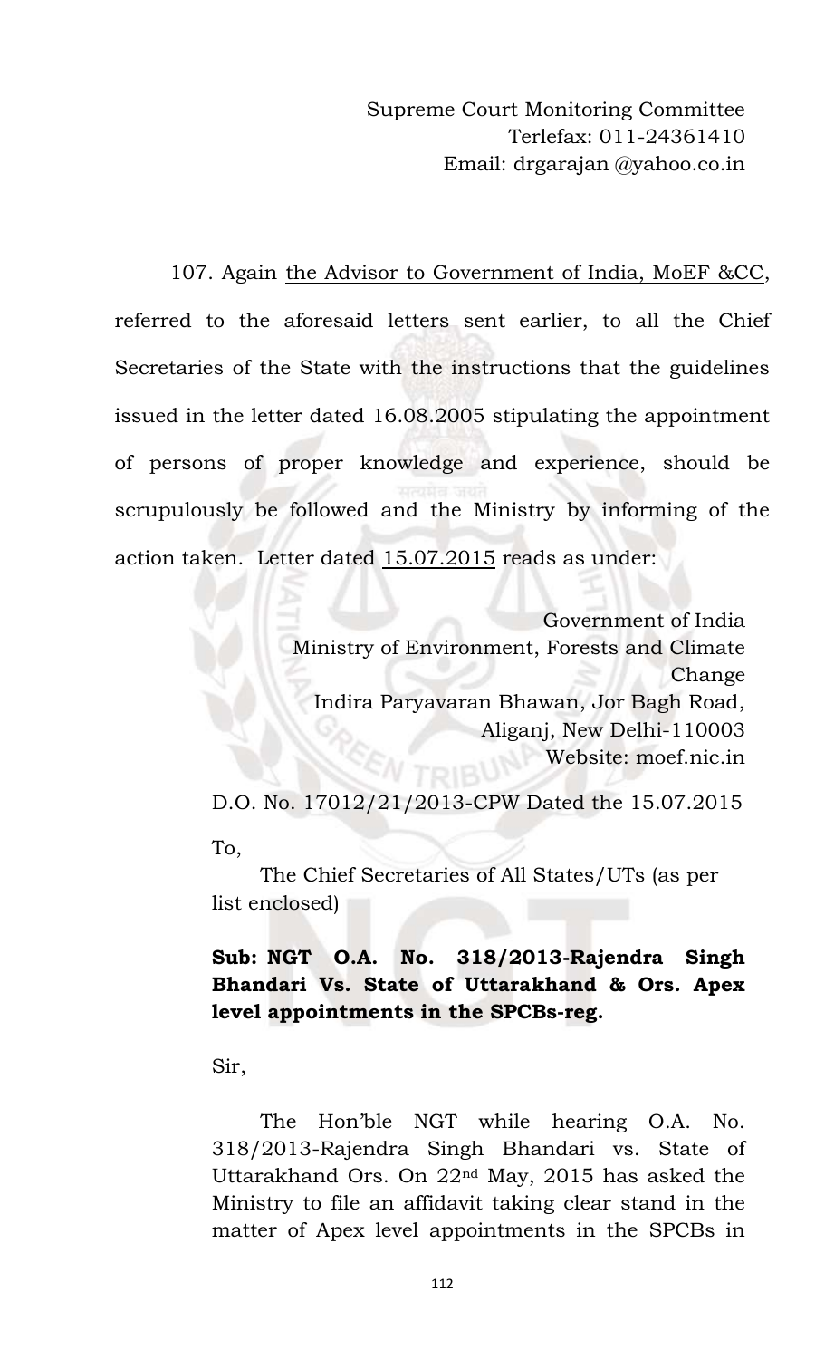Supreme Court Monitoring Committee
Terlefax: 011-24361410
Email: drgarajan @yahoo.co.in

107. Again the Advisor to Government of India, MoEF &CC, referred to the aforesaid letters sent earlier, to all the Chief Secretaries of the State with the instructions that the guidelines issued in the letter dated 16.08.2005 stipulating the appointment of persons of proper knowledge and experience, should be scrupulously be followed and the Ministry by informing of the action taken. Letter dated 15.07.2015 reads as under:

Government of India
Ministry of Environment, Forests and Climate Change
Indira Paryavaran Bhawan, Jor Bagh Road, Aliganj, New Delhi-110003
Website: moef.nic.in

D.O. No. 17012/21/2013-CPW Dated the 15.07.2015

To,

The Chief Secretaries of All States/UTs (as per list enclosed)

**Sub: NGT O.A. No. 318/2013-Rajendra Singh Bhandari Vs. State of Uttarakhand & Ors. Apex level appointments in the SPCBs-reg.**

Sir,

The Hon'ble NGT while hearing O.A. No. 318/2013-Rajendra Singh Bhandari vs. State of Uttarakhand Ors. On 22nd May, 2015 has asked the Ministry to file an affidavit taking clear stand in the matter of Apex level appointments in the SPCBs in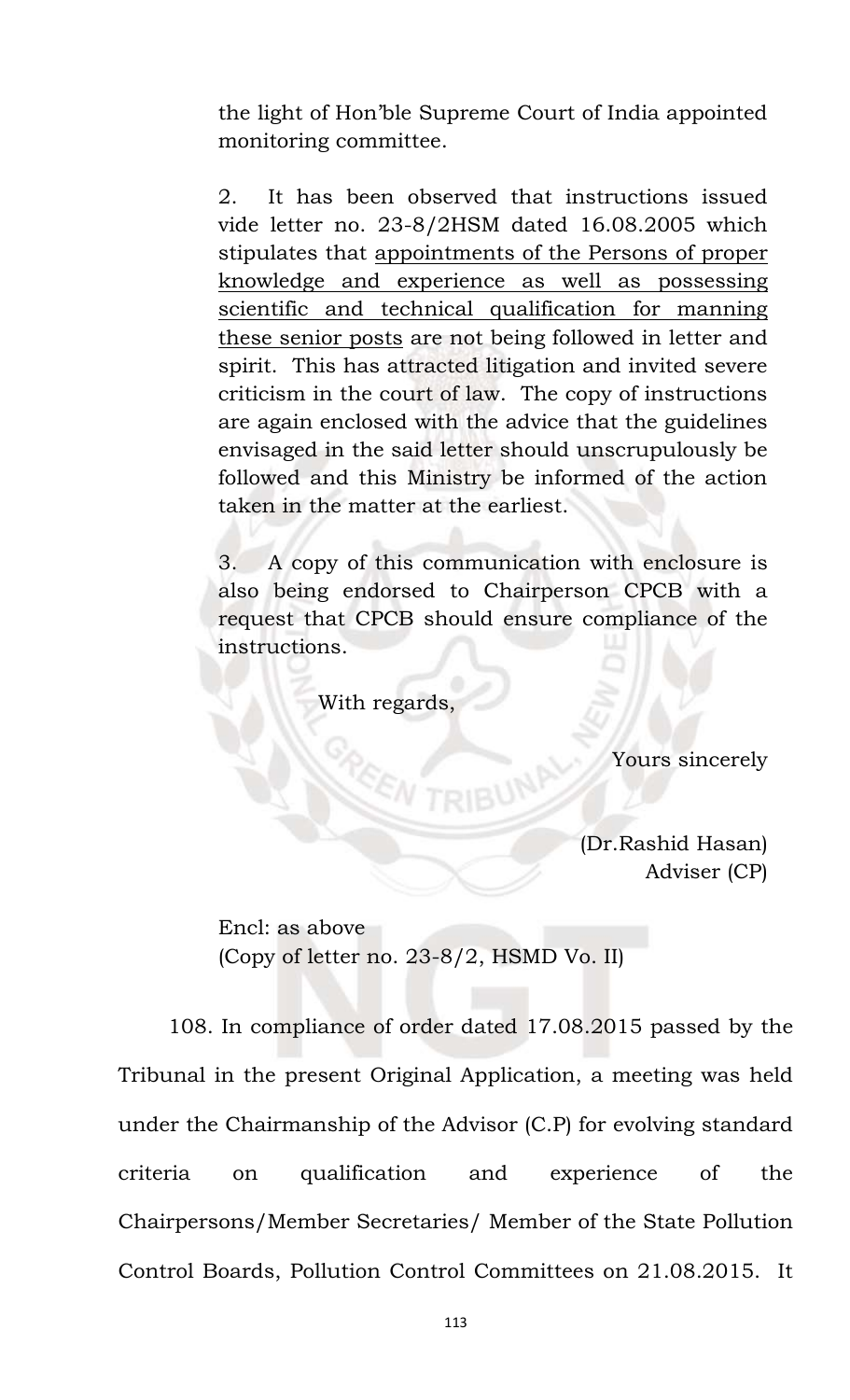the light of Hon'ble Supreme Court of India appointed monitoring committee.

2. It has been observed that instructions issued vide letter no. 23-8/2HSM dated 16.08.2005 which stipulates that <u>appointments of the Persons of proper knowledge and experience as well as possessing scientific and technical qualification for manning these senior posts</u> are not being followed in letter and spirit. This has attracted litigation and invited severe criticism in the court of law. The copy of instructions are again enclosed with the advice that the guidelines envisaged in the said letter should unscrupulously be followed and this Ministry be informed of the action taken in the matter at the earliest.

3. A copy of this communication with enclosure is also being endorsed to Chairperson CPCB with a request that CPCB should ensure compliance of the instructions.

With regards,

Yours sincerely

(Dr.Rashid Hasan)
Adviser (CP)

Encl: as above
(Copy of letter no. 23-8/2, HSMD Vo. II)

108. In compliance of order dated 17.08.2015 passed by the Tribunal in the present Original Application, a meeting was held under the Chairmanship of the Advisor (C.P) for evolving standard criteria on qualification and experience of the Chairpersons/Member Secretaries/ Member of the State Pollution Control Boards, Pollution Control Committees on 21.08.2015. It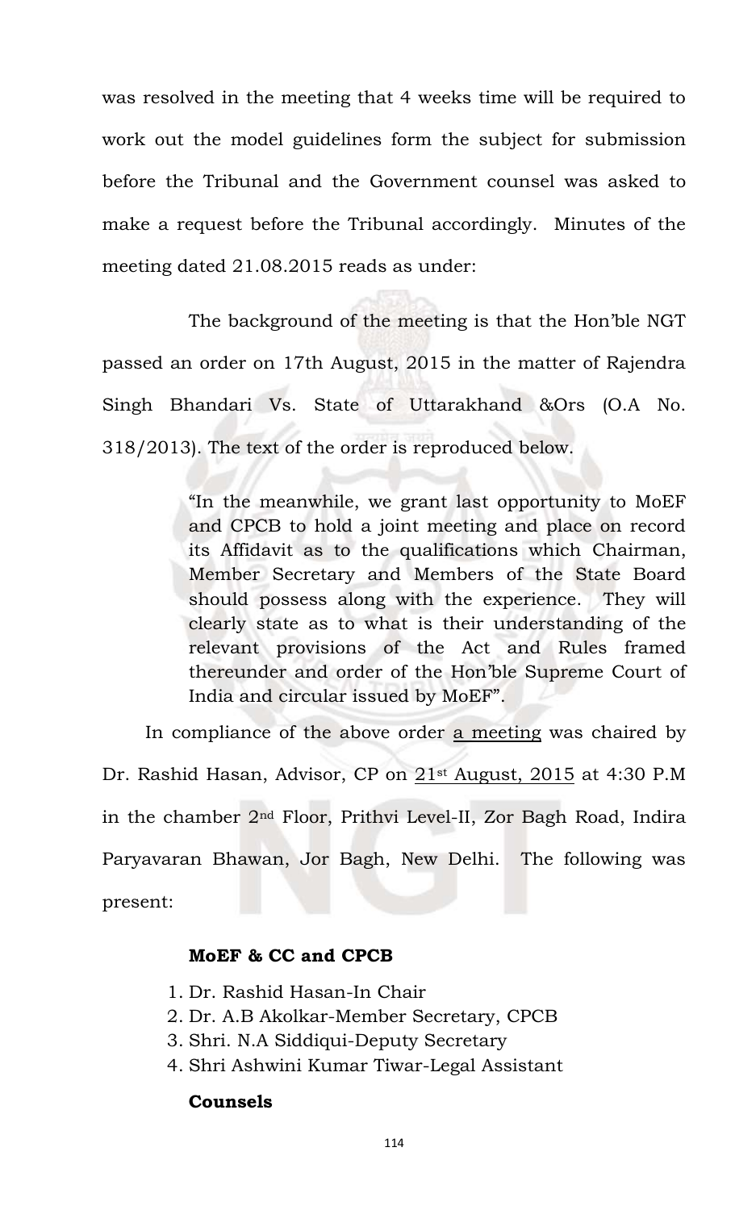was resolved in the meeting that 4 weeks time will be required to work out the model guidelines form the subject for submission before the Tribunal and the Government counsel was asked to make a request before the Tribunal accordingly. Minutes of the meeting dated 21.08.2015 reads as under:

The background of the meeting is that the Hon'ble NGT passed an order on 17th August, 2015 in the matter of Rajendra Singh Bhandari Vs. State of Uttarakhand &Ors (O.A No. 318/2013). The text of the order is reproduced below.

> "In the meanwhile, we grant last opportunity to MoEF and CPCB to hold a joint meeting and place on record its Affidavit as to the qualifications which Chairman, Member Secretary and Members of the State Board should possess along with the experience. They will clearly state as to what is their understanding of the relevant provisions of the Act and Rules framed thereunder and order of the Hon'ble Supreme Court of India and circular issued by MoEF".

In compliance of the above order a meeting was chaired by Dr. Rashid Hasan, Advisor, CP on 21st August, 2015 at 4:30 P.M in the chamber 2nd Floor, Prithvi Level-II, Zor Bagh Road, Indira Paryavaran Bhawan, Jor Bagh, New Delhi. The following was present:

**MoEF & CC and CPCB**

1. Dr. Rashid Hasan-In Chair
2. Dr. A.B Akolkar-Member Secretary, CPCB
3. Shri. N.A Siddiqui-Deputy Secretary
4. Shri Ashwini Kumar Tiwar-Legal Assistant

**Counsels**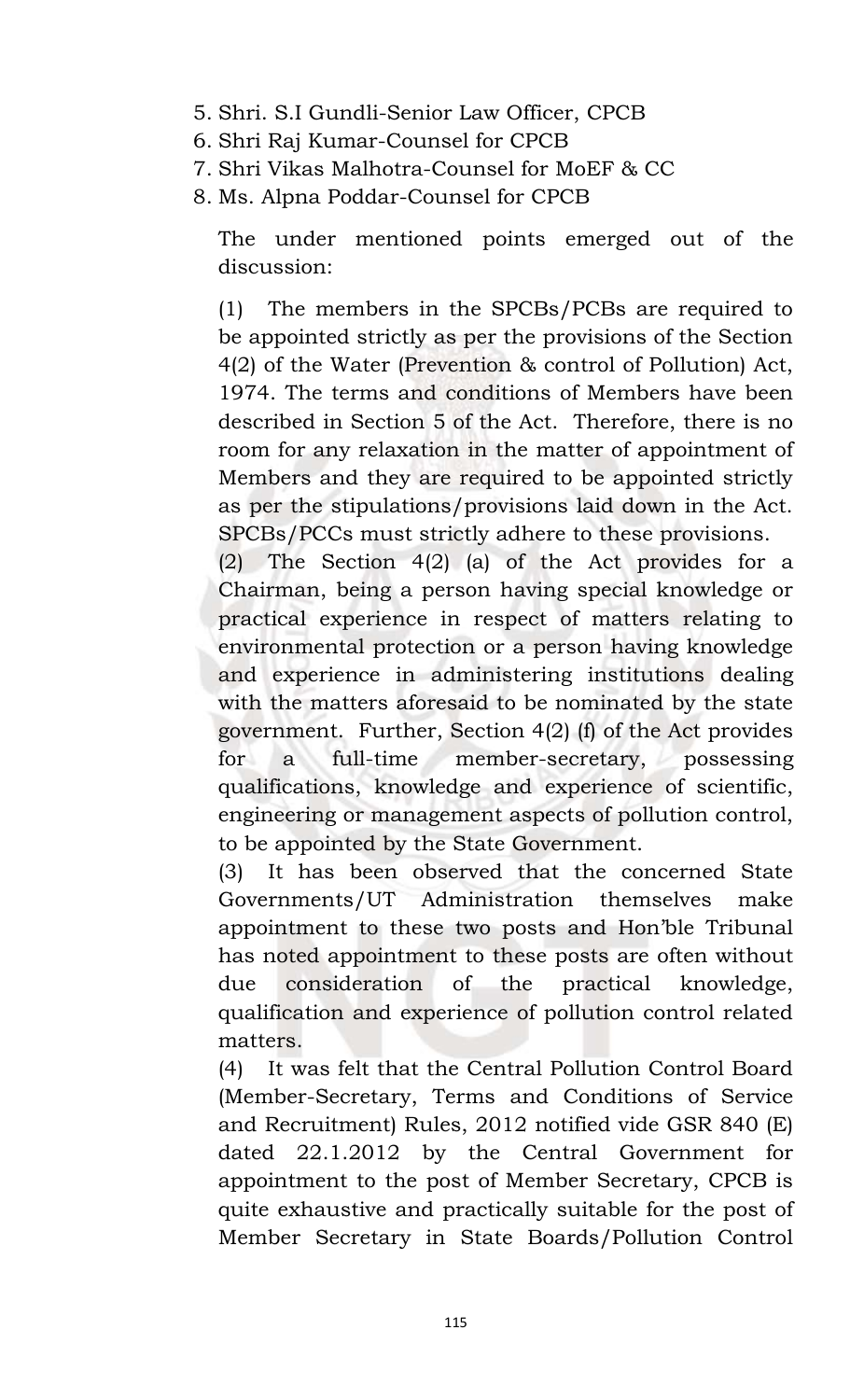5. Shri. S.I Gundli-Senior Law Officer, CPCB
6. Shri Raj Kumar-Counsel for CPCB
7. Shri Vikas Malhotra-Counsel for MoEF & CC
8. Ms. Alpna Poddar-Counsel for CPCB

The under mentioned points emerged out of the discussion:

(1) The members in the SPCBs/PCBs are required to be appointed strictly as per the provisions of the Section 4(2) of the Water (Prevention & control of Pollution) Act, 1974. The terms and conditions of Members have been described in Section 5 of the Act. Therefore, there is no room for any relaxation in the matter of appointment of Members and they are required to be appointed strictly as per the stipulations/provisions laid down in the Act. SPCBs/PCCs must strictly adhere to these provisions.

(2) The Section 4(2) (a) of the Act provides for a Chairman, being a person having special knowledge or practical experience in respect of matters relating to environmental protection or a person having knowledge and experience in administering institutions dealing with the matters aforesaid to be nominated by the state government. Further, Section 4(2) (f) of the Act provides for a full-time member-secretary, possessing qualifications, knowledge and experience of scientific, engineering or management aspects of pollution control, to be appointed by the State Government.

(3) It has been observed that the concerned State Governments/UT Administration themselves make appointment to these two posts and Hon'ble Tribunal has noted appointment to these posts are often without due consideration of the practical knowledge, qualification and experience of pollution control related matters.

(4) It was felt that the Central Pollution Control Board (Member-Secretary, Terms and Conditions of Service and Recruitment) Rules, 2012 notified vide GSR 840 (E) dated 22.1.2012 by the Central Government for appointment to the post of Member Secretary, CPCB is quite exhaustive and practically suitable for the post of Member Secretary in State Boards/Pollution Control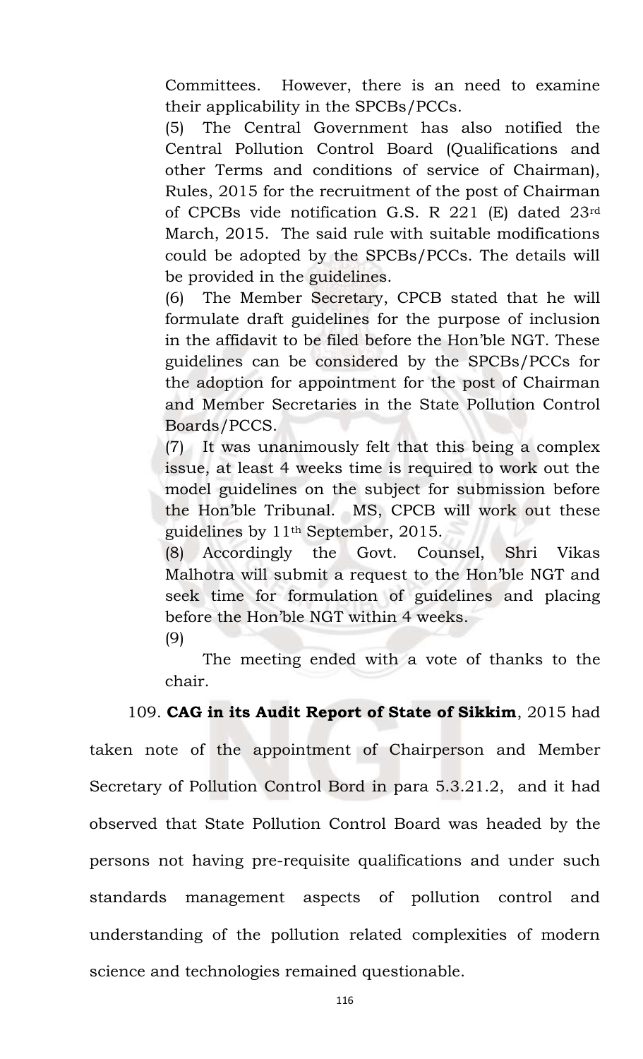Committees. However, there is an need to examine their applicability in the SPCBs/PCCs.

(5) The Central Government has also notified the Central Pollution Control Board (Qualifications and other Terms and conditions of service of Chairman), Rules, 2015 for the recruitment of the post of Chairman of CPCBs vide notification G.S. R 221 (E) dated 23rd March, 2015. The said rule with suitable modifications could be adopted by the SPCBs/PCCs. The details will be provided in the guidelines.

(6) The Member Secretary, CPCB stated that he will formulate draft guidelines for the purpose of inclusion in the affidavit to be filed before the Hon'ble NGT. These guidelines can be considered by the SPCBs/PCCs for the adoption for appointment for the post of Chairman and Member Secretaries in the State Pollution Control Boards/PCCS.

(7) It was unanimously felt that this being a complex issue, at least 4 weeks time is required to work out the model guidelines on the subject for submission before the Hon'ble Tribunal. MS, CPCB will work out these guidelines by 11th September, 2015.

(8) Accordingly the Govt. Counsel, Shri Vikas Malhotra will submit a request to the Hon'ble NGT and seek time for formulation of guidelines and placing before the Hon'ble NGT within 4 weeks.

(9)

The meeting ended with a vote of thanks to the chair.

109. **CAG in its Audit Report of State of Sikkim**, 2015 had taken note of the appointment of Chairperson and Member Secretary of Pollution Control Bord in para 5.3.21.2, and it had observed that State Pollution Control Board was headed by the persons not having pre-requisite qualifications and under such standards management aspects of pollution control and understanding of the pollution related complexities of modern science and technologies remained questionable.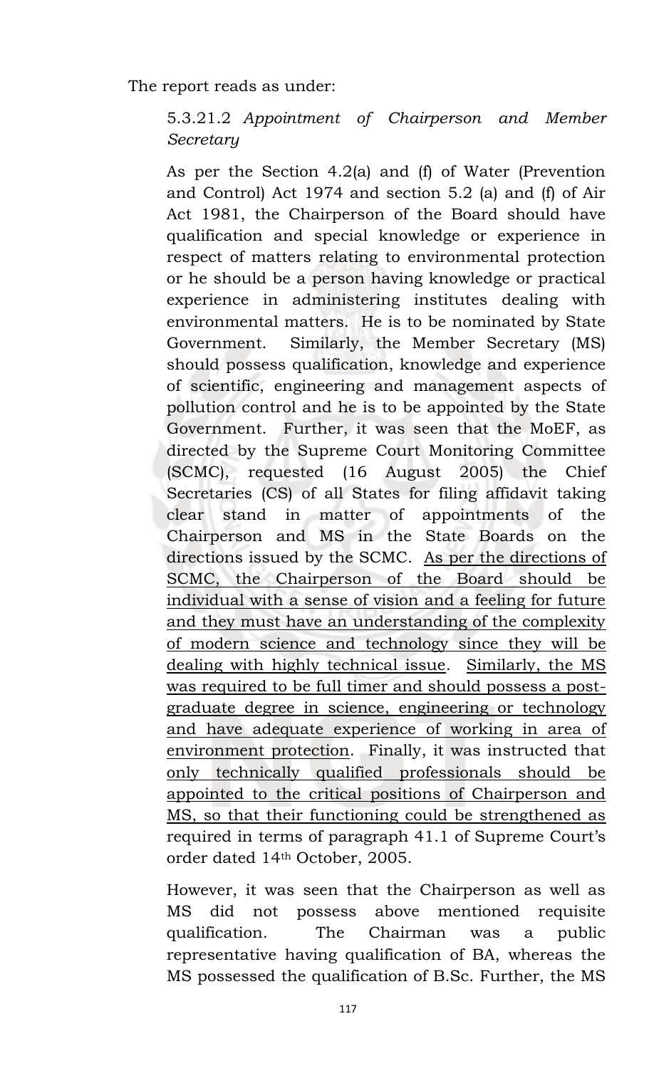The report reads as under:

> 5.3.21.2 *Appointment of Chairperson and Member Secretary*
>
> As per the Section 4.2(a) and (f) of Water (Prevention and Control) Act 1974 and section 5.2 (a) and (f) of Air Act 1981, the Chairperson of the Board should have qualification and special knowledge or experience in respect of matters relating to environmental protection or he should be a person having knowledge or practical experience in administering institutes dealing with environmental matters. He is to be nominated by State Government. Similarly, the Member Secretary (MS) should possess qualification, knowledge and experience of scientific, engineering and management aspects of pollution control and he is to be appointed by the State Government. Further, it was seen that the MoEF, as directed by the Supreme Court Monitoring Committee (SCMC), requested (16 August 2005) the Chief Secretaries (CS) of all States for filing affidavit taking clear stand in matter of appointments of the Chairperson and MS in the State Boards on the directions issued by the SCMC. <u>As per the directions of SCMC, the Chairperson of the Board should be individual with a sense of vision and a feeling for future and they must have an understanding of the complexity of modern science and technology since they will be dealing with highly technical issue</u>. <u>Similarly, the MS was required to be full timer and should possess a post-graduate degree in science, engineering or technology and have adequate experience of working in area of environment protection</u>. Finally, it was instructed that <u>only technically qualified professionals should be appointed to the critical positions of Chairperson and MS, so that their functioning could be strengthened as</u> required in terms of paragraph 41.1 of Supreme Court's order dated 14th October, 2005.
>
> However, it was seen that the Chairperson as well as MS did not possess above mentioned requisite qualification. The Chairman was a public representative having qualification of BA, whereas the MS possessed the qualification of B.Sc. Further, the MS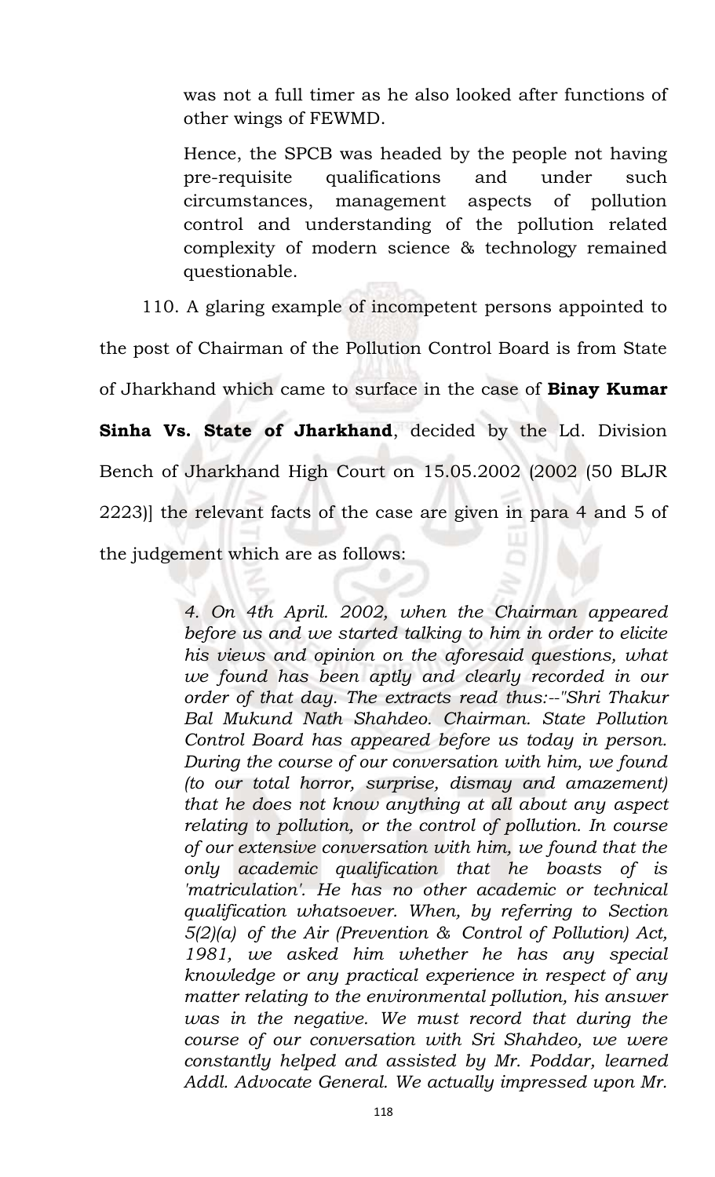was not a full timer as he also looked after functions of other wings of FEWMD.

Hence, the SPCB was headed by the people not having pre-requisite qualifications and under such circumstances, management aspects of pollution control and understanding of the pollution related complexity of modern science & technology remained questionable.

110. A glaring example of incompetent persons appointed to the post of Chairman of the Pollution Control Board is from State of Jharkhand which came to surface in the case of **Binay Kumar Sinha Vs. State of Jharkhand**, decided by the Ld. Division Bench of Jharkhand High Court on 15.05.2002 (2002 (50 BLJR 2223)] the relevant facts of the case are given in para 4 and 5 of the judgement which are as follows:

> *4. On 4th April. 2002, when the Chairman appeared before us and we started talking to him in order to elicite his views and opinion on the aforesaid questions, what we found has been aptly and clearly recorded in our order of that day. The extracts read thus:--"Shri Thakur Bal Mukund Nath Shahdeo. Chairman. State Pollution Control Board has appeared before us today in person. During the course of our conversation with him, we found (to our total horror, surprise, dismay and amazement) that he does not know anything at all about any aspect relating to pollution, or the control of pollution. In course of our extensive conversation with him, we found that the only academic qualification that he boasts of is 'matriculation'. He has no other academic or technical qualification whatsoever. When, by referring to Section 5(2)(a) of the Air (Prevention & Control of Pollution) Act, 1981, we asked him whether he has any special knowledge or any practical experience in respect of any matter relating to the environmental pollution, his answer was in the negative. We must record that during the course of our conversation with Sri Shahdeo, we were constantly helped and assisted by Mr. Poddar, learned Addl. Advocate General. We actually impressed upon Mr.*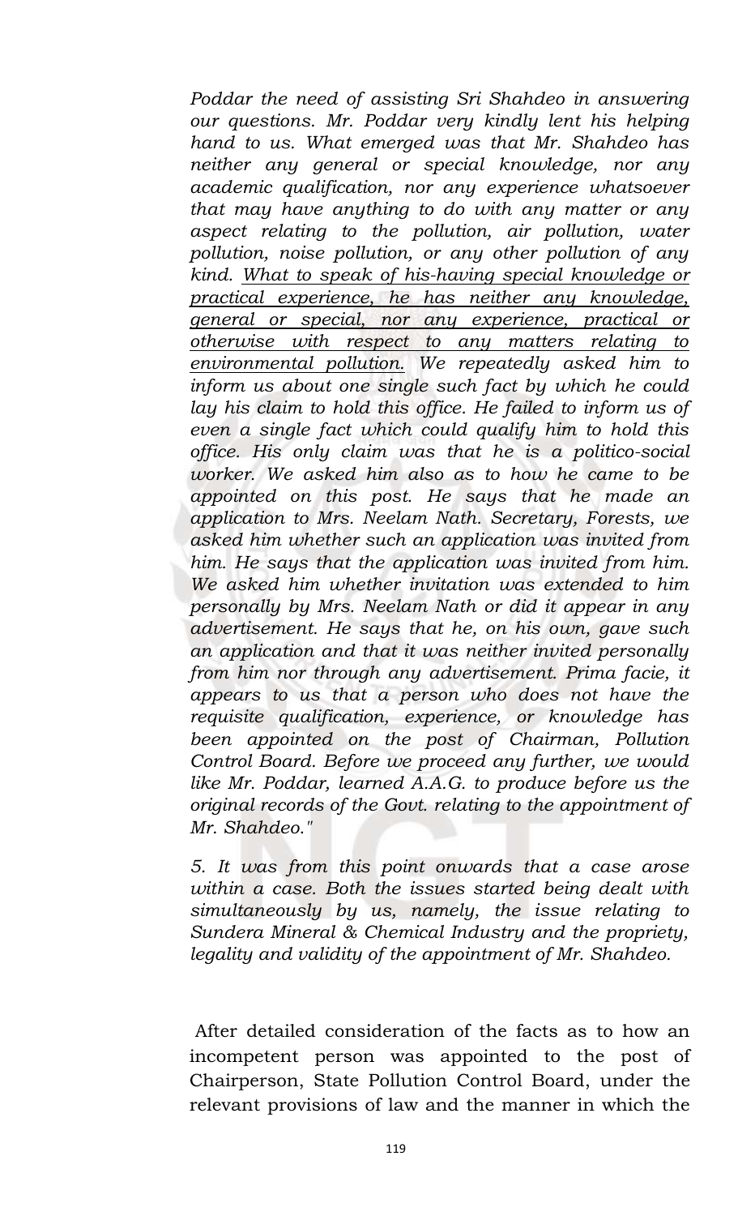*Poddar the need of assisting Sri Shahdeo in answering our questions. Mr. Poddar very kindly lent his helping hand to us. What emerged was that Mr. Shahdeo has neither any general or special knowledge, nor any academic qualification, nor any experience whatsoever that may have anything to do with any matter or any aspect relating to the pollution, air pollution, water pollution, noise pollution, or any other pollution of any kind. <u>What to speak of his-having special knowledge or practical experience, he has neither any knowledge, general or special, nor any experience, practical or otherwise with respect to any matters relating to environmental pollution.</u> We repeatedly asked him to inform us about one single such fact by which he could lay his claim to hold this office. He failed to inform us of even a single fact which could qualify him to hold this office. His only claim was that he is a politico-social worker. We asked him also as to how he came to be appointed on this post. He says that he made an application to Mrs. Neelam Nath. Secretary, Forests, we asked him whether such an application was invited from him. He says that the application was invited from him. We asked him whether invitation was extended to him personally by Mrs. Neelam Nath or did it appear in any advertisement. He says that he, on his own, gave such an application and that it was neither invited personally from him nor through any advertisement. Prima facie, it appears to us that a person who does not have the requisite qualification, experience, or knowledge has been appointed on the post of Chairman, Pollution Control Board. Before we proceed any further, we would like Mr. Poddar, learned A.A.G. to produce before us the original records of the Govt. relating to the appointment of Mr. Shahdeo."*

*5. It was from this point onwards that a case arose within a case. Both the issues started being dealt with simultaneously by us, namely, the issue relating to Sundera Mineral & Chemical Industry and the propriety, legality and validity of the appointment of Mr. Shahdeo.*

After detailed consideration of the facts as to how an incompetent person was appointed to the post of Chairperson, State Pollution Control Board, under the relevant provisions of law and the manner in which the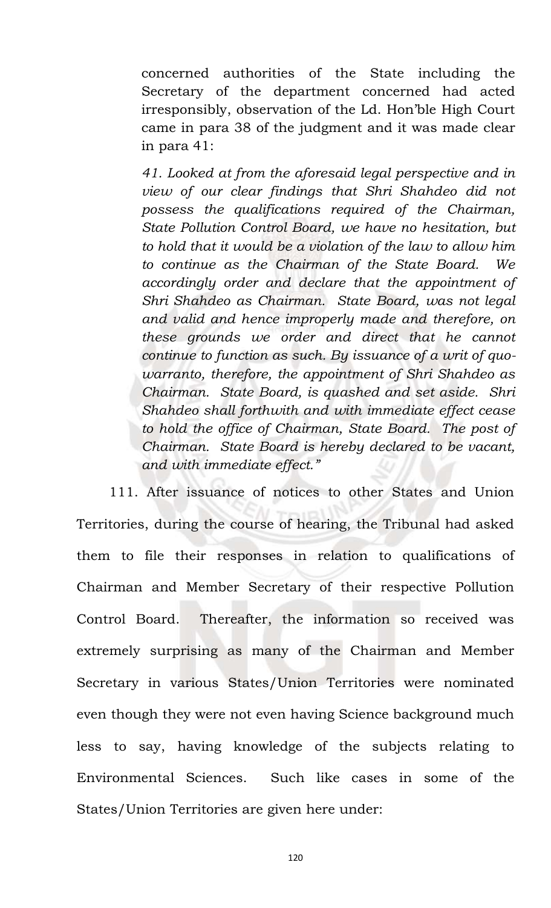concerned authorities of the State including the Secretary of the department concerned had acted irresponsibly, observation of the Ld. Hon'ble High Court came in para 38 of the judgment and it was made clear in para 41:

> *41. Looked at from the aforesaid legal perspective and in view of our clear findings that Shri Shahdeo did not possess the qualifications required of the Chairman, State Pollution Control Board, we have no hesitation, but to hold that it would be a violation of the law to allow him to continue as the Chairman of the State Board. We accordingly order and declare that the appointment of Shri Shahdeo as Chairman. State Board, was not legal and valid and hence improperly made and therefore, on these grounds we order and direct that he cannot continue to function as such. By issuance of a writ of quo-warranto, therefore, the appointment of Shri Shahdeo as Chairman. State Board, is quashed and set aside. Shri Shahdeo shall forthwith and with immediate effect cease to hold the office of Chairman, State Board. The post of Chairman. State Board is hereby declared to be vacant, and with immediate effect."*

111. After issuance of notices to other States and Union Territories, during the course of hearing, the Tribunal had asked them to file their responses in relation to qualifications of Chairman and Member Secretary of their respective Pollution Control Board. Thereafter, the information so received was extremely surprising as many of the Chairman and Member Secretary in various States/Union Territories were nominated even though they were not even having Science background much less to say, having knowledge of the subjects relating to Environmental Sciences. Such like cases in some of the States/Union Territories are given here under: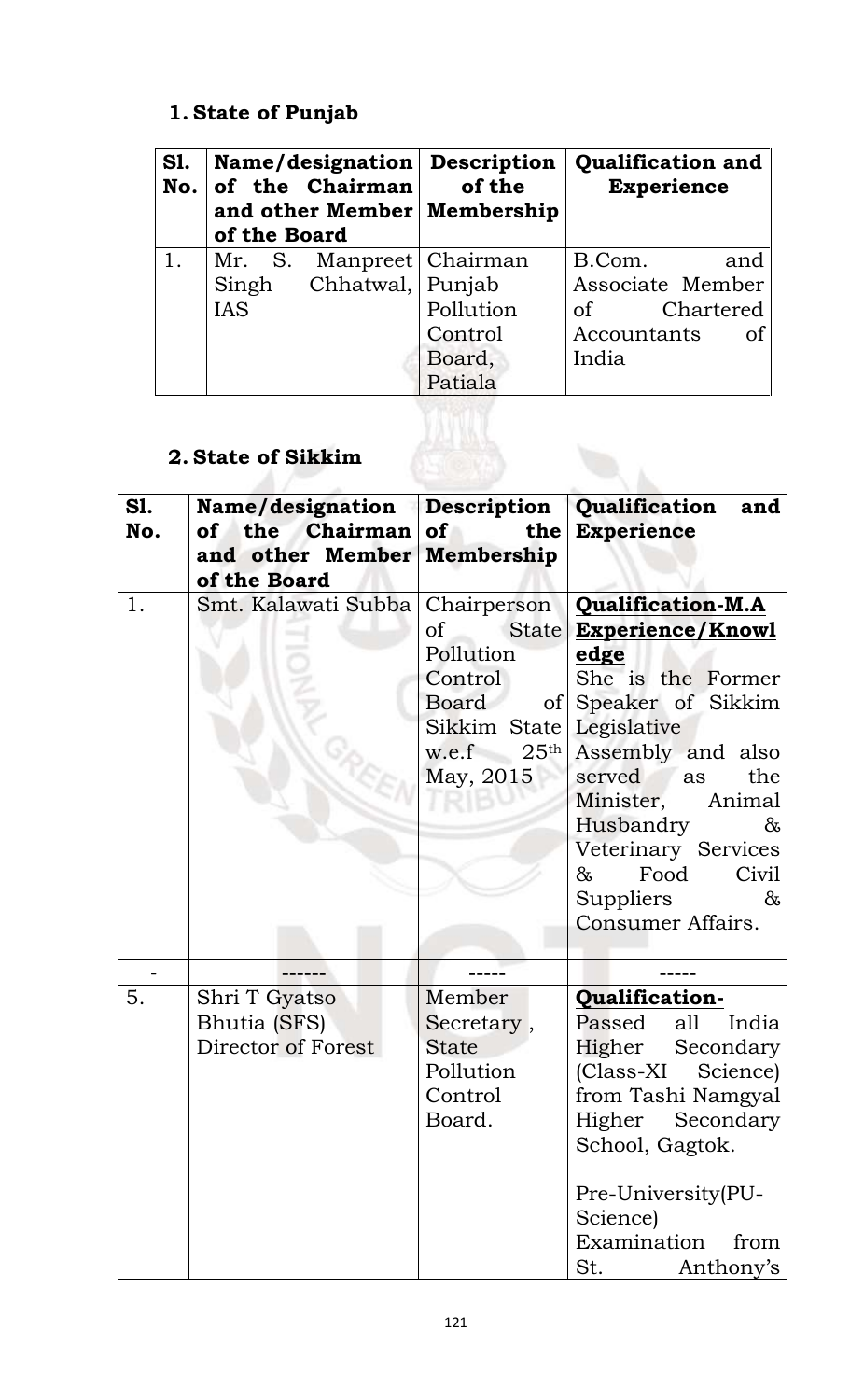1. **State of Punjab**

| Sl. No. | Name/designation of the Chairman and other Member of the Board | Description of the Membership | Qualification and Experience |
|---|---|---|---|
| 1. | Mr. S. Manpreet Singh Chhatwal, IAS | Chairman Punjab Pollution Control Board, Patiala | B.Com. and Associate Member of Chartered Accountants of India |

2. **State of Sikkim**

| Sl. No. | Name/designation of the Chairman and other Member of the Board | Description of the Membership | Qualification and Experience |
|---|---|---|---|
| 1. | Smt. Kalawati Subba | Chairperson of State Pollution Control Board of Sikkim State w.e.f 25th May, 2015 | **Qualification-M.A** **Experience/Knowledge** She is the Former Speaker of Sikkim Legislative Assembly and also served as the Minister, Animal Husbandry & Veterinary Services & Food Civil Suppliers & Consumer Affairs. |
| - | ------ | ----- | ----- |
| 5. | Shri T Gyatso Bhutia (SFS) Director of Forest | Member Secretary , State Pollution Control Board. | **Qualification-** Passed all India Higher Secondary (Class-XI Science) from Tashi Namgyal Higher Secondary School, Gagtok. Pre-University(PU-Science) Examination from St. Anthony's |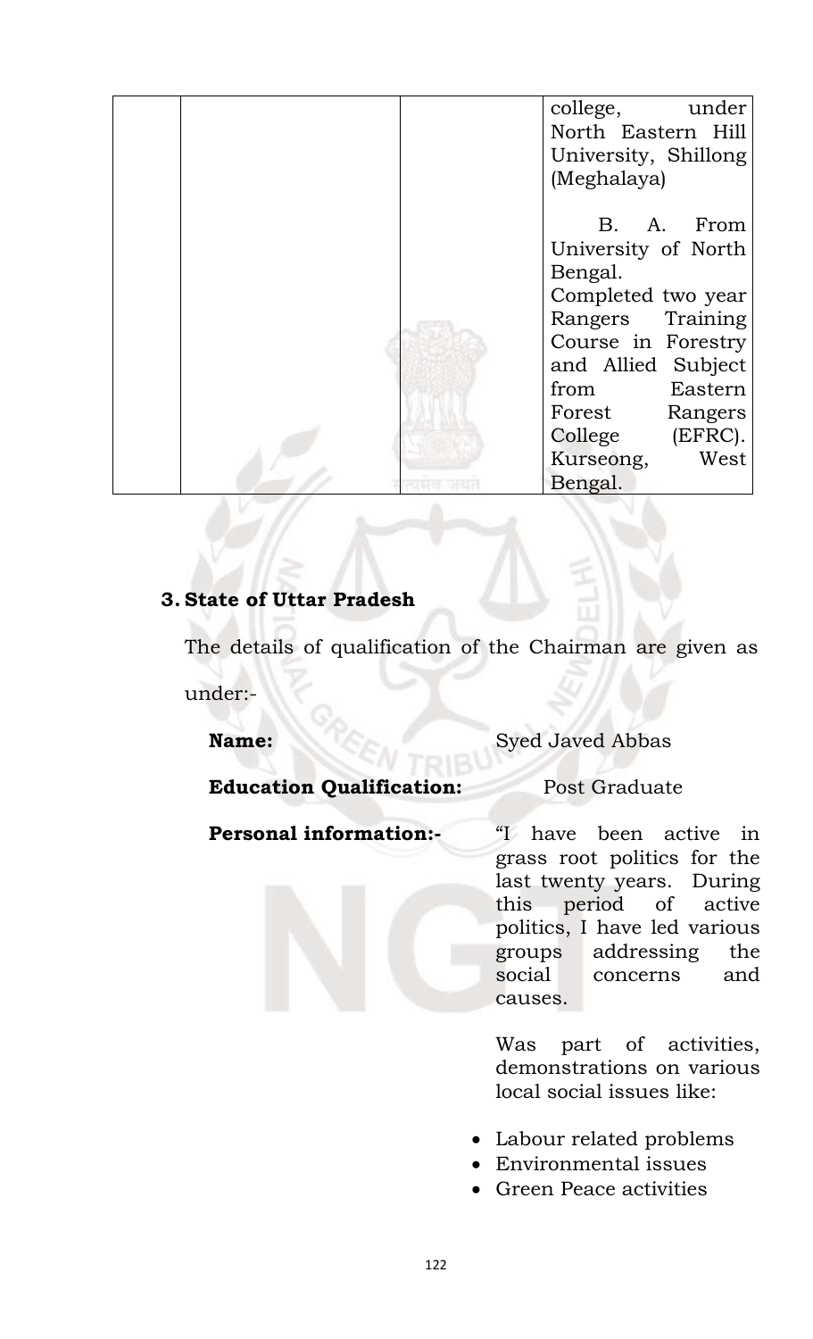| | | | college, under North Eastern Hill University, Shillong (Meghalaya)<br><br>B. A. From University of North Bengal.<br>Completed two year Rangers Training Course in Forestry and Allied Subject from Eastern Forest Rangers College (EFRC). Kurseong, West Bengal. |
|---|---|---|---|

**3. State of Uttar Pradesh**

The details of qualification of the Chairman are given as under:-

**Name:** Syed Javed Abbas

**Education Qualification:** Post Graduate

**Personal information:-** "I have been active in grass root politics for the last twenty years. During this period of active politics, I have led various groups addressing the social concerns and causes.

Was part of activities, demonstrations on various local social issues like:

- Labour related problems
- Environmental issues
- Green Peace activities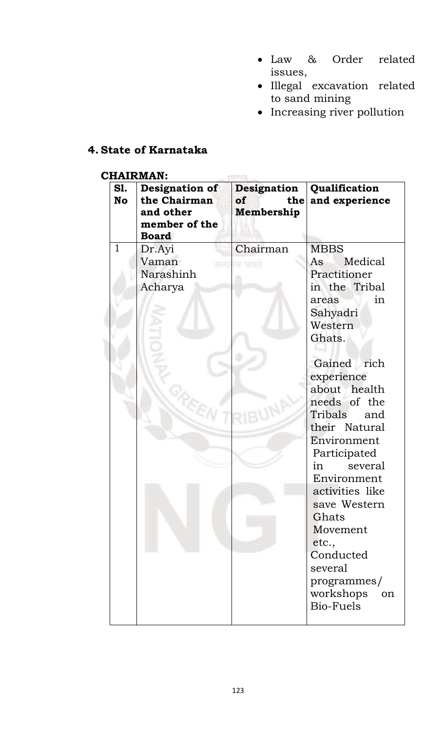- Law & Order related issues,
- Illegal excavation related to sand mining
- Increasing river pollution

## 4. State of Karnataka

**CHAIRMAN:**

| Sl. No | Designation of the Chairman and other member of the Board | Designation of the Membership | Qualification and experience |
|---|---|---|---|
| 1 | Dr.Ayi Vaman Narashinh Acharya | Chairman | MBBS<br>As Medical Practitioner in the Tribal areas in Sahyadri Western Ghats.<br><br>Gained rich experience about health needs of the Tribals and their Natural Environment Participated in several Environment activities like save Western Ghats Movement etc.,<br>Conducted several programmes/ workshops on Bio-Fuels |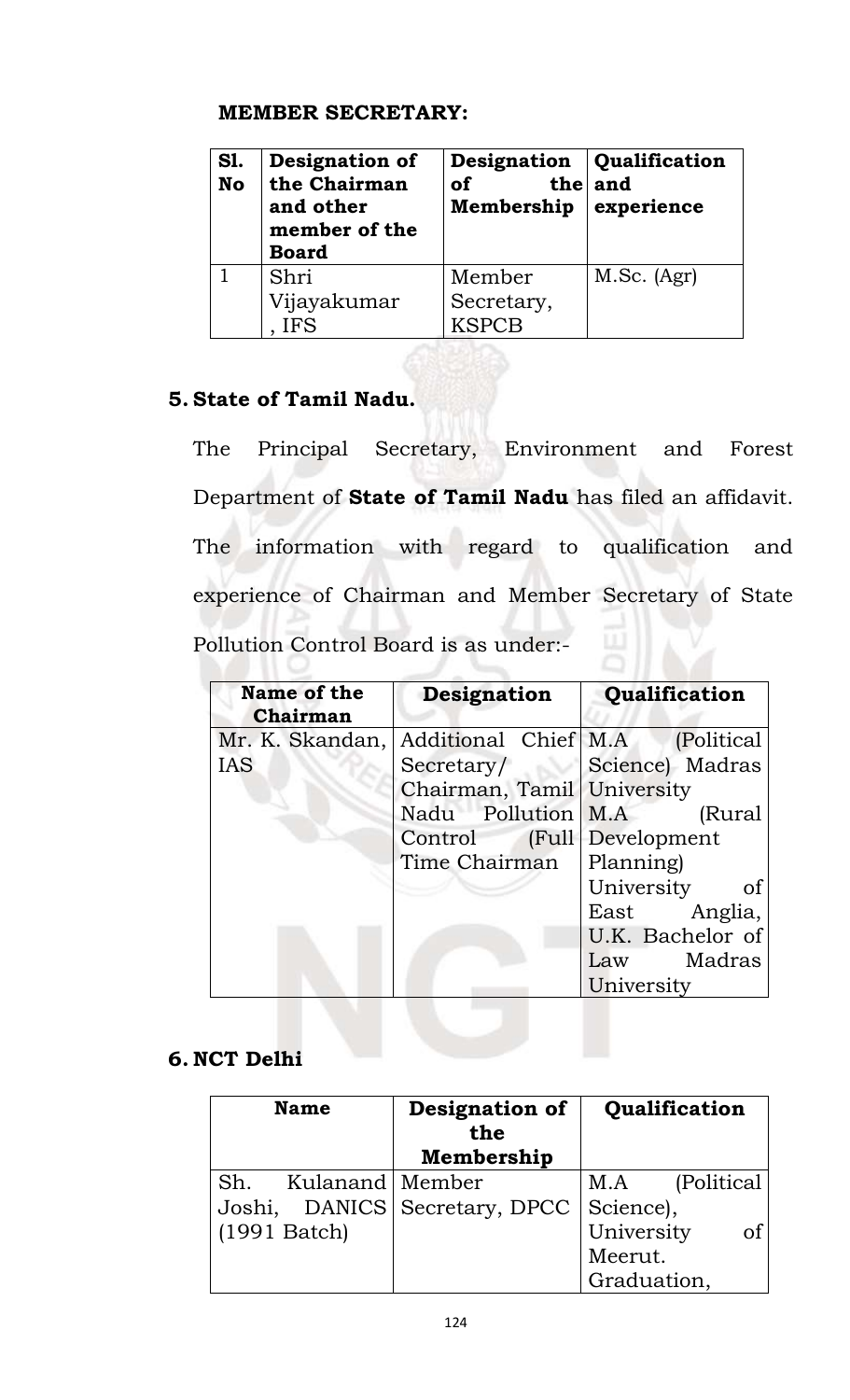**MEMBER SECRETARY:**

| Sl. No | Designation of the Chairman and other member of the Board | Designation of the Membership | Qualification and experience |
|---|---|---|---|
| 1 | Shri Vijayakumar, IFS | Member Secretary, KSPCB | M.Sc. (Agr) |

**5. State of Tamil Nadu.**

The Principal Secretary, Environment and Forest Department of **State of Tamil Nadu** has filed an affidavit. The information with regard to qualification and experience of Chairman and Member Secretary of State Pollution Control Board is as under:-

| Name of the Chairman | Designation | Qualification |
|---|---|---|
| Mr. K. Skandan, IAS | Additional Chief Secretary/ Chairman, Tamil Nadu Pollution Control (Full Time Chairman | M.A (Political Science) Madras University M.A (Rural Development Planning) University of East Anglia, U.K. Bachelor of Law Madras University |

**6. NCT Delhi**

| Name | Designation of the Membership | Qualification |
|---|---|---|
| Sh. Kulanand Joshi, DANICS (1991 Batch) | Member Secretary, DPCC | M.A (Political Science), University of Meerut. Graduation, |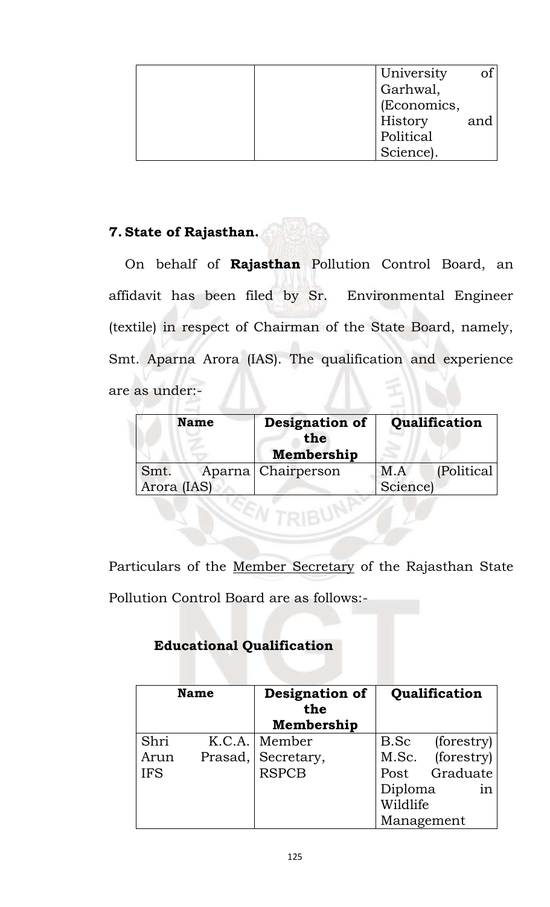| | | University of Garhwal, (Economics, History and Political Science). |
|---|---|---|

**7. State of Rajasthan.**

On behalf of **Rajasthan** Pollution Control Board, an affidavit has been filed by Sr. Environmental Engineer (textile) in respect of Chairman of the State Board, namely, Smt. Aparna Arora (IAS). The qualification and experience are as under:-

| Name | Designation of the Membership | Qualification |
|---|---|---|
| Smt. Aparna Arora (IAS) | Chairperson | M.A (Political Science) |

Particulars of the Member Secretary of the Rajasthan State Pollution Control Board are as follows:-

**Educational Qualification**

| Name | Designation of the Membership | Qualification |
|---|---|---|
| Shri K.C.A. Arun Prasad, IFS | Member Secretary, RSPCB | B.Sc (forestry) M.Sc. (forestry) Post Graduate Diploma in Wildlife Management |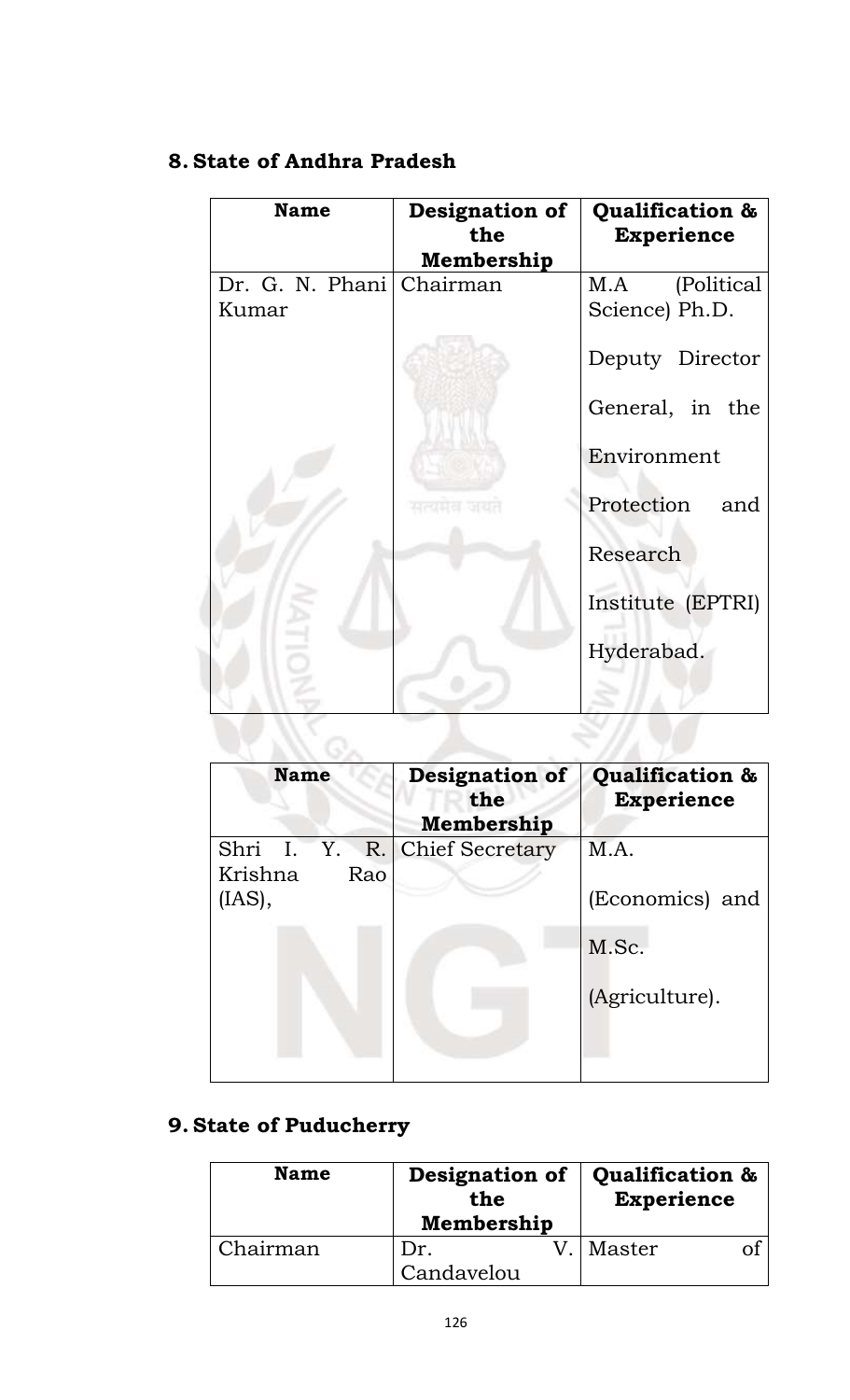## 8. State of Andhra Pradesh

| Name | Designation of the Membership | Qualification & Experience |
|---|---|---|
| Dr. G. N. Phani Kumar | Chairman | M.A (Political Science) Ph.D. Deputy Director General, in the Environment Protection and Research Institute (EPTRI) Hyderabad. |

| Name | Designation of the Membership | Qualification & Experience |
|---|---|---|
| Shri I. Y. R. Krishna Rao (IAS), | Chief Secretary | M.A. (Economics) and M.Sc. (Agriculture). |

## 9. State of Puducherry

| Name | Designation of the Membership | Qualification & Experience |
|---|---|---|
| Chairman | Dr. V. Candavelou | Master of |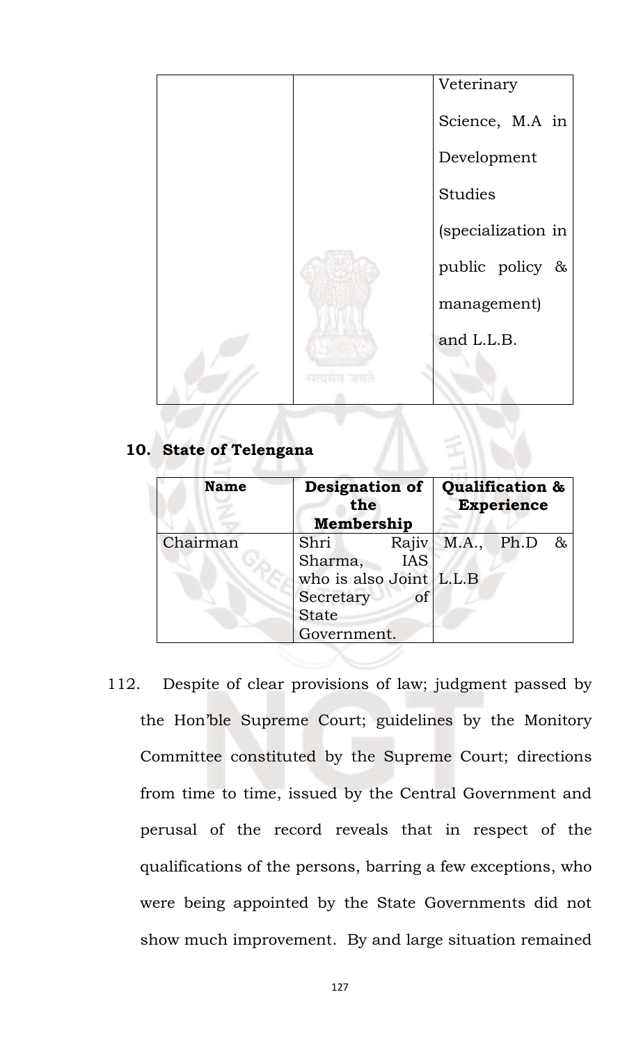| | | Veterinary Science, M.A in Development Studies (specialization in public policy & management) and L.L.B. |
|---|---|---|

**10. State of Telengana**

| Name | Designation of the Membership | Qualification & Experience |
|---|---|---|
| Chairman | Shri Rajiv Sharma, IAS who is also Joint Secretary of State Government. | M.A., Ph.D & L.L.B |

112. Despite of clear provisions of law; judgment passed by the Hon'ble Supreme Court; guidelines by the Monitory Committee constituted by the Supreme Court; directions from time to time, issued by the Central Government and perusal of the record reveals that in respect of the qualifications of the persons, barring a few exceptions, who were being appointed by the State Governments did not show much improvement. By and large situation remained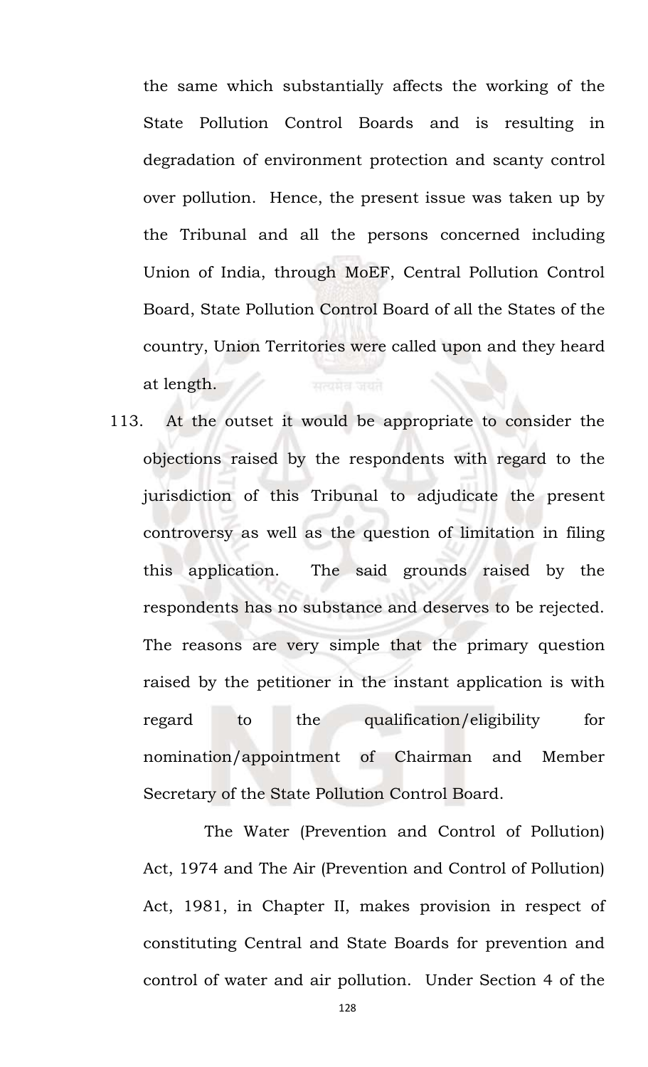the same which substantially affects the working of the State Pollution Control Boards and is resulting in degradation of environment protection and scanty control over pollution. Hence, the present issue was taken up by the Tribunal and all the persons concerned including Union of India, through MoEF, Central Pollution Control Board, State Pollution Control Board of all the States of the country, Union Territories were called upon and they heard at length.

113. At the outset it would be appropriate to consider the objections raised by the respondents with regard to the jurisdiction of this Tribunal to adjudicate the present controversy as well as the question of limitation in filing this application. The said grounds raised by the respondents has no substance and deserves to be rejected. The reasons are very simple that the primary question raised by the petitioner in the instant application is with regard to the qualification/eligibility for nomination/appointment of Chairman and Member Secretary of the State Pollution Control Board.

The Water (Prevention and Control of Pollution) Act, 1974 and The Air (Prevention and Control of Pollution) Act, 1981, in Chapter II, makes provision in respect of constituting Central and State Boards for prevention and control of water and air pollution. Under Section 4 of the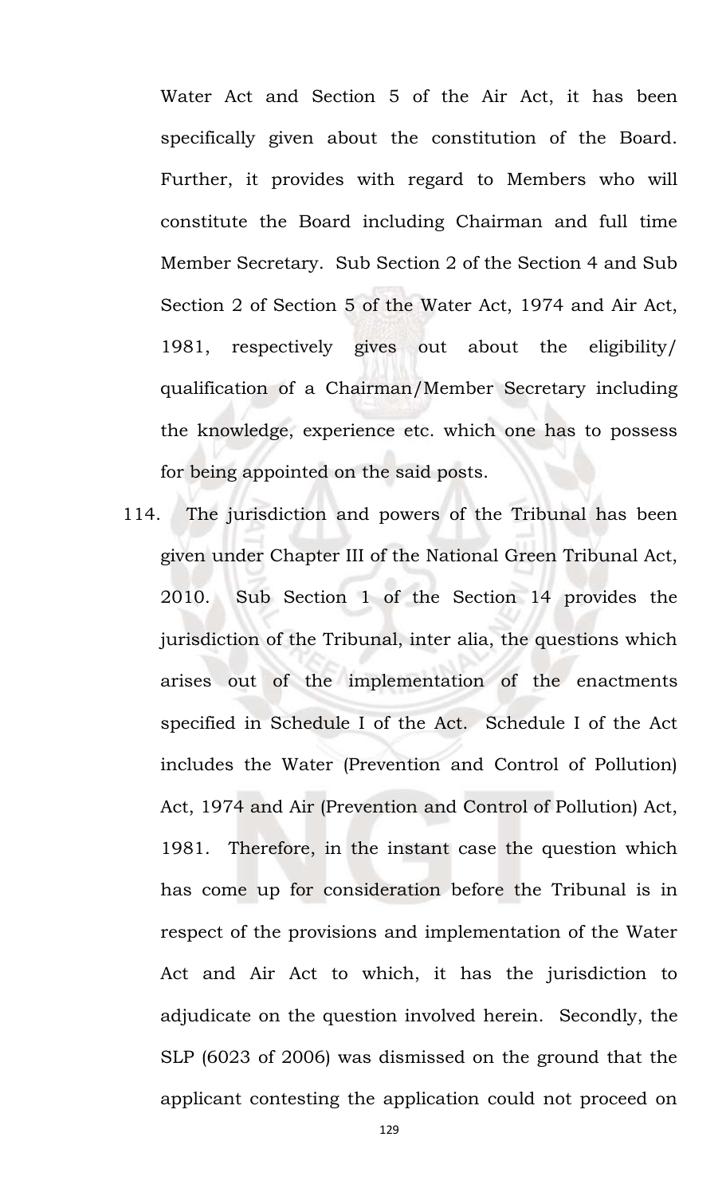Water Act and Section 5 of the Air Act, it has been specifically given about the constitution of the Board. Further, it provides with regard to Members who will constitute the Board including Chairman and full time Member Secretary. Sub Section 2 of the Section 4 and Sub Section 2 of Section 5 of the Water Act, 1974 and Air Act, 1981, respectively gives out about the eligibility/ qualification of a Chairman/Member Secretary including the knowledge, experience etc. which one has to possess for being appointed on the said posts.

114. The jurisdiction and powers of the Tribunal has been given under Chapter III of the National Green Tribunal Act, 2010. Sub Section 1 of the Section 14 provides the jurisdiction of the Tribunal, inter alia, the questions which arises out of the implementation of the enactments specified in Schedule I of the Act. Schedule I of the Act includes the Water (Prevention and Control of Pollution) Act, 1974 and Air (Prevention and Control of Pollution) Act, 1981. Therefore, in the instant case the question which has come up for consideration before the Tribunal is in respect of the provisions and implementation of the Water Act and Air Act to which, it has the jurisdiction to adjudicate on the question involved herein. Secondly, the SLP (6023 of 2006) was dismissed on the ground that the applicant contesting the application could not proceed on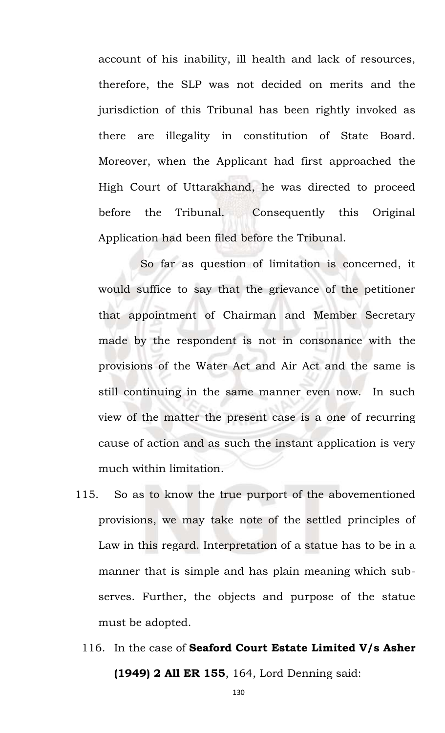account of his inability, ill health and lack of resources, therefore, the SLP was not decided on merits and the jurisdiction of this Tribunal has been rightly invoked as there are illegality in constitution of State Board. Moreover, when the Applicant had first approached the High Court of Uttarakhand, he was directed to proceed before the Tribunal. Consequently this Original Application had been filed before the Tribunal.

So far as question of limitation is concerned, it would suffice to say that the grievance of the petitioner that appointment of Chairman and Member Secretary made by the respondent is not in consonance with the provisions of the Water Act and Air Act and the same is still continuing in the same manner even now. In such view of the matter the present case is a one of recurring cause of action and as such the instant application is very much within limitation.

115. So as to know the true purport of the abovementioned provisions, we may take note of the settled principles of Law in this regard. Interpretation of a statue has to be in a manner that is simple and has plain meaning which sub-serves. Further, the objects and purpose of the statue must be adopted.

116. In the case of **Seaford Court Estate Limited V/s Asher (1949) 2 All ER 155**, 164, Lord Denning said: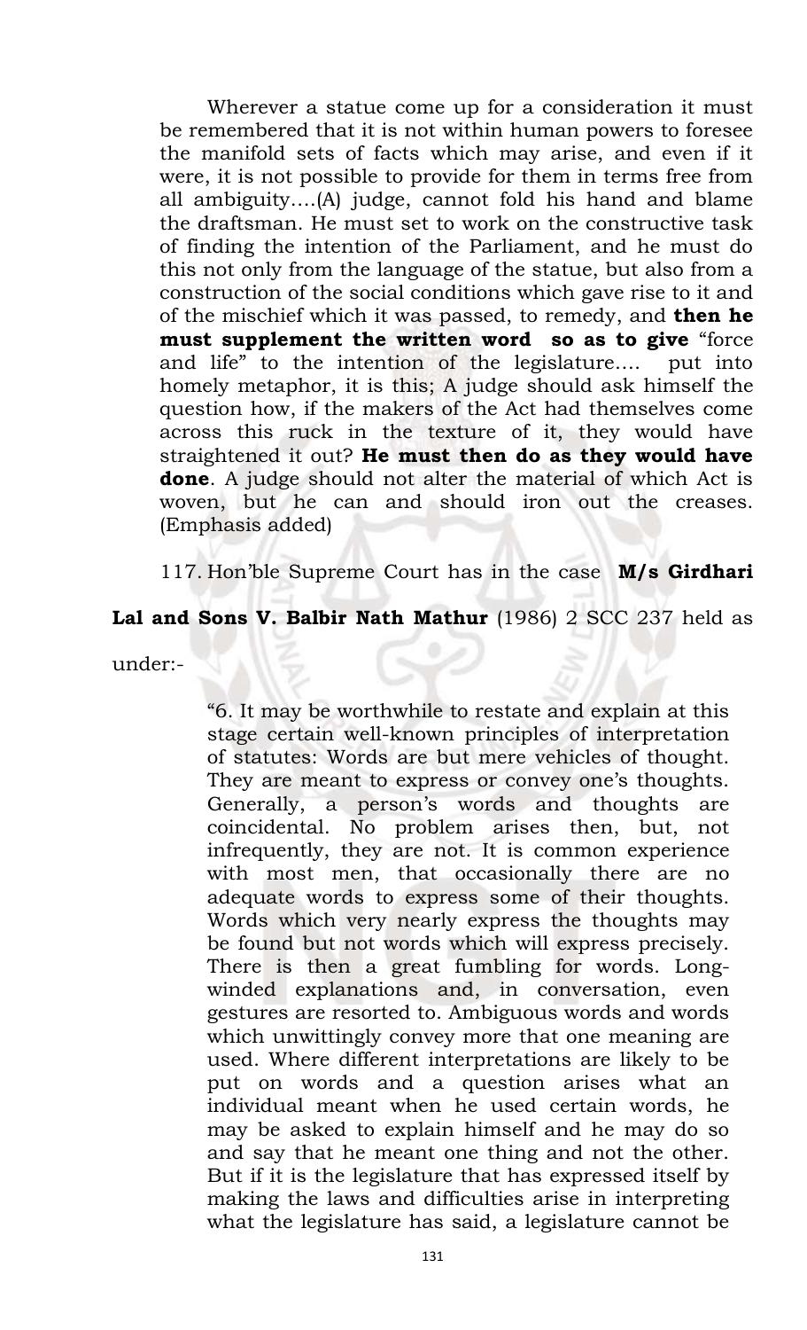> Wherever a statue come up for a consideration it must be remembered that it is not within human powers to foresee the manifold sets of facts which may arise, and even if it were, it is not possible to provide for them in terms free from all ambiguity….(A) judge, cannot fold his hand and blame the draftsman. He must set to work on the constructive task of finding the intention of the Parliament, and he must do this not only from the language of the statue, but also from a construction of the social conditions which gave rise to it and of the mischief which it was passed, to remedy, and **then he must supplement the written word so as to give** "force and life" to the intention of the legislature…. put into homely metaphor, it is this; A judge should ask himself the question how, if the makers of the Act had themselves come across this ruck in the texture of it, they would have straightened it out? **He must then do as they would have done**. A judge should not alter the material of which Act is woven, but he can and should iron out the creases. (Emphasis added)

117. Hon'ble Supreme Court has in the case **M/s Girdhari Lal and Sons V. Balbir Nath Mathur** (1986) 2 SCC 237 held as under:-

> "6. It may be worthwhile to restate and explain at this stage certain well-known principles of interpretation of statutes: Words are but mere vehicles of thought. They are meant to express or convey one's thoughts. Generally, a person's words and thoughts are coincidental. No problem arises then, but, not infrequently, they are not. It is common experience with most men, that occasionally there are no adequate words to express some of their thoughts. Words which very nearly express the thoughts may be found but not words which will express precisely. There is then a great fumbling for words. Long-winded explanations and, in conversation, even gestures are resorted to. Ambiguous words and words which unwittingly convey more that one meaning are used. Where different interpretations are likely to be put on words and a question arises what an individual meant when he used certain words, he may be asked to explain himself and he may do so and say that he meant one thing and not the other. But if it is the legislature that has expressed itself by making the laws and difficulties arise in interpreting what the legislature has said, a legislature cannot be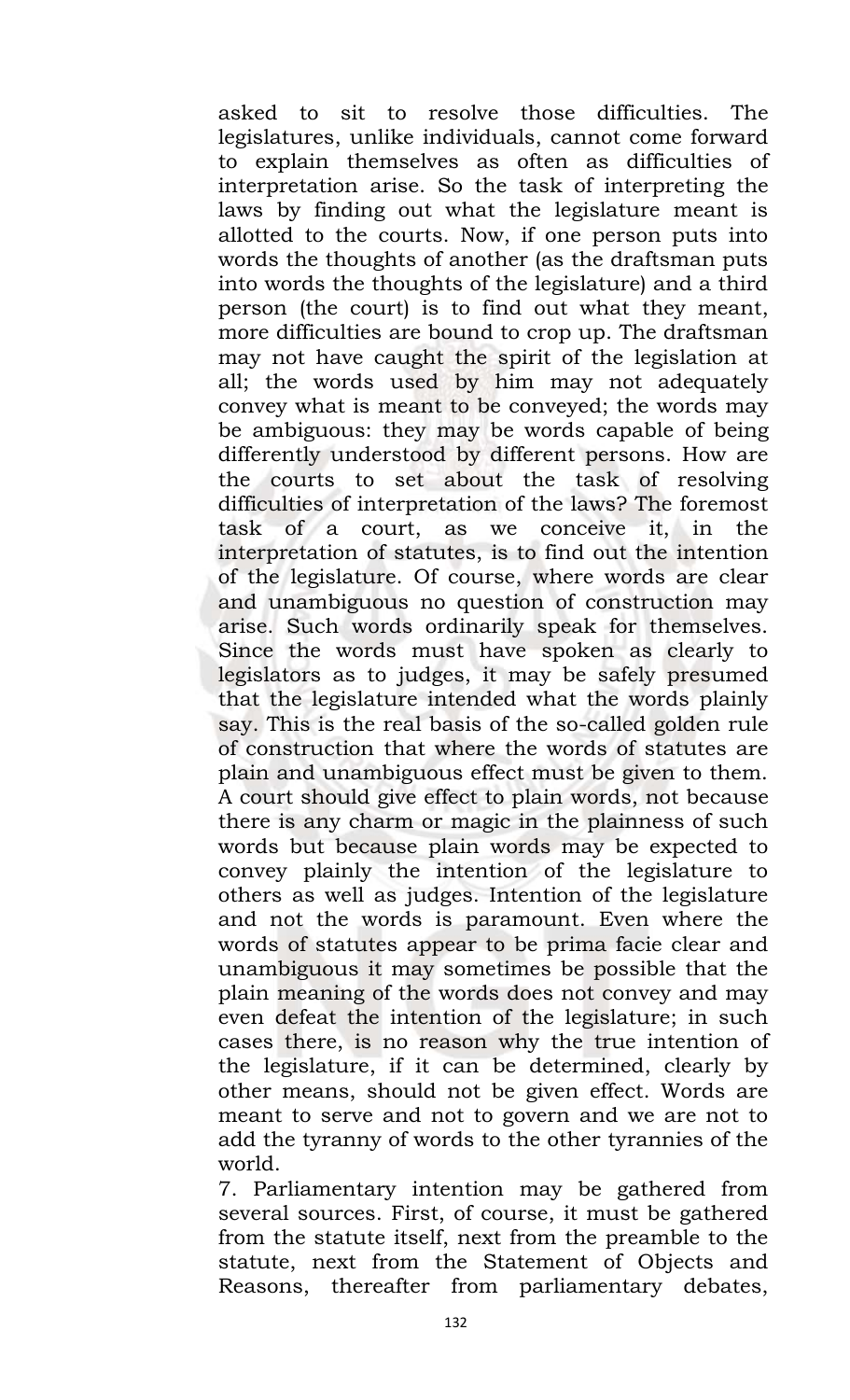asked to sit to resolve those difficulties. The legislatures, unlike individuals, cannot come forward to explain themselves as often as difficulties of interpretation arise. So the task of interpreting the laws by finding out what the legislature meant is allotted to the courts. Now, if one person puts into words the thoughts of another (as the draftsman puts into words the thoughts of the legislature) and a third person (the court) is to find out what they meant, more difficulties are bound to crop up. The draftsman may not have caught the spirit of the legislation at all; the words used by him may not adequately convey what is meant to be conveyed; the words may be ambiguous: they may be words capable of being differently understood by different persons. How are the courts to set about the task of resolving difficulties of interpretation of the laws? The foremost task of a court, as we conceive it, in the interpretation of statutes, is to find out the intention of the legislature. Of course, where words are clear and unambiguous no question of construction may arise. Such words ordinarily speak for themselves. Since the words must have spoken as clearly to legislators as to judges, it may be safely presumed that the legislature intended what the words plainly say. This is the real basis of the so-called golden rule of construction that where the words of statutes are plain and unambiguous effect must be given to them. A court should give effect to plain words, not because there is any charm or magic in the plainness of such words but because plain words may be expected to convey plainly the intention of the legislature to others as well as judges. Intention of the legislature and not the words is paramount. Even where the words of statutes appear to be prima facie clear and unambiguous it may sometimes be possible that the plain meaning of the words does not convey and may even defeat the intention of the legislature; in such cases there, is no reason why the true intention of the legislature, if it can be determined, clearly by other means, should not be given effect. Words are meant to serve and not to govern and we are not to add the tyranny of words to the other tyrannies of the world.

7. Parliamentary intention may be gathered from several sources. First, of course, it must be gathered from the statute itself, next from the preamble to the statute, next from the Statement of Objects and Reasons, thereafter from parliamentary debates,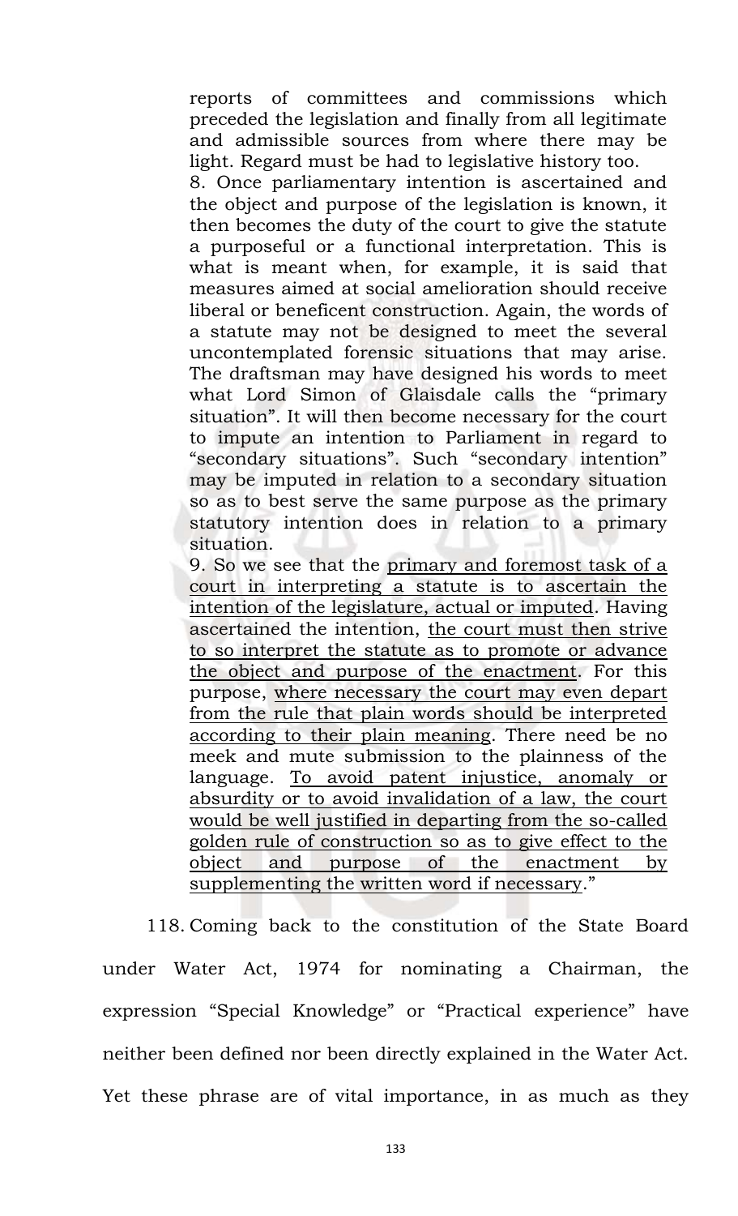> reports of committees and commissions which preceded the legislation and finally from all legitimate and admissible sources from where there may be light. Regard must be had to legislative history too.
>
> 8. Once parliamentary intention is ascertained and the object and purpose of the legislation is known, it then becomes the duty of the court to give the statute a purposeful or a functional interpretation. This is what is meant when, for example, it is said that measures aimed at social amelioration should receive liberal or beneficent construction. Again, the words of a statute may not be designed to meet the several uncontemplated forensic situations that may arise. The draftsman may have designed his words to meet what Lord Simon of Glaisdale calls the "primary situation". It will then become necessary for the court to impute an intention to Parliament in regard to "secondary situations". Such "secondary intention" may be imputed in relation to a secondary situation so as to best serve the same purpose as the primary statutory intention does in relation to a primary situation.
>
> 9. So we see that the <u>primary and foremost task of a court in interpreting a statute is to ascertain the intention of the legislature, actual or imputed</u>. Having ascertained the intention, <u>the court must then strive to so interpret the statute as to promote or advance the object and purpose of the enactment</u>. For this purpose, <u>where necessary the court may even depart from the rule that plain words should be interpreted according to their plain meaning</u>. There need be no meek and mute submission to the plainness of the language. <u>To avoid patent injustice, anomaly or absurdity or to avoid invalidation of a law, the court would be well justified in departing from the so-called golden rule of construction so as to give effect to the object and purpose of the enactment by supplementing the written word if necessary</u>."

118. Coming back to the constitution of the State Board under Water Act, 1974 for nominating a Chairman, the expression "Special Knowledge" or "Practical experience" have neither been defined nor been directly explained in the Water Act. Yet these phrase are of vital importance, in as much as they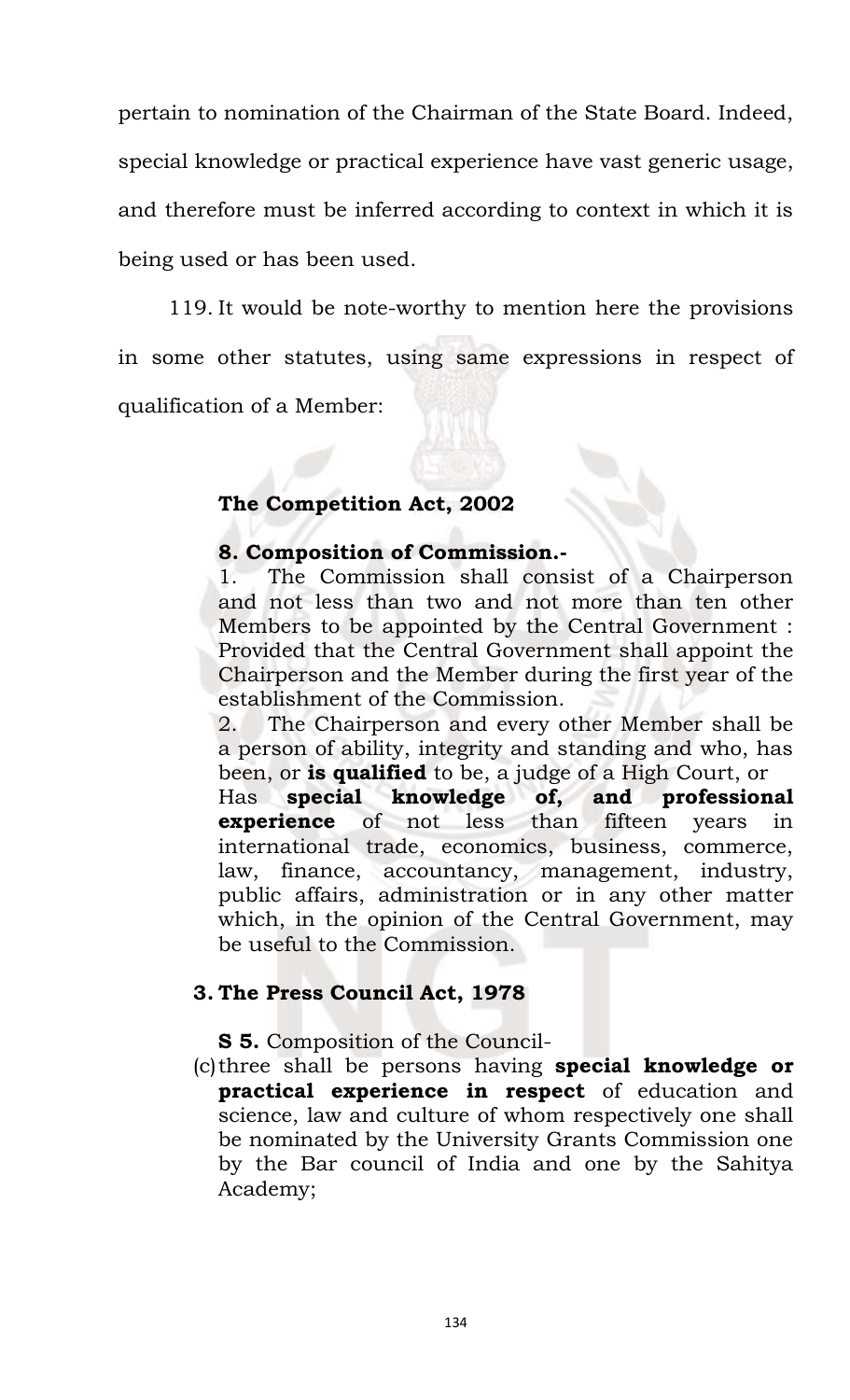pertain to nomination of the Chairman of the State Board. Indeed, special knowledge or practical experience have vast generic usage, and therefore must be inferred according to context in which it is being used or has been used.

119. It would be note-worthy to mention here the provisions in some other statutes, using same expressions in respect of qualification of a Member:

**The Competition Act, 2002**

**8. Composition of Commission.-**

1. The Commission shall consist of a Chairperson and not less than two and not more than ten other Members to be appointed by the Central Government : Provided that the Central Government shall appoint the Chairperson and the Member during the first year of the establishment of the Commission.
2. The Chairperson and every other Member shall be a person of ability, integrity and standing and who, has been, or **is qualified** to be, a judge of a High Court, or Has **special knowledge of, and professional experience** of not less than fifteen years in international trade, economics, business, commerce, law, finance, accountancy, management, industry, public affairs, administration or in any other matter which, in the opinion of the Central Government, may be useful to the Commission.

**3. The Press Council Act, 1978**

**S 5.** Composition of the Council-

(c) three shall be persons having **special knowledge or practical experience in respect** of education and science, law and culture of whom respectively one shall be nominated by the University Grants Commission one by the Bar council of India and one by the Sahitya Academy;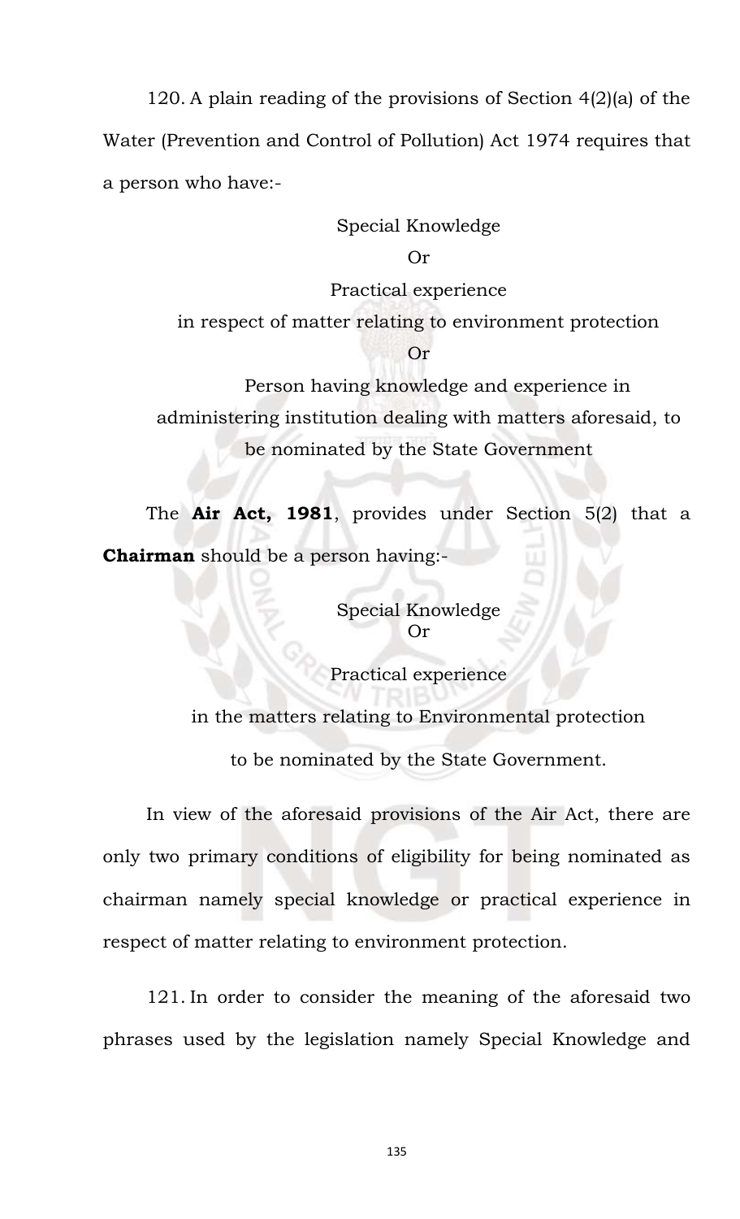120. A plain reading of the provisions of Section 4(2)(a) of the Water (Prevention and Control of Pollution) Act 1974 requires that a person who have:-

Special Knowledge

Or

Practical experience

in respect of matter relating to environment protection

Or

Person having knowledge and experience in administering institution dealing with matters aforesaid, to be nominated by the State Government

The **Air Act, 1981**, provides under Section 5(2) that a **Chairman** should be a person having:-

Special Knowledge

Or

Practical experience

in the matters relating to Environmental protection

to be nominated by the State Government.

In view of the aforesaid provisions of the Air Act, there are only two primary conditions of eligibility for being nominated as chairman namely special knowledge or practical experience in respect of matter relating to environment protection.

121. In order to consider the meaning of the aforesaid two phrases used by the legislation namely Special Knowledge and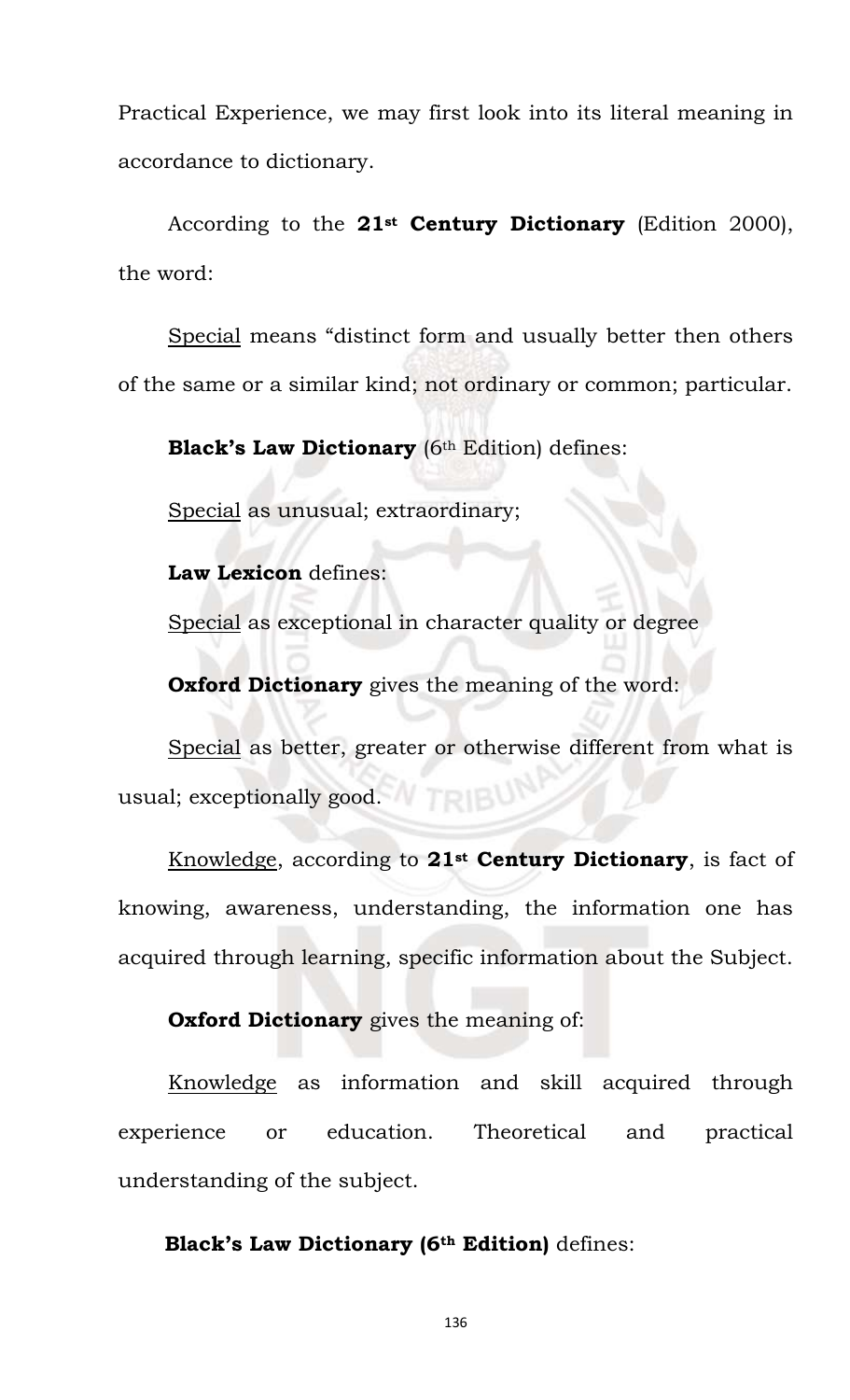Practical Experience, we may first look into its literal meaning in accordance to dictionary.

According to the **21st Century Dictionary** (Edition 2000), the word:

Special means "distinct form and usually better then others of the same or a similar kind; not ordinary or common; particular.

**Black's Law Dictionary** (6th Edition) defines:

Special as unusual; extraordinary;

**Law Lexicon** defines:

Special as exceptional in character quality or degree

**Oxford Dictionary** gives the meaning of the word:

Special as better, greater or otherwise different from what is usual; exceptionally good.

Knowledge, according to **21st Century Dictionary**, is fact of knowing, awareness, understanding, the information one has acquired through learning, specific information about the Subject.

**Oxford Dictionary** gives the meaning of:

Knowledge as information and skill acquired through experience or education. Theoretical and practical understanding of the subject.

**Black's Law Dictionary (6th Edition)** defines: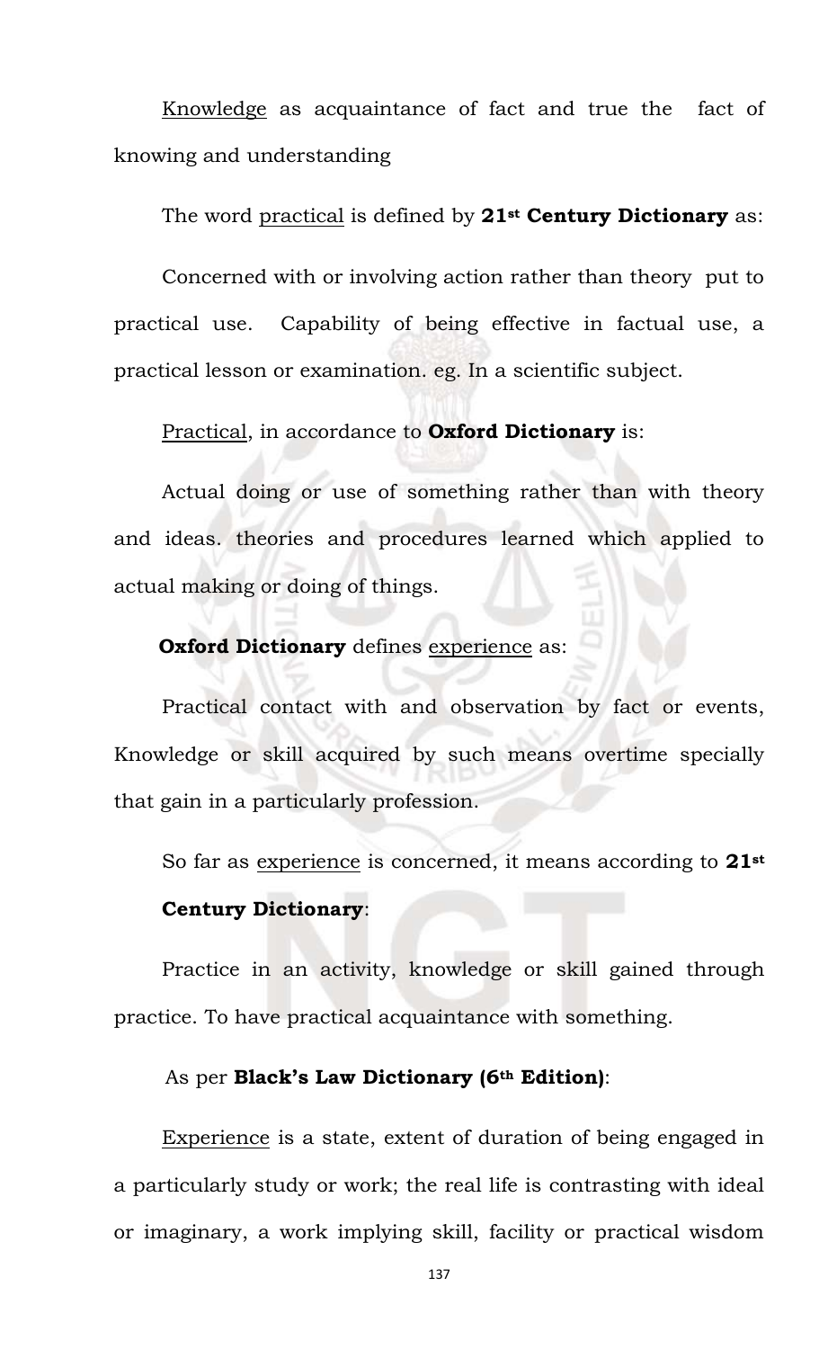Knowledge as acquaintance of fact and true the fact of knowing and understanding

The word practical is defined by **21st Century Dictionary** as:

Concerned with or involving action rather than theory put to practical use. Capability of being effective in factual use, a practical lesson or examination. eg. In a scientific subject.

Practical, in accordance to **Oxford Dictionary** is:

Actual doing or use of something rather than with theory and ideas. theories and procedures learned which applied to actual making or doing of things.

**Oxford Dictionary** defines experience as:

Practical contact with and observation by fact or events, Knowledge or skill acquired by such means overtime specially that gain in a particularly profession.

So far as experience is concerned, it means according to **21st Century Dictionary**:

Practice in an activity, knowledge or skill gained through practice. To have practical acquaintance with something.

As per **Black's Law Dictionary (6th Edition)**:

Experience is a state, extent of duration of being engaged in a particularly study or work; the real life is contrasting with ideal or imaginary, a work implying skill, facility or practical wisdom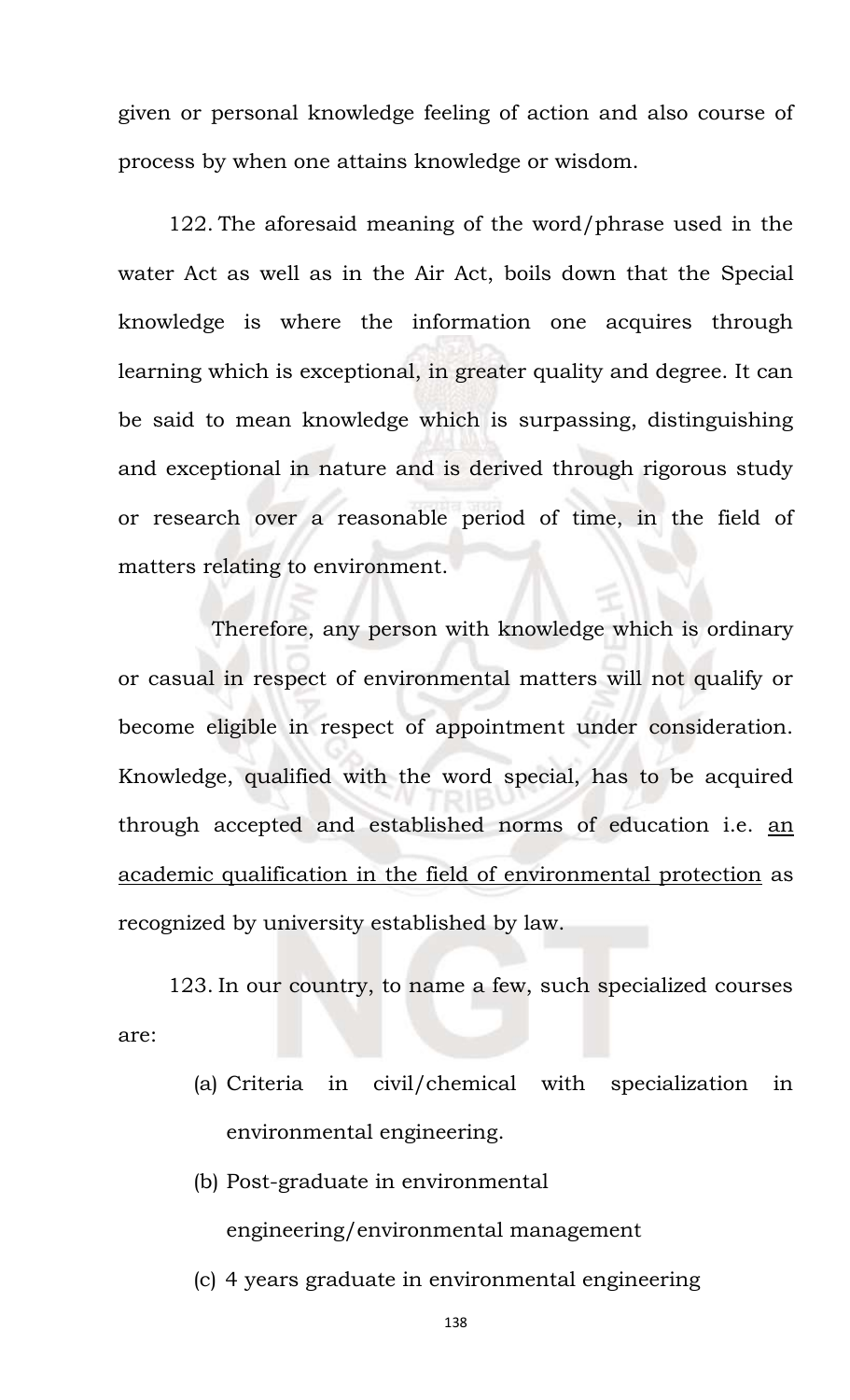given or personal knowledge feeling of action and also course of process by when one attains knowledge or wisdom.

122. The aforesaid meaning of the word/phrase used in the water Act as well as in the Air Act, boils down that the Special knowledge is where the information one acquires through learning which is exceptional, in greater quality and degree. It can be said to mean knowledge which is surpassing, distinguishing and exceptional in nature and is derived through rigorous study or research over a reasonable period of time, in the field of matters relating to environment.

Therefore, any person with knowledge which is ordinary or casual in respect of environmental matters will not qualify or become eligible in respect of appointment under consideration. Knowledge, qualified with the word special, has to be acquired through accepted and established norms of education i.e. <u>an academic qualification in the field of environmental protection</u> as recognized by university established by law.

123. In our country, to name a few, such specialized courses are:

(a) Criteria in civil/chemical with specialization in environmental engineering.

(b) Post-graduate in environmental engineering/environmental management

(c) 4 years graduate in environmental engineering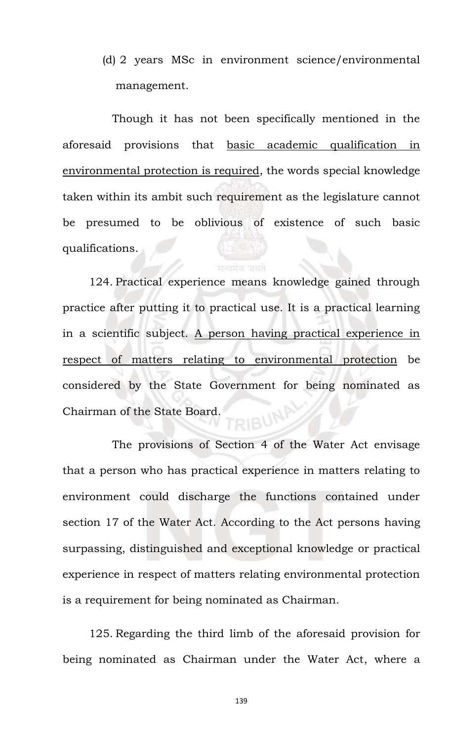(d) 2 years MSc in environment science/environmental management.

Though it has not been specifically mentioned in the aforesaid provisions that <u>basic academic qualification in environmental protection is required</u>, the words special knowledge taken within its ambit such requirement as the legislature cannot be presumed to be oblivious of existence of such basic qualifications.

124. Practical experience means knowledge gained through practice after putting it to practical use. It is a practical learning in a scientific subject. <u>A person having practical experience in respect of matters relating to environmental protection</u> be considered by the State Government for being nominated as Chairman of the State Board.

The provisions of Section 4 of the Water Act envisage that a person who has practical experience in matters relating to environment could discharge the functions contained under section 17 of the Water Act. According to the Act persons having surpassing, distinguished and exceptional knowledge or practical experience in respect of matters relating environmental protection is a requirement for being nominated as Chairman.

125. Regarding the third limb of the aforesaid provision for being nominated as Chairman under the Water Act, where a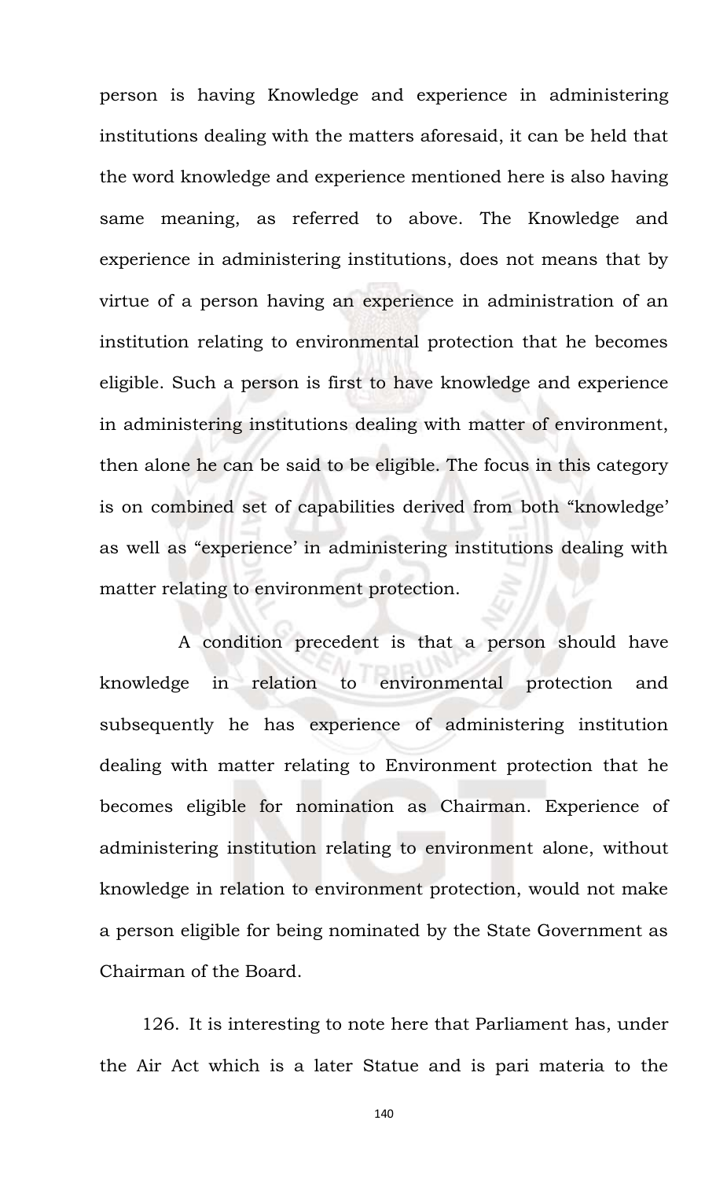person is having Knowledge and experience in administering institutions dealing with the matters aforesaid, it can be held that the word knowledge and experience mentioned here is also having same meaning, as referred to above. The Knowledge and experience in administering institutions, does not means that by virtue of a person having an experience in administration of an institution relating to environmental protection that he becomes eligible. Such a person is first to have knowledge and experience in administering institutions dealing with matter of environment, then alone he can be said to be eligible. The focus in this category is on combined set of capabilities derived from both "knowledge' as well as "experience' in administering institutions dealing with matter relating to environment protection.

A condition precedent is that a person should have knowledge in relation to environmental protection and subsequently he has experience of administering institution dealing with matter relating to Environment protection that he becomes eligible for nomination as Chairman. Experience of administering institution relating to environment alone, without knowledge in relation to environment protection, would not make a person eligible for being nominated by the State Government as Chairman of the Board.

126. It is interesting to note here that Parliament has, under the Air Act which is a later Statue and is pari materia to the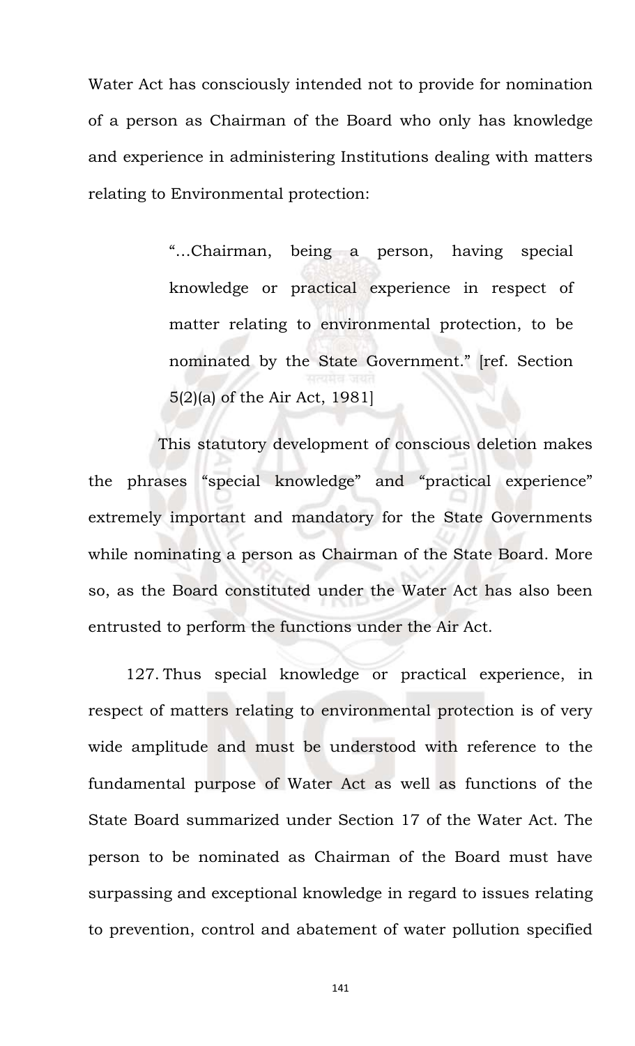Water Act has consciously intended not to provide for nomination of a person as Chairman of the Board who only has knowledge and experience in administering Institutions dealing with matters relating to Environmental protection:

> "…Chairman, being a person, having special knowledge or practical experience in respect of matter relating to environmental protection, to be nominated by the State Government." [ref. Section 5(2)(a) of the Air Act, 1981]

This statutory development of conscious deletion makes the phrases "special knowledge" and "practical experience" extremely important and mandatory for the State Governments while nominating a person as Chairman of the State Board. More so, as the Board constituted under the Water Act has also been entrusted to perform the functions under the Air Act.

127. Thus special knowledge or practical experience, in respect of matters relating to environmental protection is of very wide amplitude and must be understood with reference to the fundamental purpose of Water Act as well as functions of the State Board summarized under Section 17 of the Water Act. The person to be nominated as Chairman of the Board must have surpassing and exceptional knowledge in regard to issues relating to prevention, control and abatement of water pollution specified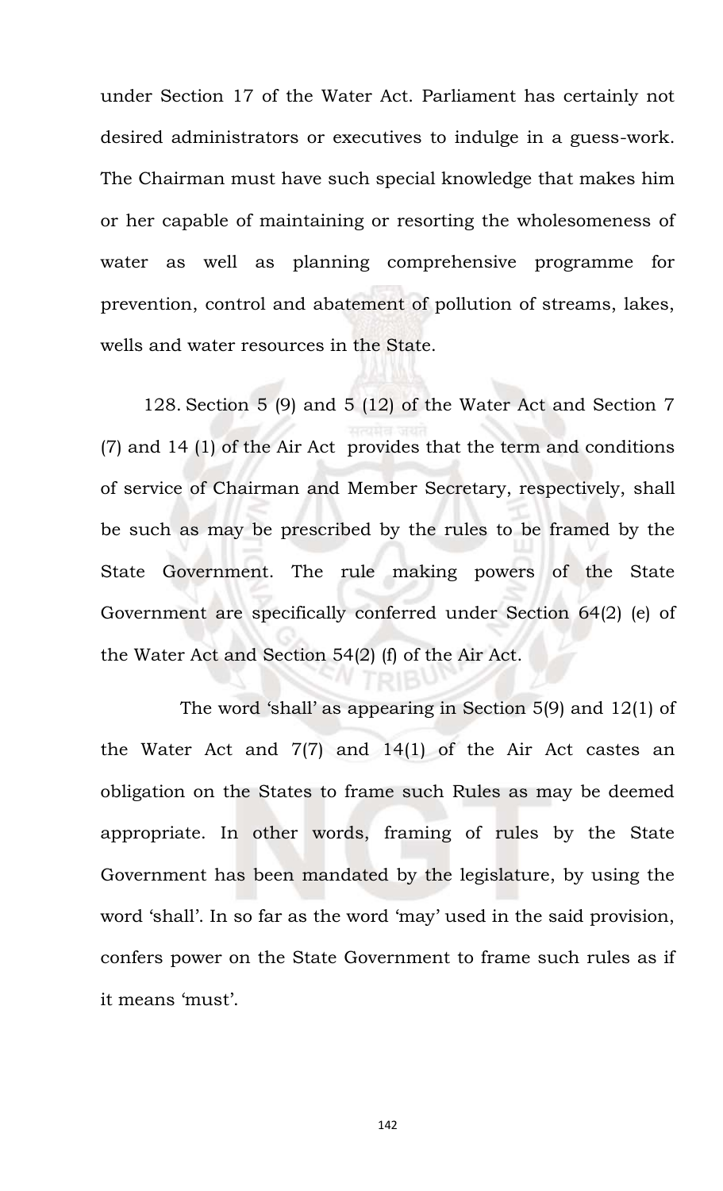under Section 17 of the Water Act. Parliament has certainly not desired administrators or executives to indulge in a guess-work. The Chairman must have such special knowledge that makes him or her capable of maintaining or resorting the wholesomeness of water as well as planning comprehensive programme for prevention, control and abatement of pollution of streams, lakes, wells and water resources in the State.

128. Section 5 (9) and 5 (12) of the Water Act and Section 7 (7) and 14 (1) of the Air Act provides that the term and conditions of service of Chairman and Member Secretary, respectively, shall be such as may be prescribed by the rules to be framed by the State Government. The rule making powers of the State Government are specifically conferred under Section 64(2) (e) of the Water Act and Section 54(2) (f) of the Air Act.

The word 'shall' as appearing in Section 5(9) and 12(1) of the Water Act and 7(7) and 14(1) of the Air Act castes an obligation on the States to frame such Rules as may be deemed appropriate. In other words, framing of rules by the State Government has been mandated by the legislature, by using the word 'shall'. In so far as the word 'may' used in the said provision, confers power on the State Government to frame such rules as if it means 'must'.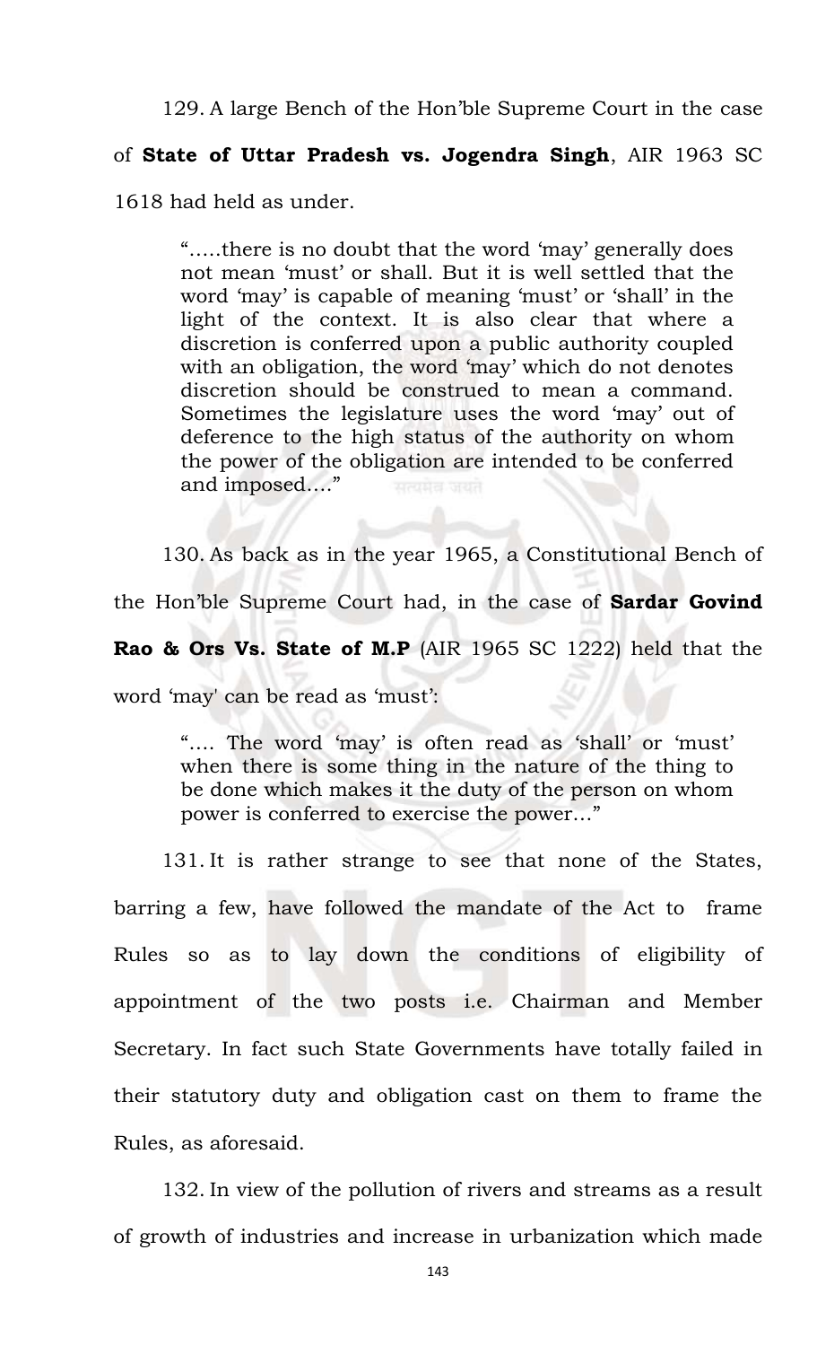129. A large Bench of the Hon'ble Supreme Court in the case of **State of Uttar Pradesh vs. Jogendra Singh**, AIR 1963 SC 1618 had held as under.

> ".....there is no doubt that the word 'may' generally does not mean 'must' or shall. But it is well settled that the word 'may' is capable of meaning 'must' or 'shall' in the light of the context. It is also clear that where a discretion is conferred upon a public authority coupled with an obligation, the word 'may' which do not denotes discretion should be construed to mean a command. Sometimes the legislature uses the word 'may' out of deference to the high status of the authority on whom the power of the obligation are intended to be conferred and imposed...."

130. As back as in the year 1965, a Constitutional Bench of the Hon'ble Supreme Court had, in the case of **Sardar Govind Rao & Ors Vs. State of M.P** (AIR 1965 SC 1222) held that the word 'may' can be read as 'must':

> ".... The word 'may' is often read as 'shall' or 'must' when there is some thing in the nature of the thing to be done which makes it the duty of the person on whom power is conferred to exercise the power..."

131. It is rather strange to see that none of the States, barring a few, have followed the mandate of the Act to frame Rules so as to lay down the conditions of eligibility of appointment of the two posts i.e. Chairman and Member Secretary. In fact such State Governments have totally failed in their statutory duty and obligation cast on them to frame the Rules, as aforesaid.

132. In view of the pollution of rivers and streams as a result of growth of industries and increase in urbanization which made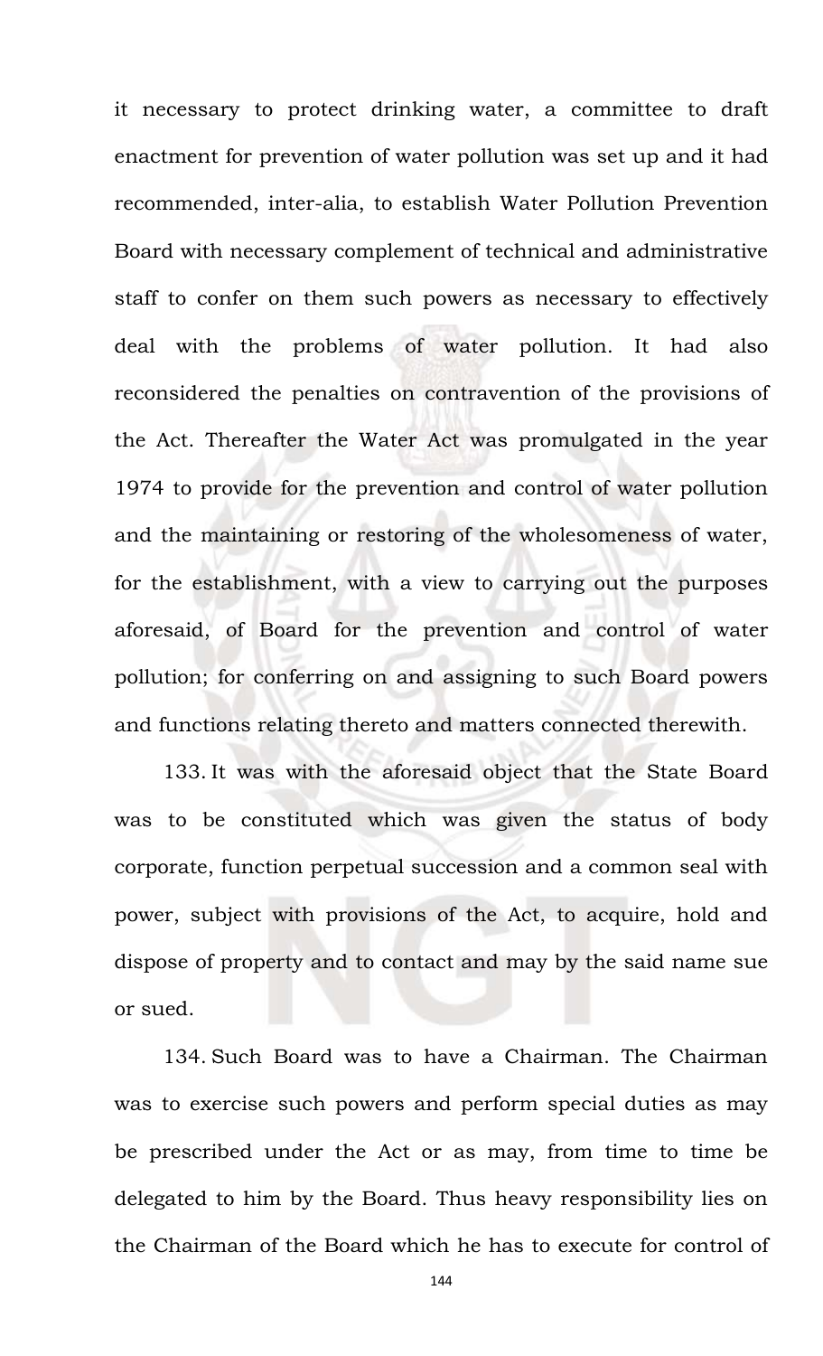it necessary to protect drinking water, a committee to draft enactment for prevention of water pollution was set up and it had recommended, inter-alia, to establish Water Pollution Prevention Board with necessary complement of technical and administrative staff to confer on them such powers as necessary to effectively deal with the problems of water pollution. It had also reconsidered the penalties on contravention of the provisions of the Act. Thereafter the Water Act was promulgated in the year 1974 to provide for the prevention and control of water pollution and the maintaining or restoring of the wholesomeness of water, for the establishment, with a view to carrying out the purposes aforesaid, of Board for the prevention and control of water pollution; for conferring on and assigning to such Board powers and functions relating thereto and matters connected therewith.

133. It was with the aforesaid object that the State Board was to be constituted which was given the status of body corporate, function perpetual succession and a common seal with power, subject with provisions of the Act, to acquire, hold and dispose of property and to contact and may by the said name sue or sued.

134. Such Board was to have a Chairman. The Chairman was to exercise such powers and perform special duties as may be prescribed under the Act or as may, from time to time be delegated to him by the Board. Thus heavy responsibility lies on the Chairman of the Board which he has to execute for control of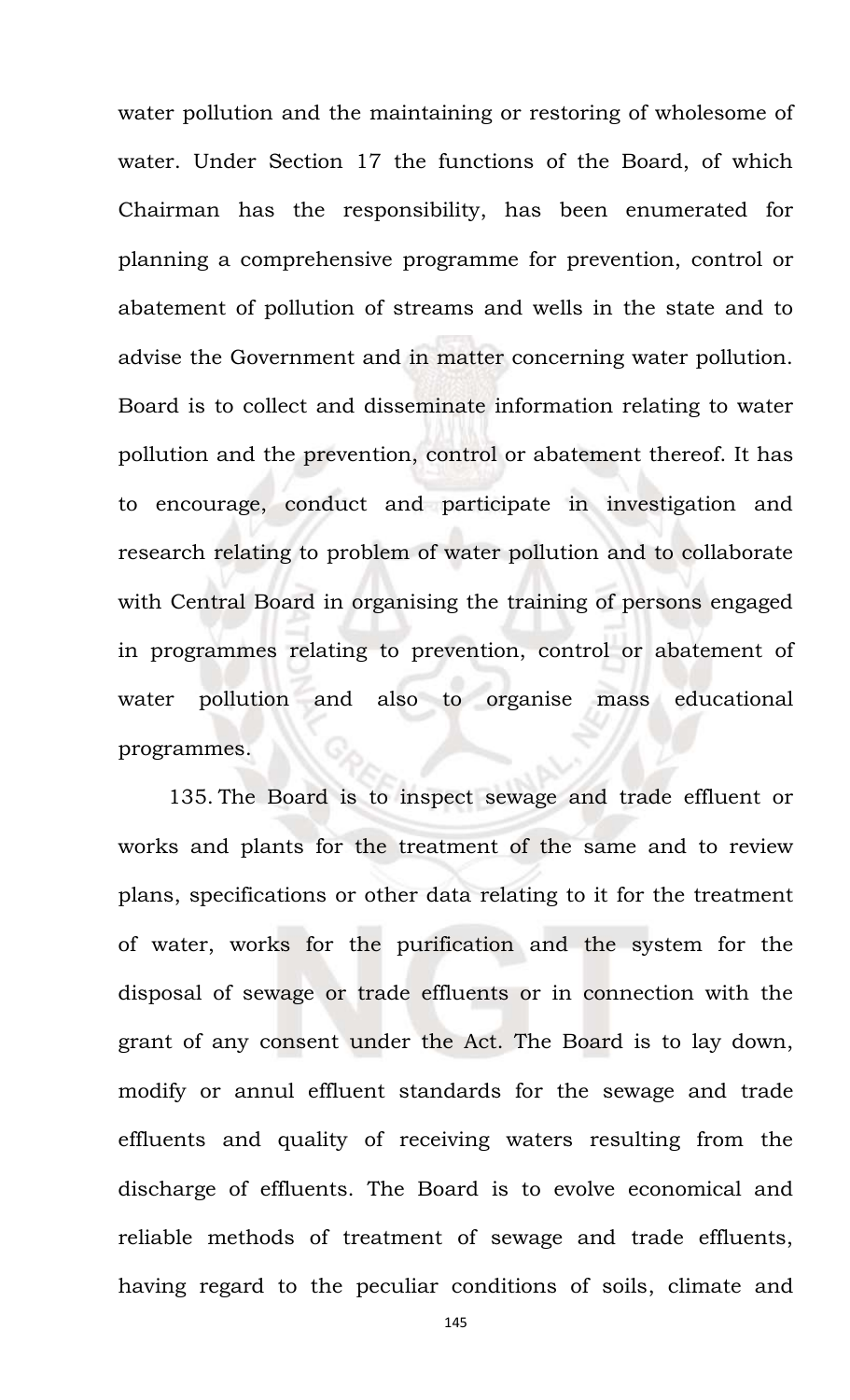water pollution and the maintaining or restoring of wholesome of water. Under Section 17 the functions of the Board, of which Chairman has the responsibility, has been enumerated for planning a comprehensive programme for prevention, control or abatement of pollution of streams and wells in the state and to advise the Government and in matter concerning water pollution. Board is to collect and disseminate information relating to water pollution and the prevention, control or abatement thereof. It has to encourage, conduct and participate in investigation and research relating to problem of water pollution and to collaborate with Central Board in organising the training of persons engaged in programmes relating to prevention, control or abatement of water pollution and also to organise mass educational programmes.

135. The Board is to inspect sewage and trade effluent or works and plants for the treatment of the same and to review plans, specifications or other data relating to it for the treatment of water, works for the purification and the system for the disposal of sewage or trade effluents or in connection with the grant of any consent under the Act. The Board is to lay down, modify or annul effluent standards for the sewage and trade effluents and quality of receiving waters resulting from the discharge of effluents. The Board is to evolve economical and reliable methods of treatment of sewage and trade effluents, having regard to the peculiar conditions of soils, climate and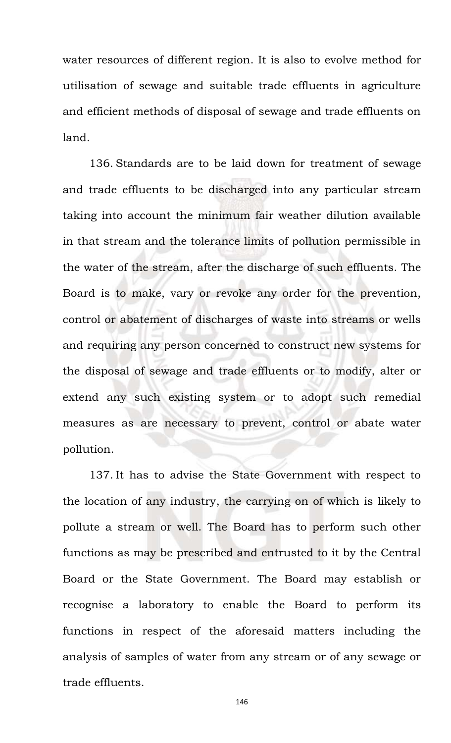water resources of different region. It is also to evolve method for utilisation of sewage and suitable trade effluents in agriculture and efficient methods of disposal of sewage and trade effluents on land.

136. Standards are to be laid down for treatment of sewage and trade effluents to be discharged into any particular stream taking into account the minimum fair weather dilution available in that stream and the tolerance limits of pollution permissible in the water of the stream, after the discharge of such effluents. The Board is to make, vary or revoke any order for the prevention, control or abatement of discharges of waste into streams or wells and requiring any person concerned to construct new systems for the disposal of sewage and trade effluents or to modify, alter or extend any such existing system or to adopt such remedial measures as are necessary to prevent, control or abate water pollution.

137. It has to advise the State Government with respect to the location of any industry, the carrying on of which is likely to pollute a stream or well. The Board has to perform such other functions as may be prescribed and entrusted to it by the Central Board or the State Government. The Board may establish or recognise a laboratory to enable the Board to perform its functions in respect of the aforesaid matters including the analysis of samples of water from any stream or of any sewage or trade effluents.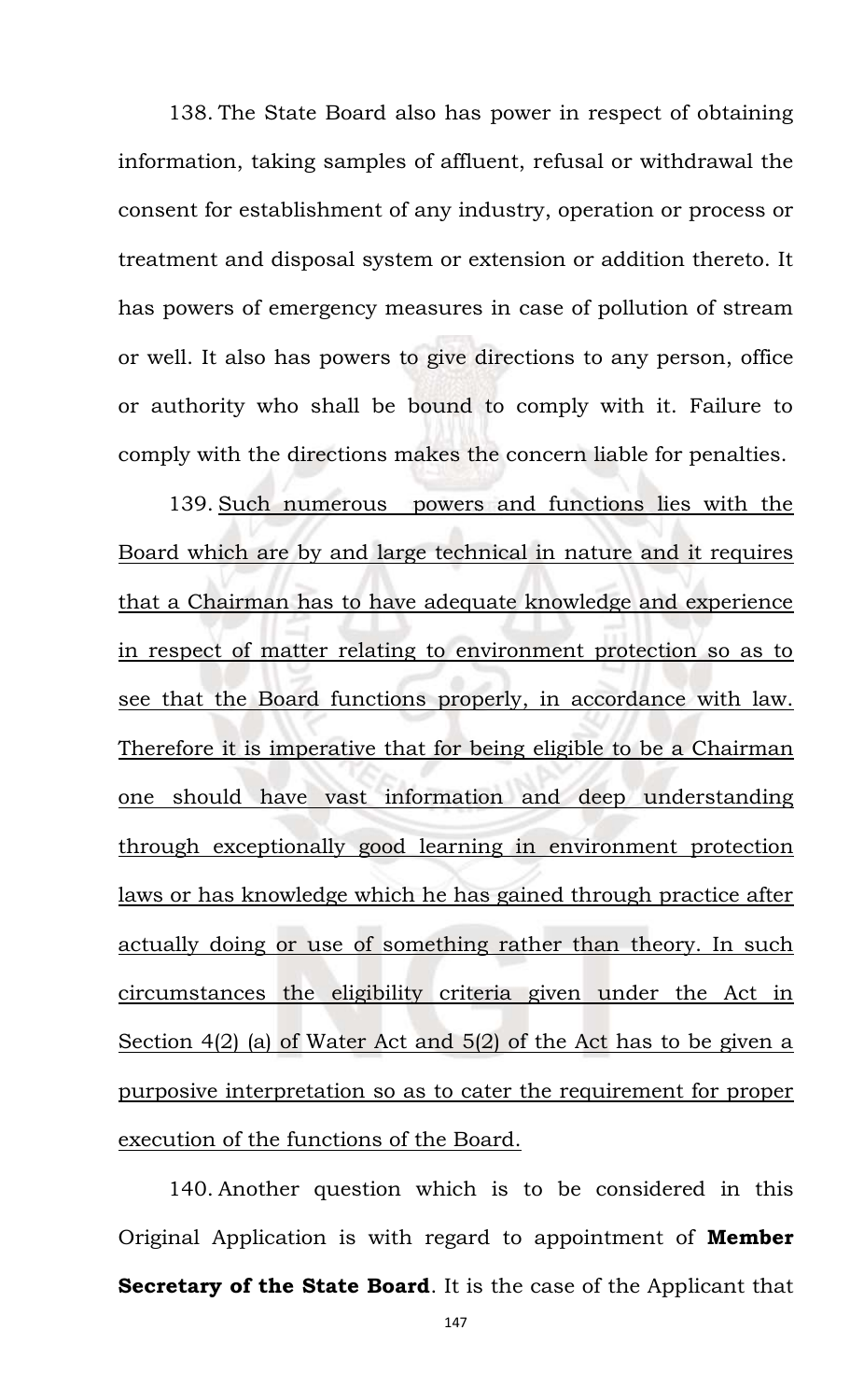138. The State Board also has power in respect of obtaining information, taking samples of affluent, refusal or withdrawal the consent for establishment of any industry, operation or process or treatment and disposal system or extension or addition thereto. It has powers of emergency measures in case of pollution of stream or well. It also has powers to give directions to any person, office or authority who shall be bound to comply with it. Failure to comply with the directions makes the concern liable for penalties.

139. <u>Such numerous powers and functions lies with the Board which are by and large technical in nature and it requires that a Chairman has to have adequate knowledge and experience in respect of matter relating to environment protection so as to see that the Board functions properly, in accordance with law. Therefore it is imperative that for being eligible to be a Chairman one should have vast information and deep understanding through exceptionally good learning in environment protection laws or has knowledge which he has gained through practice after actually doing or use of something rather than theory. In such circumstances the eligibility criteria given under the Act in Section 4(2) (a) of Water Act and 5(2) of the Act has to be given a purposive interpretation so as to cater the requirement for proper execution of the functions of the Board.</u>

140. Another question which is to be considered in this Original Application is with regard to appointment of **Member Secretary of the State Board**. It is the case of the Applicant that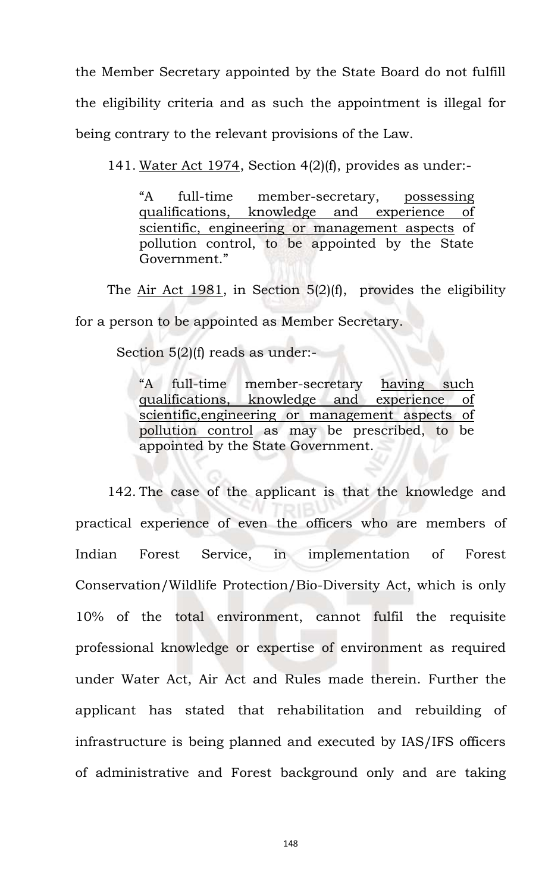the Member Secretary appointed by the State Board do not fulfill the eligibility criteria and as such the appointment is illegal for being contrary to the relevant provisions of the Law.

141. Water Act 1974, Section 4(2)(f), provides as under:-

> "A full-time member-secretary, possessing qualifications, knowledge and experience of scientific, engineering or management aspects of pollution control, to be appointed by the State Government."

The Air Act 1981, in Section 5(2)(f), provides the eligibility for a person to be appointed as Member Secretary.

Section 5(2)(f) reads as under:-

> "A full-time member-secretary having such qualifications, knowledge and experience of scientific,engineering or management aspects of pollution control as may be prescribed, to be appointed by the State Government.

142. The case of the applicant is that the knowledge and practical experience of even the officers who are members of Indian Forest Service, in implementation of Forest Conservation/Wildlife Protection/Bio-Diversity Act, which is only 10% of the total environment, cannot fulfil the requisite professional knowledge or expertise of environment as required under Water Act, Air Act and Rules made therein. Further the applicant has stated that rehabilitation and rebuilding of infrastructure is being planned and executed by IAS/IFS officers of administrative and Forest background only and are taking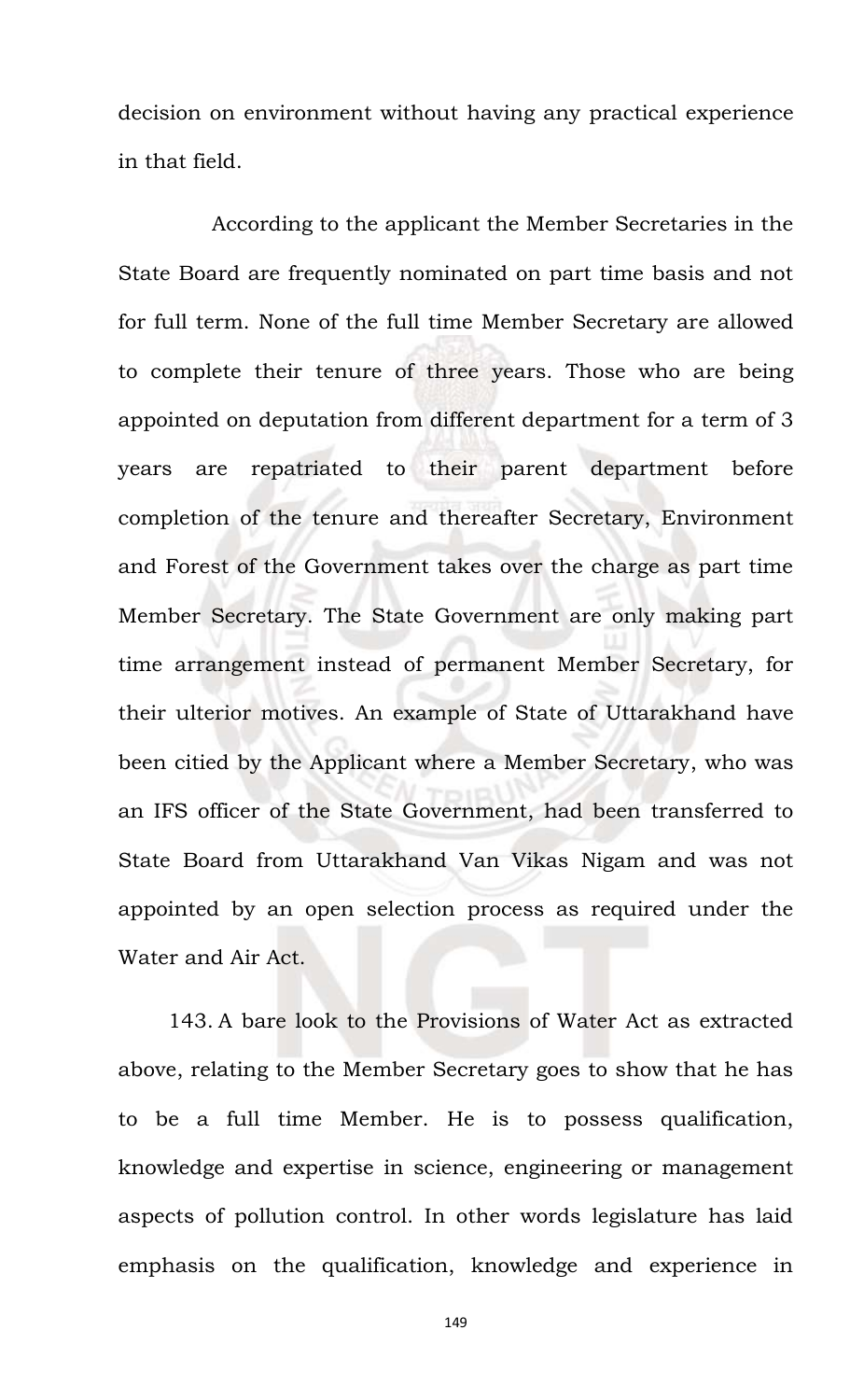decision on environment without having any practical experience in that field.

According to the applicant the Member Secretaries in the State Board are frequently nominated on part time basis and not for full term. None of the full time Member Secretary are allowed to complete their tenure of three years. Those who are being appointed on deputation from different department for a term of 3 years are repatriated to their parent department before completion of the tenure and thereafter Secretary, Environment and Forest of the Government takes over the charge as part time Member Secretary. The State Government are only making part time arrangement instead of permanent Member Secretary, for their ulterior motives. An example of State of Uttarakhand have been citied by the Applicant where a Member Secretary, who was an IFS officer of the State Government, had been transferred to State Board from Uttarakhand Van Vikas Nigam and was not appointed by an open selection process as required under the Water and Air Act.

143. A bare look to the Provisions of Water Act as extracted above, relating to the Member Secretary goes to show that he has to be a full time Member. He is to possess qualification, knowledge and expertise in science, engineering or management aspects of pollution control. In other words legislature has laid emphasis on the qualification, knowledge and experience in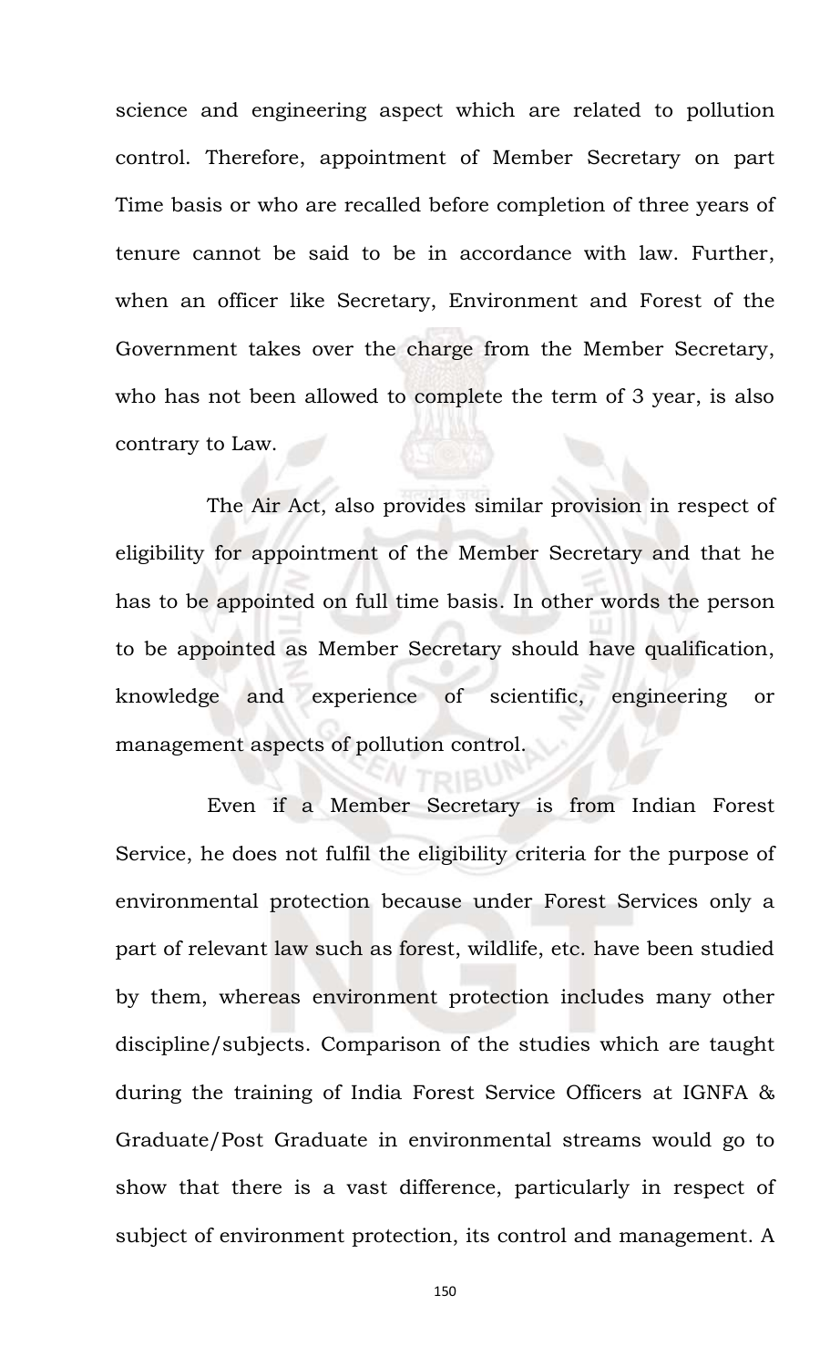science and engineering aspect which are related to pollution control. Therefore, appointment of Member Secretary on part Time basis or who are recalled before completion of three years of tenure cannot be said to be in accordance with law. Further, when an officer like Secretary, Environment and Forest of the Government takes over the charge from the Member Secretary, who has not been allowed to complete the term of 3 year, is also contrary to Law.

The Air Act, also provides similar provision in respect of eligibility for appointment of the Member Secretary and that he has to be appointed on full time basis. In other words the person to be appointed as Member Secretary should have qualification, knowledge and experience of scientific, engineering or management aspects of pollution control.

Even if a Member Secretary is from Indian Forest Service, he does not fulfil the eligibility criteria for the purpose of environmental protection because under Forest Services only a part of relevant law such as forest, wildlife, etc. have been studied by them, whereas environment protection includes many other discipline/subjects. Comparison of the studies which are taught during the training of India Forest Service Officers at IGNFA & Graduate/Post Graduate in environmental streams would go to show that there is a vast difference, particularly in respect of subject of environment protection, its control and management. A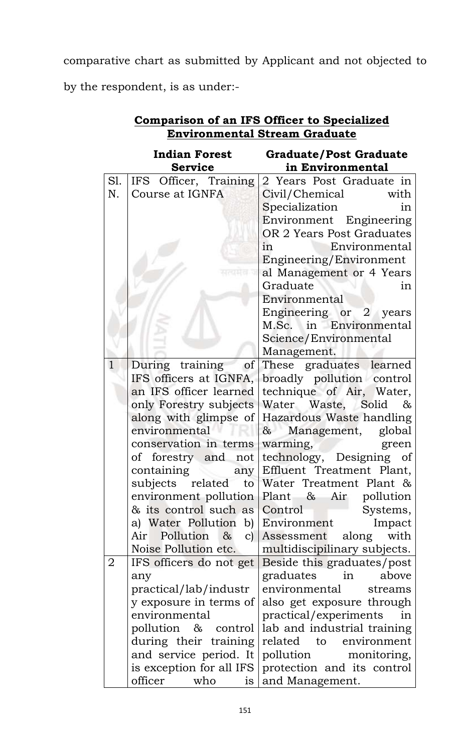comparative chart as submitted by Applicant and not objected to by the respondent, is as under:-

**Comparison of an IFS Officer to Specialized Environmental Stream Graduate**

| | **Indian Forest Service** | **Graduate/Post Graduate in Environmental** |
|---|---|---|
| Sl. N. | IFS Officer, Training Course at IGNFA | 2 Years Post Graduate in Civil/Chemical with Specialization in Environment Engineering OR 2 Years Post Graduates in Environmental Engineering/Environmental Management or 4 Years Graduate in Environmental Engineering or 2 years M.Sc. in Environmental Science/Environmental Management. |
| 1 | During training of IFS officers at IGNFA, an IFS officer learned only Forestry subjects along with glimpse of environmental conservation in terms of forestry and not containing any subjects related to environment pollution & its control such as a) Water Pollution b) Air Pollution & c) Noise Pollution etc. | These graduates learned broadly pollution control technique of Air, Water, Water Waste, Solid & Hazardous Waste handling & Management, global warming, green technology, Designing of Effluent Treatment Plant, Water Treatment Plant & Plant & Air pollution Control Systems, Environment Impact Assessment along with multidiscipilinary subjects. |
| 2 | IFS officers do not get any practical/lab/industry exposure in terms of environmental pollution & control during their training and service period. It is exception for all IFS officer who is | Beside this graduates/post graduates in above environmental streams also get exposure through practical/experiments in lab and industrial training related to environment pollution monitoring, protection and its control and Management. |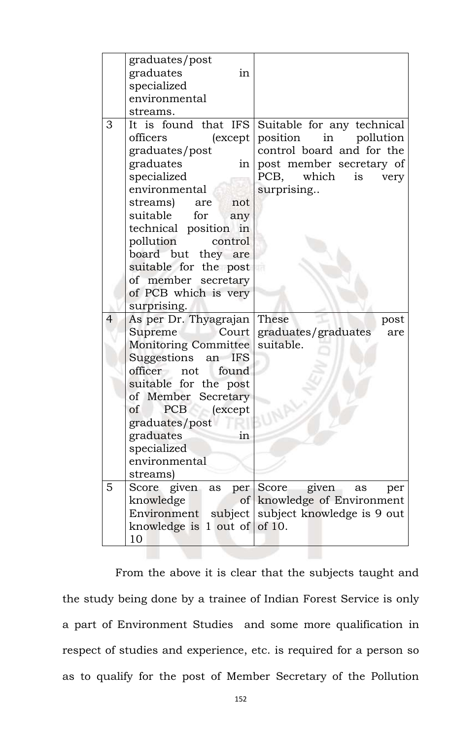| | | |
|---|---|---|
| | graduates/post graduates in specialized environmental streams. | |
| 3 | It is found that IFS officers (except graduates/post graduates in specialized environmental streams) are not suitable for any technical position in pollution control board but they are suitable for the post of member secretary of PCB which is very surprising. | Suitable for any technical position in pollution control board and for the post member secretary of PCB, which is very surprising.. |
| 4 | As per Dr. Thyagrajan Supreme Court Monitoring Committee Suggestions an IFS officer not found suitable for the post of Member Secretary of PCB (except graduates/post graduates in specialized environmental streams) | These post graduates/graduates are suitable. |
| 5 | Score given as per knowledge of Environment subject knowledge is 1 out of 10 | Score given as per knowledge of Environment subject knowledge is 9 out of 10. |

From the above it is clear that the subjects taught and the study being done by a trainee of Indian Forest Service is only a part of Environment Studies and some more qualification in respect of studies and experience, etc. is required for a person so as to qualify for the post of Member Secretary of the Pollution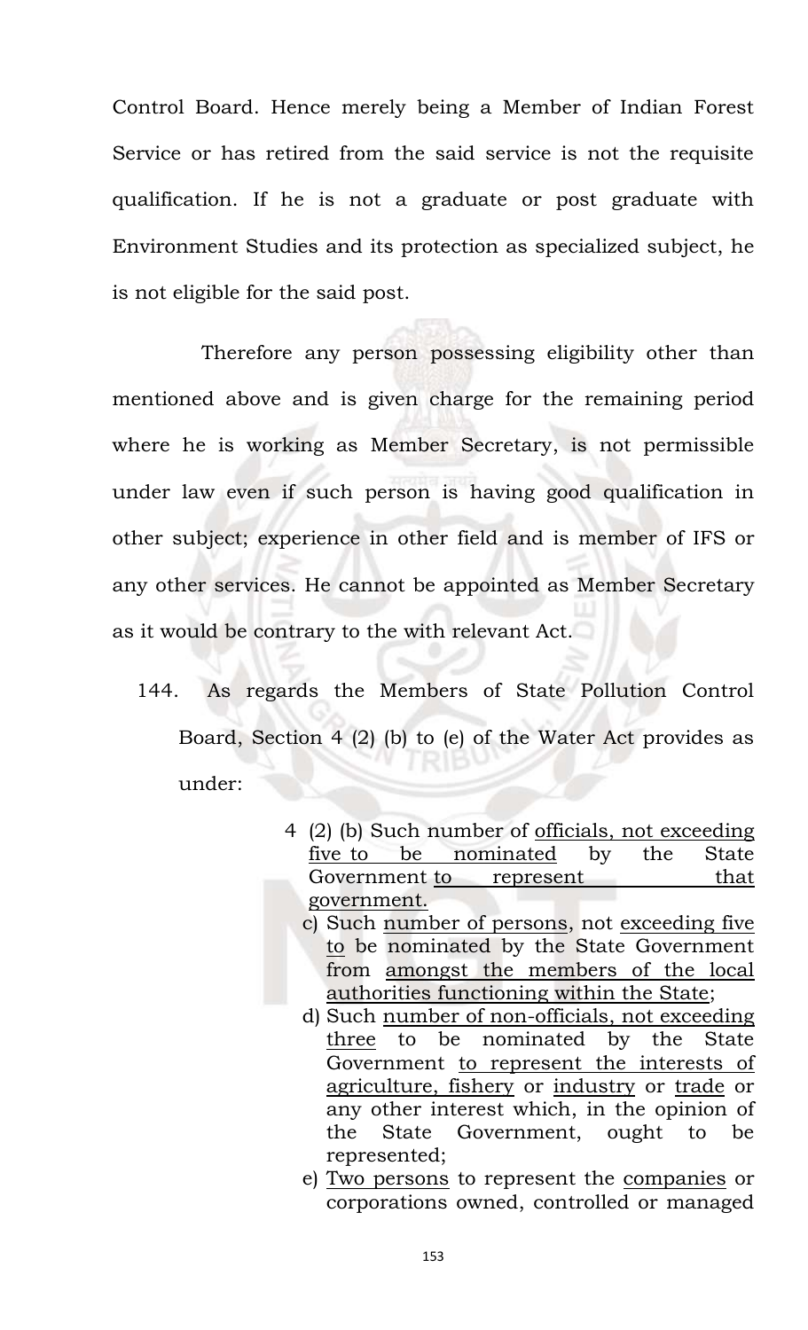Control Board. Hence merely being a Member of Indian Forest Service or has retired from the said service is not the requisite qualification. If he is not a graduate or post graduate with Environment Studies and its protection as specialized subject, he is not eligible for the said post.

Therefore any person possessing eligibility other than mentioned above and is given charge for the remaining period where he is working as Member Secretary, is not permissible under law even if such person is having good qualification in other subject; experience in other field and is member of IFS or any other services. He cannot be appointed as Member Secretary as it would be contrary to the with relevant Act.

144. As regards the Members of State Pollution Control Board, Section 4 (2) (b) to (e) of the Water Act provides as under:

> 4 (2) (b) Such number of officials, not exceeding five to be nominated by the State Government to represent that government.
>
> c) Such number of persons, not exceeding five to be nominated by the State Government from amongst the members of the local authorities functioning within the State;
>
> d) Such number of non-officials, not exceeding three to be nominated by the State Government to represent the interests of agriculture, fishery or industry or trade or any other interest which, in the opinion of the State Government, ought to be represented;
>
> e) Two persons to represent the companies or corporations owned, controlled or managed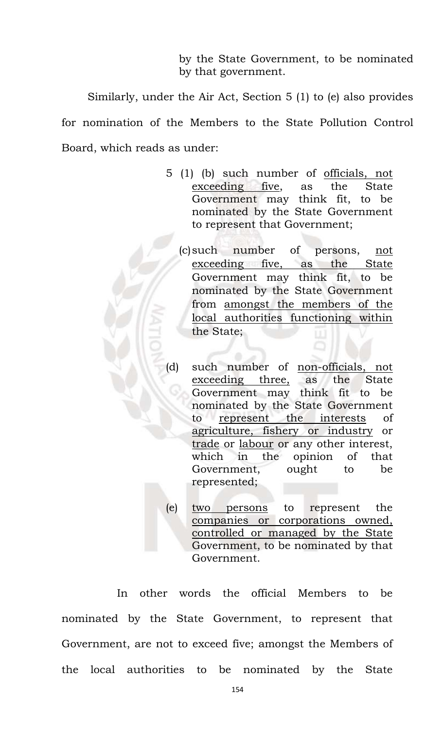by the State Government, to be nominated by that government.

Similarly, under the Air Act, Section 5 (1) to (e) also provides for nomination of the Members to the State Pollution Control Board, which reads as under:

> 5 (1) (b) such number of <u>officials, not exceeding five</u>, as the State Government may think fit, to be nominated by the State Government to represent that Government;
>
> (c) such number of persons, <u>not exceeding five, as the State</u> Government may think fit, to be nominated by the State Government from <u>amongst the members of the local authorities functioning within</u> the State;
>
> (d) such number of <u>non-officials, not exceeding three,</u> as the State Government may think fit to be nominated by the State Government to <u>represent the interests</u> of <u>agriculture, fishery or industry</u> or <u>trade</u> or <u>labour</u> or any other interest, which in the opinion of that Government, ought to be represented;
>
> (e) <u>two persons</u> to represent the <u>companies or corporations owned, controlled or managed by the State</u> Government, to be nominated by that Government.

In other words the official Members to be nominated by the State Government, to represent that Government, are not to exceed five; amongst the Members of the local authorities to be nominated by the State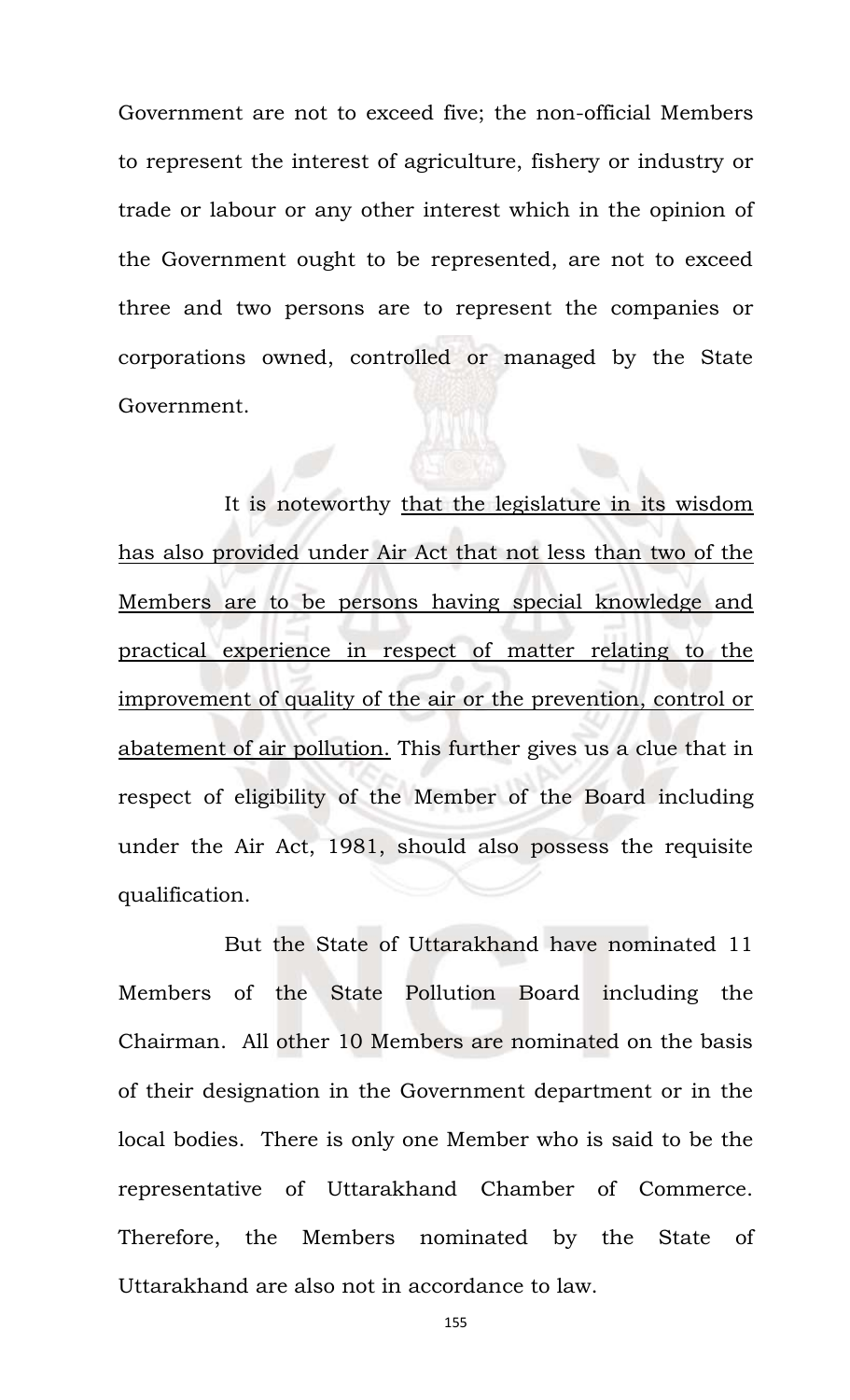Government are not to exceed five; the non-official Members to represent the interest of agriculture, fishery or industry or trade or labour or any other interest which in the opinion of the Government ought to be represented, are not to exceed three and two persons are to represent the companies or corporations owned, controlled or managed by the State Government.

It is noteworthy <u>that the legislature in its wisdom has also provided under Air Act that not less than two of the Members are to be persons having special knowledge and practical experience in respect of matter relating to the improvement of quality of the air or the prevention, control or abatement of air pollution.</u> This further gives us a clue that in respect of eligibility of the Member of the Board including under the Air Act, 1981, should also possess the requisite qualification.

But the State of Uttarakhand have nominated 11 Members of the State Pollution Board including the Chairman. All other 10 Members are nominated on the basis of their designation in the Government department or in the local bodies. There is only one Member who is said to be the representative of Uttarakhand Chamber of Commerce. Therefore, the Members nominated by the State of Uttarakhand are also not in accordance to law.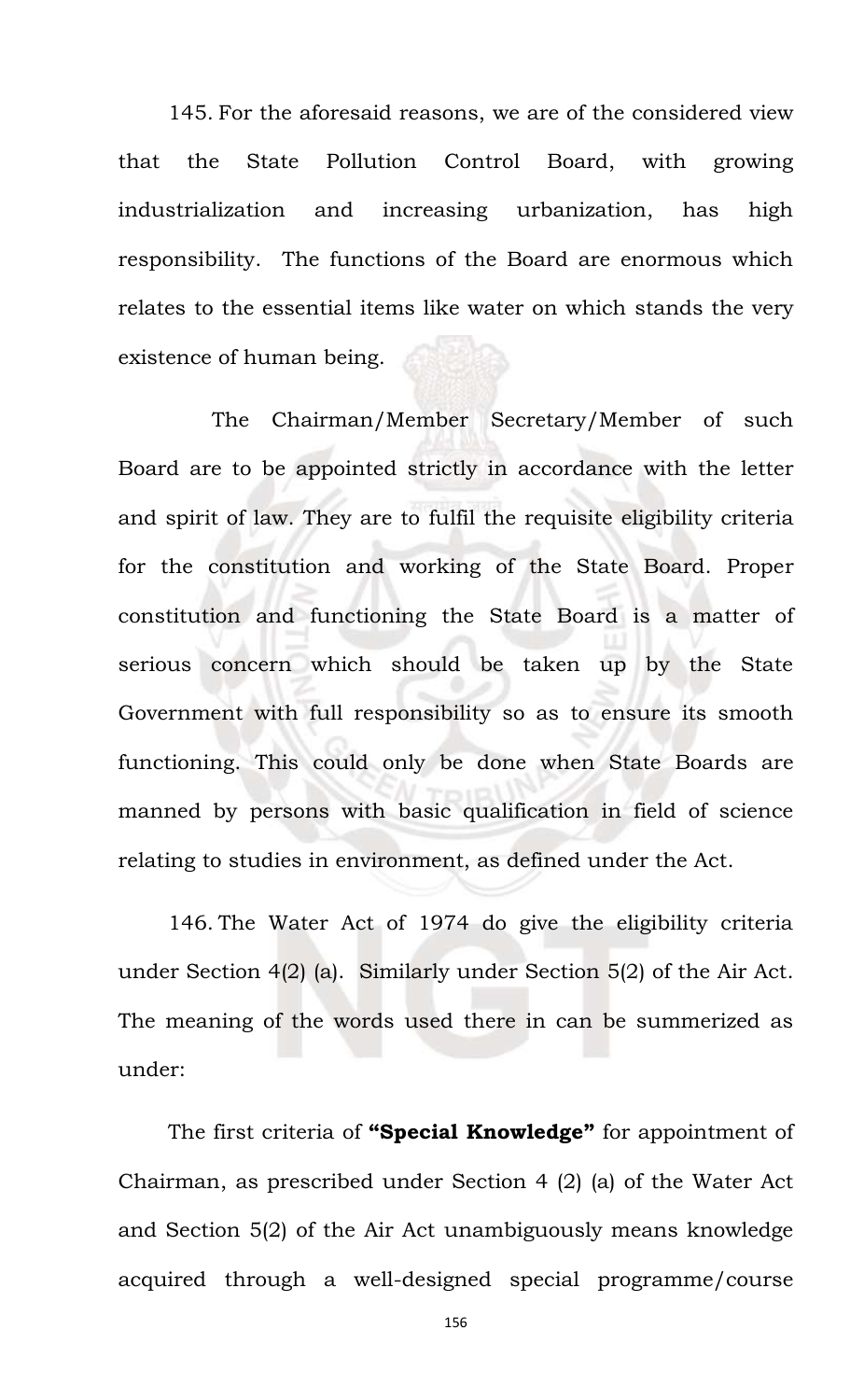145. For the aforesaid reasons, we are of the considered view that the State Pollution Control Board, with growing industrialization and increasing urbanization, has high responsibility. The functions of the Board are enormous which relates to the essential items like water on which stands the very existence of human being.

The Chairman/Member Secretary/Member of such Board are to be appointed strictly in accordance with the letter and spirit of law. They are to fulfil the requisite eligibility criteria for the constitution and working of the State Board. Proper constitution and functioning the State Board is a matter of serious concern which should be taken up by the State Government with full responsibility so as to ensure its smooth functioning. This could only be done when State Boards are manned by persons with basic qualification in field of science relating to studies in environment, as defined under the Act.

146. The Water Act of 1974 do give the eligibility criteria under Section 4(2) (a). Similarly under Section 5(2) of the Air Act. The meaning of the words used there in can be summerized as under:

The first criteria of **"Special Knowledge"** for appointment of Chairman, as prescribed under Section 4 (2) (a) of the Water Act and Section 5(2) of the Air Act unambiguously means knowledge acquired through a well-designed special programme/course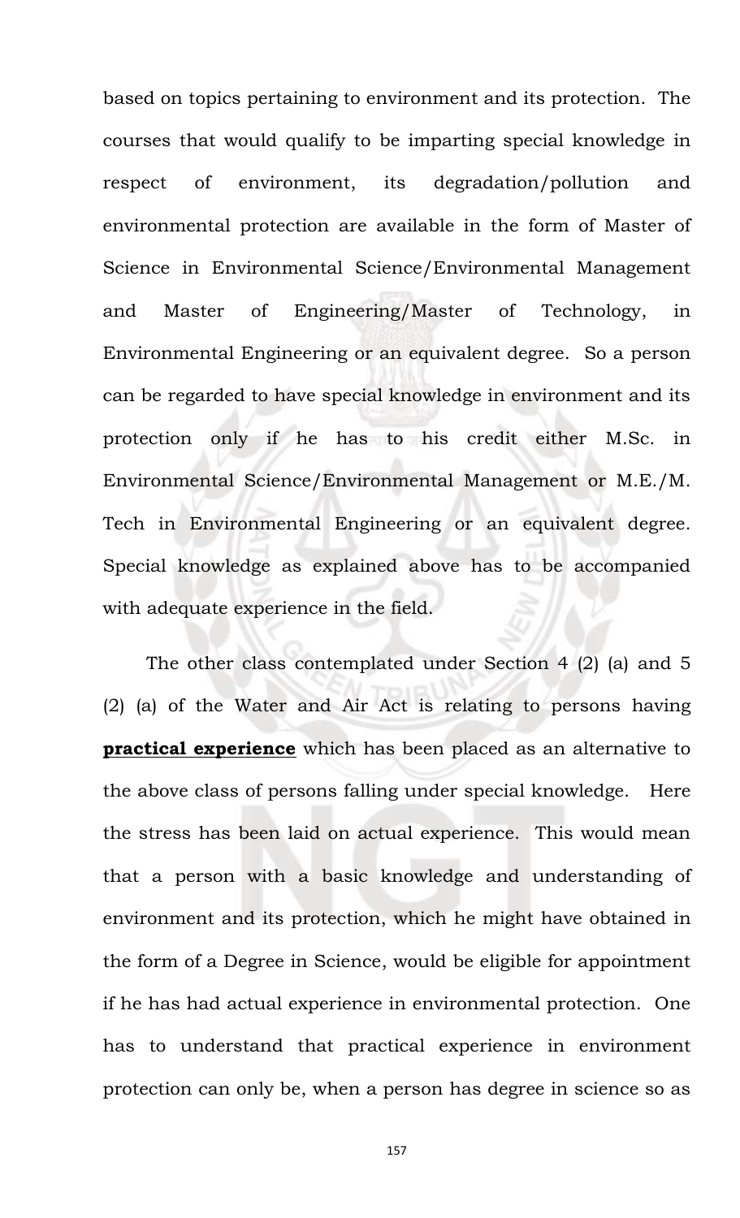based on topics pertaining to environment and its protection. The courses that would qualify to be imparting special knowledge in respect of environment, its degradation/pollution and environmental protection are available in the form of Master of Science in Environmental Science/Environmental Management and Master of Engineering/Master of Technology, in Environmental Engineering or an equivalent degree. So a person can be regarded to have special knowledge in environment and its protection only if he has to his credit either M.Sc. in Environmental Science/Environmental Management or M.E./M. Tech in Environmental Engineering or an equivalent degree. Special knowledge as explained above has to be accompanied with adequate experience in the field.

The other class contemplated under Section 4 (2) (a) and 5 (2) (a) of the Water and Air Act is relating to persons having **practical experience** which has been placed as an alternative to the above class of persons falling under special knowledge. Here the stress has been laid on actual experience. This would mean that a person with a basic knowledge and understanding of environment and its protection, which he might have obtained in the form of a Degree in Science, would be eligible for appointment if he has had actual experience in environmental protection. One has to understand that practical experience in environment protection can only be, when a person has degree in science so as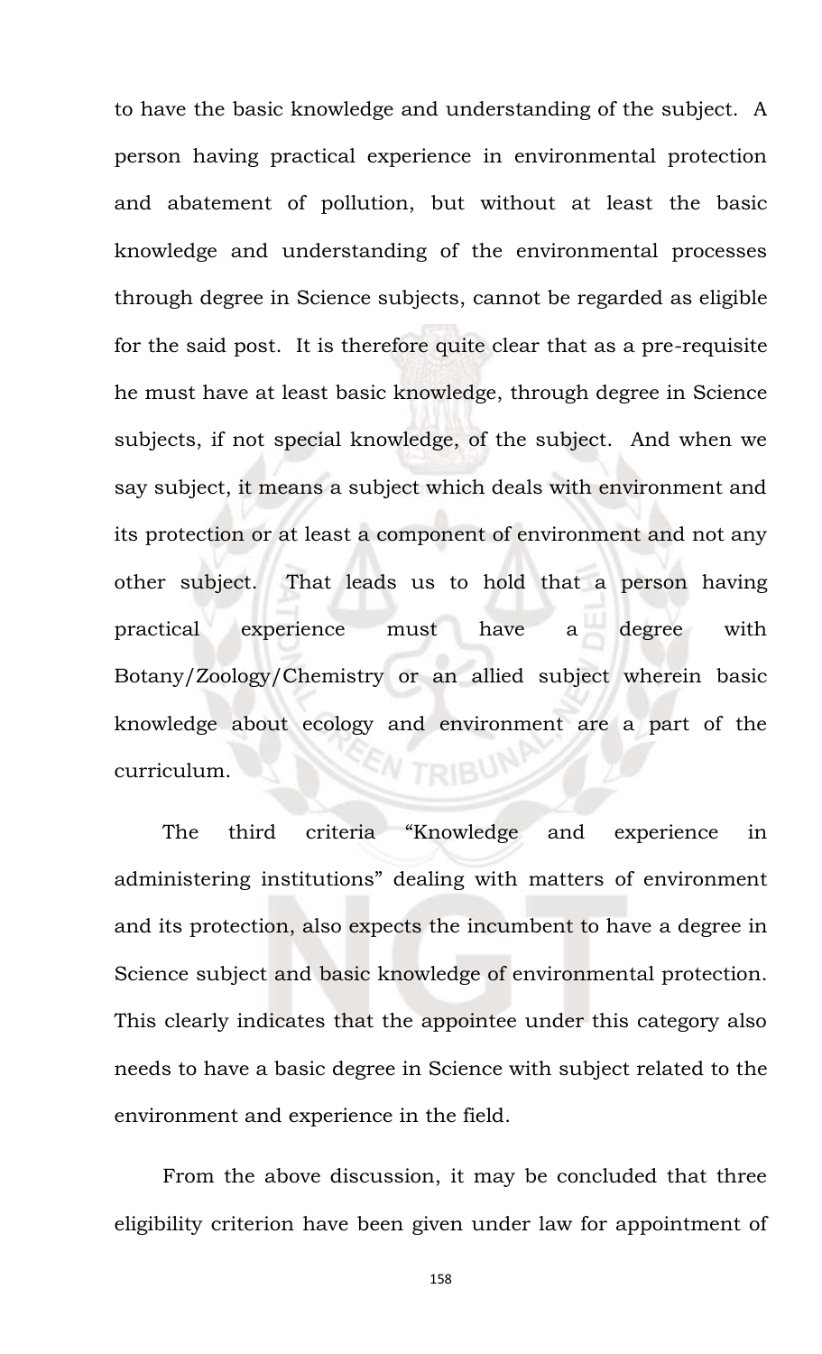to have the basic knowledge and understanding of the subject. A person having practical experience in environmental protection and abatement of pollution, but without at least the basic knowledge and understanding of the environmental processes through degree in Science subjects, cannot be regarded as eligible for the said post. It is therefore quite clear that as a pre-requisite he must have at least basic knowledge, through degree in Science subjects, if not special knowledge, of the subject. And when we say subject, it means a subject which deals with environment and its protection or at least a component of environment and not any other subject. That leads us to hold that a person having practical experience must have a degree with Botany/Zoology/Chemistry or an allied subject wherein basic knowledge about ecology and environment are a part of the curriculum.

The third criteria "Knowledge and experience in administering institutions" dealing with matters of environment and its protection, also expects the incumbent to have a degree in Science subject and basic knowledge of environmental protection. This clearly indicates that the appointee under this category also needs to have a basic degree in Science with subject related to the environment and experience in the field.

From the above discussion, it may be concluded that three eligibility criterion have been given under law for appointment of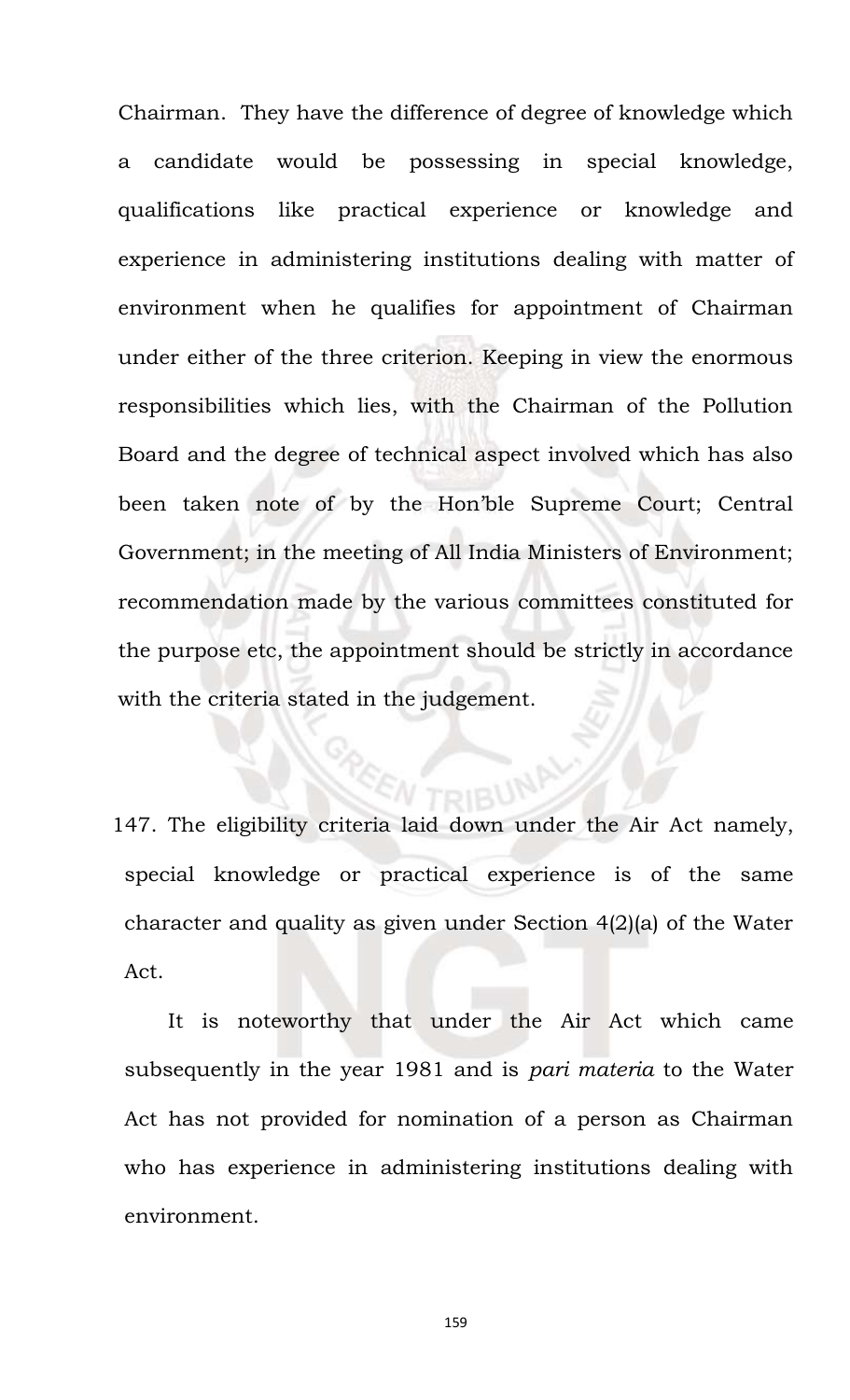Chairman. They have the difference of degree of knowledge which a candidate would be possessing in special knowledge, qualifications like practical experience or knowledge and experience in administering institutions dealing with matter of environment when he qualifies for appointment of Chairman under either of the three criterion. Keeping in view the enormous responsibilities which lies, with the Chairman of the Pollution Board and the degree of technical aspect involved which has also been taken note of by the Hon'ble Supreme Court; Central Government; in the meeting of All India Ministers of Environment; recommendation made by the various committees constituted for the purpose etc, the appointment should be strictly in accordance with the criteria stated in the judgement.

147. The eligibility criteria laid down under the Air Act namely, special knowledge or practical experience is of the same character and quality as given under Section 4(2)(a) of the Water Act.

It is noteworthy that under the Air Act which came subsequently in the year 1981 and is *pari materia* to the Water Act has not provided for nomination of a person as Chairman who has experience in administering institutions dealing with environment.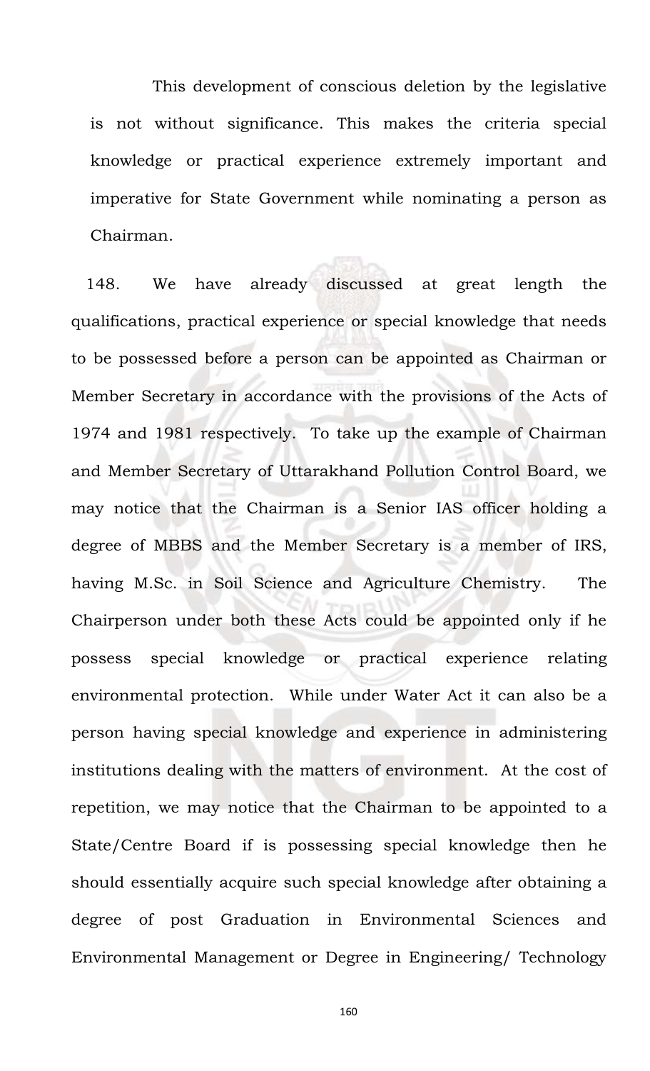This development of conscious deletion by the legislative is not without significance. This makes the criteria special knowledge or practical experience extremely important and imperative for State Government while nominating a person as Chairman.

148. We have already discussed at great length the qualifications, practical experience or special knowledge that needs to be possessed before a person can be appointed as Chairman or Member Secretary in accordance with the provisions of the Acts of 1974 and 1981 respectively. To take up the example of Chairman and Member Secretary of Uttarakhand Pollution Control Board, we may notice that the Chairman is a Senior IAS officer holding a degree of MBBS and the Member Secretary is a member of IRS, having M.Sc. in Soil Science and Agriculture Chemistry. The Chairperson under both these Acts could be appointed only if he possess special knowledge or practical experience relating environmental protection. While under Water Act it can also be a person having special knowledge and experience in administering institutions dealing with the matters of environment. At the cost of repetition, we may notice that the Chairman to be appointed to a State/Centre Board if is possessing special knowledge then he should essentially acquire such special knowledge after obtaining a degree of post Graduation in Environmental Sciences and Environmental Management or Degree in Engineering/ Technology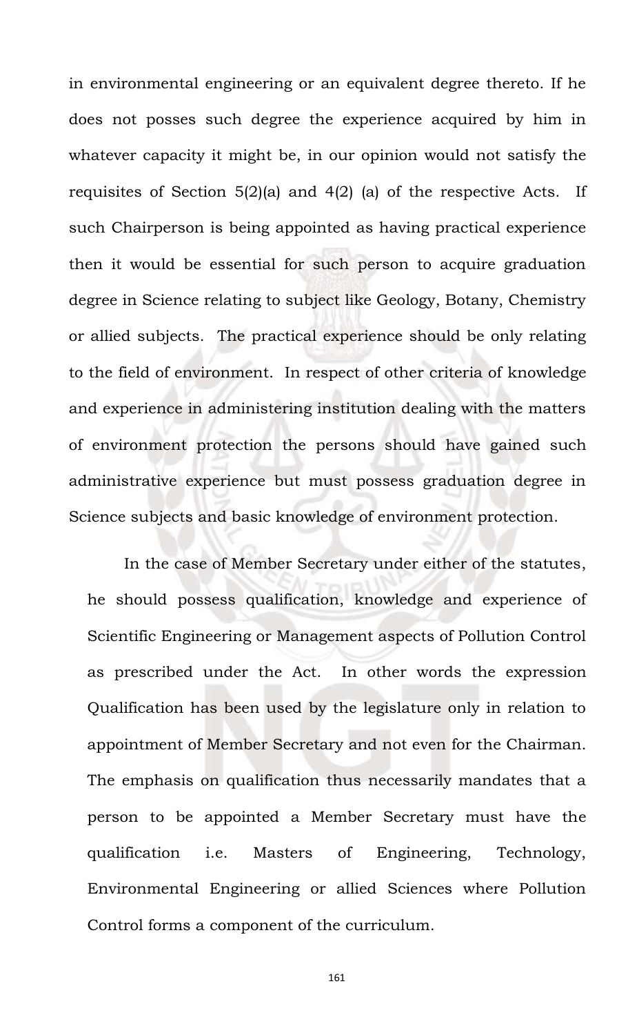in environmental engineering or an equivalent degree thereto. If he does not posses such degree the experience acquired by him in whatever capacity it might be, in our opinion would not satisfy the requisites of Section 5(2)(a) and 4(2) (a) of the respective Acts. If such Chairperson is being appointed as having practical experience then it would be essential for such person to acquire graduation degree in Science relating to subject like Geology, Botany, Chemistry or allied subjects. The practical experience should be only relating to the field of environment. In respect of other criteria of knowledge and experience in administering institution dealing with the matters of environment protection the persons should have gained such administrative experience but must possess graduation degree in Science subjects and basic knowledge of environment protection.

In the case of Member Secretary under either of the statutes, he should possess qualification, knowledge and experience of Scientific Engineering or Management aspects of Pollution Control as prescribed under the Act. In other words the expression Qualification has been used by the legislature only in relation to appointment of Member Secretary and not even for the Chairman. The emphasis on qualification thus necessarily mandates that a person to be appointed a Member Secretary must have the qualification i.e. Masters of Engineering, Technology, Environmental Engineering or allied Sciences where Pollution Control forms a component of the curriculum.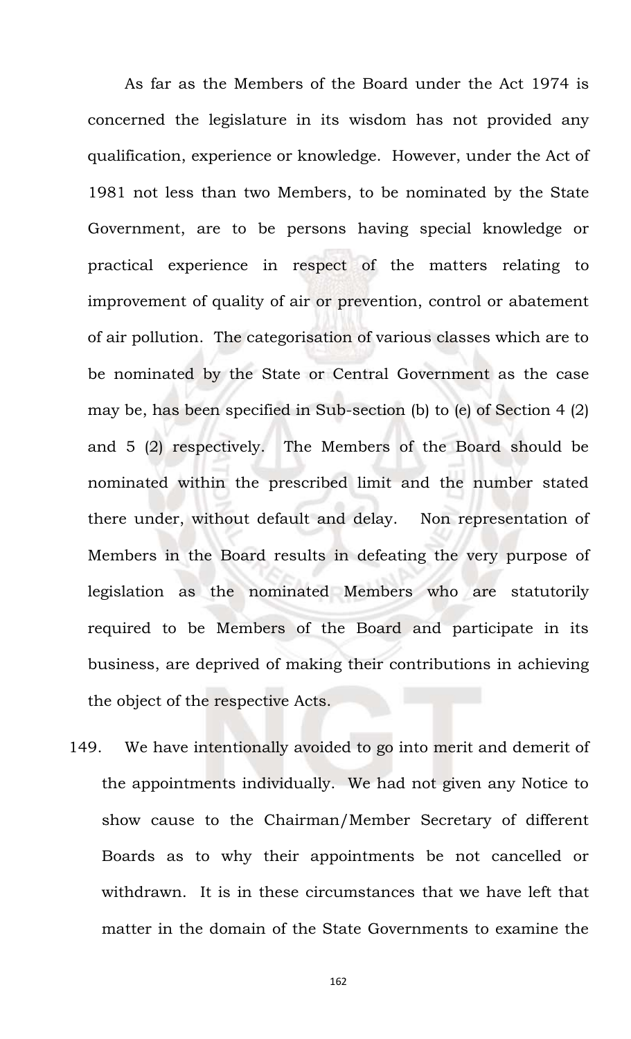As far as the Members of the Board under the Act 1974 is concerned the legislature in its wisdom has not provided any qualification, experience or knowledge. However, under the Act of 1981 not less than two Members, to be nominated by the State Government, are to be persons having special knowledge or practical experience in respect of the matters relating to improvement of quality of air or prevention, control or abatement of air pollution. The categorisation of various classes which are to be nominated by the State or Central Government as the case may be, has been specified in Sub-section (b) to (e) of Section 4 (2) and 5 (2) respectively. The Members of the Board should be nominated within the prescribed limit and the number stated there under, without default and delay. Non representation of Members in the Board results in defeating the very purpose of legislation as the nominated Members who are statutorily required to be Members of the Board and participate in its business, are deprived of making their contributions in achieving the object of the respective Acts.

149. We have intentionally avoided to go into merit and demerit of the appointments individually. We had not given any Notice to show cause to the Chairman/Member Secretary of different Boards as to why their appointments be not cancelled or withdrawn. It is in these circumstances that we have left that matter in the domain of the State Governments to examine the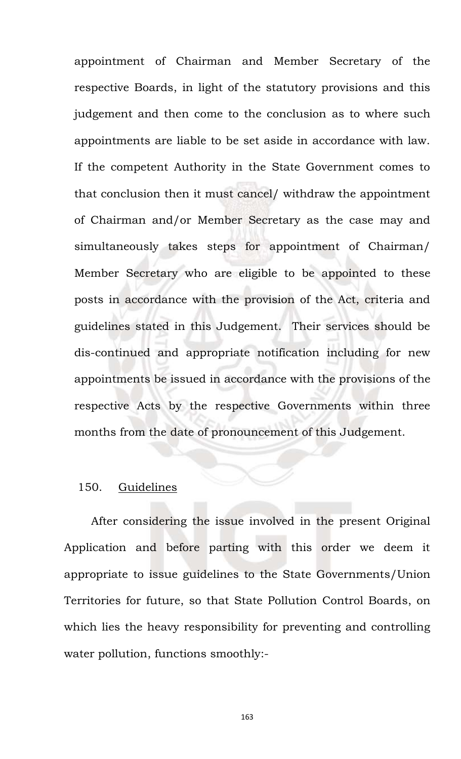appointment of Chairman and Member Secretary of the respective Boards, in light of the statutory provisions and this judgement and then come to the conclusion as to where such appointments are liable to be set aside in accordance with law. If the competent Authority in the State Government comes to that conclusion then it must cancel/ withdraw the appointment of Chairman and/or Member Secretary as the case may and simultaneously takes steps for appointment of Chairman/ Member Secretary who are eligible to be appointed to these posts in accordance with the provision of the Act, criteria and guidelines stated in this Judgement. Their services should be dis-continued and appropriate notification including for new appointments be issued in accordance with the provisions of the respective Acts by the respective Governments within three months from the date of pronouncement of this Judgement.

150. <u>Guidelines</u>

After considering the issue involved in the present Original Application and before parting with this order we deem it appropriate to issue guidelines to the State Governments/Union Territories for future, so that State Pollution Control Boards, on which lies the heavy responsibility for preventing and controlling water pollution, functions smoothly:-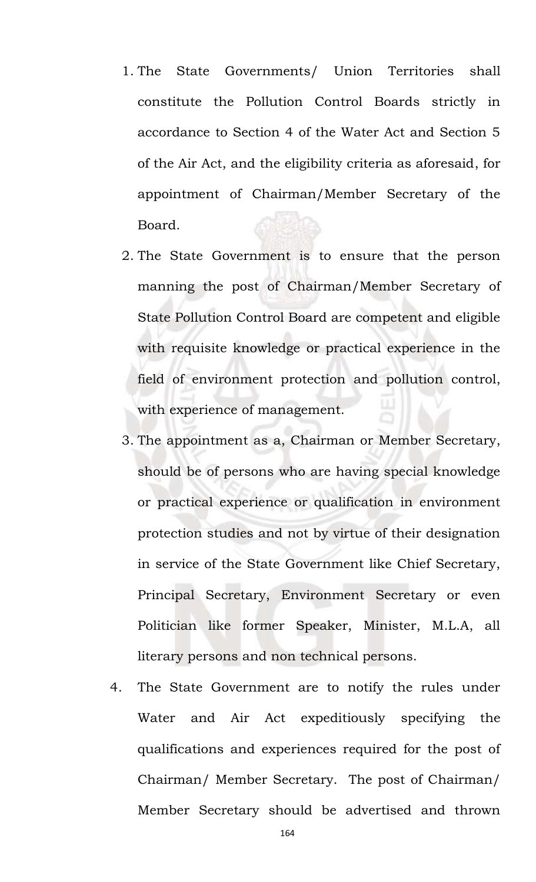1. The State Governments/ Union Territories shall constitute the Pollution Control Boards strictly in accordance to Section 4 of the Water Act and Section 5 of the Air Act, and the eligibility criteria as aforesaid, for appointment of Chairman/Member Secretary of the Board.
2. The State Government is to ensure that the person manning the post of Chairman/Member Secretary of State Pollution Control Board are competent and eligible with requisite knowledge or practical experience in the field of environment protection and pollution control, with experience of management.
3. The appointment as a, Chairman or Member Secretary, should be of persons who are having special knowledge or practical experience or qualification in environment protection studies and not by virtue of their designation in service of the State Government like Chief Secretary, Principal Secretary, Environment Secretary or even Politician like former Speaker, Minister, M.L.A, all literary persons and non technical persons.
4. The State Government are to notify the rules under Water and Air Act expeditiously specifying the qualifications and experiences required for the post of Chairman/ Member Secretary. The post of Chairman/ Member Secretary should be advertised and thrown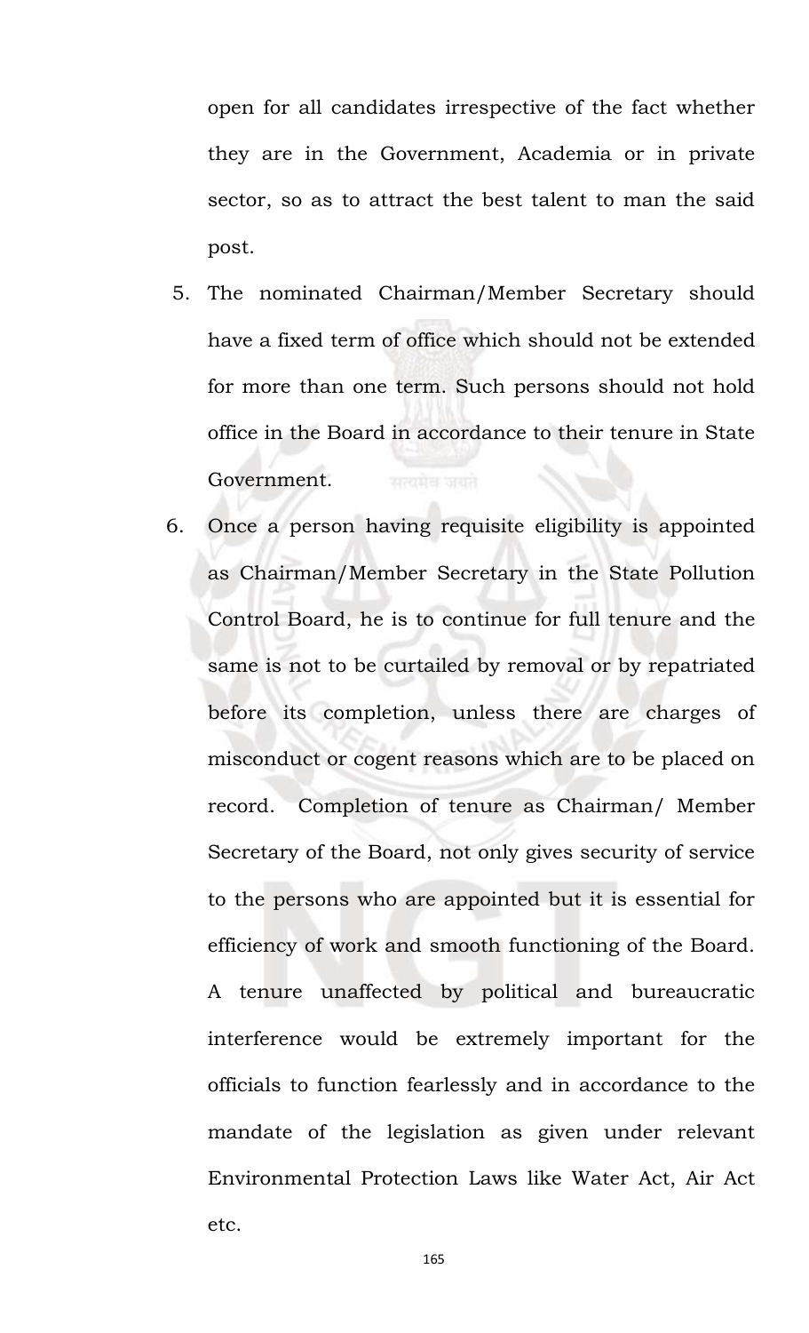open for all candidates irrespective of the fact whether they are in the Government, Academia or in private sector, so as to attract the best talent to man the said post.

5. The nominated Chairman/Member Secretary should have a fixed term of office which should not be extended for more than one term. Such persons should not hold office in the Board in accordance to their tenure in State Government.

6. Once a person having requisite eligibility is appointed as Chairman/Member Secretary in the State Pollution Control Board, he is to continue for full tenure and the same is not to be curtailed by removal or by repatriated before its completion, unless there are charges of misconduct or cogent reasons which are to be placed on record. Completion of tenure as Chairman/ Member Secretary of the Board, not only gives security of service to the persons who are appointed but it is essential for efficiency of work and smooth functioning of the Board. A tenure unaffected by political and bureaucratic interference would be extremely important for the officials to function fearlessly and in accordance to the mandate of the legislation as given under relevant Environmental Protection Laws like Water Act, Air Act etc.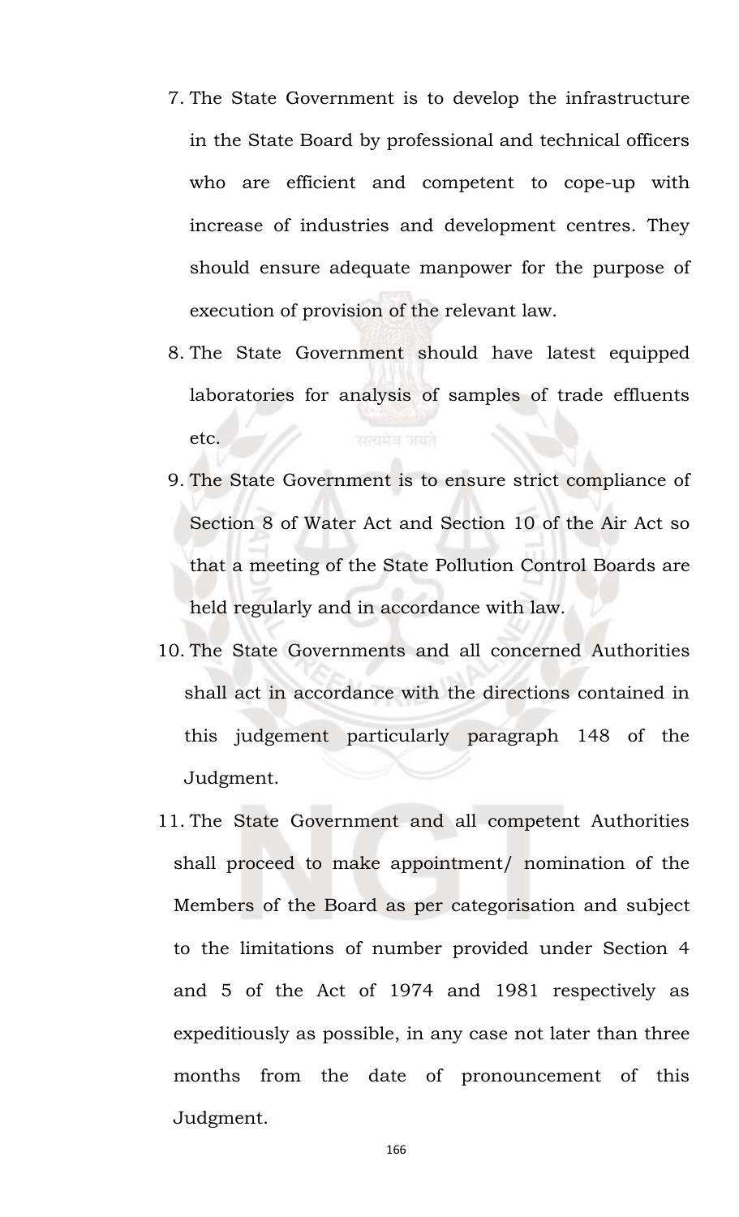7. The State Government is to develop the infrastructure in the State Board by professional and technical officers who are efficient and competent to cope-up with increase of industries and development centres. They should ensure adequate manpower for the purpose of execution of provision of the relevant law.
8. The State Government should have latest equipped laboratories for analysis of samples of trade effluents etc.
9. The State Government is to ensure strict compliance of Section 8 of Water Act and Section 10 of the Air Act so that a meeting of the State Pollution Control Boards are held regularly and in accordance with law.
10. The State Governments and all concerned Authorities shall act in accordance with the directions contained in this judgement particularly paragraph 148 of the Judgment.
11. The State Government and all competent Authorities shall proceed to make appointment/ nomination of the Members of the Board as per categorisation and subject to the limitations of number provided under Section 4 and 5 of the Act of 1974 and 1981 respectively as expeditiously as possible, in any case not later than three months from the date of pronouncement of this Judgment.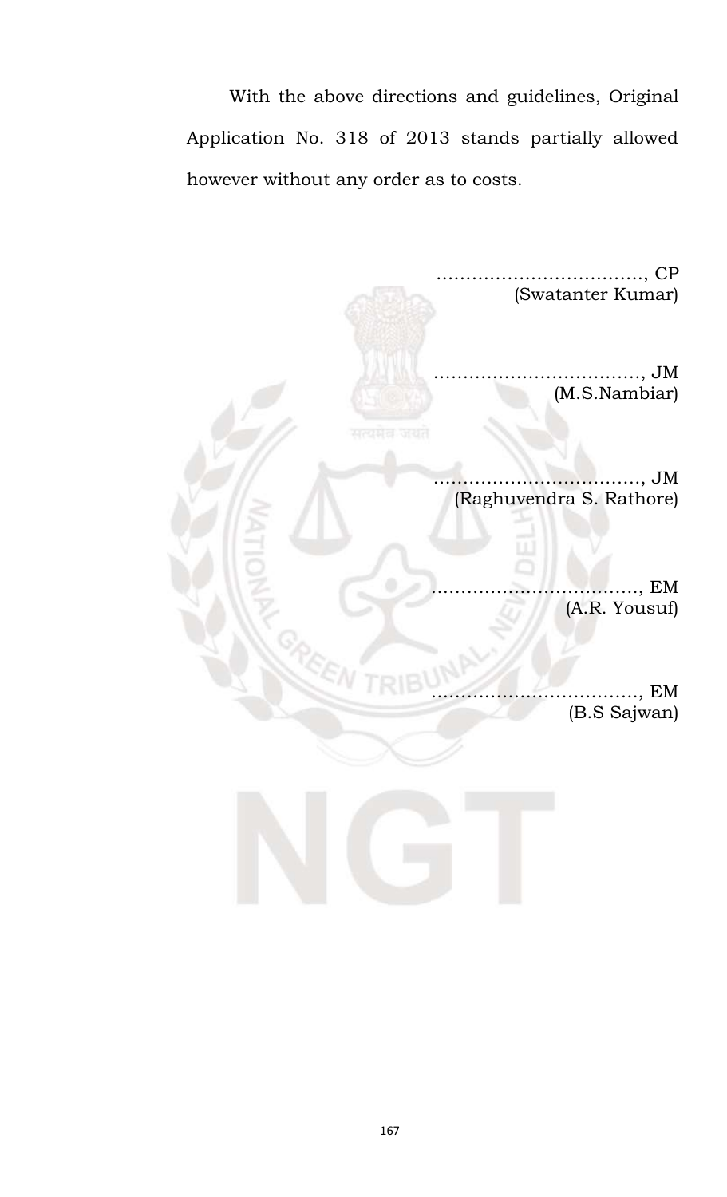With the above directions and guidelines, Original Application No. 318 of 2013 stands partially allowed however without any order as to costs.

……………………………., CP
(Swatanter Kumar)

……………………………., JM
(M.S.Nambiar)

……………………………., JM
(Raghuvendra S. Rathore)

……………………………., EM
(A.R. Yousuf)

……………………………., EM
(B.S Sajwan)